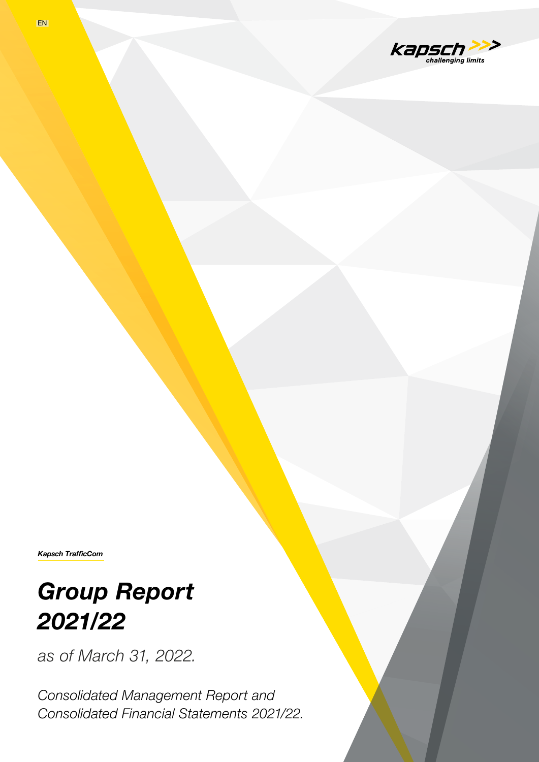EN

kapsch >>>
*challenging limits*

***Kapsch TrafficCom***

# *Group Report 2021/22*

*as of March 31, 2022.*

*Consolidated Management Report and Consolidated Financial Statements 2021/22.*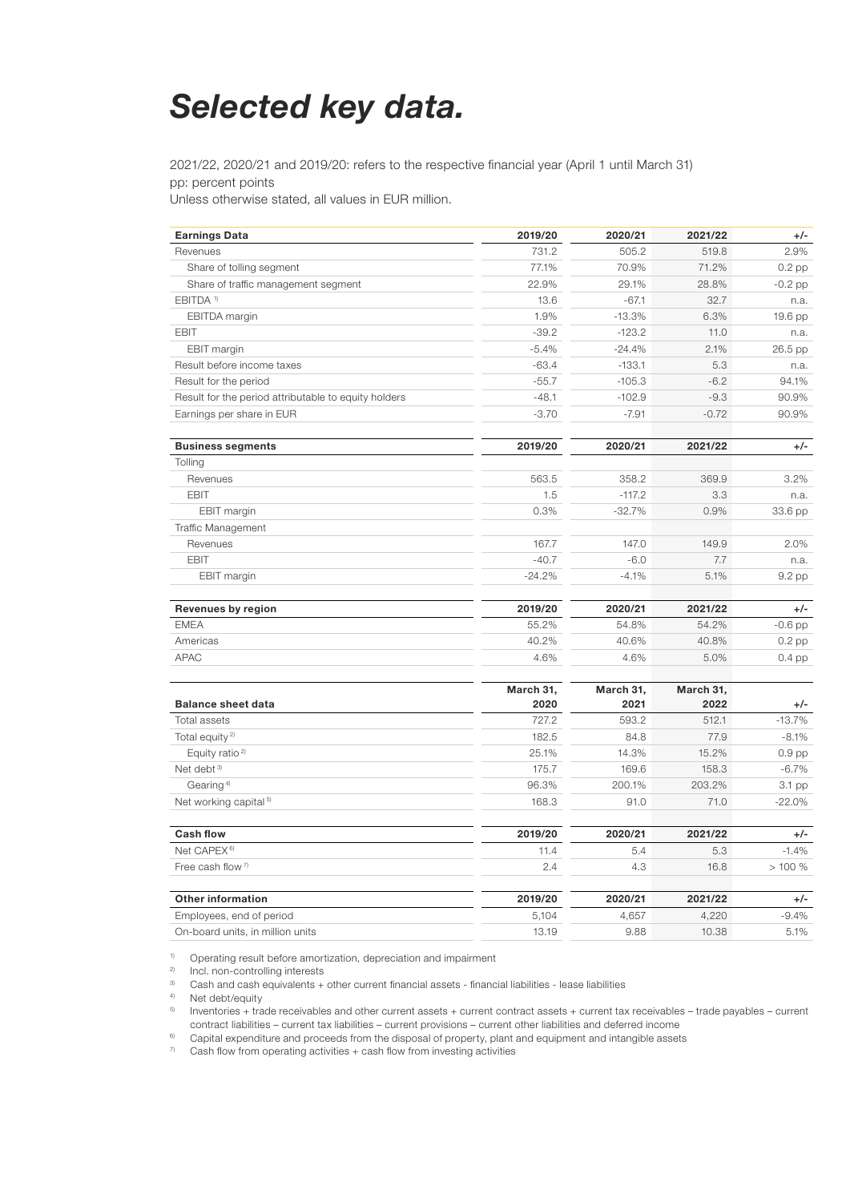# *Selected key data.*

2021/22, 2020/21 and 2019/20: refers to the respective financial year (April 1 until March 31)
pp: percent points
Unless otherwise stated, all values in EUR million.

| **Earnings Data** | **2019/20** | **2020/21** | **2021/22** | **+/-** |
|---|---|---|---|---|
| Revenues | 731.2 | 505.2 | 519.8 | 2.9% |
| Share of tolling segment | 77.1% | 70.9% | 71.2% | 0.2 pp |
| Share of traffic management segment | 22.9% | 29.1% | 28.8% | -0.2 pp |
| EBITDA [1] | 13.6 | -67.1 | 32.7 | n.a. |
| EBITDA margin | 1.9% | -13.3% | 6.3% | 19.6 pp |
| EBIT | -39.2 | -123.2 | 11.0 | n.a. |
| EBIT margin | -5.4% | -24.4% | 2.1% | 26.5 pp |
| Result before income taxes | -63.4 | -133.1 | 5.3 | n.a. |
| Result for the period | -55.7 | -105.3 | -6.2 | 94.1% |
| Result for the period attributable to equity holders | -48.1 | -102.9 | -9.3 | 90.9% |
| Earnings per share in EUR | -3.70 | -7.91 | -0.72 | 90.9% |

| **Business segments** | **2019/20** | **2020/21** | **2021/22** | **+/-** |
|---|---|---|---|---|
| Tolling | | | | |
| Revenues | 563.5 | 358.2 | 369.9 | 3.2% |
| EBIT | 1.5 | -117.2 | 3.3 | n.a. |
| EBIT margin | 0.3% | -32.7% | 0.9% | 33.6 pp |
| Traffic Management | | | | |
| Revenues | 167.7 | 147.0 | 149.9 | 2.0% |
| EBIT | -40.7 | -6.0 | 7.7 | n.a. |
| EBIT margin | -24.2% | -4.1% | 5.1% | 9.2 pp |

| **Revenues by region** | **2019/20** | **2020/21** | **2021/22** | **+/-** |
|---|---|---|---|---|
| EMEA | 55.2% | 54.8% | 54.2% | -0.6 pp |
| Americas | 40.2% | 40.6% | 40.8% | 0.2 pp |
| APAC | 4.6% | 4.6% | 5.0% | 0.4 pp |

| **Balance sheet data** | **March 31, 2020** | **March 31, 2021** | **March 31, 2022** | **+/-** |
|---|---|---|---|---|
| Total assets | 727.2 | 593.2 | 512.1 | -13.7% |
| Total equity [2] | 182.5 | 84.8 | 77.9 | -8.1% |
| Equity ratio [2] | 25.1% | 14.3% | 15.2% | 0.9 pp |
| Net debt [3] | 175.7 | 169.6 | 158.3 | -6.7% |
| Gearing [4] | 96.3% | 200.1% | 203.2% | 3.1 pp |
| Net working capital [5] | 168.3 | 91.0 | 71.0 | -22.0% |

| **Cash flow** | **2019/20** | **2020/21** | **2021/22** | **+/-** |
|---|---|---|---|---|
| Net CAPEX [6] | 11.4 | 5.4 | 5.3 | -1.4% |
| Free cash flow [7] | 2.4 | 4.3 | 16.8 | > 100 % |

| **Other information** | **2019/20** | **2020/21** | **2021/22** | **+/-** |
|---|---|---|---|---|
| Employees, end of period | 5,104 | 4,657 | 4,220 | -9.4% |
| On-board units, in million units | 13.19 | 9.88 | 10.38 | 5.1% |

[1] Operating result before amortization, depreciation and impairment
[2] Incl. non-controlling interests
[3] Cash and cash equivalents + other current financial assets - financial liabilities - lease liabilities
[4] Net debt/equity
[5] Inventories + trade receivables and other current assets + current contract assets + current tax receivables – trade payables – current contract liabilities – current tax liabilities – current provisions – current other liabilities and deferred income
[6] Capital expenditure and proceeds from the disposal of property, plant and equipment and intangible assets
[7] Cash flow from operating activities + cash flow from investing activities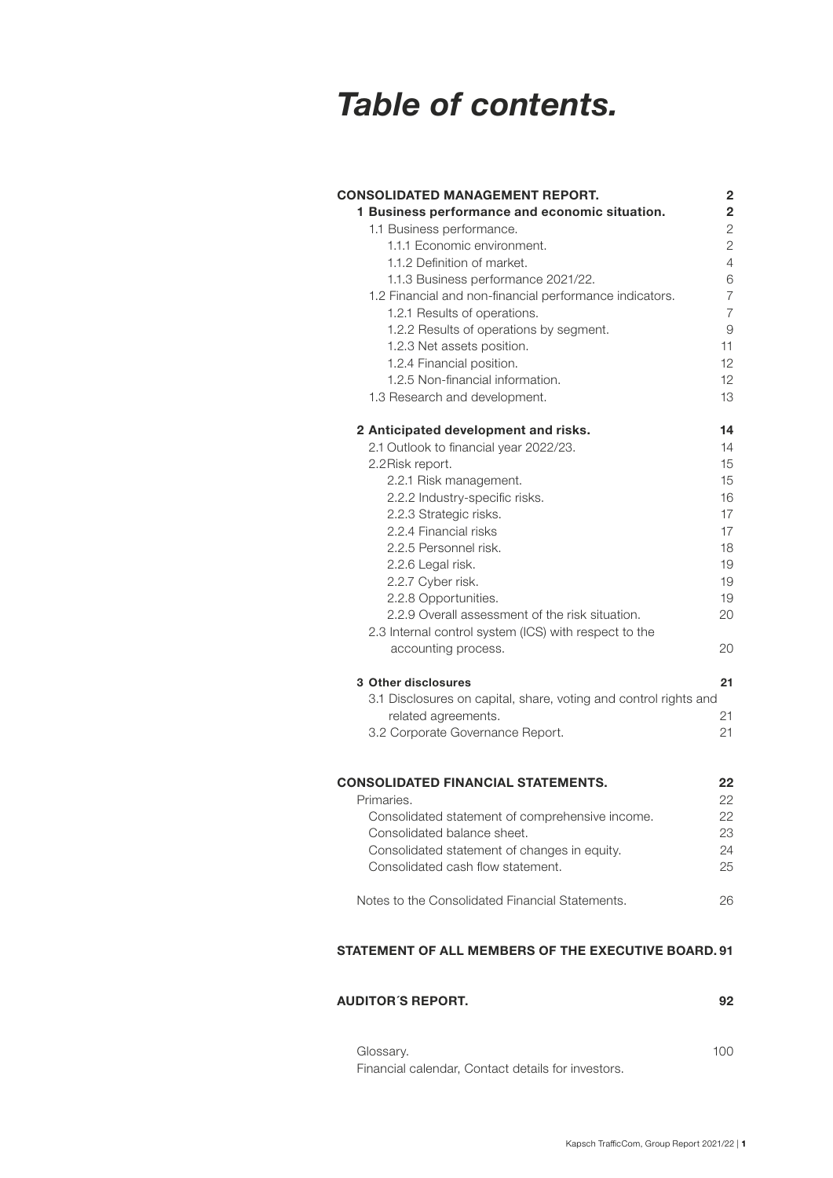# *Table of contents.*

| | |
|---|---|
| **CONSOLIDATED MANAGEMENT REPORT.** | **2** |
| **1 Business performance and economic situation.** | **2** |
| 1.1 Business performance. | 2 |
| 1.1.1 Economic environment. | 2 |
| 1.1.2 Definition of market. | 4 |
| 1.1.3 Business performance 2021/22. | 6 |
| 1.2 Financial and non-financial performance indicators. | 7 |
| 1.2.1 Results of operations. | 7 |
| 1.2.2 Results of operations by segment. | 9 |
| 1.2.3 Net assets position. | 11 |
| 1.2.4 Financial position. | 12 |
| 1.2.5 Non-financial information. | 12 |
| 1.3 Research and development. | 13 |
| **2 Anticipated development and risks.** | **14** |
| 2.1 Outlook to financial year 2022/23. | 14 |
| 2.2Risk report. | 15 |
| 2.2.1 Risk management. | 15 |
| 2.2.2 Industry-specific risks. | 16 |
| 2.2.3 Strategic risks. | 17 |
| 2.2.4 Financial risks | 17 |
| 2.2.5 Personnel risk. | 18 |
| 2.2.6 Legal risk. | 19 |
| 2.2.7 Cyber risk. | 19 |
| 2.2.8 Opportunities. | 19 |
| 2.2.9 Overall assessment of the risk situation. | 20 |
| 2.3 Internal control system (ICS) with respect to the accounting process. | 20 |
| **3 Other disclosures** | **21** |
| 3.1 Disclosures on capital, share, voting and control rights and related agreements. | 21 |
| 3.2 Corporate Governance Report. | 21 |
| **CONSOLIDATED FINANCIAL STATEMENTS.** | **22** |
| Primaries. | 22 |
| Consolidated statement of comprehensive income. | 22 |
| Consolidated balance sheet. | 23 |
| Consolidated statement of changes in equity. | 24 |
| Consolidated cash flow statement. | 25 |
| Notes to the Consolidated Financial Statements. | 26 |
| **STATEMENT OF ALL MEMBERS OF THE EXECUTIVE BOARD.** | **91** |
| **AUDITOR´S REPORT.** | **92** |
| Glossary. | 100 |
| Financial calendar, Contact details for investors. | |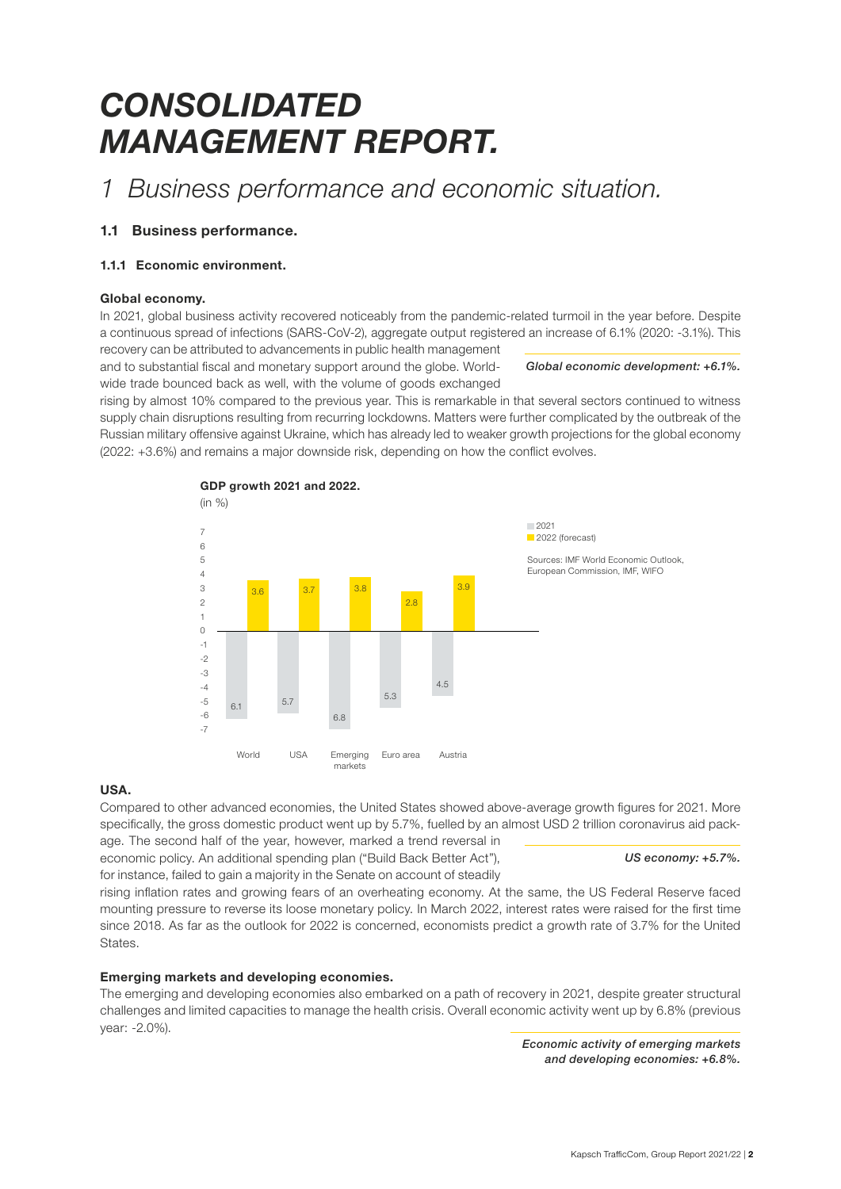# CONSOLIDATED MANAGEMENT REPORT.

## 1 Business performance and economic situation.

### 1.1 Business performance.

#### 1.1.1 Economic environment.

**Global economy.**

In 2021, global business activity recovered noticeably from the pandemic-related turmoil in the year before. Despite a continuous spread of infections (SARS-CoV-2), aggregate output registered an increase of 6.1% (2020: -3.1%). This recovery can be attributed to advancements in public health management and to substantial fiscal and monetary support around the globe. Worldwide trade bounced back as well, with the volume of goods exchanged rising by almost 10% compared to the previous year. This is remarkable in that several sectors continued to witness supply chain disruptions resulting from recurring lockdowns. Matters were further complicated by the outbreak of the Russian military offensive against Ukraine, which has already led to weaker growth projections for the global economy (2022: +3.6%) and remains a major downside risk, depending on how the conflict evolves.

*Global economic development: +6.1%.*

**GDP growth 2021 and 2022.**
(in %)

| | 2021 | 2022 (forecast) |
|---|---|---|
| World | 6.1 | 3.6 |
| USA | 5.7 | 3.7 |
| Emerging markets | 6.8 | 3.8 |
| Euro area | 5.3 | 2.8 |
| Austria | 4.5 | 3.9 |

Sources: IMF World Economic Outlook, European Commission, IMF, WIFO

**USA.**

Compared to other advanced economies, the United States showed above-average growth figures for 2021. More specifically, the gross domestic product went up by 5.7%, fuelled by an almost USD 2 trillion coronavirus aid package. The second half of the year, however, marked a trend reversal in economic policy. An additional spending plan ("Build Back Better Act"), for instance, failed to gain a majority in the Senate on account of steadily rising inflation rates and growing fears of an overheating economy. At the same, the US Federal Reserve faced mounting pressure to reverse its loose monetary policy. In March 2022, interest rates were raised for the first time since 2018. As far as the outlook for 2022 is concerned, economists predict a growth rate of 3.7% for the United States.

*US economy: +5.7%.*

**Emerging markets and developing economies.**

The emerging and developing economies also embarked on a path of recovery in 2021, despite greater structural challenges and limited capacities to manage the health crisis. Overall economic activity went up by 6.8% (previous year: -2.0%).

*Economic activity of emerging markets and developing economies: +6.8%.*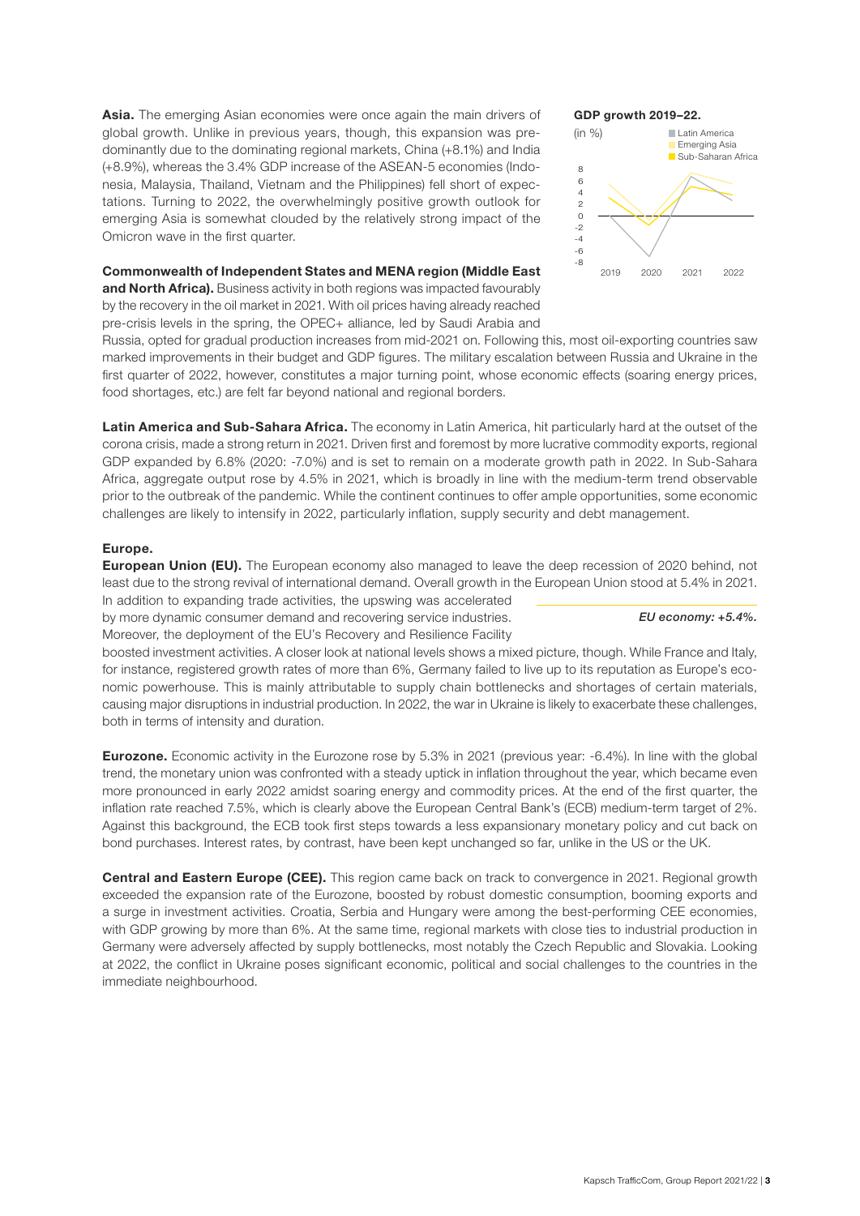**Asia.** The emerging Asian economies were once again the main drivers of global growth. Unlike in previous years, though, this expansion was predominantly due to the dominating regional markets, China (+8.1%) and India (+8.9%), whereas the 3.4% GDP increase of the ASEAN-5 economies (Indonesia, Malaysia, Thailand, Vietnam and the Philippines) fell short of expectations. Turning to 2022, the overwhelmingly positive growth outlook for emerging Asia is somewhat clouded by the relatively strong impact of the Omicron wave in the first quarter.

**GDP growth 2019–22.**

(in %)

Latin America
Emerging Asia
Sub-Saharan Africa

**Commonwealth of Independent States and MENA region (Middle East and North Africa).** Business activity in both regions was impacted favourably by the recovery in the oil market in 2021. With oil prices having already reached pre-crisis levels in the spring, the OPEC+ alliance, led by Saudi Arabia and Russia, opted for gradual production increases from mid-2021 on. Following this, most oil-exporting countries saw marked improvements in their budget and GDP figures. The military escalation between Russia and Ukraine in the first quarter of 2022, however, constitutes a major turning point, whose economic effects (soaring energy prices, food shortages, etc.) are felt far beyond national and regional borders.

**Latin America and Sub-Sahara Africa.** The economy in Latin America, hit particularly hard at the outset of the corona crisis, made a strong return in 2021. Driven first and foremost by more lucrative commodity exports, regional GDP expanded by 6.8% (2020: -7.0%) and is set to remain on a moderate growth path in 2022. In Sub-Sahara Africa, aggregate output rose by 4.5% in 2021, which is broadly in line with the medium-term trend observable prior to the outbreak of the pandemic. While the continent continues to offer ample opportunities, some economic challenges are likely to intensify in 2022, particularly inflation, supply security and debt management.

**Europe.**

**European Union (EU).** The European economy also managed to leave the deep recession of 2020 behind, not least due to the strong revival of international demand. Overall growth in the European Union stood at 5.4% in 2021. In addition to expanding trade activities, the upswing was accelerated by more dynamic consumer demand and recovering service industries. Moreover, the deployment of the EU's Recovery and Resilience Facility boosted investment activities. A closer look at national levels shows a mixed picture, though. While France and Italy, for instance, registered growth rates of more than 6%, Germany failed to live up to its reputation as Europe's economic powerhouse. This is mainly attributable to supply chain bottlenecks and shortages of certain materials, causing major disruptions in industrial production. In 2022, the war in Ukraine is likely to exacerbate these challenges, both in terms of intensity and duration.

*EU economy: +5.4%.*

**Eurozone.** Economic activity in the Eurozone rose by 5.3% in 2021 (previous year: -6.4%). In line with the global trend, the monetary union was confronted with a steady uptick in inflation throughout the year, which became even more pronounced in early 2022 amidst soaring energy and commodity prices. At the end of the first quarter, the inflation rate reached 7.5%, which is clearly above the European Central Bank's (ECB) medium-term target of 2%. Against this background, the ECB took first steps towards a less expansionary monetary policy and cut back on bond purchases. Interest rates, by contrast, have been kept unchanged so far, unlike in the US or the UK.

**Central and Eastern Europe (CEE).** This region came back on track to convergence in 2021. Regional growth exceeded the expansion rate of the Eurozone, boosted by robust domestic consumption, booming exports and a surge in investment activities. Croatia, Serbia and Hungary were among the best-performing CEE economies, with GDP growing by more than 6%. At the same time, regional markets with close ties to industrial production in Germany were adversely affected by supply bottlenecks, most notably the Czech Republic and Slovakia. Looking at 2022, the conflict in Ukraine poses significant economic, political and social challenges to the countries in the immediate neighbourhood.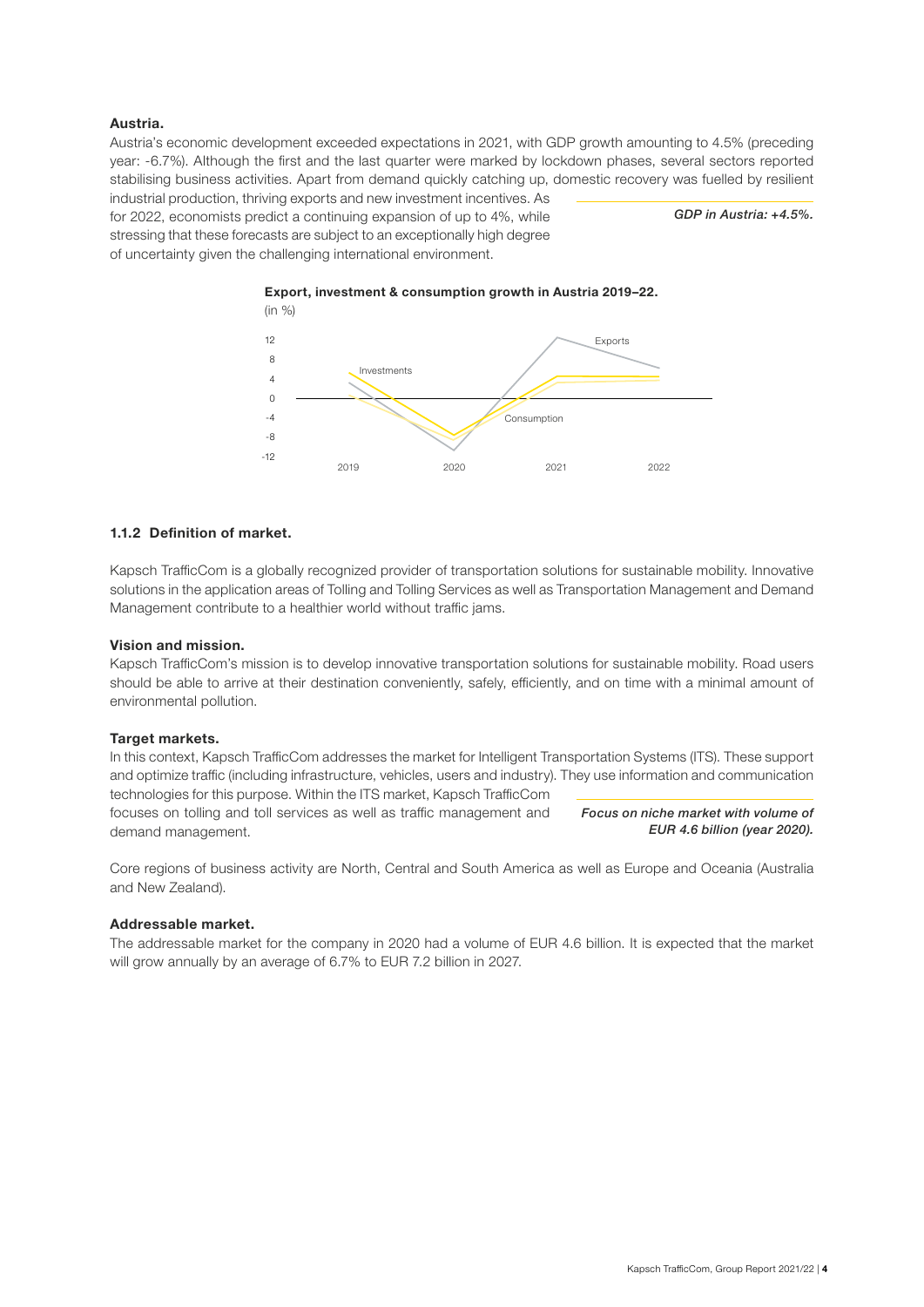**Austria.**

Austria's economic development exceeded expectations in 2021, with GDP growth amounting to 4.5% (preceding year: -6.7%). Although the first and the last quarter were marked by lockdown phases, several sectors reported stabilising business activities. Apart from demand quickly catching up, domestic recovery was fuelled by resilient industrial production, thriving exports and new investment incentives. As for 2022, economists predict a continuing expansion of up to 4%, while stressing that these forecasts are subject to an exceptionally high degree of uncertainty given the challenging international environment.

*GDP in Austria: +4.5%.*

**Export, investment & consumption growth in Austria 2019–22.**
(in %)

Exports
Investments
Consumption

2019 2020 2021 2022

### 1.1.2 Definition of market.

Kapsch TrafficCom is a globally recognized provider of transportation solutions for sustainable mobility. Innovative solutions in the application areas of Tolling and Tolling Services as well as Transportation Management and Demand Management contribute to a healthier world without traffic jams.

**Vision and mission.**

Kapsch TrafficCom's mission is to develop innovative transportation solutions for sustainable mobility. Road users should be able to arrive at their destination conveniently, safely, efficiently, and on time with a minimal amount of environmental pollution.

**Target markets.**

In this context, Kapsch TrafficCom addresses the market for Intelligent Transportation Systems (ITS). These support and optimize traffic (including infrastructure, vehicles, users and industry). They use information and communication technologies for this purpose. Within the ITS market, Kapsch TrafficCom focuses on tolling and toll services as well as traffic management and demand management.

*Focus on niche market with volume of EUR 4.6 billion (year 2020).*

Core regions of business activity are North, Central and South America as well as Europe and Oceania (Australia and New Zealand).

**Addressable market.**

The addressable market for the company in 2020 had a volume of EUR 4.6 billion. It is expected that the market will grow annually by an average of 6.7% to EUR 7.2 billion in 2027.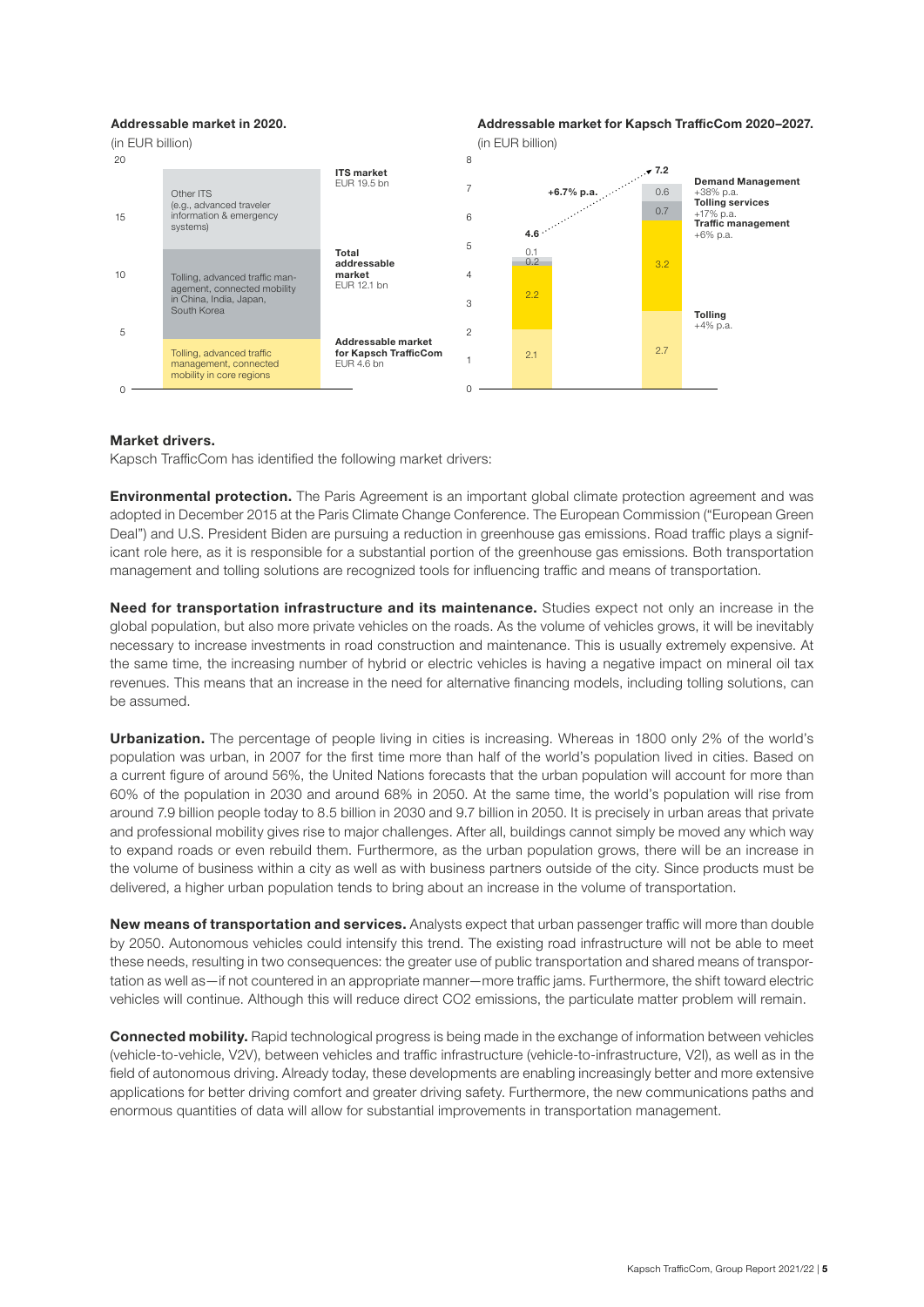**Addressable market in 2020.**
(in EUR billion)

| Segment | Category |
|---|---|
| Other ITS (e.g., advanced traveler information & emergency systems) | ITS market EUR 19.5 bn |
| Tolling, advanced traffic management, connected mobility in China, India, Japan, South Korea | Total addressable market EUR 12.1 bn |
| Tolling, advanced traffic management, connected mobility in core regions | Addressable market for Kapsch TrafficCom EUR 4.6 bn |

**Addressable market for Kapsch TrafficCom 2020–2027.**
(in EUR billion)

| Segment | 2020 | 2027 | Growth |
|---|---|---|---|
| Demand Management | 0.1 | 0.6 | +38% p.a. |
| Tolling services | 0.2 | 0.7 | +17% p.a. |
| Traffic management | 2.2 | 3.2 | +6% p.a. |
| Tolling | 2.1 | 2.7 | +4% p.a. |
| Total | 4.6 | 7.2 | +6.7% p.a. |

**Market drivers.**

Kapsch TrafficCom has identified the following market drivers:

**Environmental protection.** The Paris Agreement is an important global climate protection agreement and was adopted in December 2015 at the Paris Climate Change Conference. The European Commission ("European Green Deal") and U.S. President Biden are pursuing a reduction in greenhouse gas emissions. Road traffic plays a significant role here, as it is responsible for a substantial portion of the greenhouse gas emissions. Both transportation management and tolling solutions are recognized tools for influencing traffic and means of transportation.

**Need for transportation infrastructure and its maintenance.** Studies expect not only an increase in the global population, but also more private vehicles on the roads. As the volume of vehicles grows, it will be inevitably necessary to increase investments in road construction and maintenance. This is usually extremely expensive. At the same time, the increasing number of hybrid or electric vehicles is having a negative impact on mineral oil tax revenues. This means that an increase in the need for alternative financing models, including tolling solutions, can be assumed.

**Urbanization.** The percentage of people living in cities is increasing. Whereas in 1800 only 2% of the world's population was urban, in 2007 for the first time more than half of the world's population lived in cities. Based on a current figure of around 56%, the United Nations forecasts that the urban population will account for more than 60% of the population in 2030 and around 68% in 2050. At the same time, the world's population will rise from around 7.9 billion people today to 8.5 billion in 2030 and 9.7 billion in 2050. It is precisely in urban areas that private and professional mobility gives rise to major challenges. After all, buildings cannot simply be moved any which way to expand roads or even rebuild them. Furthermore, as the urban population grows, there will be an increase in the volume of business within a city as well as with business partners outside of the city. Since products must be delivered, a higher urban population tends to bring about an increase in the volume of transportation.

**New means of transportation and services.** Analysts expect that urban passenger traffic will more than double by 2050. Autonomous vehicles could intensify this trend. The existing road infrastructure will not be able to meet these needs, resulting in two consequences: the greater use of public transportation and shared means of transportation as well as—if not countered in an appropriate manner—more traffic jams. Furthermore, the shift toward electric vehicles will continue. Although this will reduce direct CO2 emissions, the particulate matter problem will remain.

**Connected mobility.** Rapid technological progress is being made in the exchange of information between vehicles (vehicle-to-vehicle, V2V), between vehicles and traffic infrastructure (vehicle-to-infrastructure, V2I), as well as in the field of autonomous driving. Already today, these developments are enabling increasingly better and more extensive applications for better driving comfort and greater driving safety. Furthermore, the new communications paths and enormous quantities of data will allow for substantial improvements in transportation management.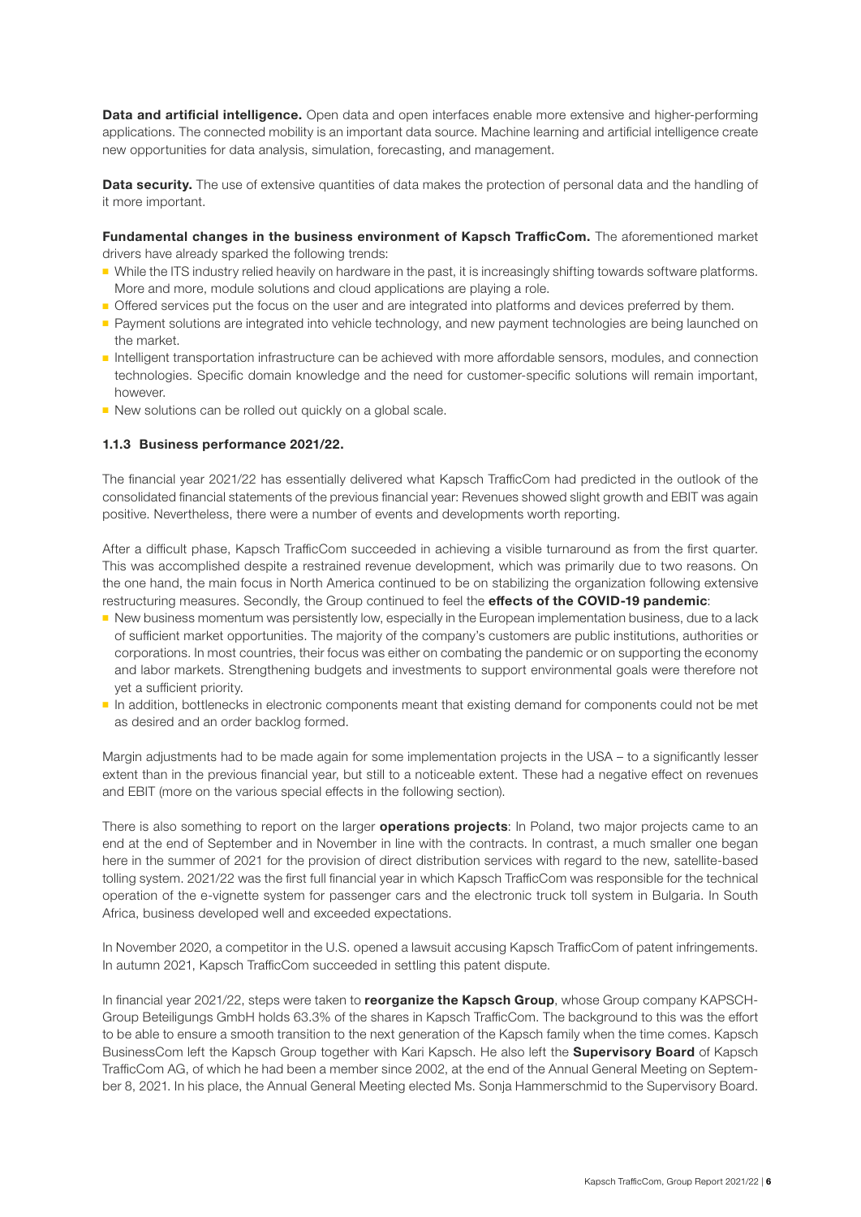**Data and artificial intelligence.** Open data and open interfaces enable more extensive and higher-performing applications. The connected mobility is an important data source. Machine learning and artificial intelligence create new opportunities for data analysis, simulation, forecasting, and management.

**Data security.** The use of extensive quantities of data makes the protection of personal data and the handling of it more important.

**Fundamental changes in the business environment of Kapsch TrafficCom.** The aforementioned market drivers have already sparked the following trends:

- While the ITS industry relied heavily on hardware in the past, it is increasingly shifting towards software platforms. More and more, module solutions and cloud applications are playing a role.
- Offered services put the focus on the user and are integrated into platforms and devices preferred by them.
- Payment solutions are integrated into vehicle technology, and new payment technologies are being launched on the market.
- Intelligent transportation infrastructure can be achieved with more affordable sensors, modules, and connection technologies. Specific domain knowledge and the need for customer-specific solutions will remain important, however.
- New solutions can be rolled out quickly on a global scale.

### 1.1.3 Business performance 2021/22.

The financial year 2021/22 has essentially delivered what Kapsch TrafficCom had predicted in the outlook of the consolidated financial statements of the previous financial year: Revenues showed slight growth and EBIT was again positive. Nevertheless, there were a number of events and developments worth reporting.

After a difficult phase, Kapsch TrafficCom succeeded in achieving a visible turnaround as from the first quarter. This was accomplished despite a restrained revenue development, which was primarily due to two reasons. On the one hand, the main focus in North America continued to be on stabilizing the organization following extensive restructuring measures. Secondly, the Group continued to feel the **effects of the COVID-19 pandemic**:

- New business momentum was persistently low, especially in the European implementation business, due to a lack of sufficient market opportunities. The majority of the company's customers are public institutions, authorities or corporations. In most countries, their focus was either on combating the pandemic or on supporting the economy and labor markets. Strengthening budgets and investments to support environmental goals were therefore not yet a sufficient priority.
- In addition, bottlenecks in electronic components meant that existing demand for components could not be met as desired and an order backlog formed.

Margin adjustments had to be made again for some implementation projects in the USA – to a significantly lesser extent than in the previous financial year, but still to a noticeable extent. These had a negative effect on revenues and EBIT (more on the various special effects in the following section).

There is also something to report on the larger **operations projects**: In Poland, two major projects came to an end at the end of September and in November in line with the contracts. In contrast, a much smaller one began here in the summer of 2021 for the provision of direct distribution services with regard to the new, satellite-based tolling system. 2021/22 was the first full financial year in which Kapsch TrafficCom was responsible for the technical operation of the e-vignette system for passenger cars and the electronic truck toll system in Bulgaria. In South Africa, business developed well and exceeded expectations.

In November 2020, a competitor in the U.S. opened a lawsuit accusing Kapsch TrafficCom of patent infringements. In autumn 2021, Kapsch TrafficCom succeeded in settling this patent dispute.

In financial year 2021/22, steps were taken to **reorganize the Kapsch Group**, whose Group company KAPSCH-Group Beteiligungs GmbH holds 63.3% of the shares in Kapsch TrafficCom. The background to this was the effort to be able to ensure a smooth transition to the next generation of the Kapsch family when the time comes. Kapsch BusinessCom left the Kapsch Group together with Kari Kapsch. He also left the **Supervisory Board** of Kapsch TrafficCom AG, of which he had been a member since 2002, at the end of the Annual General Meeting on September 8, 2021. In his place, the Annual General Meeting elected Ms. Sonja Hammerschmid to the Supervisory Board.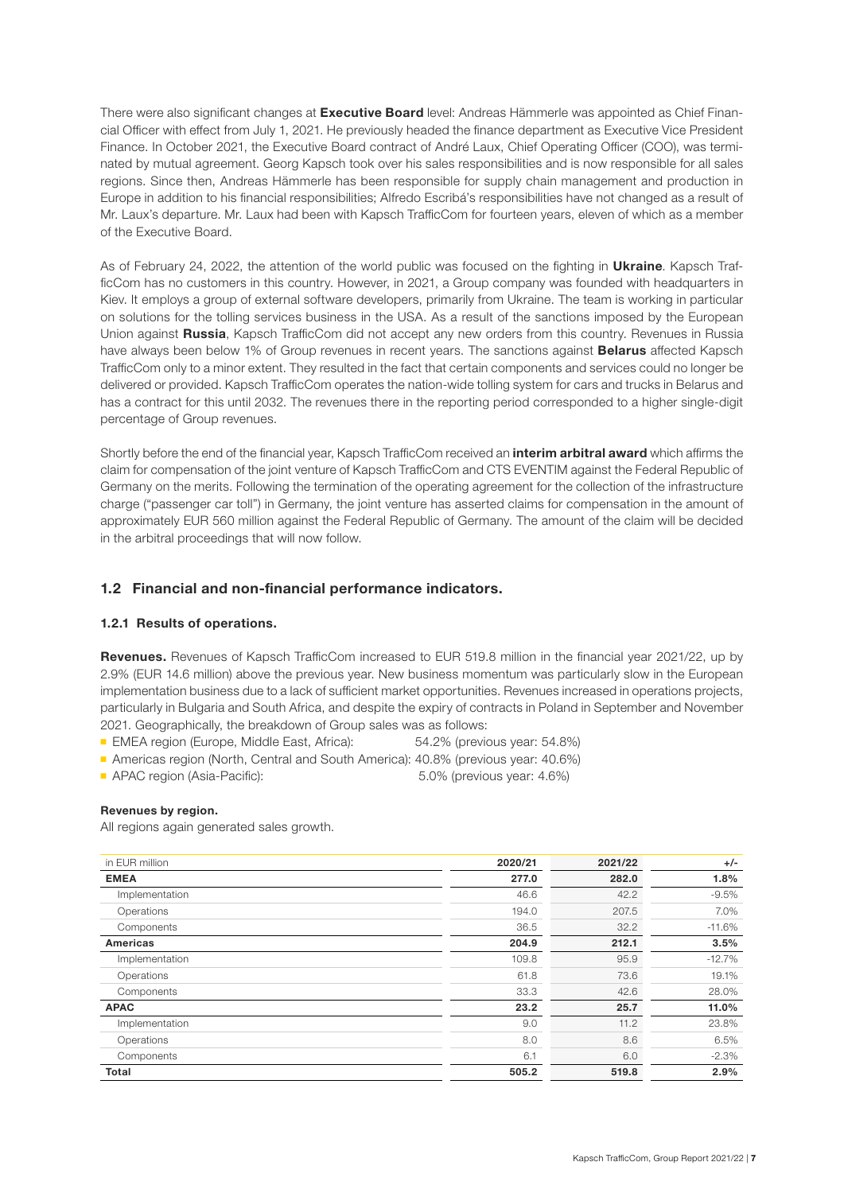There were also significant changes at **Executive Board** level: Andreas Hämmerle was appointed as Chief Financial Officer with effect from July 1, 2021. He previously headed the finance department as Executive Vice President Finance. In October 2021, the Executive Board contract of André Laux, Chief Operating Officer (COO), was terminated by mutual agreement. Georg Kapsch took over his sales responsibilities and is now responsible for all sales regions. Since then, Andreas Hämmerle has been responsible for supply chain management and production in Europe in addition to his financial responsibilities; Alfredo Escribá's responsibilities have not changed as a result of Mr. Laux's departure. Mr. Laux had been with Kapsch TrafficCom for fourteen years, eleven of which as a member of the Executive Board.

As of February 24, 2022, the attention of the world public was focused on the fighting in **Ukraine**. Kapsch TrafficCom has no customers in this country. However, in 2021, a Group company was founded with headquarters in Kiev. It employs a group of external software developers, primarily from Ukraine. The team is working in particular on solutions for the tolling services business in the USA. As a result of the sanctions imposed by the European Union against **Russia**, Kapsch TrafficCom did not accept any new orders from this country. Revenues in Russia have always been below 1% of Group revenues in recent years. The sanctions against **Belarus** affected Kapsch TrafficCom only to a minor extent. They resulted in the fact that certain components and services could no longer be delivered or provided. Kapsch TrafficCom operates the nation-wide tolling system for cars and trucks in Belarus and has a contract for this until 2032. The revenues there in the reporting period corresponded to a higher single-digit percentage of Group revenues.

Shortly before the end of the financial year, Kapsch TrafficCom received an **interim arbitral award** which affirms the claim for compensation of the joint venture of Kapsch TrafficCom and CTS EVENTIM against the Federal Republic of Germany on the merits. Following the termination of the operating agreement for the collection of the infrastructure charge ("passenger car toll") in Germany, the joint venture has asserted claims for compensation in the amount of approximately EUR 560 million against the Federal Republic of Germany. The amount of the claim will be decided in the arbitral proceedings that will now follow.

## 1.2 Financial and non-financial performance indicators.

### 1.2.1 Results of operations.

**Revenues.** Revenues of Kapsch TrafficCom increased to EUR 519.8 million in the financial year 2021/22, up by 2.9% (EUR 14.6 million) above the previous year. New business momentum was particularly slow in the European implementation business due to a lack of sufficient market opportunities. Revenues increased in operations projects, particularly in Bulgaria and South Africa, and despite the expiry of contracts in Poland in September and November 2021. Geographically, the breakdown of Group sales was as follows:

- EMEA region (Europe, Middle East, Africa): 54.2% (previous year: 54.8%)
- Americas region (North, Central and South America): 40.8% (previous year: 40.6%)
- APAC region (Asia-Pacific): 5.0% (previous year: 4.6%)

**Revenues by region.**

All regions again generated sales growth.

| in EUR million | 2020/21 | 2021/22 | +/- |
|---|---|---|---|
| **EMEA** | **277.0** | **282.0** | **1.8%** |
| Implementation | 46.6 | 42.2 | -9.5% |
| Operations | 194.0 | 207.5 | 7.0% |
| Components | 36.5 | 32.2 | -11.6% |
| **Americas** | **204.9** | **212.1** | **3.5%** |
| Implementation | 109.8 | 95.9 | -12.7% |
| Operations | 61.8 | 73.6 | 19.1% |
| Components | 33.3 | 42.6 | 28.0% |
| **APAC** | **23.2** | **25.7** | **11.0%** |
| Implementation | 9.0 | 11.2 | 23.8% |
| Operations | 8.0 | 8.6 | 6.5% |
| Components | 6.1 | 6.0 | -2.3% |
| **Total** | **505.2** | **519.8** | **2.9%** |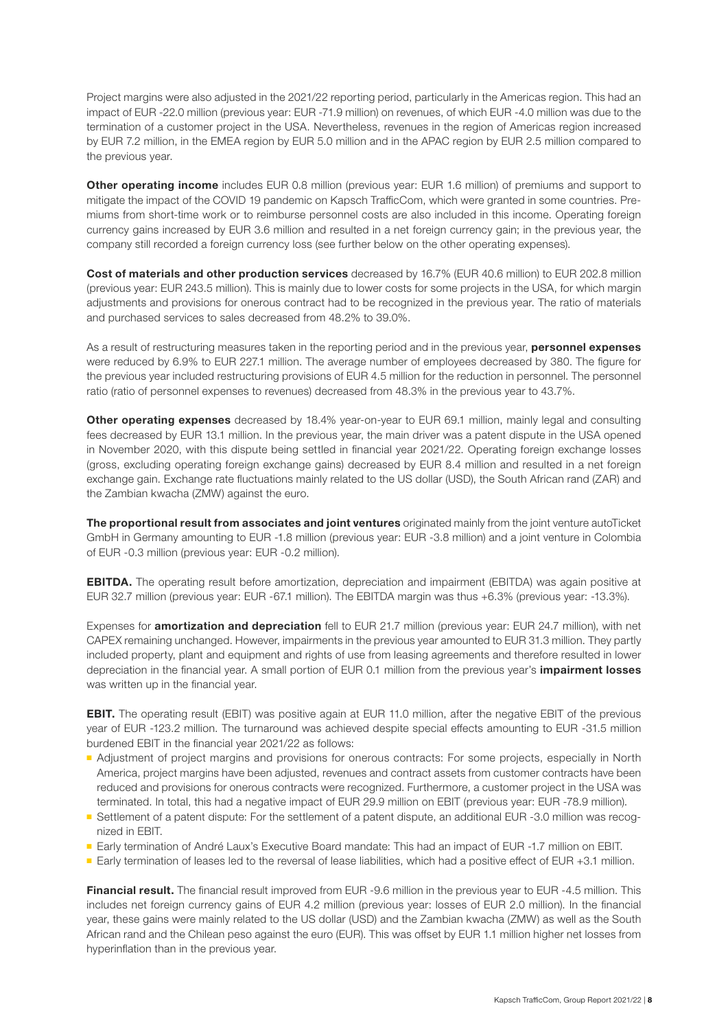Project margins were also adjusted in the 2021/22 reporting period, particularly in the Americas region. This had an impact of EUR -22.0 million (previous year: EUR -71.9 million) on revenues, of which EUR -4.0 million was due to the termination of a customer project in the USA. Nevertheless, revenues in the region of Americas region increased by EUR 7.2 million, in the EMEA region by EUR 5.0 million and in the APAC region by EUR 2.5 million compared to the previous year.

**Other operating income** includes EUR 0.8 million (previous year: EUR 1.6 million) of premiums and support to mitigate the impact of the COVID 19 pandemic on Kapsch TrafficCom, which were granted in some countries. Premiums from short-time work or to reimburse personnel costs are also included in this income. Operating foreign currency gains increased by EUR 3.6 million and resulted in a net foreign currency gain; in the previous year, the company still recorded a foreign currency loss (see further below on the other operating expenses).

**Cost of materials and other production services** decreased by 16.7% (EUR 40.6 million) to EUR 202.8 million (previous year: EUR 243.5 million). This is mainly due to lower costs for some projects in the USA, for which margin adjustments and provisions for onerous contract had to be recognized in the previous year. The ratio of materials and purchased services to sales decreased from 48.2% to 39.0%.

As a result of restructuring measures taken in the reporting period and in the previous year, **personnel expenses** were reduced by 6.9% to EUR 227.1 million. The average number of employees decreased by 380. The figure for the previous year included restructuring provisions of EUR 4.5 million for the reduction in personnel. The personnel ratio (ratio of personnel expenses to revenues) decreased from 48.3% in the previous year to 43.7%.

**Other operating expenses** decreased by 18.4% year-on-year to EUR 69.1 million, mainly legal and consulting fees decreased by EUR 13.1 million. In the previous year, the main driver was a patent dispute in the USA opened in November 2020, with this dispute being settled in financial year 2021/22. Operating foreign exchange losses (gross, excluding operating foreign exchange gains) decreased by EUR 8.4 million and resulted in a net foreign exchange gain. Exchange rate fluctuations mainly related to the US dollar (USD), the South African rand (ZAR) and the Zambian kwacha (ZMW) against the euro.

**The proportional result from associates and joint ventures** originated mainly from the joint venture autoTicket GmbH in Germany amounting to EUR -1.8 million (previous year: EUR -3.8 million) and a joint venture in Colombia of EUR -0.3 million (previous year: EUR -0.2 million).

**EBITDA.** The operating result before amortization, depreciation and impairment (EBITDA) was again positive at EUR 32.7 million (previous year: EUR -67.1 million). The EBITDA margin was thus +6.3% (previous year: -13.3%).

Expenses for **amortization and depreciation** fell to EUR 21.7 million (previous year: EUR 24.7 million), with net CAPEX remaining unchanged. However, impairments in the previous year amounted to EUR 31.3 million. They partly included property, plant and equipment and rights of use from leasing agreements and therefore resulted in lower depreciation in the financial year. A small portion of EUR 0.1 million from the previous year's **impairment losses** was written up in the financial year.

**EBIT.** The operating result (EBIT) was positive again at EUR 11.0 million, after the negative EBIT of the previous year of EUR -123.2 million. The turnaround was achieved despite special effects amounting to EUR -31.5 million burdened EBIT in the financial year 2021/22 as follows:

- Adjustment of project margins and provisions for onerous contracts: For some projects, especially in North America, project margins have been adjusted, revenues and contract assets from customer contracts have been reduced and provisions for onerous contracts were recognized. Furthermore, a customer project in the USA was terminated. In total, this had a negative impact of EUR 29.9 million on EBIT (previous year: EUR -78.9 million).
- Settlement of a patent dispute: For the settlement of a patent dispute, an additional EUR -3.0 million was recognized in EBIT.
- Early termination of André Laux's Executive Board mandate: This had an impact of EUR -1.7 million on EBIT.
- Early termination of leases led to the reversal of lease liabilities, which had a positive effect of EUR +3.1 million.

**Financial result.** The financial result improved from EUR -9.6 million in the previous year to EUR -4.5 million. This includes net foreign currency gains of EUR 4.2 million (previous year: losses of EUR 2.0 million). In the financial year, these gains were mainly related to the US dollar (USD) and the Zambian kwacha (ZMW) as well as the South African rand and the Chilean peso against the euro (EUR). This was offset by EUR 1.1 million higher net losses from hyperinflation than in the previous year.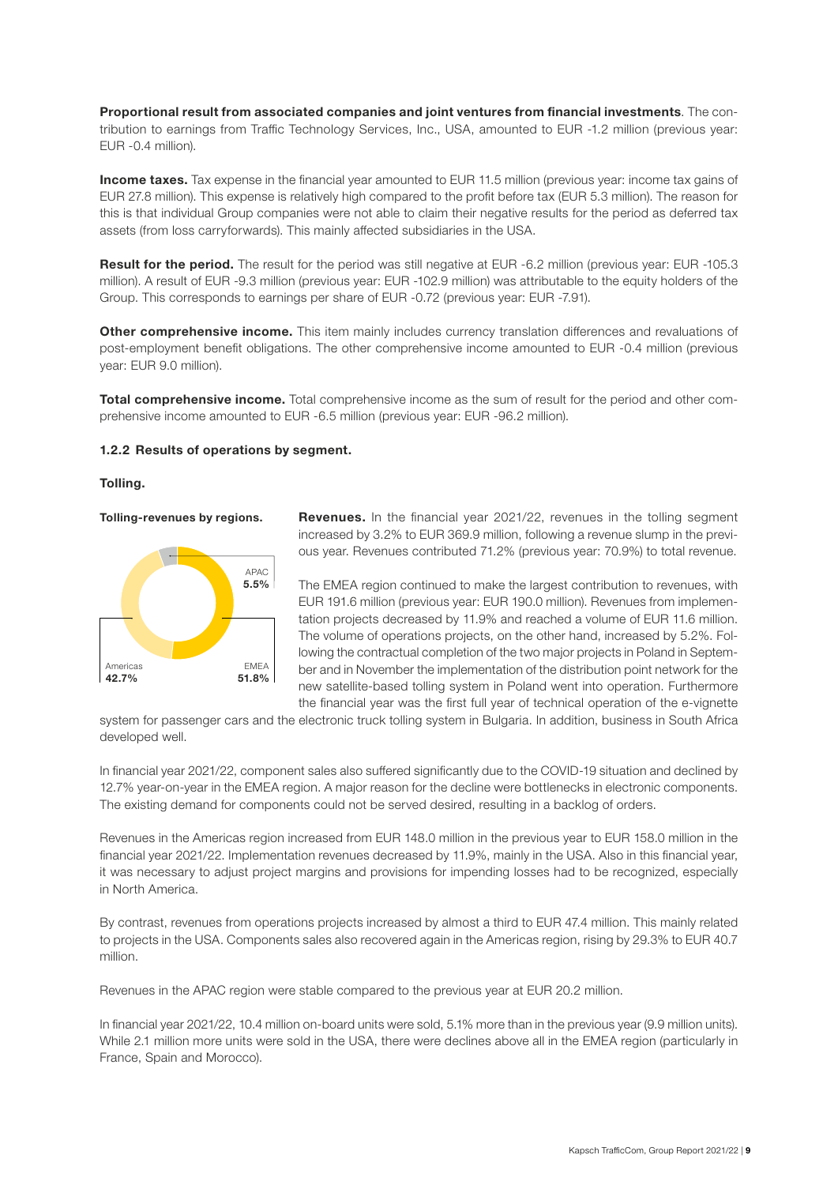**Proportional result from associated companies and joint ventures from financial investments**. The contribution to earnings from Traffic Technology Services, Inc., USA, amounted to EUR -1.2 million (previous year: EUR -0.4 million).

**Income taxes.** Tax expense in the financial year amounted to EUR 11.5 million (previous year: income tax gains of EUR 27.8 million). This expense is relatively high compared to the profit before tax (EUR 5.3 million). The reason for this is that individual Group companies were not able to claim their negative results for the period as deferred tax assets (from loss carryforwards). This mainly affected subsidiaries in the USA.

**Result for the period.** The result for the period was still negative at EUR -6.2 million (previous year: EUR -105.3 million). A result of EUR -9.3 million (previous year: EUR -102.9 million) was attributable to the equity holders of the Group. This corresponds to earnings per share of EUR -0.72 (previous year: EUR -7.91).

**Other comprehensive income.** This item mainly includes currency translation differences and revaluations of post-employment benefit obligations. The other comprehensive income amounted to EUR -0.4 million (previous year: EUR 9.0 million).

**Total comprehensive income.** Total comprehensive income as the sum of result for the period and other comprehensive income amounted to EUR -6.5 million (previous year: EUR -96.2 million).

### 1.2.2 Results of operations by segment.

#### Tolling.

**Tolling-revenues by regions.**

APAC 5.5%
EMEA 51.8%
Americas 42.7%

**Revenues.** In the financial year 2021/22, revenues in the tolling segment increased by 3.2% to EUR 369.9 million, following a revenue slump in the previous year. Revenues contributed 71.2% (previous year: 70.9%) to total revenue.

The EMEA region continued to make the largest contribution to revenues, with EUR 191.6 million (previous year: EUR 190.0 million). Revenues from implementation projects decreased by 11.9% and reached a volume of EUR 11.6 million. The volume of operations projects, on the other hand, increased by 5.2%. Following the contractual completion of the two major projects in Poland in September and in November the implementation of the distribution point network for the new satellite-based tolling system in Poland went into operation. Furthermore the financial year was the first full year of technical operation of the e-vignette system for passenger cars and the electronic truck tolling system in Bulgaria. In addition, business in South Africa developed well.

In financial year 2021/22, component sales also suffered significantly due to the COVID-19 situation and declined by 12.7% year-on-year in the EMEA region. A major reason for the decline were bottlenecks in electronic components. The existing demand for components could not be served desired, resulting in a backlog of orders.

Revenues in the Americas region increased from EUR 148.0 million in the previous year to EUR 158.0 million in the financial year 2021/22. Implementation revenues decreased by 11.9%, mainly in the USA. Also in this financial year, it was necessary to adjust project margins and provisions for impending losses had to be recognized, especially in North America.

By contrast, revenues from operations projects increased by almost a third to EUR 47.4 million. This mainly related to projects in the USA. Components sales also recovered again in the Americas region, rising by 29.3% to EUR 40.7 million.

Revenues in the APAC region were stable compared to the previous year at EUR 20.2 million.

In financial year 2021/22, 10.4 million on-board units were sold, 5.1% more than in the previous year (9.9 million units). While 2.1 million more units were sold in the USA, there were declines above all in the EMEA region (particularly in France, Spain and Morocco).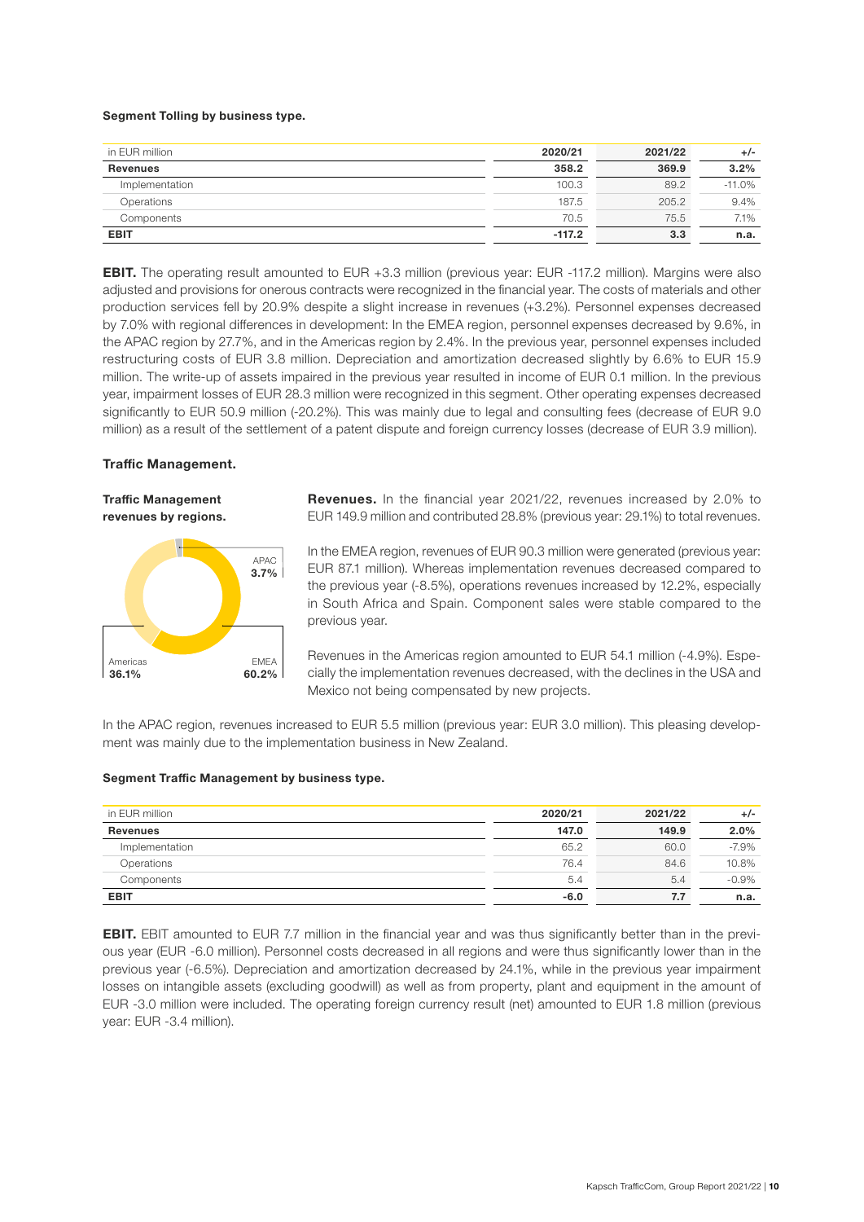**Segment Tolling by business type.**

| in EUR million | 2020/21 | 2021/22 | +/- |
|---|---|---|---|
| **Revenues** | **358.2** | **369.9** | **3.2%** |
| Implementation | 100.3 | 89.2 | -11.0% |
| Operations | 187.5 | 205.2 | 9.4% |
| Components | 70.5 | 75.5 | 7.1% |
| **EBIT** | **-117.2** | **3.3** | **n.a.** |

**EBIT.** The operating result amounted to EUR +3.3 million (previous year: EUR -117.2 million). Margins were also adjusted and provisions for onerous contracts were recognized in the financial year. The costs of materials and other production services fell by 20.9% despite a slight increase in revenues (+3.2%). Personnel expenses decreased by 7.0% with regional differences in development: In the EMEA region, personnel expenses decreased by 9.6%, in the APAC region by 27.7%, and in the Americas region by 2.4%. In the previous year, personnel expenses included restructuring costs of EUR 3.8 million. Depreciation and amortization decreased slightly by 6.6% to EUR 15.9 million. The write-up of assets impaired in the previous year resulted in income of EUR 0.1 million. In the previous year, impairment losses of EUR 28.3 million were recognized in this segment. Other operating expenses decreased significantly to EUR 50.9 million (-20.2%). This was mainly due to legal and consulting fees (decrease of EUR 9.0 million) as a result of the settlement of a patent dispute and foreign currency losses (decrease of EUR 3.9 million).

## Traffic Management.

**Traffic Management revenues by regions.**

APAC 3.7%

Americas 36.1%

EMEA 60.2%

**Revenues.** In the financial year 2021/22, revenues increased by 2.0% to EUR 149.9 million and contributed 28.8% (previous year: 29.1%) to total revenues.

In the EMEA region, revenues of EUR 90.3 million were generated (previous year: EUR 87.1 million). Whereas implementation revenues decreased compared to the previous year (-8.5%), operations revenues increased by 12.2%, especially in South Africa and Spain. Component sales were stable compared to the previous year.

Revenues in the Americas region amounted to EUR 54.1 million (-4.9%). Especially the implementation revenues decreased, with the declines in the USA and Mexico not being compensated by new projects.

In the APAC region, revenues increased to EUR 5.5 million (previous year: EUR 3.0 million). This pleasing development was mainly due to the implementation business in New Zealand.

**Segment Traffic Management by business type.**

| in EUR million | 2020/21 | 2021/22 | +/- |
|---|---|---|---|
| **Revenues** | **147.0** | **149.9** | **2.0%** |
| Implementation | 65.2 | 60.0 | -7.9% |
| Operations | 76.4 | 84.6 | 10.8% |
| Components | 5.4 | 5.4 | -0.9% |
| **EBIT** | **-6.0** | **7.7** | **n.a.** |

**EBIT.** EBIT amounted to EUR 7.7 million in the financial year and was thus significantly better than in the previous year (EUR -6.0 million). Personnel costs decreased in all regions and were thus significantly lower than in the previous year (-6.5%). Depreciation and amortization decreased by 24.1%, while in the previous year impairment losses on intangible assets (excluding goodwill) as well as from property, plant and equipment in the amount of EUR -3.0 million were included. The operating foreign currency result (net) amounted to EUR 1.8 million (previous year: EUR -3.4 million).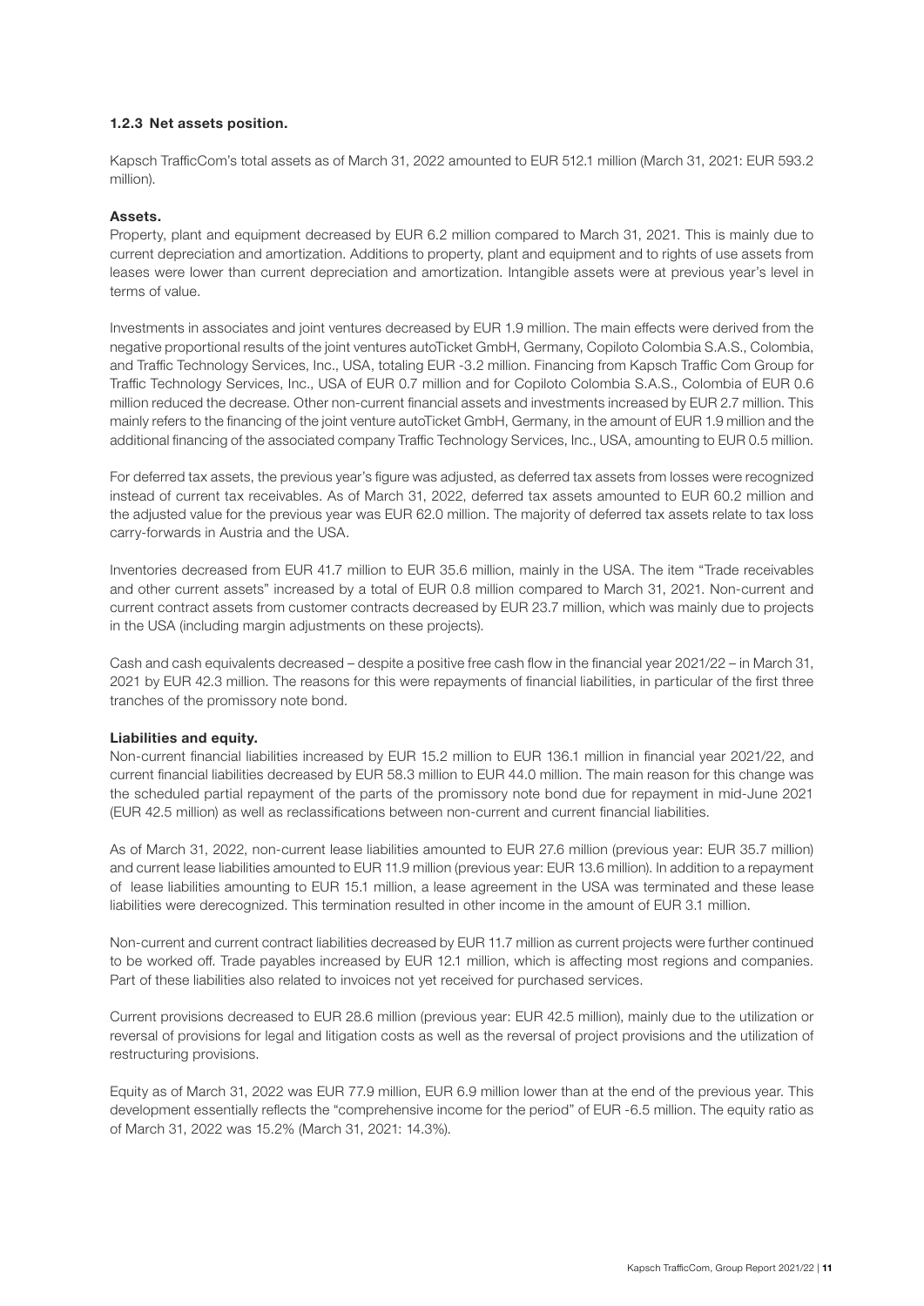### 1.2.3 Net assets position.

Kapsch TrafficCom's total assets as of March 31, 2022 amounted to EUR 512.1 million (March 31, 2021: EUR 593.2 million).

**Assets.**

Property, plant and equipment decreased by EUR 6.2 million compared to March 31, 2021. This is mainly due to current depreciation and amortization. Additions to property, plant and equipment and to rights of use assets from leases were lower than current depreciation and amortization. Intangible assets were at previous year's level in terms of value.

Investments in associates and joint ventures decreased by EUR 1.9 million. The main effects were derived from the negative proportional results of the joint ventures autoTicket GmbH, Germany, Copiloto Colombia S.A.S., Colombia, and Traffic Technology Services, Inc., USA, totaling EUR -3.2 million. Financing from Kapsch Traffic Com Group for Traffic Technology Services, Inc., USA of EUR 0.7 million and for Copiloto Colombia S.A.S., Colombia of EUR 0.6 million reduced the decrease. Other non-current financial assets and investments increased by EUR 2.7 million. This mainly refers to the financing of the joint venture autoTicket GmbH, Germany, in the amount of EUR 1.9 million and the additional financing of the associated company Traffic Technology Services, Inc., USA, amounting to EUR 0.5 million.

For deferred tax assets, the previous year's figure was adjusted, as deferred tax assets from losses were recognized instead of current tax receivables. As of March 31, 2022, deferred tax assets amounted to EUR 60.2 million and the adjusted value for the previous year was EUR 62.0 million. The majority of deferred tax assets relate to tax loss carry-forwards in Austria and the USA.

Inventories decreased from EUR 41.7 million to EUR 35.6 million, mainly in the USA. The item "Trade receivables and other current assets" increased by a total of EUR 0.8 million compared to March 31, 2021. Non-current and current contract assets from customer contracts decreased by EUR 23.7 million, which was mainly due to projects in the USA (including margin adjustments on these projects).

Cash and cash equivalents decreased – despite a positive free cash flow in the financial year 2021/22 – in March 31, 2021 by EUR 42.3 million. The reasons for this were repayments of financial liabilities, in particular of the first three tranches of the promissory note bond.

**Liabilities and equity.**

Non-current financial liabilities increased by EUR 15.2 million to EUR 136.1 million in financial year 2021/22, and current financial liabilities decreased by EUR 58.3 million to EUR 44.0 million. The main reason for this change was the scheduled partial repayment of the parts of the promissory note bond due for repayment in mid-June 2021 (EUR 42.5 million) as well as reclassifications between non-current and current financial liabilities.

As of March 31, 2022, non-current lease liabilities amounted to EUR 27.6 million (previous year: EUR 35.7 million) and current lease liabilities amounted to EUR 11.9 million (previous year: EUR 13.6 million). In addition to a repayment of lease liabilities amounting to EUR 15.1 million, a lease agreement in the USA was terminated and these lease liabilities were derecognized. This termination resulted in other income in the amount of EUR 3.1 million.

Non-current and current contract liabilities decreased by EUR 11.7 million as current projects were further continued to be worked off. Trade payables increased by EUR 12.1 million, which is affecting most regions and companies. Part of these liabilities also related to invoices not yet received for purchased services.

Current provisions decreased to EUR 28.6 million (previous year: EUR 42.5 million), mainly due to the utilization or reversal of provisions for legal and litigation costs as well as the reversal of project provisions and the utilization of restructuring provisions.

Equity as of March 31, 2022 was EUR 77.9 million, EUR 6.9 million lower than at the end of the previous year. This development essentially reflects the "comprehensive income for the period" of EUR -6.5 million. The equity ratio as of March 31, 2022 was 15.2% (March 31, 2021: 14.3%).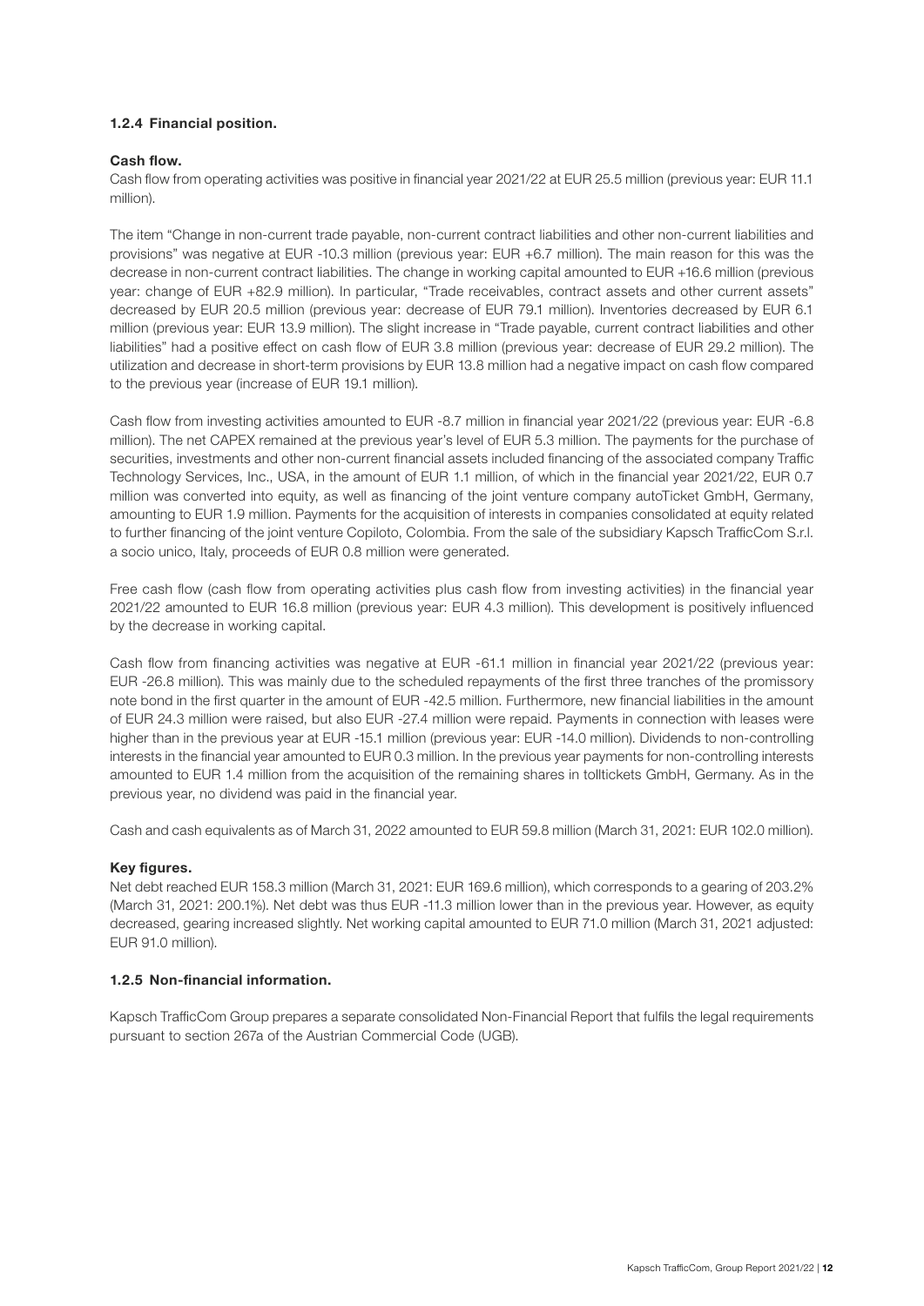### 1.2.4 Financial position.

**Cash flow.**

Cash flow from operating activities was positive in financial year 2021/22 at EUR 25.5 million (previous year: EUR 11.1 million).

The item "Change in non-current trade payable, non-current contract liabilities and other non-current liabilities and provisions" was negative at EUR -10.3 million (previous year: EUR +6.7 million). The main reason for this was the decrease in non-current contract liabilities. The change in working capital amounted to EUR +16.6 million (previous year: change of EUR +82.9 million). In particular, "Trade receivables, contract assets and other current assets" decreased by EUR 20.5 million (previous year: decrease of EUR 79.1 million). Inventories decreased by EUR 6.1 million (previous year: EUR 13.9 million). The slight increase in "Trade payable, current contract liabilities and other liabilities" had a positive effect on cash flow of EUR 3.8 million (previous year: decrease of EUR 29.2 million). The utilization and decrease in short-term provisions by EUR 13.8 million had a negative impact on cash flow compared to the previous year (increase of EUR 19.1 million).

Cash flow from investing activities amounted to EUR -8.7 million in financial year 2021/22 (previous year: EUR -6.8 million). The net CAPEX remained at the previous year's level of EUR 5.3 million. The payments for the purchase of securities, investments and other non-current financial assets included financing of the associated company Traffic Technology Services, Inc., USA, in the amount of EUR 1.1 million, of which in the financial year 2021/22, EUR 0.7 million was converted into equity, as well as financing of the joint venture company autoTicket GmbH, Germany, amounting to EUR 1.9 million. Payments for the acquisition of interests in companies consolidated at equity related to further financing of the joint venture Copiloto, Colombia. From the sale of the subsidiary Kapsch TrafficCom S.r.l. a socio unico, Italy, proceeds of EUR 0.8 million were generated.

Free cash flow (cash flow from operating activities plus cash flow from investing activities) in the financial year 2021/22 amounted to EUR 16.8 million (previous year: EUR 4.3 million). This development is positively influenced by the decrease in working capital.

Cash flow from financing activities was negative at EUR -61.1 million in financial year 2021/22 (previous year: EUR -26.8 million). This was mainly due to the scheduled repayments of the first three tranches of the promissory note bond in the first quarter in the amount of EUR -42.5 million. Furthermore, new financial liabilities in the amount of EUR 24.3 million were raised, but also EUR -27.4 million were repaid. Payments in connection with leases were higher than in the previous year at EUR -15.1 million (previous year: EUR -14.0 million). Dividends to non-controlling interests in the financial year amounted to EUR 0.3 million. In the previous year payments for non-controlling interests amounted to EUR 1.4 million from the acquisition of the remaining shares in tolltickets GmbH, Germany. As in the previous year, no dividend was paid in the financial year.

Cash and cash equivalents as of March 31, 2022 amounted to EUR 59.8 million (March 31, 2021: EUR 102.0 million).

**Key figures.**

Net debt reached EUR 158.3 million (March 31, 2021: EUR 169.6 million), which corresponds to a gearing of 203.2% (March 31, 2021: 200.1%). Net debt was thus EUR -11.3 million lower than in the previous year. However, as equity decreased, gearing increased slightly. Net working capital amounted to EUR 71.0 million (March 31, 2021 adjusted: EUR 91.0 million).

### 1.2.5 Non-financial information.

Kapsch TrafficCom Group prepares a separate consolidated Non-Financial Report that fulfils the legal requirements pursuant to section 267a of the Austrian Commercial Code (UGB).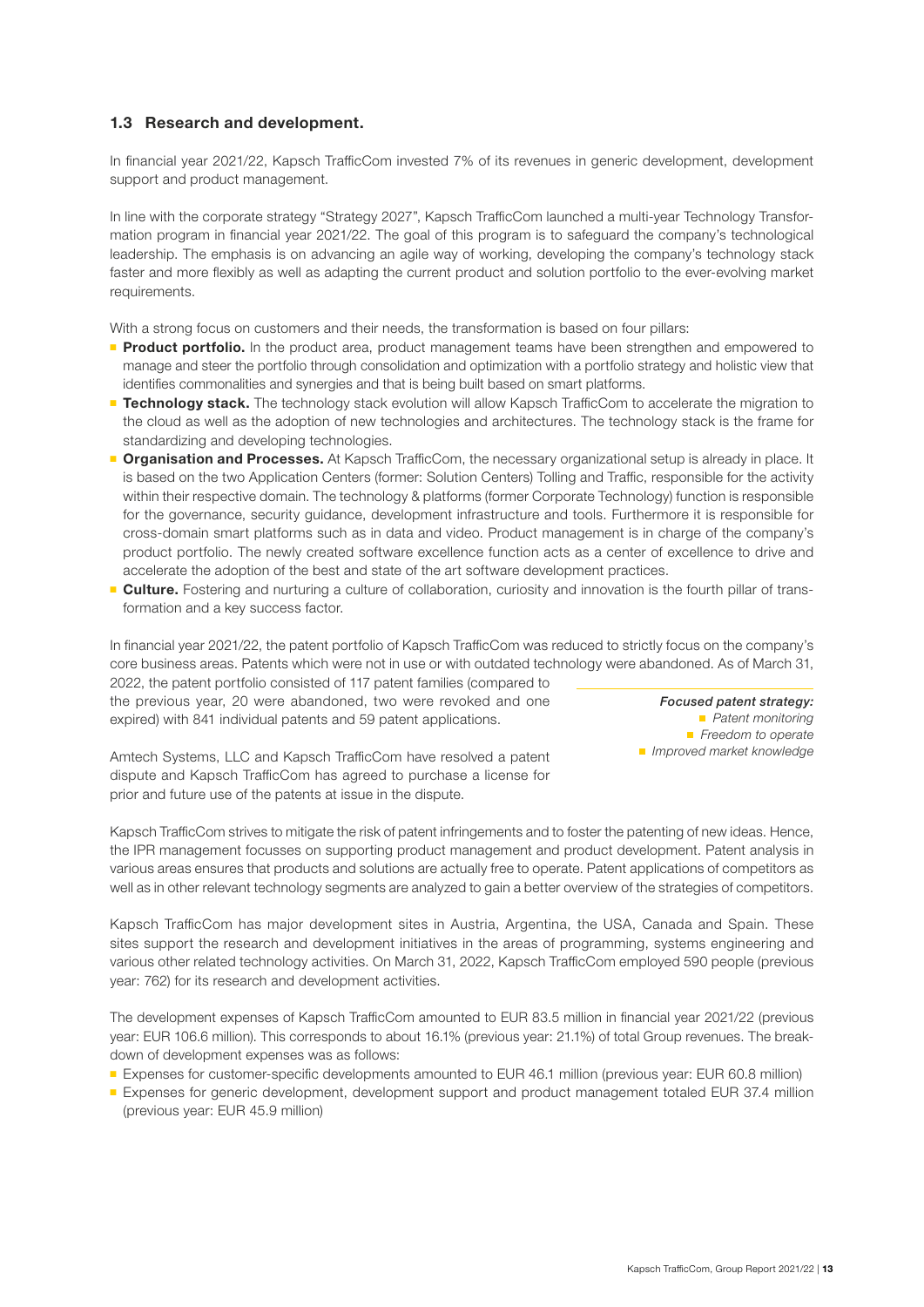## 1.3 Research and development.

In financial year 2021/22, Kapsch TrafficCom invested 7% of its revenues in generic development, development support and product management.

In line with the corporate strategy "Strategy 2027", Kapsch TrafficCom launched a multi-year Technology Transformation program in financial year 2021/22. The goal of this program is to safeguard the company's technological leadership. The emphasis is on advancing an agile way of working, developing the company's technology stack faster and more flexibly as well as adapting the current product and solution portfolio to the ever-evolving market requirements.

With a strong focus on customers and their needs, the transformation is based on four pillars:

- **Product portfolio.** In the product area, product management teams have been strengthen and empowered to manage and steer the portfolio through consolidation and optimization with a portfolio strategy and holistic view that identifies commonalities and synergies and that is being built based on smart platforms.
- **Technology stack.** The technology stack evolution will allow Kapsch TrafficCom to accelerate the migration to the cloud as well as the adoption of new technologies and architectures. The technology stack is the frame for standardizing and developing technologies.
- **Organisation and Processes.** At Kapsch TrafficCom, the necessary organizational setup is already in place. It is based on the two Application Centers (former: Solution Centers) Tolling and Traffic, responsible for the activity within their respective domain. The technology & platforms (former Corporate Technology) function is responsible for the governance, security guidance, development infrastructure and tools. Furthermore it is responsible for cross-domain smart platforms such as in data and video. Product management is in charge of the company's product portfolio. The newly created software excellence function acts as a center of excellence to drive and accelerate the adoption of the best and state of the art software development practices.
- **Culture.** Fostering and nurturing a culture of collaboration, curiosity and innovation is the fourth pillar of transformation and a key success factor.

In financial year 2021/22, the patent portfolio of Kapsch TrafficCom was reduced to strictly focus on the company's core business areas. Patents which were not in use or with outdated technology were abandoned. As of March 31, 2022, the patent portfolio consisted of 117 patent families (compared to the previous year, 20 were abandoned, two were revoked and one expired) with 841 individual patents and 59 patent applications.

*Focused patent strategy:*
- *Patent monitoring*
- *Freedom to operate*
- *Improved market knowledge*

Amtech Systems, LLC and Kapsch TrafficCom have resolved a patent dispute and Kapsch TrafficCom has agreed to purchase a license for prior and future use of the patents at issue in the dispute.

Kapsch TrafficCom strives to mitigate the risk of patent infringements and to foster the patenting of new ideas. Hence, the IPR management focusses on supporting product management and product development. Patent analysis in various areas ensures that products and solutions are actually free to operate. Patent applications of competitors as well as in other relevant technology segments are analyzed to gain a better overview of the strategies of competitors.

Kapsch TrafficCom has major development sites in Austria, Argentina, the USA, Canada and Spain. These sites support the research and development initiatives in the areas of programming, systems engineering and various other related technology activities. On March 31, 2022, Kapsch TrafficCom employed 590 people (previous year: 762) for its research and development activities.

The development expenses of Kapsch TrafficCom amounted to EUR 83.5 million in financial year 2021/22 (previous year: EUR 106.6 million). This corresponds to about 16.1% (previous year: 21.1%) of total Group revenues. The breakdown of development expenses was as follows:

- Expenses for customer-specific developments amounted to EUR 46.1 million (previous year: EUR 60.8 million)
- Expenses for generic development, development support and product management totaled EUR 37.4 million (previous year: EUR 45.9 million)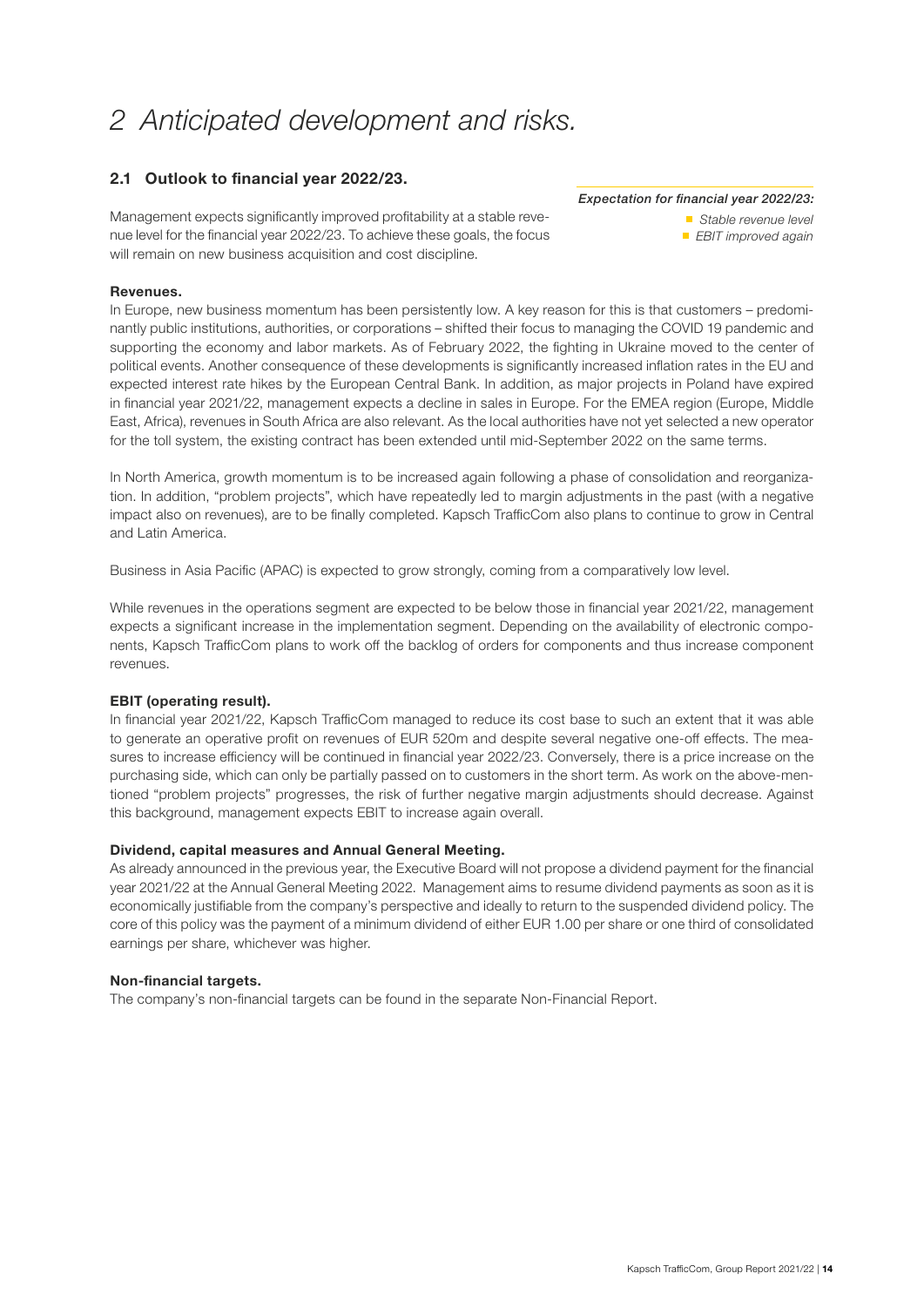# 2 Anticipated development and risks.

## 2.1 Outlook to financial year 2022/23.

*Expectation for financial year 2022/23:*

- *Stable revenue level*
- *EBIT improved again*

Management expects significantly improved profitability at a stable revenue level for the financial year 2022/23. To achieve these goals, the focus will remain on new business acquisition and cost discipline.

**Revenues.**

In Europe, new business momentum has been persistently low. A key reason for this is that customers – predominantly public institutions, authorities, or corporations – shifted their focus to managing the COVID 19 pandemic and supporting the economy and labor markets. As of February 2022, the fighting in Ukraine moved to the center of political events. Another consequence of these developments is significantly increased inflation rates in the EU and expected interest rate hikes by the European Central Bank. In addition, as major projects in Poland have expired in financial year 2021/22, management expects a decline in sales in Europe. For the EMEA region (Europe, Middle East, Africa), revenues in South Africa are also relevant. As the local authorities have not yet selected a new operator for the toll system, the existing contract has been extended until mid-September 2022 on the same terms.

In North America, growth momentum is to be increased again following a phase of consolidation and reorganization. In addition, "problem projects", which have repeatedly led to margin adjustments in the past (with a negative impact also on revenues), are to be finally completed. Kapsch TrafficCom also plans to continue to grow in Central and Latin America.

Business in Asia Pacific (APAC) is expected to grow strongly, coming from a comparatively low level.

While revenues in the operations segment are expected to be below those in financial year 2021/22, management expects a significant increase in the implementation segment. Depending on the availability of electronic components, Kapsch TrafficCom plans to work off the backlog of orders for components and thus increase component revenues.

**EBIT (operating result).**

In financial year 2021/22, Kapsch TrafficCom managed to reduce its cost base to such an extent that it was able to generate an operative profit on revenues of EUR 520m and despite several negative one-off effects. The measures to increase efficiency will be continued in financial year 2022/23. Conversely, there is a price increase on the purchasing side, which can only be partially passed on to customers in the short term. As work on the above-mentioned "problem projects" progresses, the risk of further negative margin adjustments should decrease. Against this background, management expects EBIT to increase again overall.

**Dividend, capital measures and Annual General Meeting.**

As already announced in the previous year, the Executive Board will not propose a dividend payment for the financial year 2021/22 at the Annual General Meeting 2022. Management aims to resume dividend payments as soon as it is economically justifiable from the company's perspective and ideally to return to the suspended dividend policy. The core of this policy was the payment of a minimum dividend of either EUR 1.00 per share or one third of consolidated earnings per share, whichever was higher.

**Non-financial targets.**

The company's non-financial targets can be found in the separate Non-Financial Report.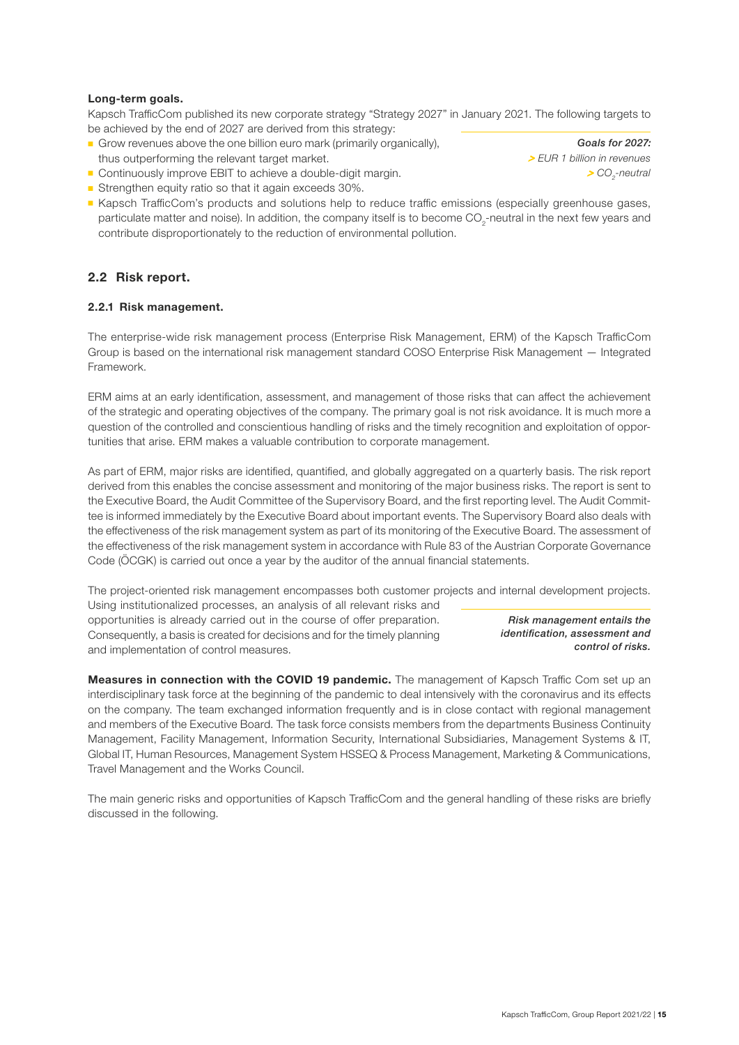**Long-term goals.**

Kapsch TrafficCom published its new corporate strategy "Strategy 2027" in January 2021. The following targets to be achieved by the end of 2027 are derived from this strategy:

- Grow revenues above the one billion euro mark (primarily organically), thus outperforming the relevant target market.
- Continuously improve EBIT to achieve a double-digit margin.
- Strengthen equity ratio so that it again exceeds 30%.
- Kapsch TrafficCom's products and solutions help to reduce traffic emissions (especially greenhouse gases, particulate matter and noise). In addition, the company itself is to become $CO_2$-neutral in the next few years and contribute disproportionately to the reduction of environmental pollution.

*Goals for 2027:*
*> EUR 1 billion in revenues*
*> $CO_2$-neutral*

## 2.2 Risk report.

### 2.2.1 Risk management.

The enterprise-wide risk management process (Enterprise Risk Management, ERM) of the Kapsch TrafficCom Group is based on the international risk management standard COSO Enterprise Risk Management — Integrated Framework.

ERM aims at an early identification, assessment, and management of those risks that can affect the achievement of the strategic and operating objectives of the company. The primary goal is not risk avoidance. It is much more a question of the controlled and conscientious handling of risks and the timely recognition and exploitation of opportunities that arise. ERM makes a valuable contribution to corporate management.

As part of ERM, major risks are identified, quantified, and globally aggregated on a quarterly basis. The risk report derived from this enables the concise assessment and monitoring of the major business risks. The report is sent to the Executive Board, the Audit Committee of the Supervisory Board, and the first reporting level. The Audit Committee is informed immediately by the Executive Board about important events. The Supervisory Board also deals with the effectiveness of the risk management system as part of its monitoring of the Executive Board. The assessment of the effectiveness of the risk management system in accordance with Rule 83 of the Austrian Corporate Governance Code (ÖCGK) is carried out once a year by the auditor of the annual financial statements.

The project-oriented risk management encompasses both customer projects and internal development projects. Using institutionalized processes, an analysis of all relevant risks and opportunities is already carried out in the course of offer preparation. Consequently, a basis is created for decisions and for the timely planning and implementation of control measures.

*Risk management entails the identification, assessment and control of risks.*

**Measures in connection with the COVID 19 pandemic.** The management of Kapsch Traffic Com set up an interdisciplinary task force at the beginning of the pandemic to deal intensively with the coronavirus and its effects on the company. The team exchanged information frequently and is in close contact with regional management and members of the Executive Board. The task force consists members from the departments Business Continuity Management, Facility Management, Information Security, International Subsidiaries, Management Systems & IT, Global IT, Human Resources, Management System HSSEQ & Process Management, Marketing & Communications, Travel Management and the Works Council.

The main generic risks and opportunities of Kapsch TrafficCom and the general handling of these risks are briefly discussed in the following.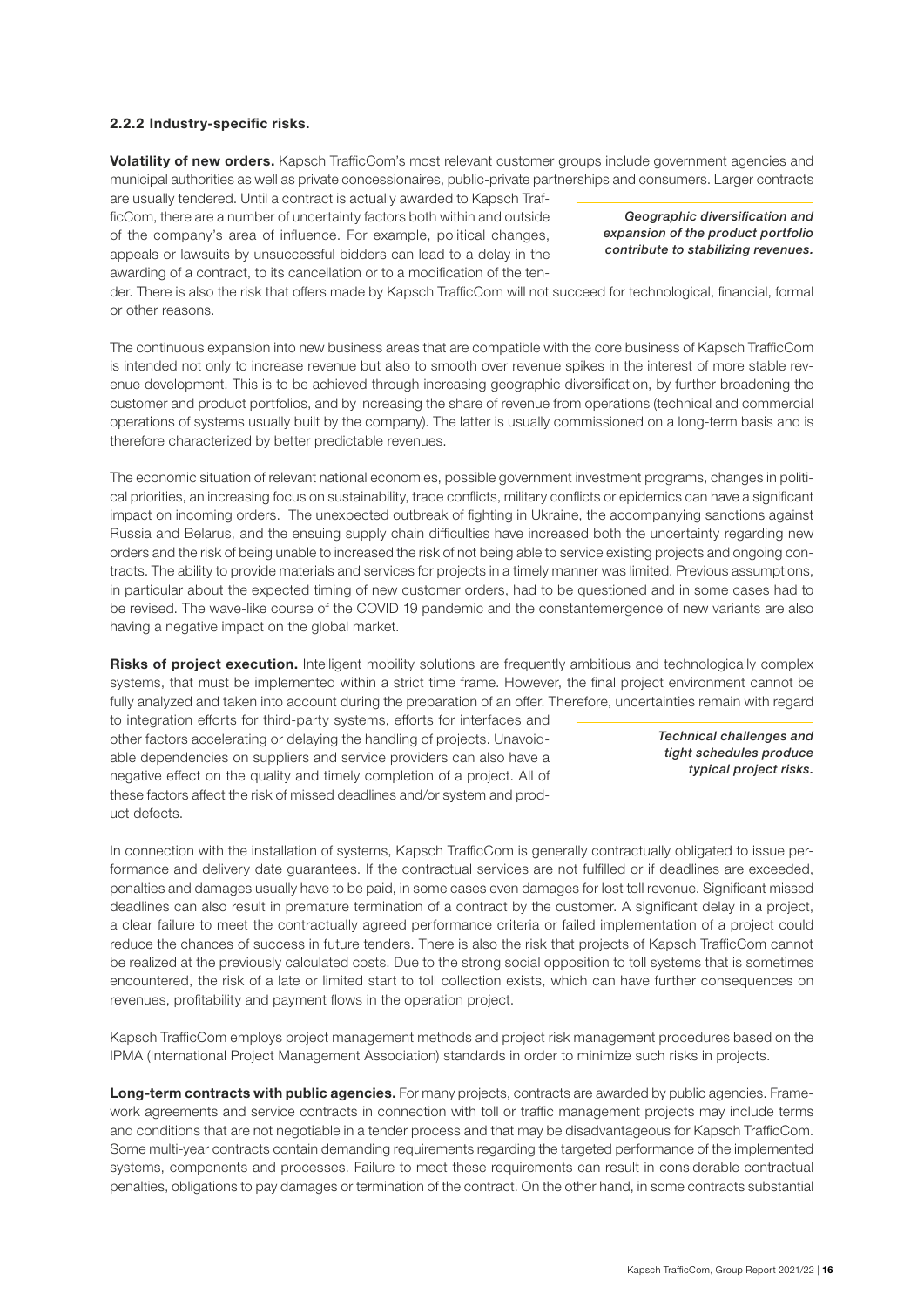### 2.2.2 Industry-specific risks.

**Volatility of new orders.** Kapsch TrafficCom's most relevant customer groups include government agencies and municipal authorities as well as private concessionaires, public-private partnerships and consumers. Larger contracts are usually tendered. Until a contract is actually awarded to Kapsch TrafficCom, there are a number of uncertainty factors both within and outside of the company's area of influence. For example, political changes, appeals or lawsuits by unsuccessful bidders can lead to a delay in the awarding of a contract, to its cancellation or to a modification of the tender. There is also the risk that offers made by Kapsch TrafficCom will not succeed for technological, financial, formal or other reasons.

*Geographic diversification and expansion of the product portfolio contribute to stabilizing revenues.*

The continuous expansion into new business areas that are compatible with the core business of Kapsch TrafficCom is intended not only to increase revenue but also to smooth over revenue spikes in the interest of more stable revenue development. This is to be achieved through increasing geographic diversification, by further broadening the customer and product portfolios, and by increasing the share of revenue from operations (technical and commercial operations of systems usually built by the company). The latter is usually commissioned on a long-term basis and is therefore characterized by better predictable revenues.

The economic situation of relevant national economies, possible government investment programs, changes in political priorities, an increasing focus on sustainability, trade conflicts, military conflicts or epidemics can have a significant impact on incoming orders. The unexpected outbreak of fighting in Ukraine, the accompanying sanctions against Russia and Belarus, and the ensuing supply chain difficulties have increased both the uncertainty regarding new orders and the risk of being unable to increased the risk of not being able to service existing projects and ongoing contracts. The ability to provide materials and services for projects in a timely manner was limited. Previous assumptions, in particular about the expected timing of new customer orders, had to be questioned and in some cases had to be revised. The wave-like course of the COVID 19 pandemic and the constantemergence of new variants are also having a negative impact on the global market.

**Risks of project execution.** Intelligent mobility solutions are frequently ambitious and technologically complex systems, that must be implemented within a strict time frame. However, the final project environment cannot be fully analyzed and taken into account during the preparation of an offer. Therefore, uncertainties remain with regard to integration efforts for third-party systems, efforts for interfaces and other factors accelerating or delaying the handling of projects. Unavoidable dependencies on suppliers and service providers can also have a negative effect on the quality and timely completion of a project. All of these factors affect the risk of missed deadlines and/or system and product defects.

*Technical challenges and tight schedules produce typical project risks.*

In connection with the installation of systems, Kapsch TrafficCom is generally contractually obligated to issue performance and delivery date guarantees. If the contractual services are not fulfilled or if deadlines are exceeded, penalties and damages usually have to be paid, in some cases even damages for lost toll revenue. Significant missed deadlines can also result in premature termination of a contract by the customer. A significant delay in a project, a clear failure to meet the contractually agreed performance criteria or failed implementation of a project could reduce the chances of success in future tenders. There is also the risk that projects of Kapsch TrafficCom cannot be realized at the previously calculated costs. Due to the strong social opposition to toll systems that is sometimes encountered, the risk of a late or limited start to toll collection exists, which can have further consequences on revenues, profitability and payment flows in the operation project.

Kapsch TrafficCom employs project management methods and project risk management procedures based on the IPMA (International Project Management Association) standards in order to minimize such risks in projects.

**Long-term contracts with public agencies.** For many projects, contracts are awarded by public agencies. Framework agreements and service contracts in connection with toll or traffic management projects may include terms and conditions that are not negotiable in a tender process and that may be disadvantageous for Kapsch TrafficCom. Some multi-year contracts contain demanding requirements regarding the targeted performance of the implemented systems, components and processes. Failure to meet these requirements can result in considerable contractual penalties, obligations to pay damages or termination of the contract. On the other hand, in some contracts substantial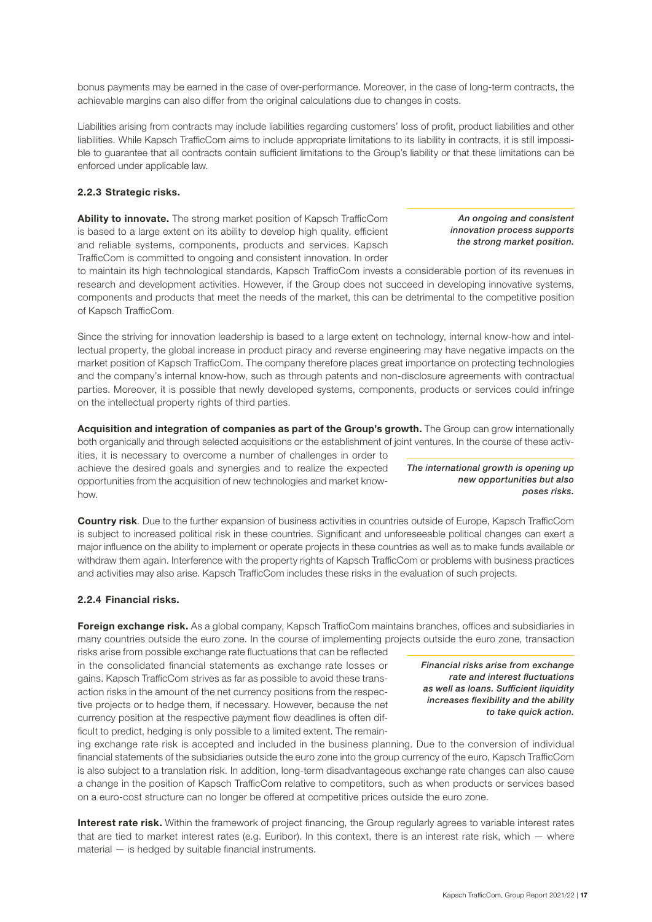bonus payments may be earned in the case of over-performance. Moreover, in the case of long-term contracts, the achievable margins can also differ from the original calculations due to changes in costs.

Liabilities arising from contracts may include liabilities regarding customers' loss of profit, product liabilities and other liabilities. While Kapsch TrafficCom aims to include appropriate limitations to its liability in contracts, it is still impossible to guarantee that all contracts contain sufficient limitations to the Group's liability or that these limitations can be enforced under applicable law.

### 2.2.3 Strategic risks.

*An ongoing and consistent innovation process supports the strong market position.*

**Ability to innovate.** The strong market position of Kapsch TrafficCom is based to a large extent on its ability to develop high quality, efficient and reliable systems, components, products and services. Kapsch TrafficCom is committed to ongoing and consistent innovation. In order to maintain its high technological standards, Kapsch TrafficCom invests a considerable portion of its revenues in research and development activities. However, if the Group does not succeed in developing innovative systems, components and products that meet the needs of the market, this can be detrimental to the competitive position of Kapsch TrafficCom.

Since the striving for innovation leadership is based to a large extent on technology, internal know-how and intellectual property, the global increase in product piracy and reverse engineering may have negative impacts on the market position of Kapsch TrafficCom. The company therefore places great importance on protecting technologies and the company's internal know-how, such as through patents and non-disclosure agreements with contractual parties. Moreover, it is possible that newly developed systems, components, products or services could infringe on the intellectual property rights of third parties.

*The international growth is opening up new opportunities but also poses risks.*

**Acquisition and integration of companies as part of the Group's growth.** The Group can grow internationally both organically and through selected acquisitions or the establishment of joint ventures. In the course of these activities, it is necessary to overcome a number of challenges in order to achieve the desired goals and synergies and to realize the expected opportunities from the acquisition of new technologies and market know-how.

**Country risk**. Due to the further expansion of business activities in countries outside of Europe, Kapsch TrafficCom is subject to increased political risk in these countries. Significant and unforeseeable political changes can exert a major influence on the ability to implement or operate projects in these countries as well as to make funds available or withdraw them again. Interference with the property rights of Kapsch TrafficCom or problems with business practices and activities may also arise. Kapsch TrafficCom includes these risks in the evaluation of such projects.

### 2.2.4 Financial risks.

*Financial risks arise from exchange rate and interest fluctuations as well as loans. Sufficient liquidity increases flexibility and the ability to take quick action.*

**Foreign exchange risk.** As a global company, Kapsch TrafficCom maintains branches, offices and subsidiaries in many countries outside the euro zone. In the course of implementing projects outside the euro zone, transaction risks arise from possible exchange rate fluctuations that can be reflected in the consolidated financial statements as exchange rate losses or gains. Kapsch TrafficCom strives as far as possible to avoid these transaction risks in the amount of the net currency positions from the respective projects or to hedge them, if necessary. However, because the net currency position at the respective payment flow deadlines is often difficult to predict, hedging is only possible to a limited extent. The remaining exchange rate risk is accepted and included in the business planning. Due to the conversion of individual financial statements of the subsidiaries outside the euro zone into the group currency of the euro, Kapsch TrafficCom is also subject to a translation risk. In addition, long-term disadvantageous exchange rate changes can also cause a change in the position of Kapsch TrafficCom relative to competitors, such as when products or services based on a euro-cost structure can no longer be offered at competitive prices outside the euro zone.

**Interest rate risk.** Within the framework of project financing, the Group regularly agrees to variable interest rates that are tied to market interest rates (e.g. Euribor). In this context, there is an interest rate risk, which — where material — is hedged by suitable financial instruments.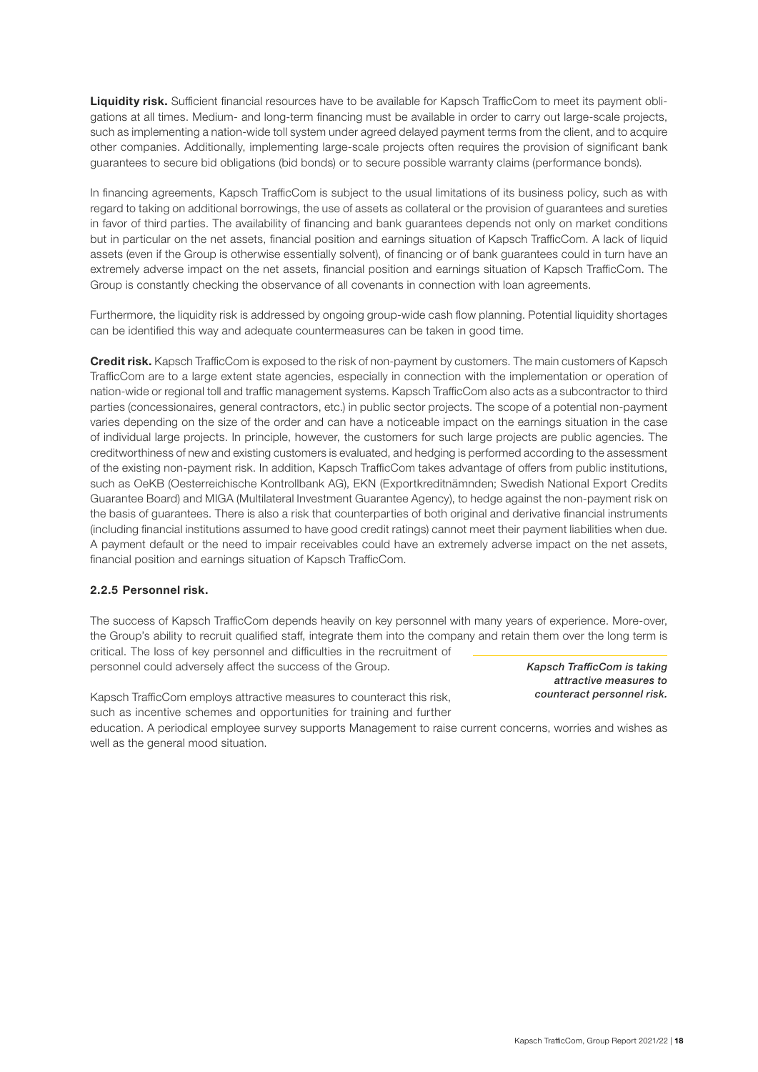**Liquidity risk.** Sufficient financial resources have to be available for Kapsch TrafficCom to meet its payment obligations at all times. Medium- and long-term financing must be available in order to carry out large-scale projects, such as implementing a nation-wide toll system under agreed delayed payment terms from the client, and to acquire other companies. Additionally, implementing large-scale projects often requires the provision of significant bank guarantees to secure bid obligations (bid bonds) or to secure possible warranty claims (performance bonds).

In financing agreements, Kapsch TrafficCom is subject to the usual limitations of its business policy, such as with regard to taking on additional borrowings, the use of assets as collateral or the provision of guarantees and sureties in favor of third parties. The availability of financing and bank guarantees depends not only on market conditions but in particular on the net assets, financial position and earnings situation of Kapsch TrafficCom. A lack of liquid assets (even if the Group is otherwise essentially solvent), of financing or of bank guarantees could in turn have an extremely adverse impact on the net assets, financial position and earnings situation of Kapsch TrafficCom. The Group is constantly checking the observance of all covenants in connection with loan agreements.

Furthermore, the liquidity risk is addressed by ongoing group-wide cash flow planning. Potential liquidity shortages can be identified this way and adequate countermeasures can be taken in good time.

**Credit risk.** Kapsch TrafficCom is exposed to the risk of non-payment by customers. The main customers of Kapsch TrafficCom are to a large extent state agencies, especially in connection with the implementation or operation of nation-wide or regional toll and traffic management systems. Kapsch TrafficCom also acts as a subcontractor to third parties (concessionaires, general contractors, etc.) in public sector projects. The scope of a potential non-payment varies depending on the size of the order and can have a noticeable impact on the earnings situation in the case of individual large projects. In principle, however, the customers for such large projects are public agencies. The creditworthiness of new and existing customers is evaluated, and hedging is performed according to the assessment of the existing non-payment risk. In addition, Kapsch TrafficCom takes advantage of offers from public institutions, such as OeKB (Oesterreichische Kontrollbank AG), EKN (Exportkreditnämnden; Swedish National Export Credits Guarantee Board) and MIGA (Multilateral Investment Guarantee Agency), to hedge against the non-payment risk on the basis of guarantees. There is also a risk that counterparties of both original and derivative financial instruments (including financial institutions assumed to have good credit ratings) cannot meet their payment liabilities when due. A payment default or the need to impair receivables could have an extremely adverse impact on the net assets, financial position and earnings situation of Kapsch TrafficCom.

### 2.2.5 Personnel risk.

The success of Kapsch TrafficCom depends heavily on key personnel with many years of experience. More-over, the Group's ability to recruit qualified staff, integrate them into the company and retain them over the long term is critical. The loss of key personnel and difficulties in the recruitment of personnel could adversely affect the success of the Group.

*Kapsch TrafficCom is taking attractive measures to counteract personnel risk.*

Kapsch TrafficCom employs attractive measures to counteract this risk, such as incentive schemes and opportunities for training and further education. A periodical employee survey supports Management to raise current concerns, worries and wishes as well as the general mood situation.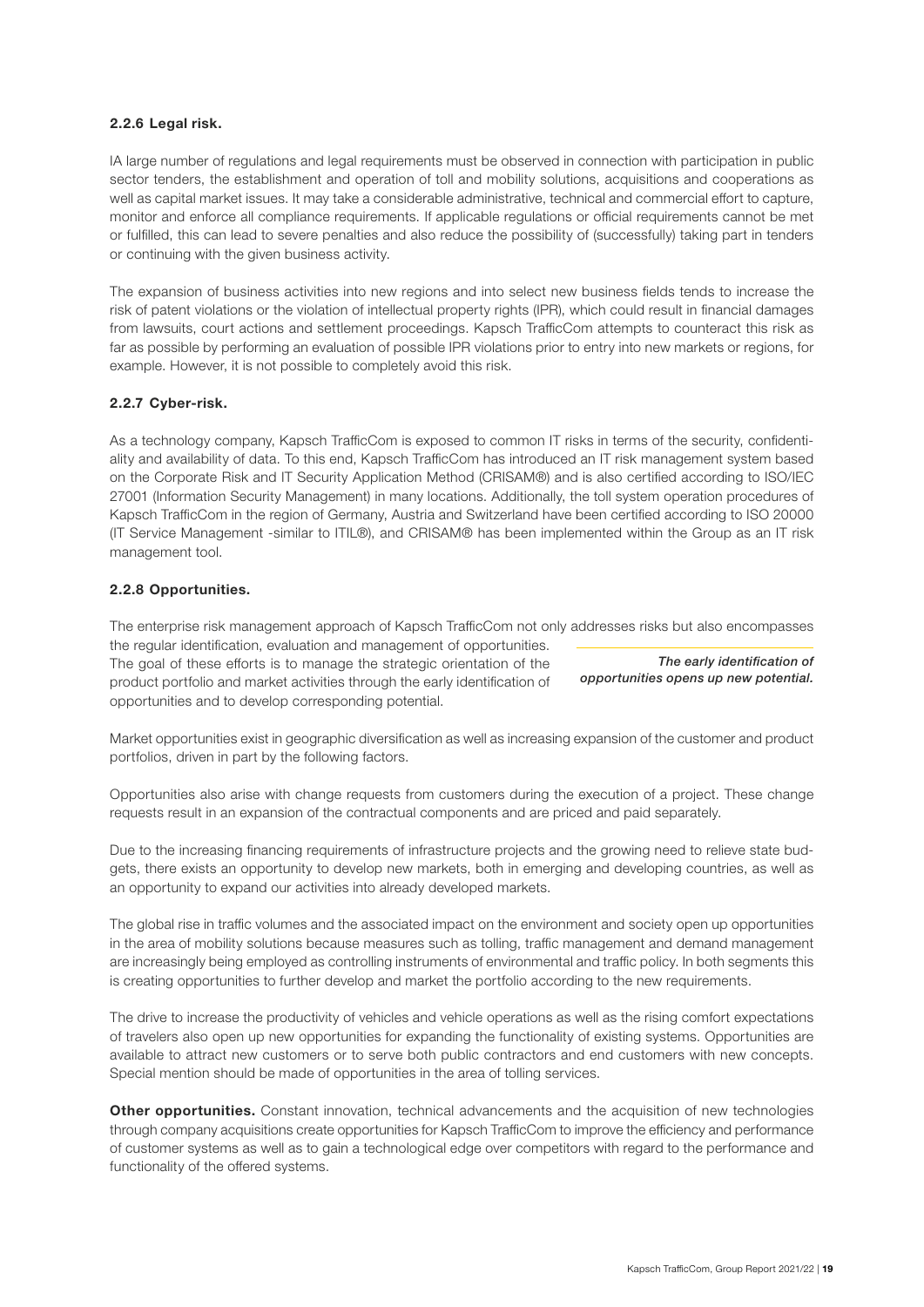### 2.2.6 Legal risk.

IA large number of regulations and legal requirements must be observed in connection with participation in public sector tenders, the establishment and operation of toll and mobility solutions, acquisitions and cooperations as well as capital market issues. It may take a considerable administrative, technical and commercial effort to capture, monitor and enforce all compliance requirements. If applicable regulations or official requirements cannot be met or fulfilled, this can lead to severe penalties and also reduce the possibility of (successfully) taking part in tenders or continuing with the given business activity.

The expansion of business activities into new regions and into select new business fields tends to increase the risk of patent violations or the violation of intellectual property rights (IPR), which could result in financial damages from lawsuits, court actions and settlement proceedings. Kapsch TrafficCom attempts to counteract this risk as far as possible by performing an evaluation of possible IPR violations prior to entry into new markets or regions, for example. However, it is not possible to completely avoid this risk.

### 2.2.7 Cyber-risk.

As a technology company, Kapsch TrafficCom is exposed to common IT risks in terms of the security, confidentiality and availability of data. To this end, Kapsch TrafficCom has introduced an IT risk management system based on the Corporate Risk and IT Security Application Method (CRISAM®) and is also certified according to ISO/IEC 27001 (Information Security Management) in many locations. Additionally, the toll system operation procedures of Kapsch TrafficCom in the region of Germany, Austria and Switzerland have been certified according to ISO 20000 (IT Service Management -similar to ITIL®), and CRISAM® has been implemented within the Group as an IT risk management tool.

### 2.2.8 Opportunities.

The enterprise risk management approach of Kapsch TrafficCom not only addresses risks but also encompasses the regular identification, evaluation and management of opportunities. The goal of these efforts is to manage the strategic orientation of the product portfolio and market activities through the early identification of opportunities and to develop corresponding potential.

*The early identification of opportunities opens up new potential.*

Market opportunities exist in geographic diversification as well as increasing expansion of the customer and product portfolios, driven in part by the following factors.

Opportunities also arise with change requests from customers during the execution of a project. These change requests result in an expansion of the contractual components and are priced and paid separately.

Due to the increasing financing requirements of infrastructure projects and the growing need to relieve state budgets, there exists an opportunity to develop new markets, both in emerging and developing countries, as well as an opportunity to expand our activities into already developed markets.

The global rise in traffic volumes and the associated impact on the environment and society open up opportunities in the area of mobility solutions because measures such as tolling, traffic management and demand management are increasingly being employed as controlling instruments of environmental and traffic policy. In both segments this is creating opportunities to further develop and market the portfolio according to the new requirements.

The drive to increase the productivity of vehicles and vehicle operations as well as the rising comfort expectations of travelers also open up new opportunities for expanding the functionality of existing systems. Opportunities are available to attract new customers or to serve both public contractors and end customers with new concepts. Special mention should be made of opportunities in the area of tolling services.

**Other opportunities.** Constant innovation, technical advancements and the acquisition of new technologies through company acquisitions create opportunities for Kapsch TrafficCom to improve the efficiency and performance of customer systems as well as to gain a technological edge over competitors with regard to the performance and functionality of the offered systems.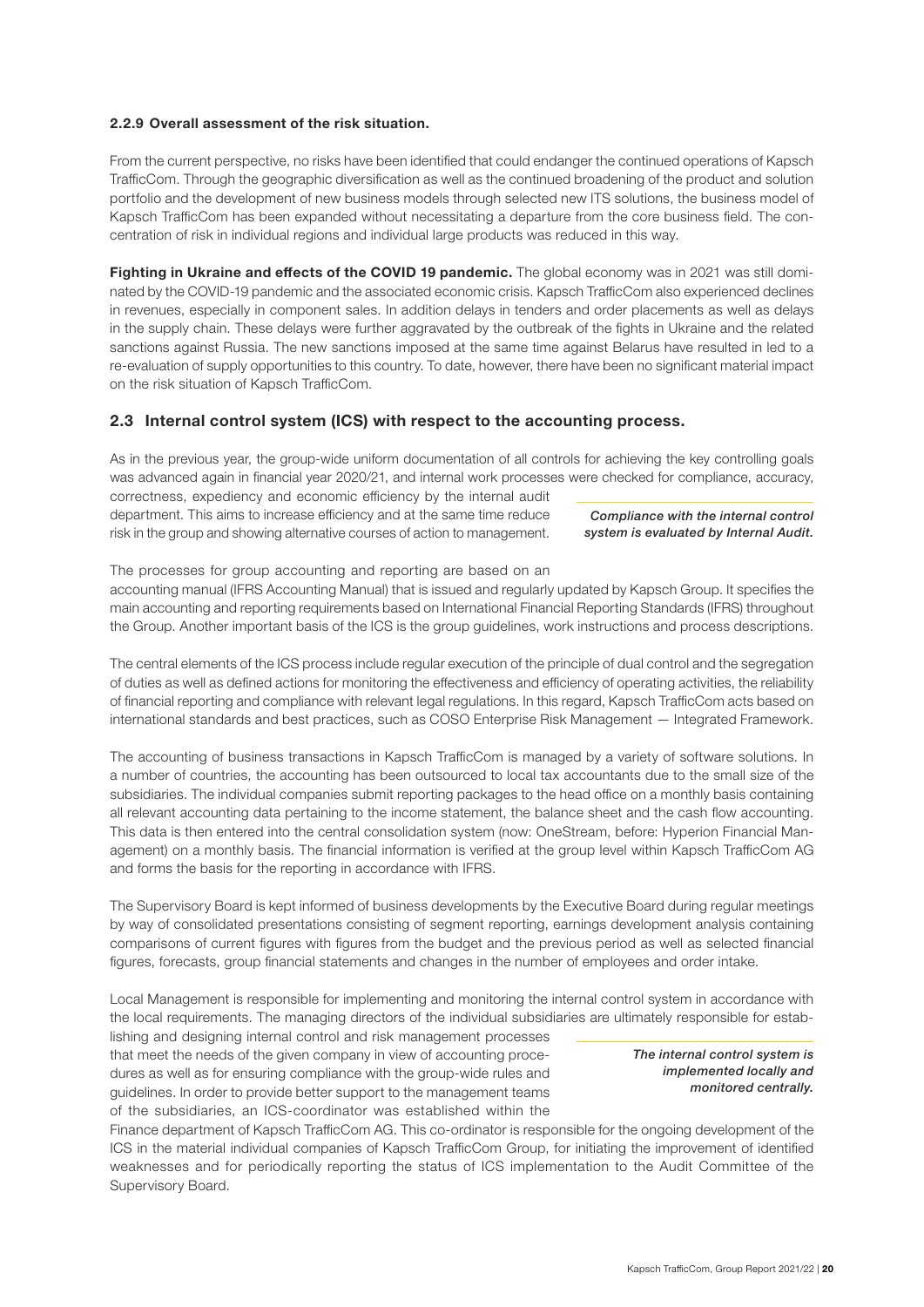### 2.2.9 Overall assessment of the risk situation.

From the current perspective, no risks have been identified that could endanger the continued operations of Kapsch TrafficCom. Through the geographic diversification as well as the continued broadening of the product and solution portfolio and the development of new business models through selected new ITS solutions, the business model of Kapsch TrafficCom has been expanded without necessitating a departure from the core business field. The concentration of risk in individual regions and individual large products was reduced in this way.

**Fighting in Ukraine and effects of the COVID 19 pandemic.** The global economy was in 2021 was still dominated by the COVID-19 pandemic and the associated economic crisis. Kapsch TrafficCom also experienced declines in revenues, especially in component sales. In addition delays in tenders and order placements as well as delays in the supply chain. These delays were further aggravated by the outbreak of the fights in Ukraine and the related sanctions against Russia. The new sanctions imposed at the same time against Belarus have resulted in led to a re-evaluation of supply opportunities to this country. To date, however, there have been no significant material impact on the risk situation of Kapsch TrafficCom.

## 2.3 Internal control system (ICS) with respect to the accounting process.

As in the previous year, the group-wide uniform documentation of all controls for achieving the key controlling goals was advanced again in financial year 2020/21, and internal work processes were checked for compliance, accuracy, correctness, expediency and economic efficiency by the internal audit department. This aims to increase efficiency and at the same time reduce risk in the group and showing alternative courses of action to management.

*Compliance with the internal control system is evaluated by Internal Audit.*

The processes for group accounting and reporting are based on an accounting manual (IFRS Accounting Manual) that is issued and regularly updated by Kapsch Group. It specifies the main accounting and reporting requirements based on International Financial Reporting Standards (IFRS) throughout the Group. Another important basis of the ICS is the group guidelines, work instructions and process descriptions.

The central elements of the ICS process include regular execution of the principle of dual control and the segregation of duties as well as defined actions for monitoring the effectiveness and efficiency of operating activities, the reliability of financial reporting and compliance with relevant legal regulations. In this regard, Kapsch TrafficCom acts based on international standards and best practices, such as COSO Enterprise Risk Management — Integrated Framework.

The accounting of business transactions in Kapsch TrafficCom is managed by a variety of software solutions. In a number of countries, the accounting has been outsourced to local tax accountants due to the small size of the subsidiaries. The individual companies submit reporting packages to the head office on a monthly basis containing all relevant accounting data pertaining to the income statement, the balance sheet and the cash flow accounting. This data is then entered into the central consolidation system (now: OneStream, before: Hyperion Financial Management) on a monthly basis. The financial information is verified at the group level within Kapsch TrafficCom AG and forms the basis for the reporting in accordance with IFRS.

The Supervisory Board is kept informed of business developments by the Executive Board during regular meetings by way of consolidated presentations consisting of segment reporting, earnings development analysis containing comparisons of current figures with figures from the budget and the previous period as well as selected financial figures, forecasts, group financial statements and changes in the number of employees and order intake.

Local Management is responsible for implementing and monitoring the internal control system in accordance with the local requirements. The managing directors of the individual subsidiaries are ultimately responsible for establishing and designing internal control and risk management processes that meet the needs of the given company in view of accounting procedures as well as for ensuring compliance with the group-wide rules and guidelines. In order to provide better support to the management teams of the subsidiaries, an ICS-coordinator was established within the Finance department of Kapsch TrafficCom AG. This co-ordinator is responsible for the ongoing development of the ICS in the material individual companies of Kapsch TrafficCom Group, for initiating the improvement of identified weaknesses and for periodically reporting the status of ICS implementation to the Audit Committee of the Supervisory Board.

*The internal control system is implemented locally and monitored centrally.*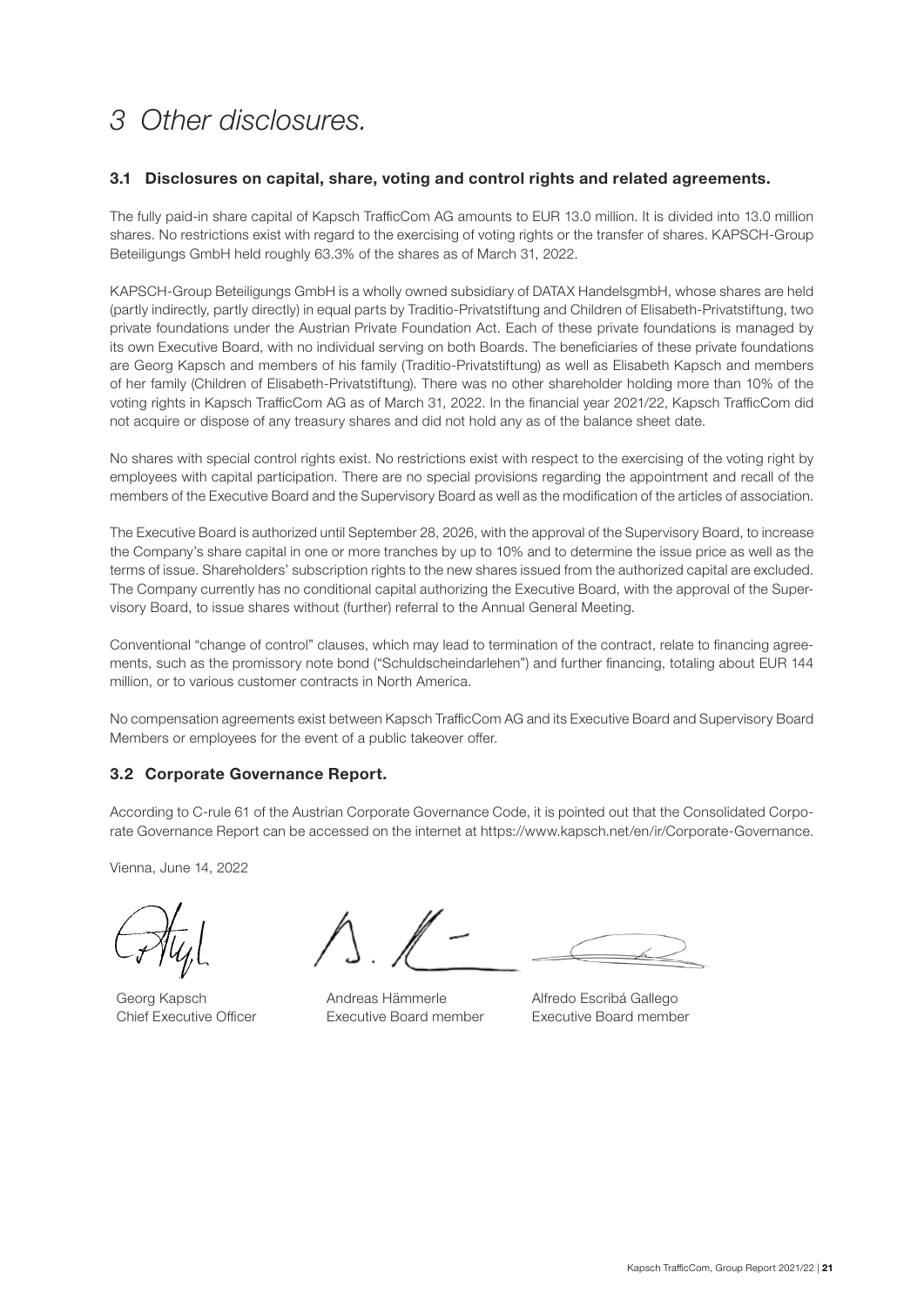# *3 Other disclosures.*

### 3.1 Disclosures on capital, share, voting and control rights and related agreements.

The fully paid-in share capital of Kapsch TrafficCom AG amounts to EUR 13.0 million. It is divided into 13.0 million shares. No restrictions exist with regard to the exercising of voting rights or the transfer of shares. KAPSCH-Group Beteiligungs GmbH held roughly 63.3% of the shares as of March 31, 2022.

KAPSCH-Group Beteiligungs GmbH is a wholly owned subsidiary of DATAX HandelsgmbH, whose shares are held (partly indirectly, partly directly) in equal parts by Traditio-Privatstiftung and Children of Elisabeth-Privatstiftung, two private foundations under the Austrian Private Foundation Act. Each of these private foundations is managed by its own Executive Board, with no individual serving on both Boards. The beneficiaries of these private foundations are Georg Kapsch and members of his family (Traditio-Privatstiftung) as well as Elisabeth Kapsch and members of her family (Children of Elisabeth-Privatstiftung). There was no other shareholder holding more than 10% of the voting rights in Kapsch TrafficCom AG as of March 31, 2022. In the financial year 2021/22, Kapsch TrafficCom did not acquire or dispose of any treasury shares and did not hold any as of the balance sheet date.

No shares with special control rights exist. No restrictions exist with respect to the exercising of the voting right by employees with capital participation. There are no special provisions regarding the appointment and recall of the members of the Executive Board and the Supervisory Board as well as the modification of the articles of association.

The Executive Board is authorized until September 28, 2026, with the approval of the Supervisory Board, to increase the Company's share capital in one or more tranches by up to 10% and to determine the issue price as well as the terms of issue. Shareholders' subscription rights to the new shares issued from the authorized capital are excluded. The Company currently has no conditional capital authorizing the Executive Board, with the approval of the Supervisory Board, to issue shares without (further) referral to the Annual General Meeting.

Conventional "change of control" clauses, which may lead to termination of the contract, relate to financing agreements, such as the promissory note bond ("Schuldscheindarlehen") and further financing, totaling about EUR 144 million, or to various customer contracts in North America.

No compensation agreements exist between Kapsch TrafficCom AG and its Executive Board and Supervisory Board Members or employees for the event of a public takeover offer.

### 3.2 Corporate Governance Report.

According to C-rule 61 of the Austrian Corporate Governance Code, it is pointed out that the Consolidated Corporate Governance Report can be accessed on the internet at https://www.kapsch.net/en/ir/Corporate-Governance.

Vienna, June 14, 2022

| Georg Kapsch | Andreas Hämmerle | Alfredo Escribá Gallego |
|---|---|---|
| Chief Executive Officer | Executive Board member | Executive Board member |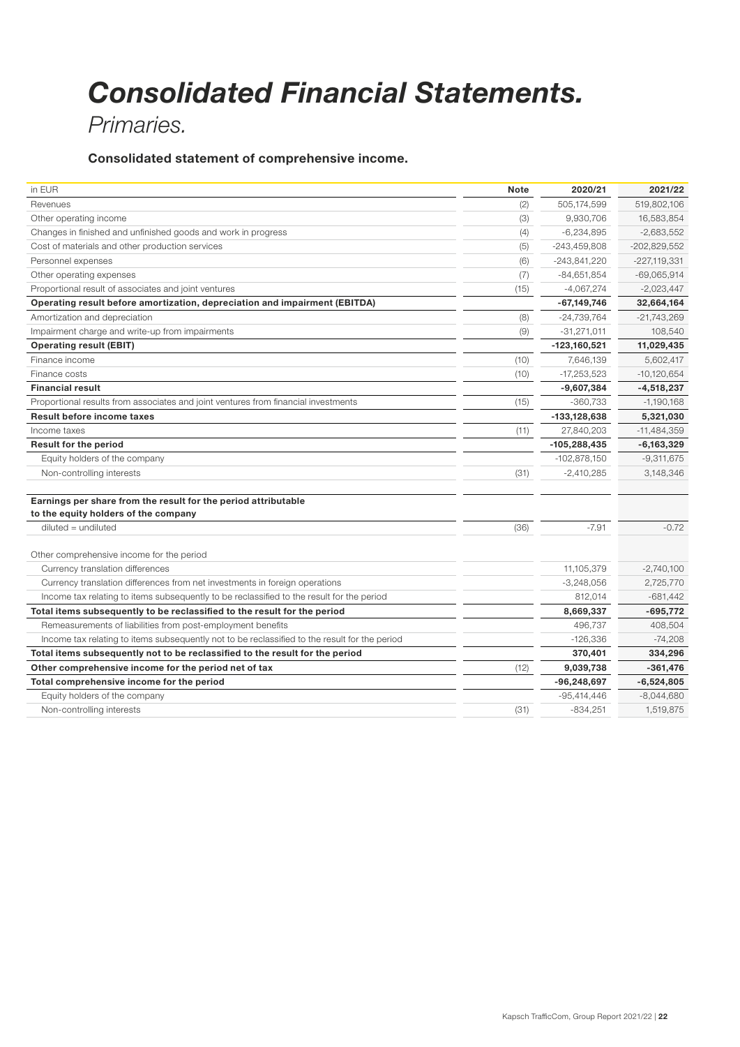# *Consolidated Financial Statements.*

*Primaries.*

### Consolidated statement of comprehensive income.

| in EUR | Note | 2020/21 | 2021/22 |
|---|---|---|---|
| Revenues | (2) | 505,174,599 | 519,802,106 |
| Other operating income | (3) | 9,930,706 | 16,583,854 |
| Changes in finished and unfinished goods and work in progress | (4) | -6,234,895 | -2,683,552 |
| Cost of materials and other production services | (5) | -243,459,808 | -202,829,552 |
| Personnel expenses | (6) | -243,841,220 | -227,119,331 |
| Other operating expenses | (7) | -84,651,854 | -69,065,914 |
| Proportional result of associates and joint ventures | (15) | -4,067,274 | -2,023,447 |
| **Operating result before amortization, depreciation and impairment (EBITDA)** | | **-67,149,746** | **32,664,164** |
| Amortization and depreciation | (8) | -24,739,764 | -21,743,269 |
| Impairment charge and write-up from impairments | (9) | -31,271,011 | 108,540 |
| **Operating result (EBIT)** | | **-123,160,521** | **11,029,435** |
| Finance income | (10) | 7,646,139 | 5,602,417 |
| Finance costs | (10) | -17,253,523 | -10,120,654 |
| **Financial result** | | **-9,607,384** | **-4,518,237** |
| Proportional results from associates and joint ventures from financial investments | (15) | -360,733 | -1,190,168 |
| **Result before income taxes** | | **-133,128,638** | **5,321,030** |
| Income taxes | (11) | 27,840,203 | -11,484,359 |
| **Result for the period** | | **-105,288,435** | **-6,163,329** |
| Equity holders of the company | | -102,878,150 | -9,311,675 |
| Non-controlling interests | (31) | -2,410,285 | 3,148,346 |
| | | | |
| **Earnings per share from the result for the period attributable to the equity holders of the company** | | | |
| diluted = undiluted | (36) | -7.91 | -0.72 |
| | | | |
| Other comprehensive income for the period | | | |
| Currency translation differences | | 11,105,379 | -2,740,100 |
| Currency translation differences from net investments in foreign operations | | -3,248,056 | 2,725,770 |
| Income tax relating to items subsequently to be reclassified to the result for the period | | 812,014 | -681,442 |
| **Total items subsequently to be reclassified to the result for the period** | | **8,669,337** | **-695,772** |
| Remeasurements of liabilities from post-employment benefits | | 496,737 | 408,504 |
| Income tax relating to items subsequently not to be reclassified to the result for the period | | -126,336 | -74,208 |
| **Total items subsequently not to be reclassified to the result for the period** | | **370,401** | **334,296** |
| **Other comprehensive income for the period net of tax** | (12) | **9,039,738** | **-361,476** |
| **Total comprehensive income for the period** | | **-96,248,697** | **-6,524,805** |
| Equity holders of the company | | -95,414,446 | -8,044,680 |
| Non-controlling interests | (31) | -834,251 | 1,519,875 |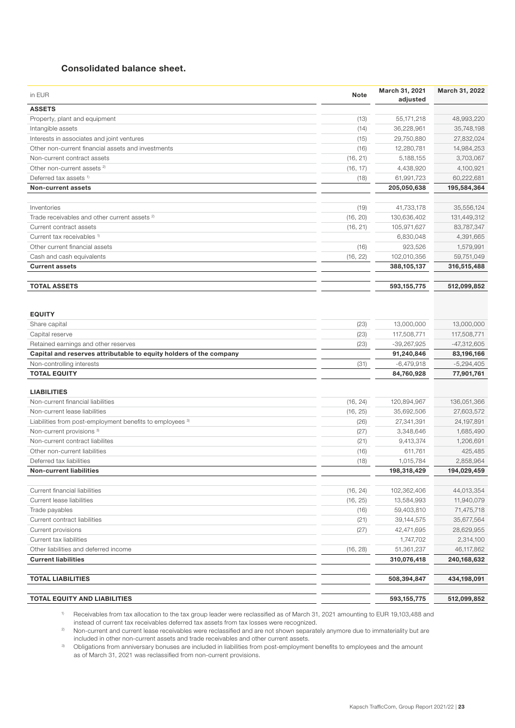## Consolidated balance sheet.

| in EUR | Note | March 31, 2021 adjusted | March 31, 2022 |
|---|---|---|---|
| **ASSETS** | | | |
| Property, plant and equipment | (13) | 55,171,218 | 48,993,220 |
| Intangible assets | (14) | 36,228,961 | 35,748,198 |
| Interests in associates and joint ventures | (15) | 29,750,880 | 27,832,024 |
| Other non-current financial assets and investments | (16) | 12,280,781 | 14,984,253 |
| Non-current contract assets | (16, 21) | 5,188,155 | 3,703,067 |
| Other non-current assets [2] | (16, 17) | 4,438,920 | 4,100,921 |
| Deferred tax assets [1] | (18) | 61,991,723 | 60,222,681 |
| **Non-current assets** | | **205,050,638** | **195,584,364** |
| Inventories | (19) | 41,733,178 | 35,556,124 |
| Trade receivables and other current assets [2] | (16, 20) | 130,636,402 | 131,449,312 |
| Current contract assets | (16, 21) | 105,971,627 | 83,787,347 |
| Current tax receivables [1] | | 6,830,048 | 4,391,665 |
| Other current financial assets | (16) | 923,526 | 1,579,991 |
| Cash and cash equivalents | (16, 22) | 102,010,356 | 59,751,049 |
| **Current assets** | | **388,105,137** | **316,515,488** |
| **TOTAL ASSETS** | | **593,155,775** | **512,099,852** |
| **EQUITY** | | | |
| Share capital | (23) | 13,000,000 | 13,000,000 |
| Capital reserve | (23) | 117,508,771 | 117,508,771 |
| Retained earnings and other reserves | (23) | -39,267,925 | -47,312,605 |
| **Capital and reserves attributable to equity holders of the company** | | **91,240,846** | **83,196,166** |
| Non-controlling interests | (31) | -6,479,918 | -5,294,405 |
| **TOTAL EQUITY** | | **84,760,928** | **77,901,761** |
| **LIABILITIES** | | | |
| Non-current financial liabilities | (16, 24) | 120,894,967 | 136,051,366 |
| Non-current lease liabilities | (16, 25) | 35,692,506 | 27,603,572 |
| Liabilities from post-employment benefits to employees [3] | (26) | 27,341,391 | 24,197,891 |
| Non-current provisions [3] | (27) | 3,348,646 | 1,685,490 |
| Non-current contract liabilites | (21) | 9,413,374 | 1,206,691 |
| Other non-current liabilities | (16) | 611,761 | 425,485 |
| Deferred tax liabilities | (18) | 1,015,784 | 2,858,964 |
| **Non-current liabilities** | | **198,318,429** | **194,029,459** |
| Current financial liabilities | (16, 24) | 102,362,406 | 44,013,354 |
| Current lease liabilities | (16, 25) | 13,584,993 | 11,940,079 |
| Trade payables | (16) | 59,403,810 | 71,475,718 |
| Current contract liabilities | (21) | 39,144,575 | 35,677,564 |
| Current provisions | (27) | 42,471,695 | 28,629,955 |
| Current tax liabilities | | 1,747,702 | 2,314,100 |
| Other liabilities and deferred income | (16, 28) | 51,361,237 | 46,117,862 |
| **Current liabilities** | | **310,076,418** | **240,168,632** |
| **TOTAL LIABILITIES** | | **508,394,847** | **434,198,091** |
| **TOTAL EQUITY AND LIABILITIES** | | **593,155,775** | **512,099,852** |

[1] Receivables from tax allocation to the tax group leader were reclassified as of March 31, 2021 amounting to EUR 19,103,488 and instead of current tax receivables deferred tax assets from tax losses were recognized.

[2] Non-current and current lease receivables were reclassified and are not shown separately anymore due to immateriality but are included in other non-current assets and trade receivables and other current assets.

[3] Obligations from anniversary bonuses are included in liabilities from post-employment benefits to employees and the amount as of March 31, 2021 was reclassified from non-current provisions.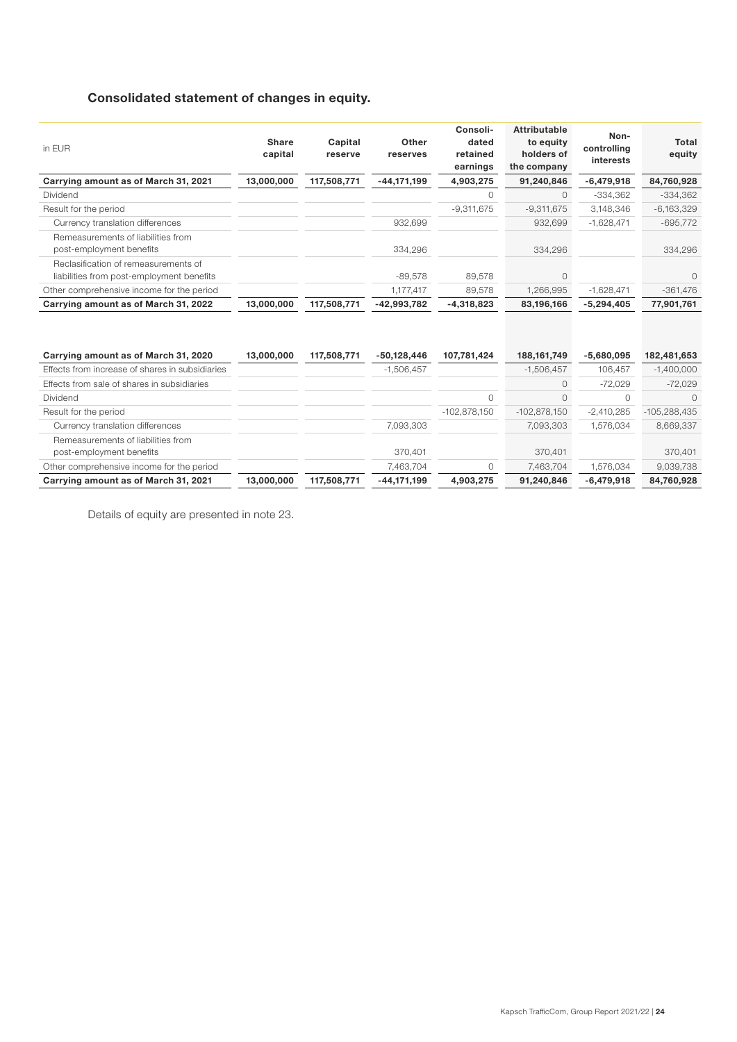# Consolidated statement of changes in equity.

| in EUR | Share capital | Capital reserve | Other reserves | Consoli-dated retained earnings | Attributable to equity holders of the company | Non-controlling interests | Total equity |
|---|---|---|---|---|---|---|---|
| **Carrying amount as of March 31, 2021** | **13,000,000** | **117,508,771** | **-44,171,199** | **4,903,275** | **91,240,846** | **-6,479,918** | **84,760,928** |
| Dividend | | | | 0 | 0 | -334,362 | -334,362 |
| Result for the period | | | | -9,311,675 | -9,311,675 | 3,148,346 | -6,163,329 |
| Currency translation differences | | | 932,699 | | 932,699 | -1,628,471 | -695,772 |
| Remeasurements of liabilities from post-employment benefits | | | 334,296 | | 334,296 | | 334,296 |
| Reclasification of remeasurements of liabilities from post-employment benefits | | | -89,578 | 89,578 | 0 | | 0 |
| Other comprehensive income for the period | | | 1,177,417 | 89,578 | 1,266,995 | -1,628,471 | -361,476 |
| **Carrying amount as of March 31, 2022** | **13,000,000** | **117,508,771** | **-42,993,782** | **-4,318,823** | **83,196,166** | **-5,294,405** | **77,901,761** |

| in EUR | Share capital | Capital reserve | Other reserves | Consoli-dated retained earnings | Attributable to equity holders of the company | Non-controlling interests | Total equity |
|---|---|---|---|---|---|---|---|
| **Carrying amount as of March 31, 2020** | **13,000,000** | **117,508,771** | **-50,128,446** | **107,781,424** | **188,161,749** | **-5,680,095** | **182,481,653** |
| Effects from increase of shares in subsidiaries | | | -1,506,457 | | -1,506,457 | 106,457 | -1,400,000 |
| Effects from sale of shares in subsidiaries | | | | | 0 | -72,029 | -72,029 |
| Dividend | | | | 0 | 0 | 0 | 0 |
| Result for the period | | | | -102,878,150 | -102,878,150 | -2,410,285 | -105,288,435 |
| Currency translation differences | | | 7,093,303 | | 7,093,303 | 1,576,034 | 8,669,337 |
| Remeasurements of liabilities from post-employment benefits | | | 370,401 | | 370,401 | | 370,401 |
| Other comprehensive income for the period | | | 7,463,704 | 0 | 7,463,704 | 1,576,034 | 9,039,738 |
| **Carrying amount as of March 31, 2021** | **13,000,000** | **117,508,771** | **-44,171,199** | **4,903,275** | **91,240,846** | **-6,479,918** | **84,760,928** |

Details of equity are presented in note 23.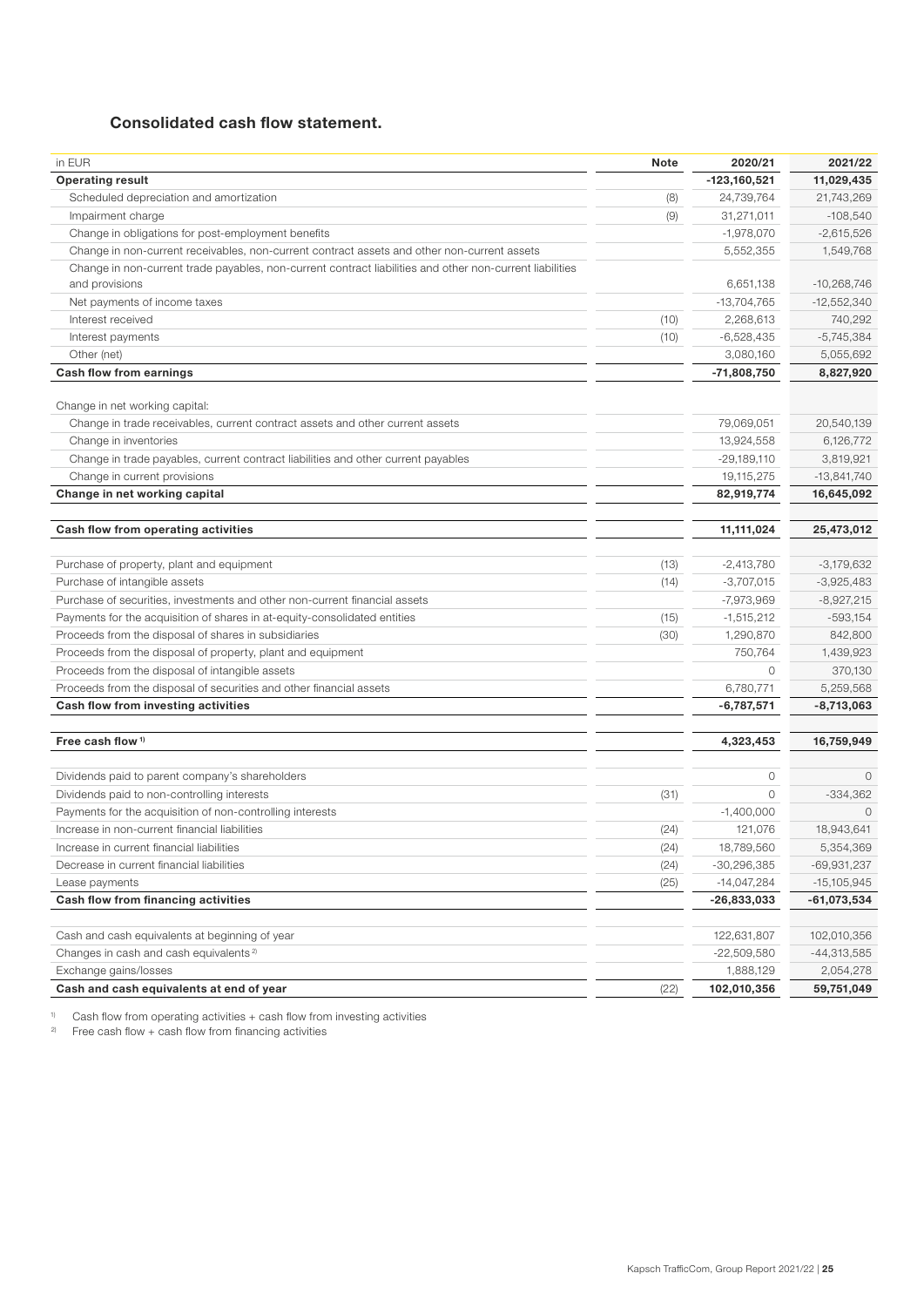## Consolidated cash flow statement.

| in EUR | Note | 2020/21 | 2021/22 |
|---|---|---|---|
| **Operating result** | | **-123,160,521** | **11,029,435** |
| Scheduled depreciation and amortization | (8) | 24,739,764 | 21,743,269 |
| Impairment charge | (9) | 31,271,011 | -108,540 |
| Change in obligations for post-employment benefits | | -1,978,070 | -2,615,526 |
| Change in non-current receivables, non-current contract assets and other non-current assets | | 5,552,355 | 1,549,768 |
| Change in non-current trade payables, non-current contract liabilities and other non-current liabilities and provisions | | 6,651,138 | -10,268,746 |
| Net payments of income taxes | | -13,704,765 | -12,552,340 |
| Interest received | (10) | 2,268,613 | 740,292 |
| Interest payments | (10) | -6,528,435 | -5,745,384 |
| Other (net) | | 3,080,160 | 5,055,692 |
| **Cash flow from earnings** | | **-71,808,750** | **8,827,920** |
| | | | |
| Change in net working capital: | | | |
| Change in trade receivables, current contract assets and other current assets | | 79,069,051 | 20,540,139 |
| Change in inventories | | 13,924,558 | 6,126,772 |
| Change in trade payables, current contract liabilities and other current payables | | -29,189,110 | 3,819,921 |
| Change in current provisions | | 19,115,275 | -13,841,740 |
| **Change in net working capital** | | **82,919,774** | **16,645,092** |
| | | | |
| **Cash flow from operating activities** | | **11,111,024** | **25,473,012** |
| | | | |
| Purchase of property, plant and equipment | (13) | -2,413,780 | -3,179,632 |
| Purchase of intangible assets | (14) | -3,707,015 | -3,925,483 |
| Purchase of securities, investments and other non-current financial assets | | -7,973,969 | -8,927,215 |
| Payments for the acquisition of shares in at-equity-consolidated entities | (15) | -1,515,212 | -593,154 |
| Proceeds from the disposal of shares in subsidiaries | (30) | 1,290,870 | 842,800 |
| Proceeds from the disposal of property, plant and equipment | | 750,764 | 1,439,923 |
| Proceeds from the disposal of intangible assets | | 0 | 370,130 |
| Proceeds from the disposal of securities and other financial assets | | 6,780,771 | 5,259,568 |
| **Cash flow from investing activities** | | **-6,787,571** | **-8,713,063** |
| | | | |
| **Free cash flow [1]** | | **4,323,453** | **16,759,949** |
| | | | |
| Dividends paid to parent company's shareholders | | 0 | 0 |
| Dividends paid to non-controlling interests | (31) | 0 | -334,362 |
| Payments for the acquisition of non-controlling interests | | -1,400,000 | 0 |
| Increase in non-current financial liabilities | (24) | 121,076 | 18,943,641 |
| Increase in current financial liabilities | (24) | 18,789,560 | 5,354,369 |
| Decrease in current financial liabilities | (24) | -30,296,385 | -69,931,237 |
| Lease payments | (25) | -14,047,284 | -15,105,945 |
| **Cash flow from financing activities** | | **-26,833,033** | **-61,073,534** |
| | | | |
| Cash and cash equivalents at beginning of year | | 122,631,807 | 102,010,356 |
| Changes in cash and cash equivalents [2] | | -22,509,580 | -44,313,585 |
| Exchange gains/losses | | 1,888,129 | 2,054,278 |
| **Cash and cash equivalents at end of year** | (22) | **102,010,356** | **59,751,049** |

[1] Cash flow from operating activities + cash flow from investing activities

[2] Free cash flow + cash flow from financing activities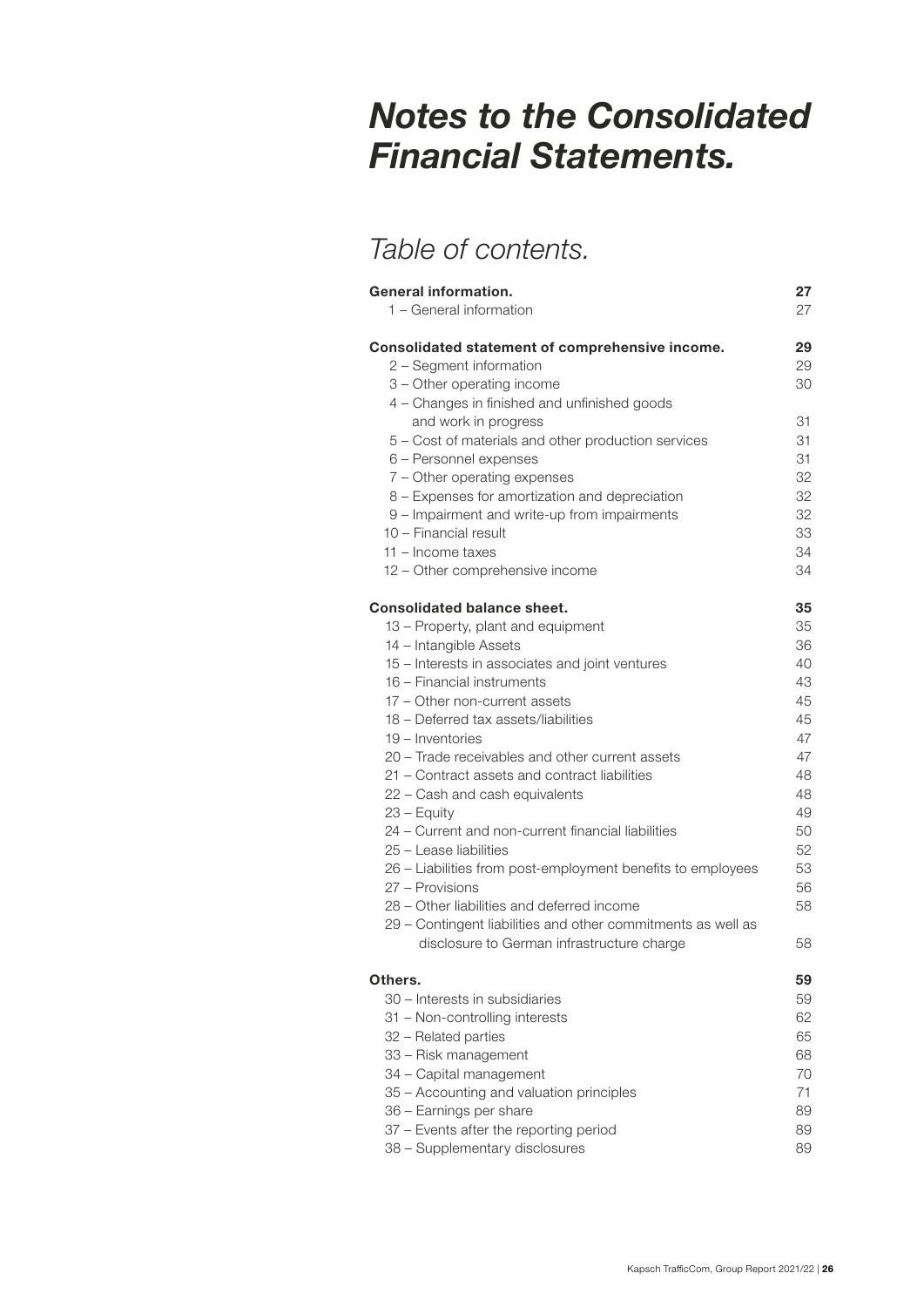# *Notes to the Consolidated Financial Statements.*

## *Table of contents.*

| | |
|---|---|
| **General information.** | **27** |
| 1 – General information | 27 |
| **Consolidated statement of comprehensive income.** | **29** |
| 2 – Segment information | 29 |
| 3 – Other operating income | 30 |
| 4 – Changes in finished and unfinished goods and work in progress | 31 |
| 5 – Cost of materials and other production services | 31 |
| 6 – Personnel expenses | 31 |
| 7 – Other operating expenses | 32 |
| 8 – Expenses for amortization and depreciation | 32 |
| 9 – Impairment and write-up from impairments | 32 |
| 10 – Financial result | 33 |
| 11 – Income taxes | 34 |
| 12 – Other comprehensive income | 34 |
| **Consolidated balance sheet.** | **35** |
| 13 – Property, plant and equipment | 35 |
| 14 – Intangible Assets | 36 |
| 15 – Interests in associates and joint ventures | 40 |
| 16 – Financial instruments | 43 |
| 17 – Other non-current assets | 45 |
| 18 – Deferred tax assets/liabilities | 45 |
| 19 – Inventories | 47 |
| 20 – Trade receivables and other current assets | 47 |
| 21 – Contract assets and contract liabilities | 48 |
| 22 – Cash and cash equivalents | 48 |
| 23 – Equity | 49 |
| 24 – Current and non-current financial liabilities | 50 |
| 25 – Lease liabilities | 52 |
| 26 – Liabilities from post-employment benefits to employees | 53 |
| 27 – Provisions | 56 |
| 28 – Other liabilities and deferred income | 58 |
| 29 – Contingent liabilities and other commitments as well as disclosure to German infrastructure charge | 58 |
| **Others.** | **59** |
| 30 – Interests in subsidiaries | 59 |
| 31 – Non-controlling interests | 62 |
| 32 – Related parties | 65 |
| 33 – Risk management | 68 |
| 34 – Capital management | 70 |
| 35 – Accounting and valuation principles | 71 |
| 36 – Earnings per share | 89 |
| 37 – Events after the reporting period | 89 |
| 38 – Supplementary disclosures | 89 |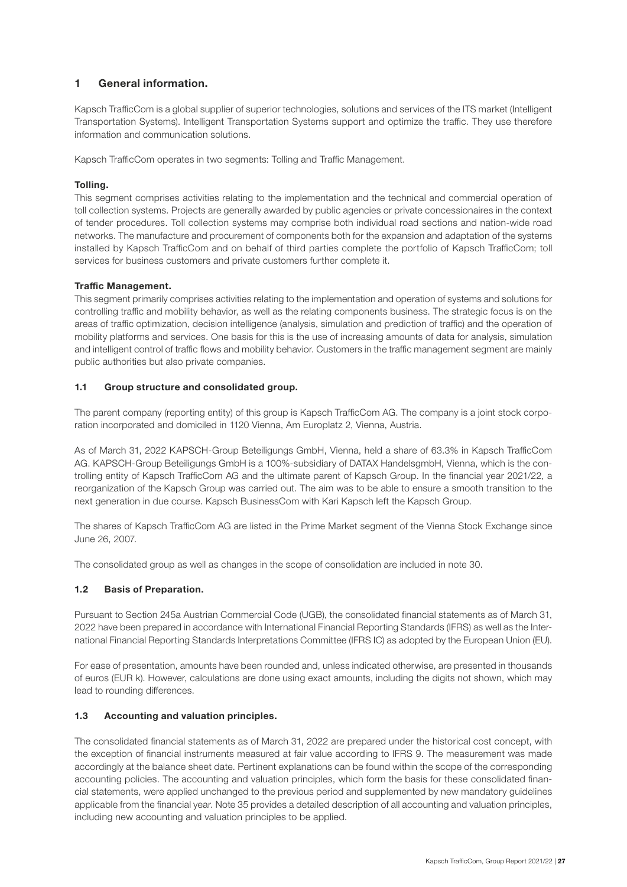# 1 General information.

Kapsch TrafficCom is a global supplier of superior technologies, solutions and services of the ITS market (Intelligent Transportation Systems). Intelligent Transportation Systems support and optimize the traffic. They use therefore information and communication solutions.

Kapsch TrafficCom operates in two segments: Tolling and Traffic Management.

**Tolling.**
This segment comprises activities relating to the implementation and the technical and commercial operation of toll collection systems. Projects are generally awarded by public agencies or private concessionaires in the context of tender procedures. Toll collection systems may comprise both individual road sections and nation-wide road networks. The manufacture and procurement of components both for the expansion and adaptation of the systems installed by Kapsch TrafficCom and on behalf of third parties complete the portfolio of Kapsch TrafficCom; toll services for business customers and private customers further complete it.

**Traffic Management.**
This segment primarily comprises activities relating to the implementation and operation of systems and solutions for controlling traffic and mobility behavior, as well as the relating components business. The strategic focus is on the areas of traffic optimization, decision intelligence (analysis, simulation and prediction of traffic) and the operation of mobility platforms and services. One basis for this is the use of increasing amounts of data for analysis, simulation and intelligent control of traffic flows and mobility behavior. Customers in the traffic management segment are mainly public authorities but also private companies.

## 1.1 Group structure and consolidated group.

The parent company (reporting entity) of this group is Kapsch TrafficCom AG. The company is a joint stock corporation incorporated and domiciled in 1120 Vienna, Am Europlatz 2, Vienna, Austria.

As of March 31, 2022 KAPSCH-Group Beteiligungs GmbH, Vienna, held a share of 63.3% in Kapsch TrafficCom AG. KAPSCH-Group Beteiligungs GmbH is a 100%-subsidiary of DATAX HandelsgmbH, Vienna, which is the controlling entity of Kapsch TrafficCom AG and the ultimate parent of Kapsch Group. In the financial year 2021/22, a reorganization of the Kapsch Group was carried out. The aim was to be able to ensure a smooth transition to the next generation in due course. Kapsch BusinessCom with Kari Kapsch left the Kapsch Group.

The shares of Kapsch TrafficCom AG are listed in the Prime Market segment of the Vienna Stock Exchange since June 26, 2007.

The consolidated group as well as changes in the scope of consolidation are included in note 30.

## 1.2 Basis of Preparation.

Pursuant to Section 245a Austrian Commercial Code (UGB), the consolidated financial statements as of March 31, 2022 have been prepared in accordance with International Financial Reporting Standards (IFRS) as well as the International Financial Reporting Standards Interpretations Committee (IFRS IC) as adopted by the European Union (EU).

For ease of presentation, amounts have been rounded and, unless indicated otherwise, are presented in thousands of euros (EUR k). However, calculations are done using exact amounts, including the digits not shown, which may lead to rounding differences.

## 1.3 Accounting and valuation principles.

The consolidated financial statements as of March 31, 2022 are prepared under the historical cost concept, with the exception of financial instruments measured at fair value according to IFRS 9. The measurement was made accordingly at the balance sheet date. Pertinent explanations can be found within the scope of the corresponding accounting policies. The accounting and valuation principles, which form the basis for these consolidated financial statements, were applied unchanged to the previous period and supplemented by new mandatory guidelines applicable from the financial year. Note 35 provides a detailed description of all accounting and valuation principles, including new accounting and valuation principles to be applied.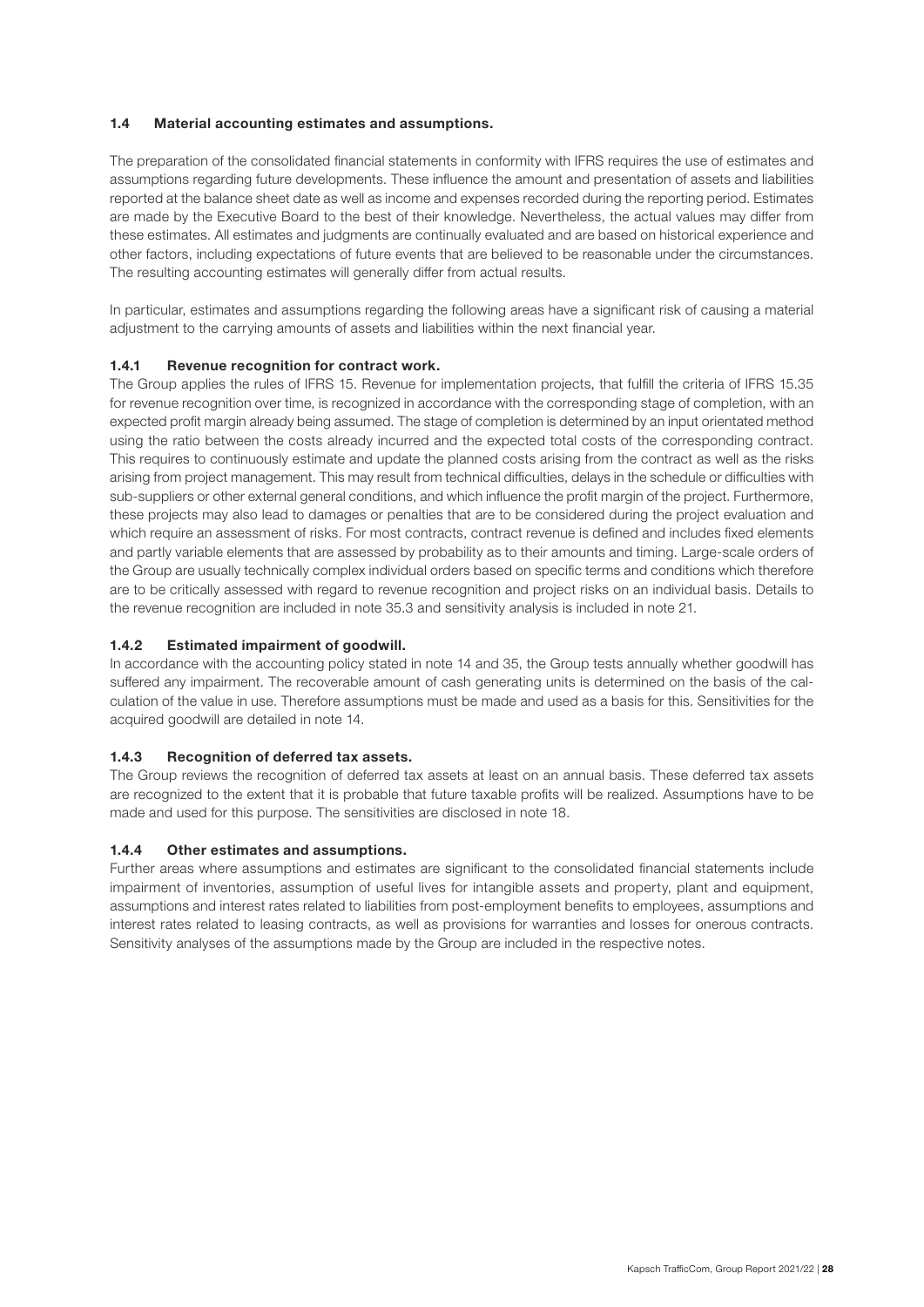## 1.4 Material accounting estimates and assumptions.

The preparation of the consolidated financial statements in conformity with IFRS requires the use of estimates and assumptions regarding future developments. These influence the amount and presentation of assets and liabilities reported at the balance sheet date as well as income and expenses recorded during the reporting period. Estimates are made by the Executive Board to the best of their knowledge. Nevertheless, the actual values may differ from these estimates. All estimates and judgments are continually evaluated and are based on historical experience and other factors, including expectations of future events that are believed to be reasonable under the circumstances. The resulting accounting estimates will generally differ from actual results.

In particular, estimates and assumptions regarding the following areas have a significant risk of causing a material adjustment to the carrying amounts of assets and liabilities within the next financial year.

### 1.4.1 Revenue recognition for contract work.

The Group applies the rules of IFRS 15. Revenue for implementation projects, that fulfill the criteria of IFRS 15.35 for revenue recognition over time, is recognized in accordance with the corresponding stage of completion, with an expected profit margin already being assumed. The stage of completion is determined by an input orientated method using the ratio between the costs already incurred and the expected total costs of the corresponding contract. This requires to continuously estimate and update the planned costs arising from the contract as well as the risks arising from project management. This may result from technical difficulties, delays in the schedule or difficulties with sub-suppliers or other external general conditions, and which influence the profit margin of the project. Furthermore, these projects may also lead to damages or penalties that are to be considered during the project evaluation and which require an assessment of risks. For most contracts, contract revenue is defined and includes fixed elements and partly variable elements that are assessed by probability as to their amounts and timing. Large-scale orders of the Group are usually technically complex individual orders based on specific terms and conditions which therefore are to be critically assessed with regard to revenue recognition and project risks on an individual basis. Details to the revenue recognition are included in note 35.3 and sensitivity analysis is included in note 21.

### 1.4.2 Estimated impairment of goodwill.

In accordance with the accounting policy stated in note 14 and 35, the Group tests annually whether goodwill has suffered any impairment. The recoverable amount of cash generating units is determined on the basis of the calculation of the value in use. Therefore assumptions must be made and used as a basis for this. Sensitivities for the acquired goodwill are detailed in note 14.

### 1.4.3 Recognition of deferred tax assets.

The Group reviews the recognition of deferred tax assets at least on an annual basis. These deferred tax assets are recognized to the extent that it is probable that future taxable profits will be realized. Assumptions have to be made and used for this purpose. The sensitivities are disclosed in note 18.

### 1.4.4 Other estimates and assumptions.

Further areas where assumptions and estimates are significant to the consolidated financial statements include impairment of inventories, assumption of useful lives for intangible assets and property, plant and equipment, assumptions and interest rates related to liabilities from post-employment benefits to employees, assumptions and interest rates related to leasing contracts, as well as provisions for warranties and losses for onerous contracts. Sensitivity analyses of the assumptions made by the Group are included in the respective notes.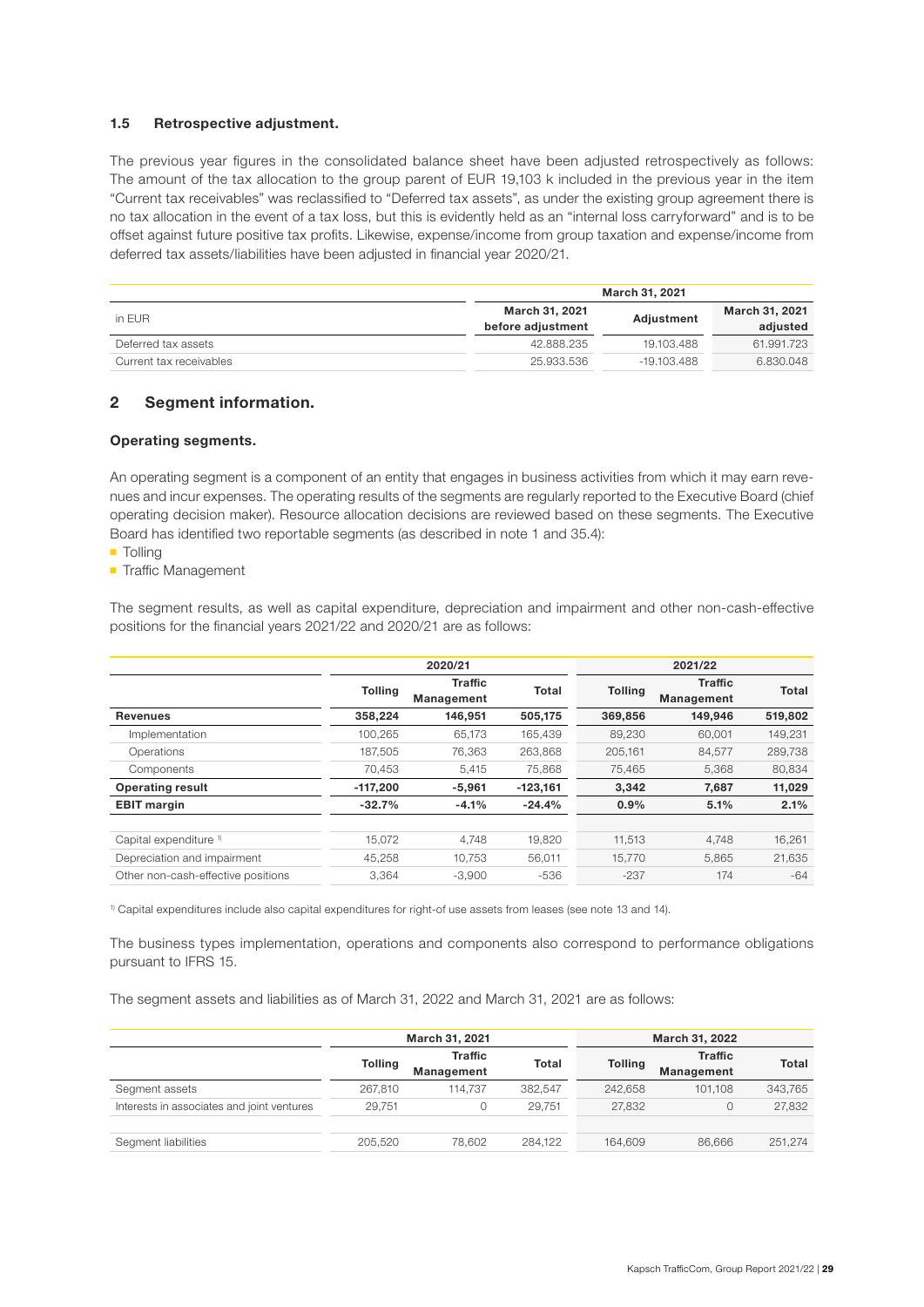### 1.5 Retrospective adjustment.

The previous year figures in the consolidated balance sheet have been adjusted retrospectively as follows: The amount of the tax allocation to the group parent of EUR 19,103 k included in the previous year in the item "Current tax receivables" was reclassified to "Deferred tax assets", as under the existing group agreement there is no tax allocation in the event of a tax loss, but this is evidently held as an "internal loss carryforward" and is to be offset against future positive tax profits. Likewise, expense/income from group taxation and expense/income from deferred tax assets/liabilities have been adjusted in financial year 2020/21.

| | March 31, 2021 | | |
|---|---|---|---|
| in EUR | March 31, 2021 before adjustment | Adjustment | March 31, 2021 adjusted |
| Deferred tax assets | 42.888.235 | 19.103.488 | 61.991.723 |
| Current tax receivables | 25.933.536 | -19.103.488 | 6.830.048 |

## 2 Segment information.

### Operating segments.

An operating segment is a component of an entity that engages in business activities from which it may earn revenues and incur expenses. The operating results of the segments are regularly reported to the Executive Board (chief operating decision maker). Resource allocation decisions are reviewed based on these segments. The Executive Board has identified two reportable segments (as described in note 1 and 35.4):

- Tolling
- Traffic Management

The segment results, as well as capital expenditure, depreciation and impairment and other non-cash-effective positions for the financial years 2021/22 and 2020/21 are as follows:

| | 2020/21 | | | 2021/22 | | |
|---|---|---|---|---|---|---|
| | Tolling | Traffic Management | Total | Tolling | Traffic Management | Total |
| **Revenues** | **358,224** | **146,951** | **505,175** | **369,856** | **149,946** | **519,802** |
| Implementation | 100,265 | 65,173 | 165,439 | 89,230 | 60,001 | 149,231 |
| Operations | 187,505 | 76,363 | 263,868 | 205,161 | 84,577 | 289,738 |
| Components | 70,453 | 5,415 | 75,868 | 75,465 | 5,368 | 80,834 |
| **Operating result** | **-117,200** | **-5,961** | **-123,161** | **3,342** | **7,687** | **11,029** |
| **EBIT margin** | **-32.7%** | **-4.1%** | **-24.4%** | **0.9%** | **5.1%** | **2.1%** |
| | | | | | | |
| Capital expenditure [1] | 15,072 | 4,748 | 19,820 | 11,513 | 4,748 | 16,261 |
| Depreciation and impairment | 45,258 | 10,753 | 56,011 | 15,770 | 5,865 | 21,635 |
| Other non-cash-effective positions | 3,364 | -3,900 | -536 | -237 | 174 | -64 |

[1] Capital expenditures include also capital expenditures for right-of use assets from leases (see note 13 and 14).

The business types implementation, operations and components also correspond to performance obligations pursuant to IFRS 15.

The segment assets and liabilities as of March 31, 2022 and March 31, 2021 are as follows:

| | March 31, 2021 | | | March 31, 2022 | | |
|---|---|---|---|---|---|---|
| | Tolling | Traffic Management | Total | Tolling | Traffic Management | Total |
| Segment assets | 267,810 | 114,737 | 382,547 | 242,658 | 101,108 | 343,765 |
| Interests in associates and joint ventures | 29,751 | 0 | 29,751 | 27,832 | 0 | 27,832 |
| | | | | | | |
| Segment liabilities | 205,520 | 78,602 | 284,122 | 164,609 | 86,666 | 251,274 |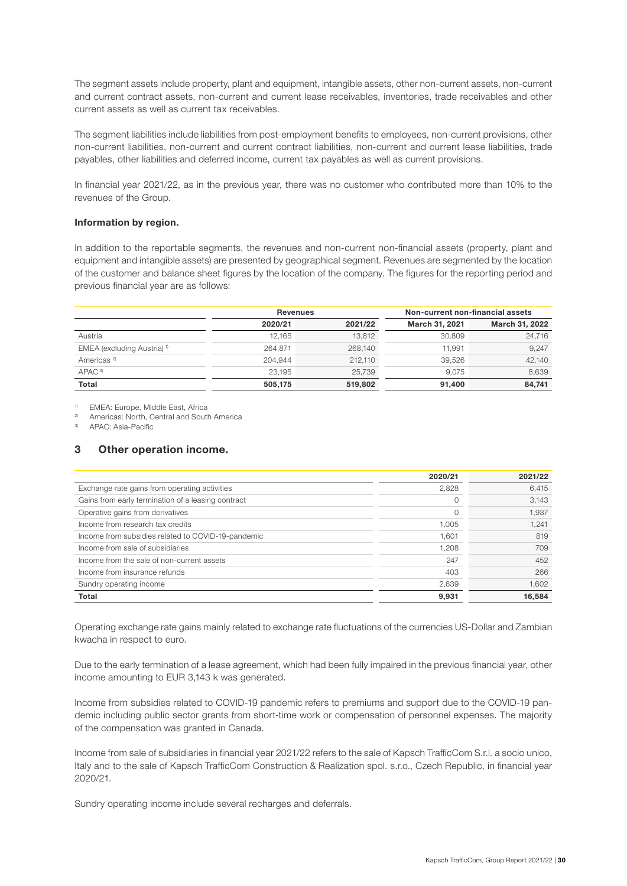The segment assets include property, plant and equipment, intangible assets, other non-current assets, non-current and current contract assets, non-current and current lease receivables, inventories, trade receivables and other current assets as well as current tax receivables.

The segment liabilities include liabilities from post-employment benefits to employees, non-current provisions, other non-current liabilities, non-current and current contract liabilities, non-current and current lease liabilities, trade payables, other liabilities and deferred income, current tax payables as well as current provisions.

In financial year 2021/22, as in the previous year, there was no customer who contributed more than 10% to the revenues of the Group.

**Information by region.**

In addition to the reportable segments, the revenues and non-current non-financial assets (property, plant and equipment and intangible assets) are presented by geographical segment. Revenues are segmented by the location of the customer and balance sheet figures by the location of the company. The figures for the reporting period and previous financial year are as follows:

| | Revenues | | Non-current non-financial assets | |
|---|---|---|---|---|
| | 2020/21 | 2021/22 | March 31, 2021 | March 31, 2022 |
| Austria | 12,165 | 13,812 | 30,809 | 24,716 |
| EMEA (excluding Austria) [1] | 264,871 | 268,140 | 11,991 | 9,247 |
| Americas [2] | 204,944 | 212,110 | 39,526 | 42,140 |
| APAC [3] | 23,195 | 25,739 | 9,075 | 8,639 |
| **Total** | **505,175** | **519,802** | **91,400** | **84,741** |

[1] EMEA: Europe, Middle East, Africa
[2] Americas: North, Central and South America
[3] APAC: Asia-Pacific

## 3 Other operation income.

| | 2020/21 | 2021/22 |
|---|---|---|
| Exchange rate gains from operating activities | 2,828 | 6,415 |
| Gains from early termination of a leasing contract | 0 | 3,143 |
| Operative gains from derivatives | 0 | 1,937 |
| Income from research tax credits | 1,005 | 1,241 |
| Income from subsidies related to COVID-19-pandemic | 1,601 | 819 |
| Income from sale of subsidiaries | 1,208 | 709 |
| Income from the sale of non-current assets | 247 | 452 |
| Income from insurance refunds | 403 | 266 |
| Sundry operating income | 2,639 | 1,602 |
| **Total** | **9,931** | **16,584** |

Operating exchange rate gains mainly related to exchange rate fluctuations of the currencies US-Dollar and Zambian kwacha in respect to euro.

Due to the early termination of a lease agreement, which had been fully impaired in the previous financial year, other income amounting to EUR 3,143 k was generated.

Income from subsidies related to COVID-19 pandemic refers to premiums and support due to the COVID-19 pandemic including public sector grants from short-time work or compensation of personnel expenses. The majority of the compensation was granted in Canada.

Income from sale of subsidiaries in financial year 2021/22 refers to the sale of Kapsch TrafficCom S.r.l. a socio unico, Italy and to the sale of Kapsch TrafficCom Construction & Realization spol. s.r.o., Czech Republic, in financial year 2020/21.

Sundry operating income include several recharges and deferrals.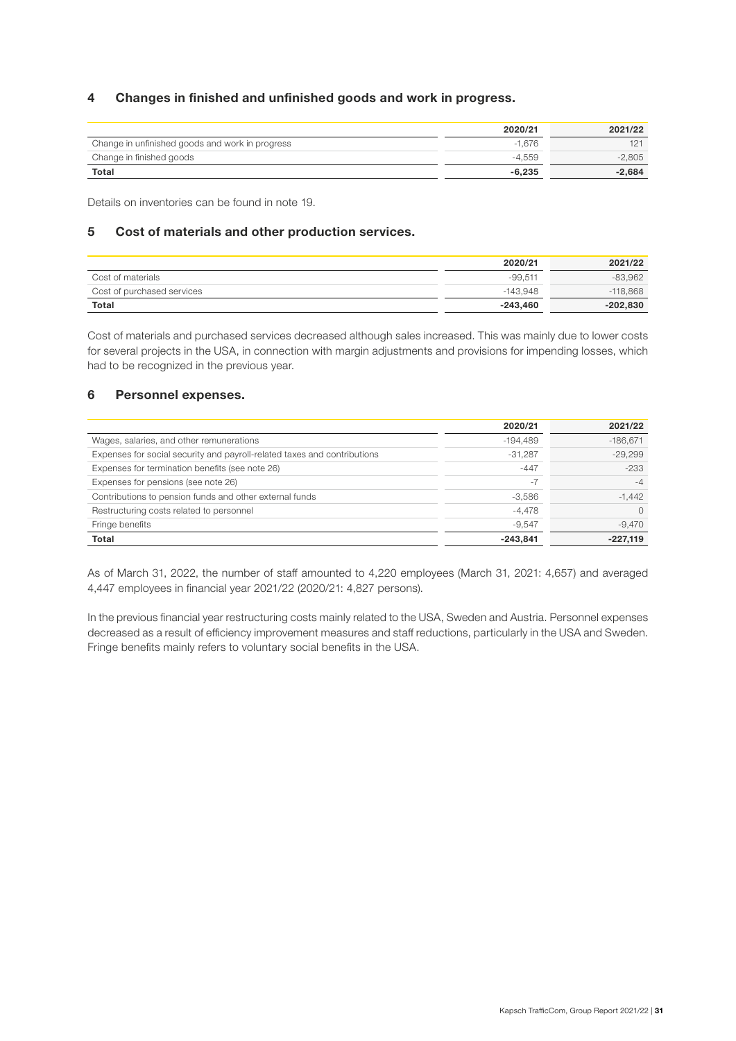## 4 Changes in finished and unfinished goods and work in progress.

| | 2020/21 | 2021/22 |
|---|---|---|
| Change in unfinished goods and work in progress | -1,676 | 121 |
| Change in finished goods | -4,559 | -2,805 |
| **Total** | **-6,235** | **-2,684** |

Details on inventories can be found in note 19.

## 5 Cost of materials and other production services.

| | 2020/21 | 2021/22 |
|---|---|---|
| Cost of materials | -99,511 | -83,962 |
| Cost of purchased services | -143,948 | -118,868 |
| **Total** | **-243,460** | **-202,830** |

Cost of materials and purchased services decreased although sales increased. This was mainly due to lower costs for several projects in the USA, in connection with margin adjustments and provisions for impending losses, which had to be recognized in the previous year.

## 6 Personnel expenses.

| | 2020/21 | 2021/22 |
|---|---|---|
| Wages, salaries, and other remunerations | -194,489 | -186,671 |
| Expenses for social security and payroll-related taxes and contributions | -31,287 | -29,299 |
| Expenses for termination benefits (see note 26) | -447 | -233 |
| Expenses for pensions (see note 26) | -7 | -4 |
| Contributions to pension funds and other external funds | -3,586 | -1,442 |
| Restructuring costs related to personnel | -4,478 | 0 |
| Fringe benefits | -9,547 | -9,470 |
| **Total** | **-243,841** | **-227,119** |

As of March 31, 2022, the number of staff amounted to 4,220 employees (March 31, 2021: 4,657) and averaged 4,447 employees in financial year 2021/22 (2020/21: 4,827 persons).

In the previous financial year restructuring costs mainly related to the USA, Sweden and Austria. Personnel expenses decreased as a result of efficiency improvement measures and staff reductions, particularly in the USA and Sweden. Fringe benefits mainly refers to voluntary social benefits in the USA.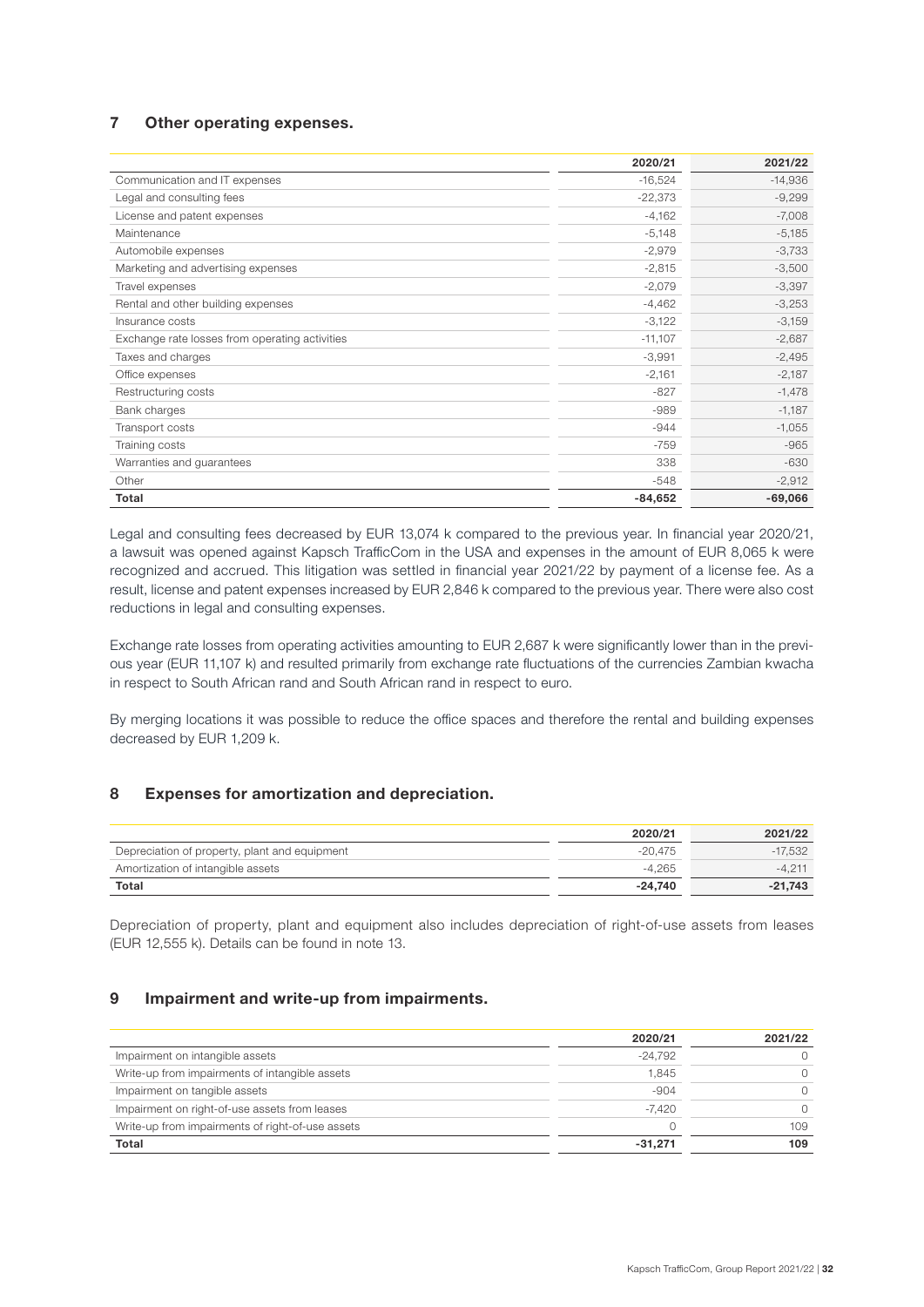## 7 Other operating expenses.

| | 2020/21 | 2021/22 |
|---|---|---|
| Communication and IT expenses | -16,524 | -14,936 |
| Legal and consulting fees | -22,373 | -9,299 |
| License and patent expenses | -4,162 | -7,008 |
| Maintenance | -5,148 | -5,185 |
| Automobile expenses | -2,979 | -3,733 |
| Marketing and advertising expenses | -2,815 | -3,500 |
| Travel expenses | -2,079 | -3,397 |
| Rental and other building expenses | -4,462 | -3,253 |
| Insurance costs | -3,122 | -3,159 |
| Exchange rate losses from operating activities | -11,107 | -2,687 |
| Taxes and charges | -3,991 | -2,495 |
| Office expenses | -2,161 | -2,187 |
| Restructuring costs | -827 | -1,478 |
| Bank charges | -989 | -1,187 |
| Transport costs | -944 | -1,055 |
| Training costs | -759 | -965 |
| Warranties and guarantees | 338 | -630 |
| Other | -548 | -2,912 |
| **Total** | **-84,652** | **-69,066** |

Legal and consulting fees decreased by EUR 13,074 k compared to the previous year. In financial year 2020/21, a lawsuit was opened against Kapsch TrafficCom in the USA and expenses in the amount of EUR 8,065 k were recognized and accrued. This litigation was settled in financial year 2021/22 by payment of a license fee. As a result, license and patent expenses increased by EUR 2,846 k compared to the previous year. There were also cost reductions in legal and consulting expenses.

Exchange rate losses from operating activities amounting to EUR 2,687 k were significantly lower than in the previous year (EUR 11,107 k) and resulted primarily from exchange rate fluctuations of the currencies Zambian kwacha in respect to South African rand and South African rand in respect to euro.

By merging locations it was possible to reduce the office spaces and therefore the rental and building expenses decreased by EUR 1,209 k.

## 8 Expenses for amortization and depreciation.

| | 2020/21 | 2021/22 |
|---|---|---|
| Depreciation of property, plant and equipment | -20,475 | -17,532 |
| Amortization of intangible assets | -4,265 | -4,211 |
| **Total** | **-24,740** | **-21,743** |

Depreciation of property, plant and equipment also includes depreciation of right-of-use assets from leases (EUR 12,555 k). Details can be found in note 13.

## 9 Impairment and write-up from impairments.

| | 2020/21 | 2021/22 |
|---|---|---|
| Impairment on intangible assets | -24,792 | 0 |
| Write-up from impairments of intangible assets | 1,845 | 0 |
| Impairment on tangible assets | -904 | 0 |
| Impairment on right-of-use assets from leases | -7,420 | 0 |
| Write-up from impairments of right-of-use assets | 0 | 109 |
| **Total** | **-31,271** | **109** |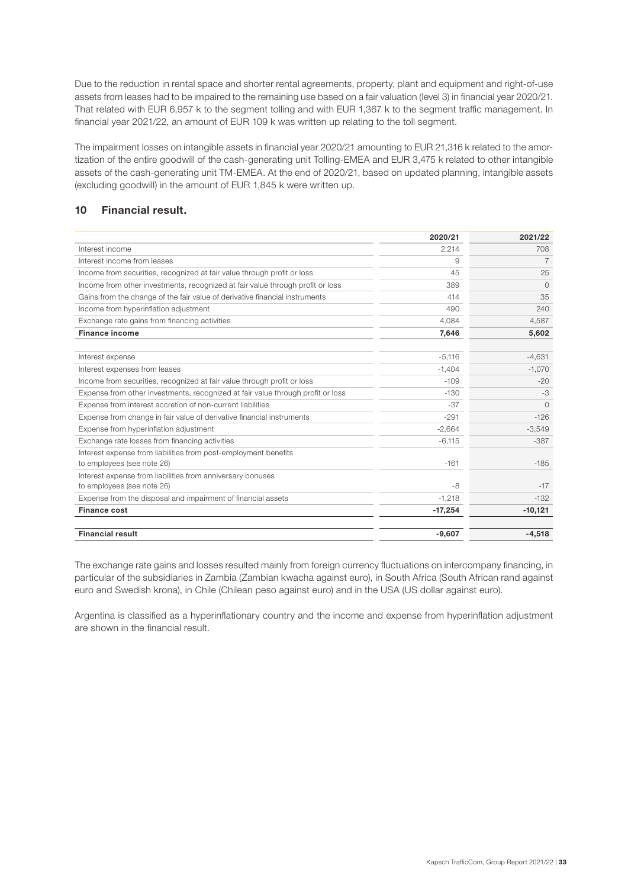Due to the reduction in rental space and shorter rental agreements, property, plant and equipment and right-of-use assets from leases had to be impaired to the remaining use based on a fair valuation (level 3) in financial year 2020/21. That related with EUR 6,957 k to the segment tolling and with EUR 1,367 k to the segment traffic management. In financial year 2021/22, an amount of EUR 109 k was written up relating to the toll segment.

The impairment losses on intangible assets in financial year 2020/21 amounting to EUR 21,316 k related to the amortization of the entire goodwill of the cash-generating unit Tolling-EMEA and EUR 3,475 k related to other intangible assets of the cash-generating unit TM-EMEA. At the end of 2020/21, based on updated planning, intangible assets (excluding goodwill) in the amount of EUR 1,845 k were written up.

## 10 Financial result.

| | 2020/21 | 2021/22 |
|---|---|---|
| Interest income | 2,214 | 708 |
| Interest income from leases | 9 | 7 |
| Income from securities, recognized at fair value through profit or loss | 45 | 25 |
| Income from other investments, recognized at fair value through profit or loss | 389 | 0 |
| Gains from the change of the fair value of derivative financial instruments | 414 | 35 |
| Income from hyperinflation adjustment | 490 | 240 |
| Exchange rate gains from financing activities | 4,084 | 4,587 |
| **Finance income** | **7,646** | **5,602** |
| | | |
| Interest expense | -5,116 | -4,631 |
| Interest expenses from leases | -1,404 | -1,070 |
| Income from securities, recognized at fair value through profit or loss | -109 | -20 |
| Expense from other investments, recognized at fair value through profit or loss | -130 | -3 |
| Expense from interest accretion of non-current liabilities | -37 | 0 |
| Expense from change in fair value of derivative financial instruments | -291 | -126 |
| Expense from hyperinflation adjustment | -2,664 | -3,549 |
| Exchange rate losses from financing activities | -6,115 | -387 |
| Interest expense from liabilities from post-employment benefits to employees (see note 26) | -161 | -185 |
| Interest expense from liabilities from anniversary bonuses to employees (see note 26) | -8 | -17 |
| Expense from the disposal and impairment of financial assets | -1,218 | -132 |
| **Finance cost** | **-17,254** | **-10,121** |
| | | |
| **Financial result** | **-9,607** | **-4,518** |

The exchange rate gains and losses resulted mainly from foreign currency fluctuations on intercompany financing, in particular of the subsidiaries in Zambia (Zambian kwacha against euro), in South Africa (South African rand against euro and Swedish krona), in Chile (Chilean peso against euro) and in the USA (US dollar against euro).

Argentina is classified as a hyperinflationary country and the income and expense from hyperinflation adjustment are shown in the financial result.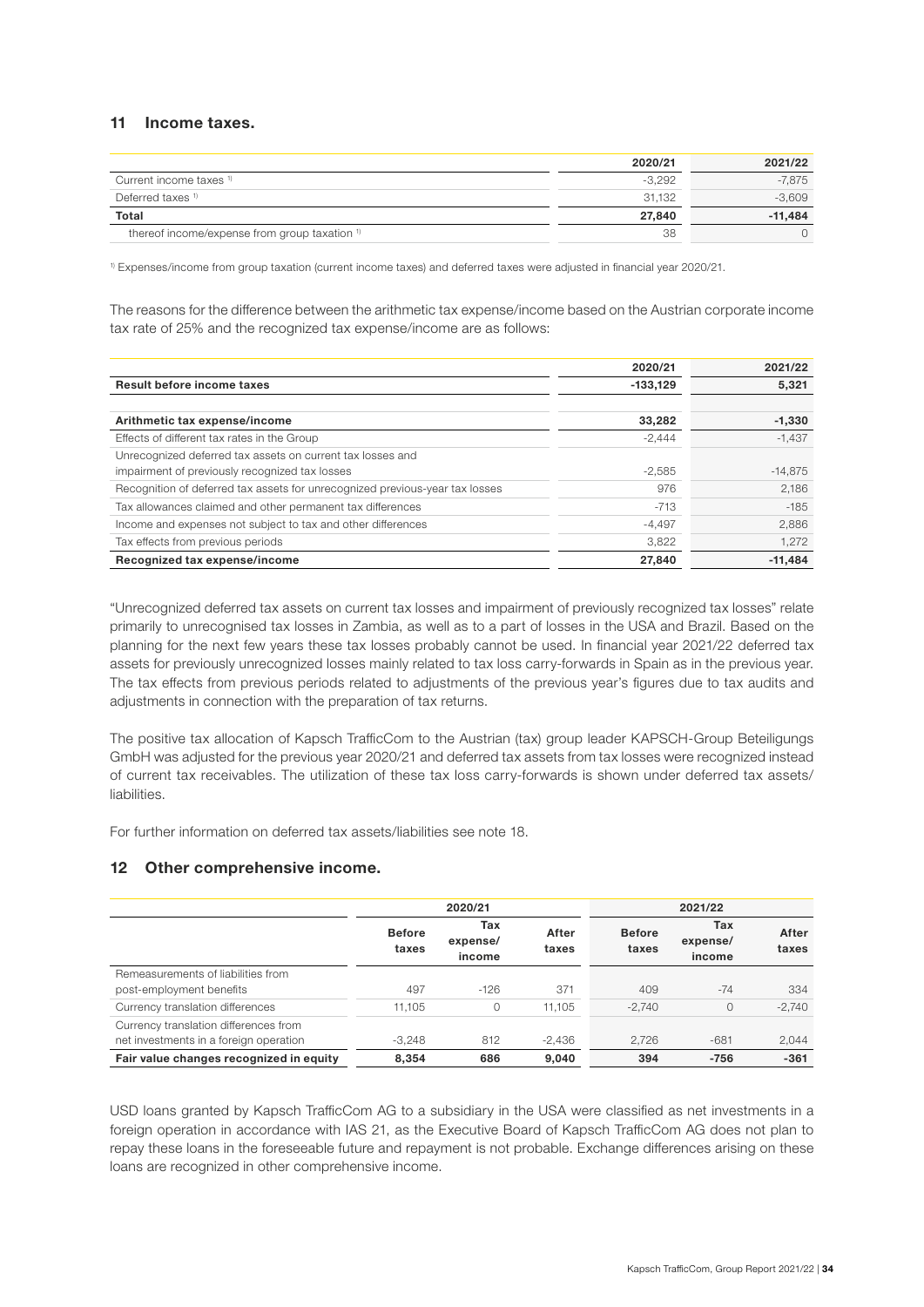## 11 Income taxes.

| | 2020/21 | 2021/22 |
|---|---|---|
| Current income taxes [1] | -3,292 | -7,875 |
| Deferred taxes [1] | 31,132 | -3,609 |
| **Total** | **27,840** | **-11,484** |
| thereof income/expense from group taxation [1] | 38 | 0 |

[1] Expenses/income from group taxation (current income taxes) and deferred taxes were adjusted in financial year 2020/21.

The reasons for the difference between the arithmetic tax expense/income based on the Austrian corporate income tax rate of 25% and the recognized tax expense/income are as follows:

| | 2020/21 | 2021/22 |
|---|---|---|
| **Result before income taxes** | **-133,129** | **5,321** |
| **Arithmetic tax expense/income** | **33,282** | **-1,330** |
| Effects of different tax rates in the Group | -2,444 | -1,437 |
| Unrecognized deferred tax assets on current tax losses and impairment of previously recognized tax losses | -2,585 | -14,875 |
| Recognition of deferred tax assets for unrecognized previous-year tax losses | 976 | 2,186 |
| Tax allowances claimed and other permanent tax differences | -713 | -185 |
| Income and expenses not subject to tax and other differences | -4,497 | 2,886 |
| Tax effects from previous periods | 3,822 | 1,272 |
| **Recognized tax expense/income** | **27,840** | **-11,484** |

"Unrecognized deferred tax assets on current tax losses and impairment of previously recognized tax losses" relate primarily to unrecognised tax losses in Zambia, as well as to a part of losses in the USA and Brazil. Based on the planning for the next few years these tax losses probably cannot be used. In financial year 2021/22 deferred tax assets for previously unrecognized losses mainly related to tax loss carry-forwards in Spain as in the previous year. The tax effects from previous periods related to adjustments of the previous year's figures due to tax audits and adjustments in connection with the preparation of tax returns.

The positive tax allocation of Kapsch TrafficCom to the Austrian (tax) group leader KAPSCH-Group Beteiligungs GmbH was adjusted for the previous year 2020/21 and deferred tax assets from tax losses were recognized instead of current tax receivables. The utilization of these tax loss carry-forwards is shown under deferred tax assets/liabilities.

For further information on deferred tax assets/liabilities see note 18.

## 12 Other comprehensive income.

| | 2020/21 | | | 2021/22 | | |
|---|---|---|---|---|---|---|
| | Before taxes | Tax expense/ income | After taxes | Before taxes | Tax expense/ income | After taxes |
| Remeasurements of liabilities from post-employment benefits | 497 | -126 | 371 | 409 | -74 | 334 |
| Currency translation differences | 11,105 | 0 | 11,105 | -2,740 | 0 | -2,740 |
| Currency translation differences from net investments in a foreign operation | -3,248 | 812 | -2,436 | 2,726 | -681 | 2,044 |
| **Fair value changes recognized in equity** | **8,354** | **686** | **9,040** | **394** | **-756** | **-361** |

USD loans granted by Kapsch TrafficCom AG to a subsidiary in the USA were classified as net investments in a foreign operation in accordance with IAS 21, as the Executive Board of Kapsch TrafficCom AG does not plan to repay these loans in the foreseeable future and repayment is not probable. Exchange differences arising on these loans are recognized in other comprehensive income.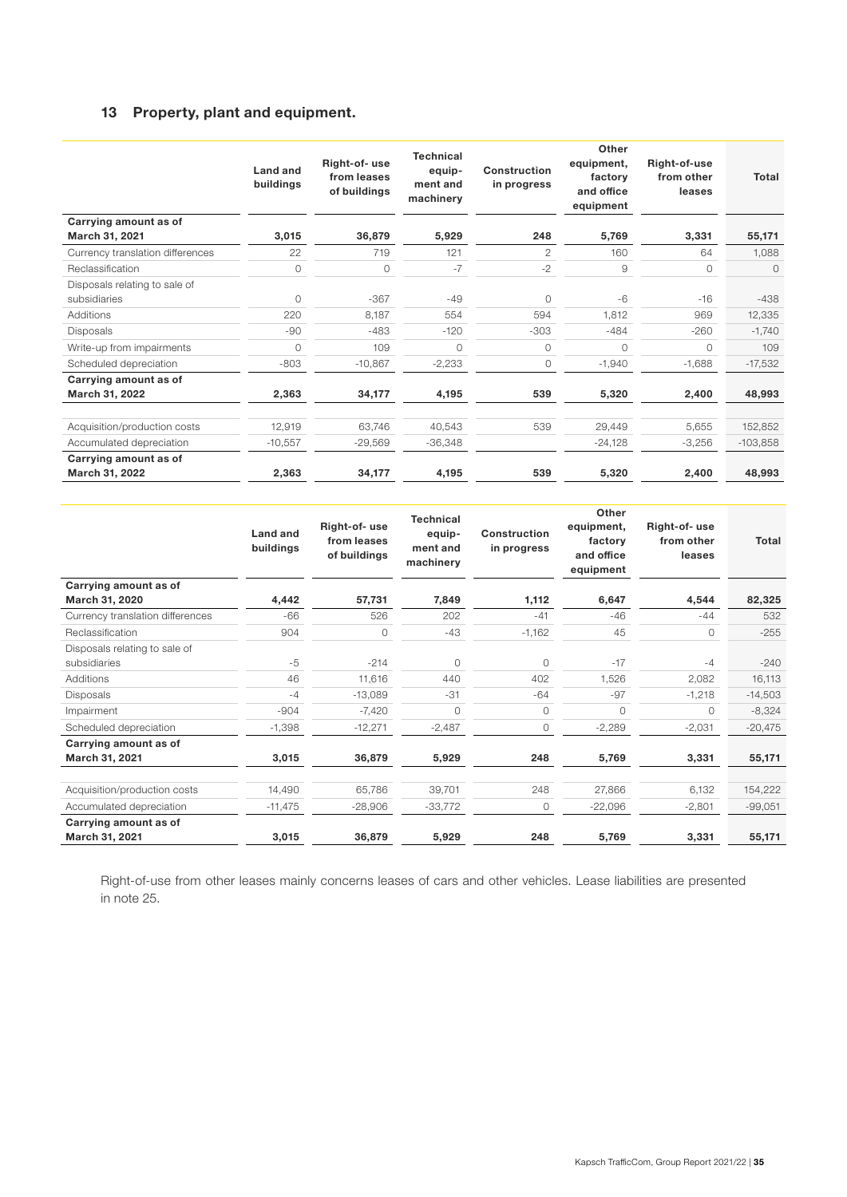## 13 Property, plant and equipment.

| | Land and buildings | Right-of- use from leases of buildings | Technical equip-ment and machinery | Construction in progress | Other equipment, factory and office equipment | Right-of-use from other leases | Total |
|---|---|---|---|---|---|---|---|
| **Carrying amount as of March 31, 2021** | **3,015** | **36,879** | **5,929** | **248** | **5,769** | **3,331** | **55,171** |
| Currency translation differences | 22 | 719 | 121 | 2 | 160 | 64 | 1,088 |
| Reclassification | 0 | 0 | -7 | -2 | 9 | 0 | 0 |
| Disposals relating to sale of subsidiaries | 0 | -367 | -49 | 0 | -6 | -16 | -438 |
| Additions | 220 | 8,187 | 554 | 594 | 1,812 | 969 | 12,335 |
| Disposals | -90 | -483 | -120 | -303 | -484 | -260 | -1,740 |
| Write-up from impairments | 0 | 109 | 0 | 0 | 0 | 0 | 109 |
| Scheduled depreciation | -803 | -10,867 | -2,233 | 0 | -1,940 | -1,688 | -17,532 |
| **Carrying amount as of March 31, 2022** | **2,363** | **34,177** | **4,195** | **539** | **5,320** | **2,400** | **48,993** |
| | | | | | | | |
| Acquisition/production costs | 12,919 | 63,746 | 40,543 | 539 | 29,449 | 5,655 | 152,852 |
| Accumulated depreciation | -10,557 | -29,569 | -36,348 | | -24,128 | -3,256 | -103,858 |
| **Carrying amount as of March 31, 2022** | **2,363** | **34,177** | **4,195** | **539** | **5,320** | **2,400** | **48,993** |

| | Land and buildings | Right-of- use from leases of buildings | Technical equip-ment and machinery | Construction in progress | Other equipment, factory and office equipment | Right-of- use from other leases | Total |
|---|---|---|---|---|---|---|---|
| **Carrying amount as of March 31, 2020** | **4,442** | **57,731** | **7,849** | **1,112** | **6,647** | **4,544** | **82,325** |
| Currency translation differences | -66 | 526 | 202 | -41 | -46 | -44 | 532 |
| Reclassification | 904 | 0 | -43 | -1,162 | 45 | 0 | -255 |
| Disposals relating to sale of subsidiaries | -5 | -214 | 0 | 0 | -17 | -4 | -240 |
| Additions | 46 | 11,616 | 440 | 402 | 1,526 | 2,082 | 16,113 |
| Disposals | -4 | -13,089 | -31 | -64 | -97 | -1,218 | -14,503 |
| Impairment | -904 | -7,420 | 0 | 0 | 0 | 0 | -8,324 |
| Scheduled depreciation | -1,398 | -12,271 | -2,487 | 0 | -2,289 | -2,031 | -20,475 |
| **Carrying amount as of March 31, 2021** | **3,015** | **36,879** | **5,929** | **248** | **5,769** | **3,331** | **55,171** |
| | | | | | | | |
| Acquisition/production costs | 14,490 | 65,786 | 39,701 | 248 | 27,866 | 6,132 | 154,222 |
| Accumulated depreciation | -11,475 | -28,906 | -33,772 | 0 | -22,096 | -2,801 | -99,051 |
| **Carrying amount as of March 31, 2021** | **3,015** | **36,879** | **5,929** | **248** | **5,769** | **3,331** | **55,171** |

Right-of-use from other leases mainly concerns leases of cars and other vehicles. Lease liabilities are presented in note 25.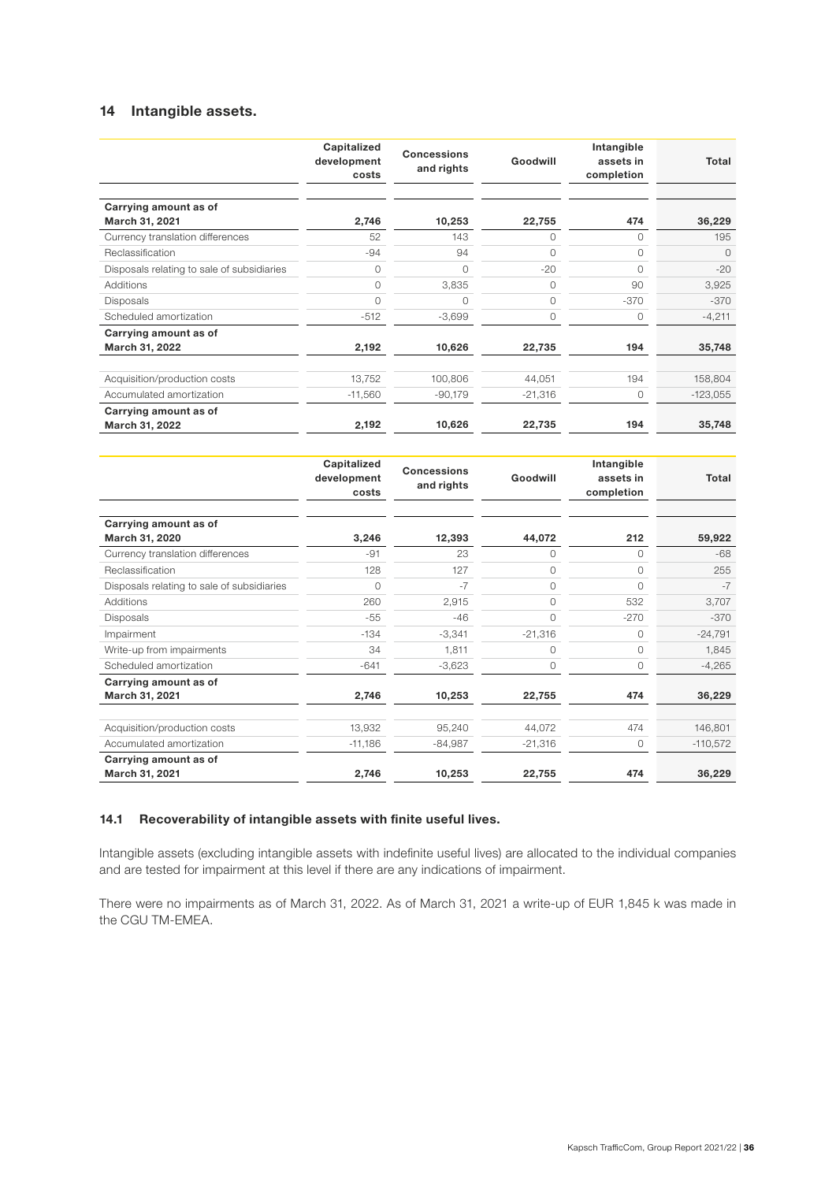## 14 Intangible assets.

| | Capitalized development costs | Concessions and rights | Goodwill | Intangible assets in completion | Total |
|---|---|---|---|---|---|
| **Carrying amount as of March 31, 2021** | **2,746** | **10,253** | **22,755** | **474** | **36,229** |
| Currency translation differences | 52 | 143 | 0 | 0 | 195 |
| Reclassification | -94 | 94 | 0 | 0 | 0 |
| Disposals relating to sale of subsidiaries | 0 | 0 | -20 | 0 | -20 |
| Additions | 0 | 3,835 | 0 | 90 | 3,925 |
| Disposals | 0 | 0 | 0 | -370 | -370 |
| Scheduled amortization | -512 | -3,699 | 0 | 0 | -4,211 |
| **Carrying amount as of March 31, 2022** | **2,192** | **10,626** | **22,735** | **194** | **35,748** |
| Acquisition/production costs | 13,752 | 100,806 | 44,051 | 194 | 158,804 |
| Accumulated amortization | -11,560 | -90,179 | -21,316 | 0 | -123,055 |
| **Carrying amount as of March 31, 2022** | **2,192** | **10,626** | **22,735** | **194** | **35,748** |

| | Capitalized development costs | Concessions and rights | Goodwill | Intangible assets in completion | Total |
|---|---|---|---|---|---|
| **Carrying amount as of March 31, 2020** | **3,246** | **12,393** | **44,072** | **212** | **59,922** |
| Currency translation differences | -91 | 23 | 0 | 0 | -68 |
| Reclassification | 128 | 127 | 0 | 0 | 255 |
| Disposals relating to sale of subsidiaries | 0 | -7 | 0 | 0 | -7 |
| Additions | 260 | 2,915 | 0 | 532 | 3,707 |
| Disposals | -55 | -46 | 0 | -270 | -370 |
| Impairment | -134 | -3,341 | -21,316 | 0 | -24,791 |
| Write-up from impairments | 34 | 1,811 | 0 | 0 | 1,845 |
| Scheduled amortization | -641 | -3,623 | 0 | 0 | -4,265 |
| **Carrying amount as of March 31, 2021** | **2,746** | **10,253** | **22,755** | **474** | **36,229** |
| Acquisition/production costs | 13,932 | 95,240 | 44,072 | 474 | 146,801 |
| Accumulated amortization | -11,186 | -84,987 | -21,316 | 0 | -110,572 |
| **Carrying amount as of March 31, 2021** | **2,746** | **10,253** | **22,755** | **474** | **36,229** |

### 14.1 Recoverability of intangible assets with finite useful lives.

Intangible assets (excluding intangible assets with indefinite useful lives) are allocated to the individual companies and are tested for impairment at this level if there are any indications of impairment.

There were no impairments as of March 31, 2022. As of March 31, 2021 a write-up of EUR 1,845 k was made in the CGU TM-EMEA.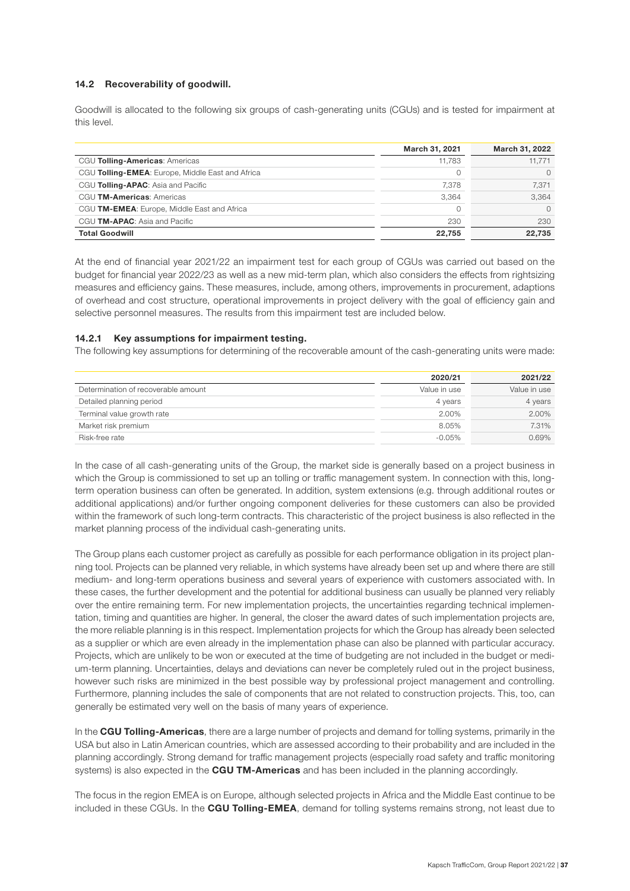### 14.2 Recoverability of goodwill.

Goodwill is allocated to the following six groups of cash-generating units (CGUs) and is tested for impairment at this level.

| | March 31, 2021 | March 31, 2022 |
|---|---|---|
| CGU **Tolling-Americas**: Americas | 11,783 | 11,771 |
| CGU **Tolling-EMEA**: Europe, Middle East and Africa | 0 | 0 |
| CGU **Tolling-APAC**: Asia and Pacific | 7,378 | 7,371 |
| CGU **TM-Americas**: Americas | 3,364 | 3,364 |
| CGU **TM-EMEA**: Europe, Middle East and Africa | 0 | 0 |
| CGU **TM-APAC**: Asia and Pacific | 230 | 230 |
| **Total Goodwill** | **22,755** | **22,735** |

At the end of financial year 2021/22 an impairment test for each group of CGUs was carried out based on the budget for financial year 2022/23 as well as a new mid-term plan, which also considers the effects from rightsizing measures and efficiency gains. These measures, include, among others, improvements in procurement, adaptions of overhead and cost structure, operational improvements in project delivery with the goal of efficiency gain and selective personnel measures. The results from this impairment test are included below.

#### 14.2.1 Key assumptions for impairment testing.

The following key assumptions for determining of the recoverable amount of the cash-generating units were made:

| | 2020/21 | 2021/22 |
|---|---|---|
| Determination of recoverable amount | Value in use | Value in use |
| Detailed planning period | 4 years | 4 years |
| Terminal value growth rate | 2.00% | 2.00% |
| Market risk premium | 8.05% | 7.31% |
| Risk-free rate | -0.05% | 0.69% |

In the case of all cash-generating units of the Group, the market side is generally based on a project business in which the Group is commissioned to set up an tolling or traffic management system. In connection with this, long-term operation business can often be generated. In addition, system extensions (e.g. through additional routes or additional applications) and/or further ongoing component deliveries for these customers can also be provided within the framework of such long-term contracts. This characteristic of the project business is also reflected in the market planning process of the individual cash-generating units.

The Group plans each customer project as carefully as possible for each performance obligation in its project planning tool. Projects can be planned very reliable, in which systems have already been set up and where there are still medium- and long-term operations business and several years of experience with customers associated with. In these cases, the further development and the potential for additional business can usually be planned very reliably over the entire remaining term. For new implementation projects, the uncertainties regarding technical implementation, timing and quantities are higher. In general, the closer the award dates of such implementation projects are, the more reliable planning is in this respect. Implementation projects for which the Group has already been selected as a supplier or which are even already in the implementation phase can also be planned with particular accuracy. Projects, which are unlikely to be won or executed at the time of budgeting are not included in the budget or medium-term planning. Uncertainties, delays and deviations can never be completely ruled out in the project business, however such risks are minimized in the best possible way by professional project management and controlling. Furthermore, planning includes the sale of components that are not related to construction projects. This, too, can generally be estimated very well on the basis of many years of experience.

In the **CGU Tolling-Americas**, there are a large number of projects and demand for tolling systems, primarily in the USA but also in Latin American countries, which are assessed according to their probability and are included in the planning accordingly. Strong demand for traffic management projects (especially road safety and traffic monitoring systems) is also expected in the **CGU TM-Americas** and has been included in the planning accordingly.

The focus in the region EMEA is on Europe, although selected projects in Africa and the Middle East continue to be included in these CGUs. In the **CGU Tolling-EMEA**, demand for tolling systems remains strong, not least due to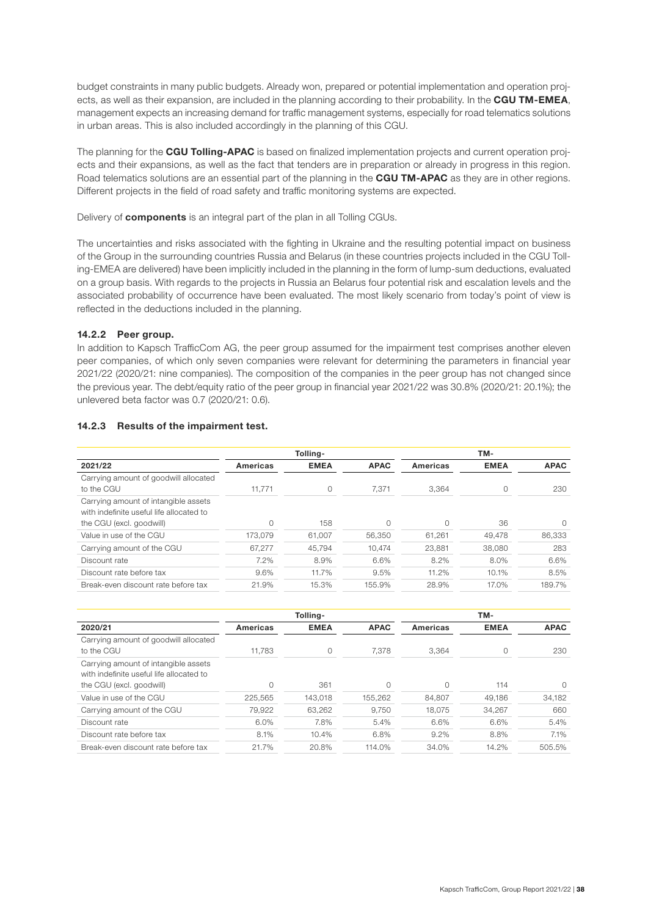budget constraints in many public budgets. Already won, prepared or potential implementation and operation projects, as well as their expansion, are included in the planning according to their probability. In the **CGU TM-EMEA**, management expects an increasing demand for traffic management systems, especially for road telematics solutions in urban areas. This is also included accordingly in the planning of this CGU.

The planning for the **CGU Tolling-APAC** is based on finalized implementation projects and current operation projects and their expansions, as well as the fact that tenders are in preparation or already in progress in this region. Road telematics solutions are an essential part of the planning in the **CGU TM-APAC** as they are in other regions. Different projects in the field of road safety and traffic monitoring systems are expected.

Delivery of **components** is an integral part of the plan in all Tolling CGUs.

The uncertainties and risks associated with the fighting in Ukraine and the resulting potential impact on business of the Group in the surrounding countries Russia and Belarus (in these countries projects included in the CGU Tolling-EMEA are delivered) have been implicitly included in the planning in the form of lump-sum deductions, evaluated on a group basis. With regards to the projects in Russia an Belarus four potential risk and escalation levels and the associated probability of occurrence have been evaluated. The most likely scenario from today's point of view is reflected in the deductions included in the planning.

### 14.2.2 Peer group.

In addition to Kapsch TrafficCom AG, the peer group assumed for the impairment test comprises another eleven peer companies, of which only seven companies were relevant for determining the parameters in financial year 2021/22 (2020/21: nine companies). The composition of the companies in the peer group has not changed since the previous year. The debt/equity ratio of the peer group in financial year 2021/22 was 30.8% (2020/21: 20.1%); the unlevered beta factor was 0.7 (2020/21: 0.6).

### 14.2.3 Results of the impairment test.

| | Tolling- | | | TM- | | |
|---|---|---|---|---|---|---|
| **2021/22** | **Americas** | **EMEA** | **APAC** | **Americas** | **EMEA** | **APAC** |
| Carrying amount of goodwill allocated to the CGU | 11,771 | 0 | 7,371 | 3,364 | 0 | 230 |
| Carrying amount of intangible assets with indefinite useful life allocated to the CGU (excl. goodwill) | 0 | 158 | 0 | 0 | 36 | 0 |
| Value in use of the CGU | 173,079 | 61,007 | 56,350 | 61,261 | 49,478 | 86,333 |
| Carrying amount of the CGU | 67,277 | 45,794 | 10,474 | 23,881 | 38,080 | 283 |
| Discount rate | 7.2% | 8.9% | 6.6% | 8.2% | 8.0% | 6.6% |
| Discount rate before tax | 9.6% | 11.7% | 9.5% | 11.2% | 10.1% | 8.5% |
| Break-even discount rate before tax | 21.9% | 15.3% | 155.9% | 28.9% | 17.0% | 189.7% |

| | Tolling- | | | TM- | | |
|---|---|---|---|---|---|---|
| **2020/21** | **Americas** | **EMEA** | **APAC** | **Americas** | **EMEA** | **APAC** |
| Carrying amount of goodwill allocated to the CGU | 11,783 | 0 | 7,378 | 3,364 | 0 | 230 |
| Carrying amount of intangible assets with indefinite useful life allocated to the CGU (excl. goodwill) | 0 | 361 | 0 | 0 | 114 | 0 |
| Value in use of the CGU | 225,565 | 143,018 | 155,262 | 84,807 | 49,186 | 34,182 |
| Carrying amount of the CGU | 79,922 | 63,262 | 9,750 | 18,075 | 34,267 | 660 |
| Discount rate | 6.0% | 7.8% | 5.4% | 6.6% | 6.6% | 5.4% |
| Discount rate before tax | 8.1% | 10.4% | 6.8% | 9.2% | 8.8% | 7.1% |
| Break-even discount rate before tax | 21.7% | 20.8% | 114.0% | 34.0% | 14.2% | 505.5% |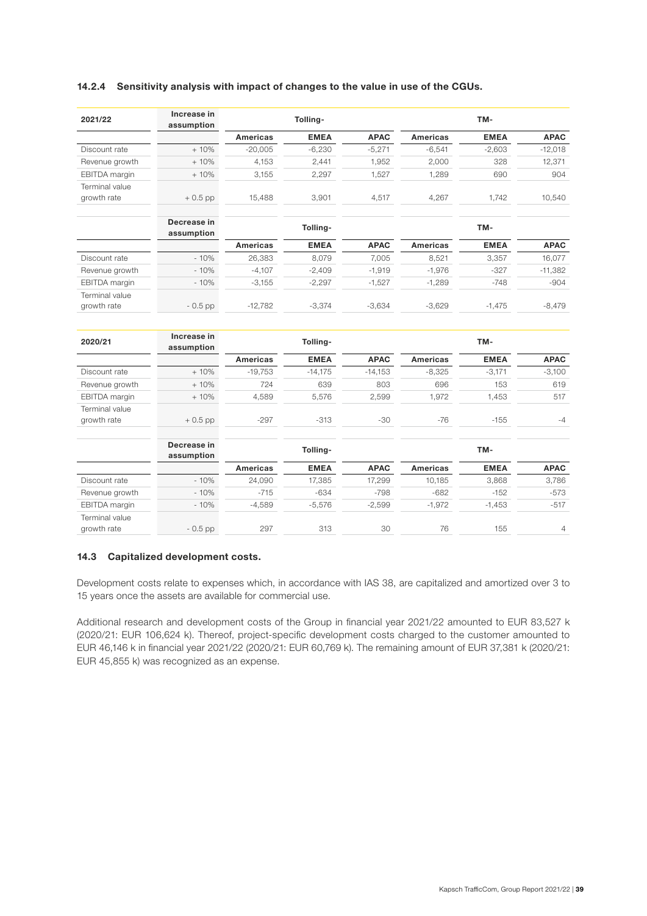### 14.2.4 Sensitivity analysis with impact of changes to the value in use of the CGUs.

| 2021/22 | Increase in assumption | Tolling- | | | TM- | | |
|---|---|---|---|---|---|---|---|
| | | Americas | EMEA | APAC | Americas | EMEA | APAC |
| Discount rate | + 10% | -20,005 | -6,230 | -5,271 | -6,541 | -2,603 | -12,018 |
| Revenue growth | + 10% | 4,153 | 2,441 | 1,952 | 2,000 | 328 | 12,371 |
| EBITDA margin | + 10% | 3,155 | 2,297 | 1,527 | 1,289 | 690 | 904 |
| Terminal value growth rate | + 0.5 pp | 15,488 | 3,901 | 4,517 | 4,267 | 1,742 | 10,540 |

| | Decrease in assumption | Tolling- | | | TM- | | |
|---|---|---|---|---|---|---|---|
| | | Americas | EMEA | APAC | Americas | EMEA | APAC |
| Discount rate | - 10% | 26,383 | 8,079 | 7,005 | 8,521 | 3,357 | 16,077 |
| Revenue growth | - 10% | -4,107 | -2,409 | -1,919 | -1,976 | -327 | -11,382 |
| EBITDA margin | - 10% | -3,155 | -2,297 | -1,527 | -1,289 | -748 | -904 |
| Terminal value growth rate | - 0.5 pp | -12,782 | -3,374 | -3,634 | -3,629 | -1,475 | -8,479 |

| 2020/21 | Increase in assumption | Tolling- | | | TM- | | |
|---|---|---|---|---|---|---|---|
| | | Americas | EMEA | APAC | Americas | EMEA | APAC |
| Discount rate | + 10% | -19,753 | -14,175 | -14,153 | -8,325 | -3,171 | -3,100 |
| Revenue growth | + 10% | 724 | 639 | 803 | 696 | 153 | 619 |
| EBITDA margin | + 10% | 4,589 | 5,576 | 2,599 | 1,972 | 1,453 | 517 |
| Terminal value growth rate | + 0.5 pp | -297 | -313 | -30 | -76 | -155 | -4 |

| | Decrease in assumption | Tolling- | | | TM- | | |
|---|---|---|---|---|---|---|---|
| | | Americas | EMEA | APAC | Americas | EMEA | APAC |
| Discount rate | - 10% | 24,090 | 17,385 | 17,299 | 10,185 | 3,868 | 3,786 |
| Revenue growth | - 10% | -715 | -634 | -798 | -682 | -152 | -573 |
| EBITDA margin | - 10% | -4,589 | -5,576 | -2,599 | -1,972 | -1,453 | -517 |
| Terminal value growth rate | - 0.5 pp | 297 | 313 | 30 | 76 | 155 | 4 |

## 14.3 Capitalized development costs.

Development costs relate to expenses which, in accordance with IAS 38, are capitalized and amortized over 3 to 15 years once the assets are available for commercial use.

Additional research and development costs of the Group in financial year 2021/22 amounted to EUR 83,527 k (2020/21: EUR 106,624 k). Thereof, project-specific development costs charged to the customer amounted to EUR 46,146 k in financial year 2021/22 (2020/21: EUR 60,769 k). The remaining amount of EUR 37,381 k (2020/21: EUR 45,855 k) was recognized as an expense.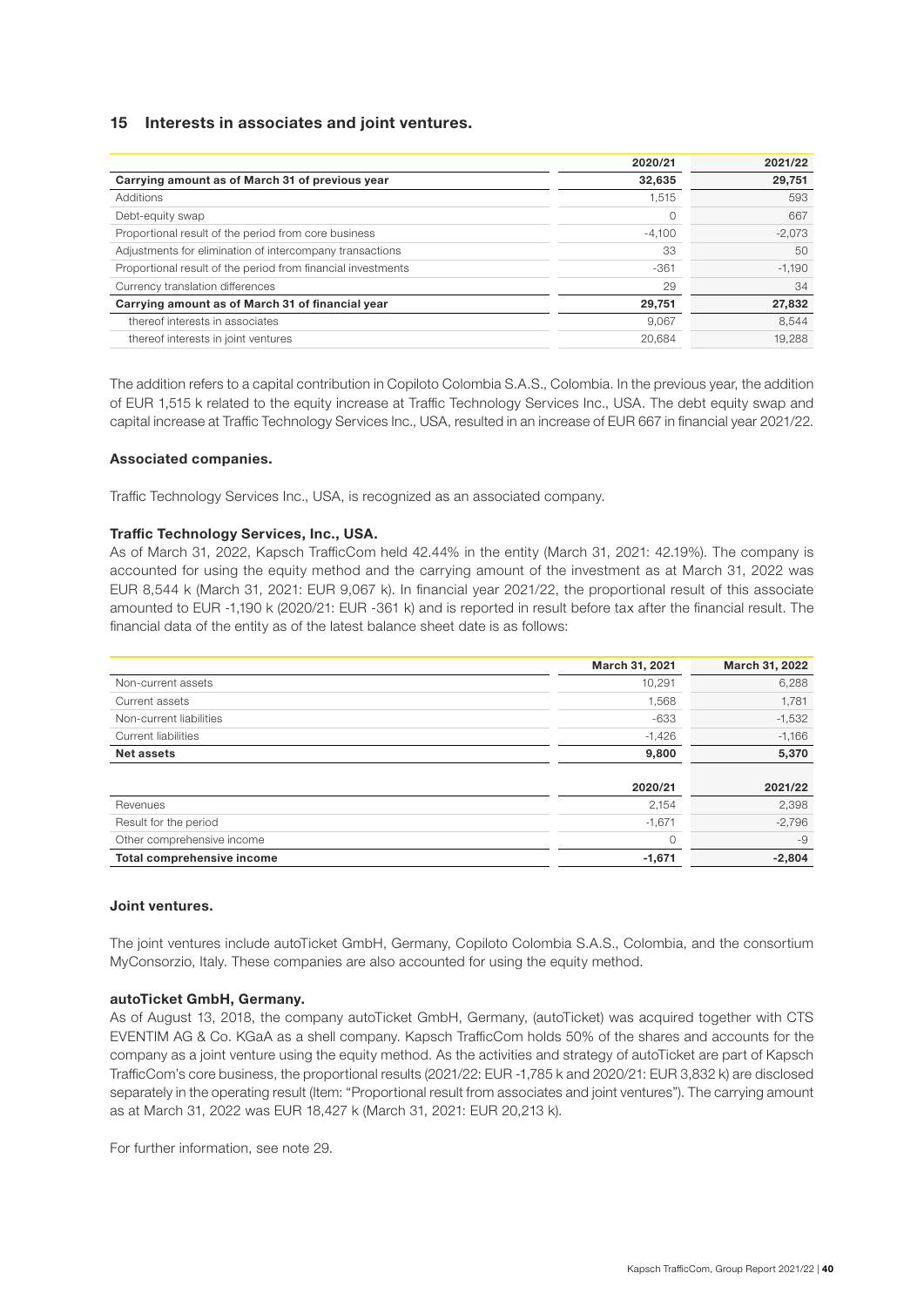## 15 Interests in associates and joint ventures.

| | 2020/21 | 2021/22 |
|---|---|---|
| **Carrying amount as of March 31 of previous year** | **32,635** | **29,751** |
| Additions | 1,515 | 593 |
| Debt-equity swap | 0 | 667 |
| Proportional result of the period from core business | -4,100 | -2,073 |
| Adjustments for elimination of intercompany transactions | 33 | 50 |
| Proportional result of the period from financial investments | -361 | -1,190 |
| Currency translation differences | 29 | 34 |
| **Carrying amount as of March 31 of financial year** | **29,751** | **27,832** |
| thereof interests in associates | 9,067 | 8,544 |
| thereof interests in joint ventures | 20,684 | 19,288 |

The addition refers to a capital contribution in Copiloto Colombia S.A.S., Colombia. In the previous year, the addition of EUR 1,515 k related to the equity increase at Traffic Technology Services Inc., USA. The debt equity swap and capital increase at Traffic Technology Services Inc., USA, resulted in an increase of EUR 667 in financial year 2021/22.

### Associated companies.

Traffic Technology Services Inc., USA, is recognized as an associated company.

#### Traffic Technology Services, Inc., USA.

As of March 31, 2022, Kapsch TrafficCom held 42.44% in the entity (March 31, 2021: 42.19%). The company is accounted for using the equity method and the carrying amount of the investment as at March 31, 2022 was EUR 8,544 k (March 31, 2021: EUR 9,067 k). In financial year 2021/22, the proportional result of this associate amounted to EUR -1,190 k (2020/21: EUR -361 k) and is reported in result before tax after the financial result. The financial data of the entity as of the latest balance sheet date is as follows:

| | March 31, 2021 | March 31, 2022 |
|---|---|---|
| Non-current assets | 10,291 | 6,288 |
| Current assets | 1,568 | 1,781 |
| Non-current liabilities | -633 | -1,532 |
| Current liabilities | -1,426 | -1,166 |
| **Net assets** | **9,800** | **5,370** |
| | **2020/21** | **2021/22** |
| Revenues | 2,154 | 2,398 |
| Result for the period | -1,671 | -2,796 |
| Other comprehensive income | 0 | -9 |
| **Total comprehensive income** | **-1,671** | **-2,804** |

### Joint ventures.

The joint ventures include autoTicket GmbH, Germany, Copiloto Colombia S.A.S., Colombia, and the consortium MyConsorzio, Italy. These companies are also accounted for using the equity method.

#### autoTicket GmbH, Germany.

As of August 13, 2018, the company autoTicket GmbH, Germany, (autoTicket) was acquired together with CTS EVENTIM AG & Co. KGaA as a shell company. Kapsch TrafficCom holds 50% of the shares and accounts for the company as a joint venture using the equity method. As the activities and strategy of autoTicket are part of Kapsch TrafficCom's core business, the proportional results (2021/22: EUR -1,785 k and 2020/21: EUR 3,832 k) are disclosed separately in the operating result (Item: "Proportional result from associates and joint ventures"). The carrying amount as at March 31, 2022 was EUR 18,427 k (March 31, 2021: EUR 20,213 k).

For further information, see note 29.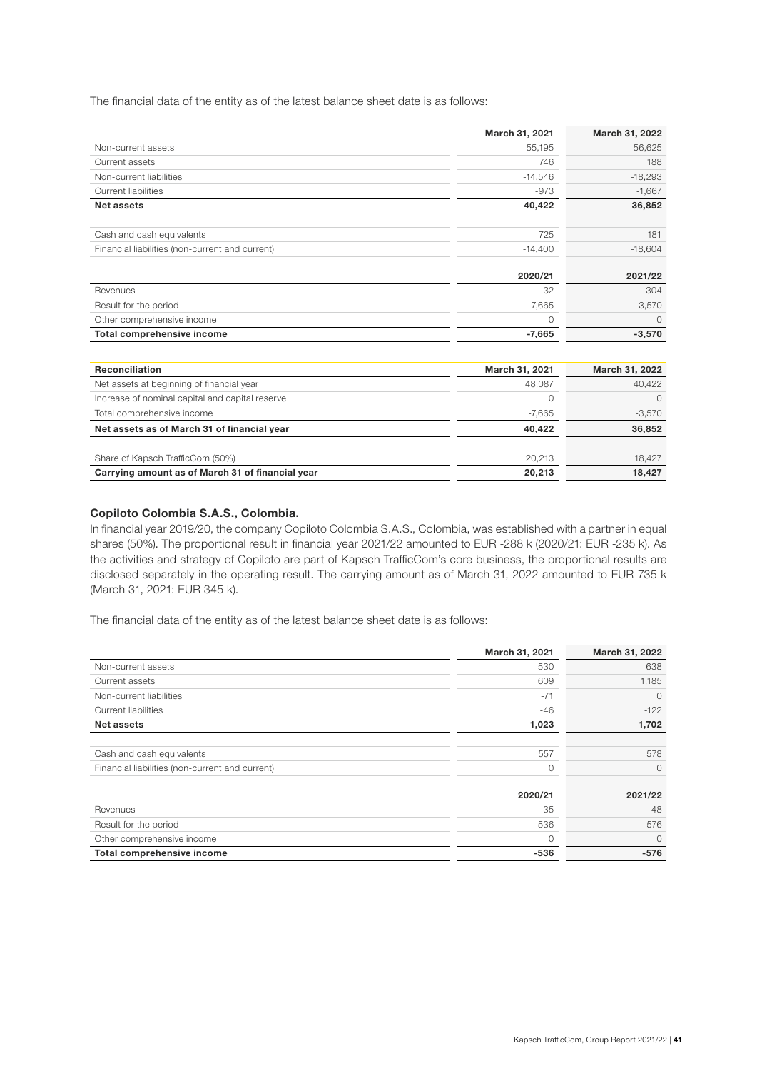The financial data of the entity as of the latest balance sheet date is as follows:

| | March 31, 2021 | March 31, 2022 |
|---|---|---|
| Non-current assets | 55,195 | 56,625 |
| Current assets | 746 | 188 |
| Non-current liabilities | -14,546 | -18,293 |
| Current liabilities | -973 | -1,667 |
| **Net assets** | **40,422** | **36,852** |
| | | |
| Cash and cash equivalents | 725 | 181 |
| Financial liabilities (non-current and current) | -14,400 | -18,604 |
| | **2020/21** | **2021/22** |
| Revenues | 32 | 304 |
| Result for the period | -7,665 | -3,570 |
| Other comprehensive income | 0 | 0 |
| **Total comprehensive income** | **-7,665** | **-3,570** |

| Reconciliation | March 31, 2021 | March 31, 2022 |
|---|---|---|
| Net assets at beginning of financial year | 48,087 | 40,422 |
| Increase of nominal capital and capital reserve | 0 | 0 |
| Total comprehensive income | -7,665 | -3,570 |
| **Net assets as of March 31 of financial year** | **40,422** | **36,852** |
| | | |
| Share of Kapsch TrafficCom (50%) | 20,213 | 18,427 |
| **Carrying amount as of March 31 of financial year** | **20,213** | **18,427** |

**Copiloto Colombia S.A.S., Colombia.**

In financial year 2019/20, the company Copiloto Colombia S.A.S., Colombia, was established with a partner in equal shares (50%). The proportional result in financial year 2021/22 amounted to EUR -288 k (2020/21: EUR -235 k). As the activities and strategy of Copiloto are part of Kapsch TrafficCom's core business, the proportional results are disclosed separately in the operating result. The carrying amount as of March 31, 2022 amounted to EUR 735 k (March 31, 2021: EUR 345 k).

The financial data of the entity as of the latest balance sheet date is as follows:

| | March 31, 2021 | March 31, 2022 |
|---|---|---|
| Non-current assets | 530 | 638 |
| Current assets | 609 | 1,185 |
| Non-current liabilities | -71 | 0 |
| Current liabilities | -46 | -122 |
| **Net assets** | **1,023** | **1,702** |
| | | |
| Cash and cash equivalents | 557 | 578 |
| Financial liabilities (non-current and current) | 0 | 0 |
| | **2020/21** | **2021/22** |
| Revenues | -35 | 48 |
| Result for the period | -536 | -576 |
| Other comprehensive income | 0 | 0 |
| **Total comprehensive income** | **-536** | **-576** |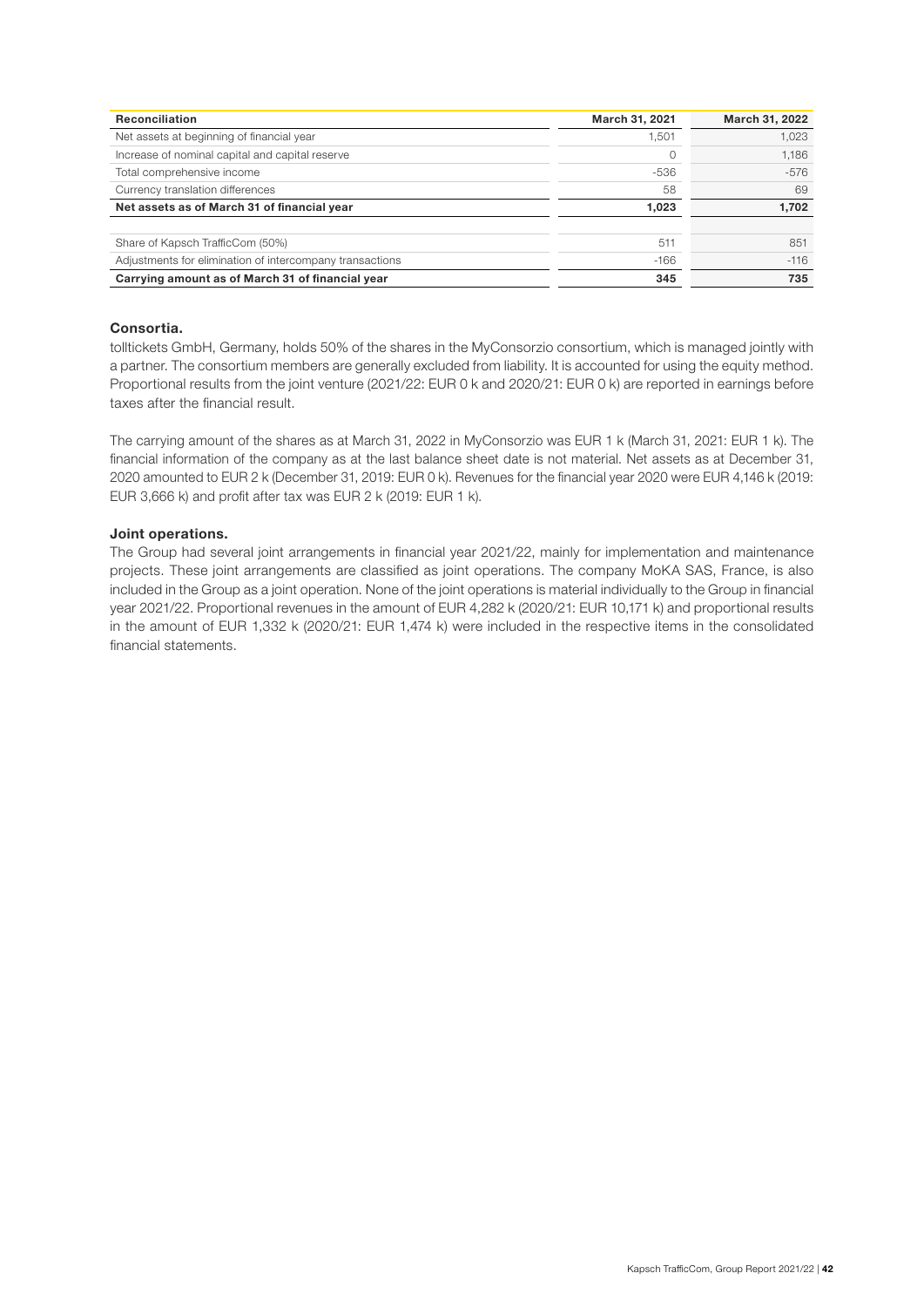| Reconciliation | March 31, 2021 | March 31, 2022 |
|---|---|---|
| Net assets at beginning of financial year | 1,501 | 1,023 |
| Increase of nominal capital and capital reserve | 0 | 1,186 |
| Total comprehensive income | -536 | -576 |
| Currency translation differences | 58 | 69 |
| **Net assets as of March 31 of financial year** | **1,023** | **1,702** |
| | | |
| Share of Kapsch TrafficCom (50%) | 511 | 851 |
| Adjustments for elimination of intercompany transactions | -166 | -116 |
| **Carrying amount as of March 31 of financial year** | **345** | **735** |

### Consortia.

tolltickets GmbH, Germany, holds 50% of the shares in the MyConsorzio consortium, which is managed jointly with a partner. The consortium members are generally excluded from liability. It is accounted for using the equity method. Proportional results from the joint venture (2021/22: EUR 0 k and 2020/21: EUR 0 k) are reported in earnings before taxes after the financial result.

The carrying amount of the shares as at March 31, 2022 in MyConsorzio was EUR 1 k (March 31, 2021: EUR 1 k). The financial information of the company as at the last balance sheet date is not material. Net assets as at December 31, 2020 amounted to EUR 2 k (December 31, 2019: EUR 0 k). Revenues for the financial year 2020 were EUR 4,146 k (2019: EUR 3,666 k) and profit after tax was EUR 2 k (2019: EUR 1 k).

### Joint operations.

The Group had several joint arrangements in financial year 2021/22, mainly for implementation and maintenance projects. These joint arrangements are classified as joint operations. The company MoKA SAS, France, is also included in the Group as a joint operation. None of the joint operations is material individually to the Group in financial year 2021/22. Proportional revenues in the amount of EUR 4,282 k (2020/21: EUR 10,171 k) and proportional results in the amount of EUR 1,332 k (2020/21: EUR 1,474 k) were included in the respective items in the consolidated financial statements.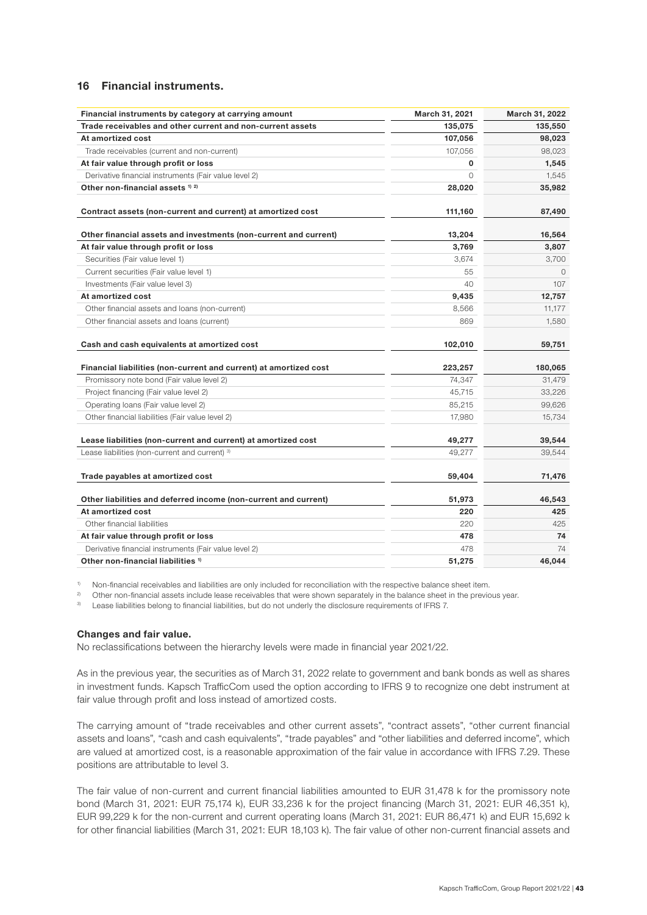## 16 Financial instruments.

| Financial instruments by category at carrying amount | March 31, 2021 | March 31, 2022 |
|---|---|---|
| **Trade receivables and other current and non-current assets** | **135,075** | **135,550** |
| **At amortized cost** | **107,056** | **98,023** |
| Trade receivables (current and non-current) | 107,056 | 98,023 |
| **At fair value through profit or loss** | **0** | **1,545** |
| Derivative financial instruments (Fair value level 2) | 0 | 1,545 |
| **Other non-financial assets [1) 2)]** | **28,020** | **35,982** |
| | | |
| **Contract assets (non-current and current) at amortized cost** | **111,160** | **87,490** |
| | | |
| **Other financial assets and investments (non-current and current)** | **13,204** | **16,564** |
| **At fair value through profit or loss** | **3,769** | **3,807** |
| Securities (Fair value level 1) | 3,674 | 3,700 |
| Current securities (Fair value level 1) | 55 | 0 |
| Investments (Fair value level 3) | 40 | 107 |
| **At amortized cost** | **9,435** | **12,757** |
| Other financial assets and loans (non-current) | 8,566 | 11,177 |
| Other financial assets and loans (current) | 869 | 1,580 |
| | | |
| **Cash and cash equivalents at amortized cost** | **102,010** | **59,751** |
| | | |
| **Financial liabilities (non-current and current) at amortized cost** | **223,257** | **180,065** |
| Promissory note bond (Fair value level 2) | 74,347 | 31,479 |
| Project financing (Fair value level 2) | 45,715 | 33,226 |
| Operating loans (Fair value level 2) | 85,215 | 99,626 |
| Other financial liabilities (Fair value level 2) | 17,980 | 15,734 |
| | | |
| **Lease liabilities (non-current and current) at amortized cost** | **49,277** | **39,544** |
| Lease liabilities (non-current and current) [3)] | 49,277 | 39,544 |
| | | |
| **Trade payables at amortized cost** | **59,404** | **71,476** |
| | | |
| **Other liabilities and deferred income (non-current and current)** | **51,973** | **46,543** |
| **At amortized cost** | **220** | **425** |
| Other financial liabilities | 220 | 425 |
| **At fair value through profit or loss** | **478** | **74** |
| Derivative financial instruments (Fair value level 2) | 478 | 74 |
| **Other non-financial liabilities [1)]** | **51,275** | **46,044** |

[1)] Non-financial receivables and liabilities are only included for reconciliation with the respective balance sheet item.
[2)] Other non-financial assets include lease receivables that were shown separately in the balance sheet in the previous year.
[3)] Lease liabilities belong to financial liabilities, but do not underly the disclosure requirements of IFRS 7.

### Changes and fair value.

No reclassifications between the hierarchy levels were made in financial year 2021/22.

As in the previous year, the securities as of March 31, 2022 relate to government and bank bonds as well as shares in investment funds. Kapsch TrafficCom used the option according to IFRS 9 to recognize one debt instrument at fair value through profit and loss instead of amortized costs.

The carrying amount of "trade receivables and other current assets", "contract assets", "other current financial assets and loans", "cash and cash equivalents", "trade payables" and "other liabilities and deferred income", which are valued at amortized cost, is a reasonable approximation of the fair value in accordance with IFRS 7.29. These positions are attributable to level 3.

The fair value of non-current and current financial liabilities amounted to EUR 31,478 k for the promissory note bond (March 31, 2021: EUR 75,174 k), EUR 33,236 k for the project financing (March 31, 2021: EUR 46,351 k), EUR 99,229 k for the non-current and current operating loans (March 31, 2021: EUR 86,471 k) and EUR 15,692 k for other financial liabilities (March 31, 2021: EUR 18,103 k). The fair value of other non-current financial assets and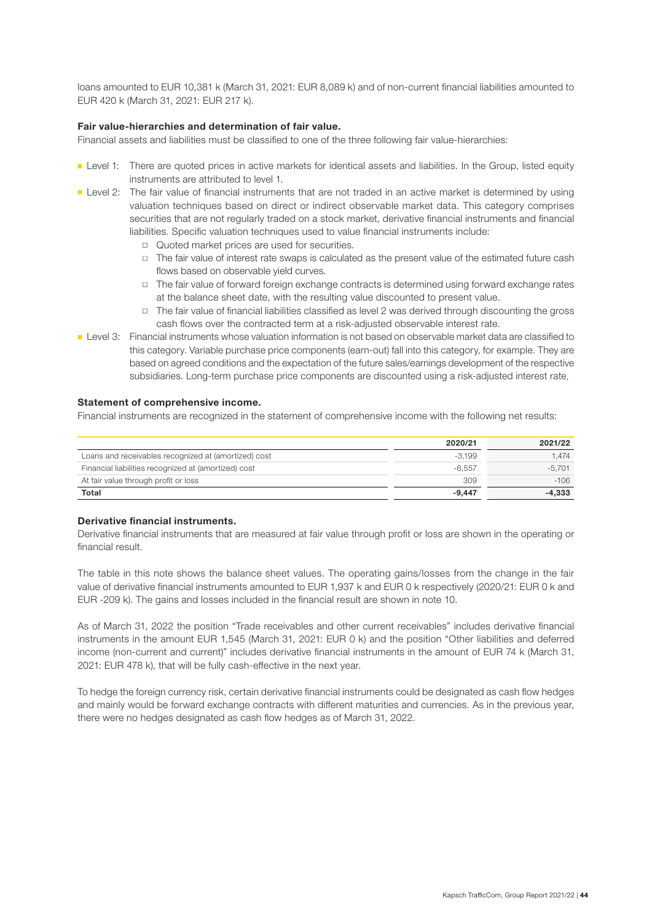loans amounted to EUR 10,381 k (March 31, 2021: EUR 8,089 k) and of non-current financial liabilities amounted to EUR 420 k (March 31, 2021: EUR 217 k).

**Fair value-hierarchies and determination of fair value.**

Financial assets and liabilities must be classified to one of the three following fair value-hierarchies:

- Level 1: There are quoted prices in active markets for identical assets and liabilities. In the Group, listed equity instruments are attributed to level 1.
- Level 2: The fair value of financial instruments that are not traded in an active market is determined by using valuation techniques based on direct or indirect observable market data. This category comprises securities that are not regularly traded on a stock market, derivative financial instruments and financial liabilities. Specific valuation techniques used to value financial instruments include:
  - Quoted market prices are used for securities.
  - The fair value of interest rate swaps is calculated as the present value of the estimated future cash flows based on observable yield curves.
  - The fair value of forward foreign exchange contracts is determined using forward exchange rates at the balance sheet date, with the resulting value discounted to present value.
  - The fair value of financial liabilities classified as level 2 was derived through discounting the gross cash flows over the contracted term at a risk-adjusted observable interest rate.
- Level 3: Financial instruments whose valuation information is not based on observable market data are classified to this category. Variable purchase price components (earn-out) fall into this category, for example. They are based on agreed conditions and the expectation of the future sales/earnings development of the respective subsidiaries. Long-term purchase price components are discounted using a risk-adjusted interest rate.

**Statement of comprehensive income.**

Financial instruments are recognized in the statement of comprehensive income with the following net results:

| | 2020/21 | 2021/22 |
|---|---|---|
| Loans and receivables recognized at (amortized) cost | -3,199 | 1,474 |
| Financial liabilities recognized at (amortized) cost | -6,557 | -5,701 |
| At fair value through profit or loss | 309 | -106 |
| **Total** | **-9,447** | **-4,333** |

**Derivative financial instruments.**

Derivative financial instruments that are measured at fair value through profit or loss are shown in the operating or financial result.

The table in this note shows the balance sheet values. The operating gains/losses from the change in the fair value of derivative financial instruments amounted to EUR 1,937 k and EUR 0 k respectively (2020/21: EUR 0 k and EUR -209 k). The gains and losses included in the financial result are shown in note 10.

As of March 31, 2022 the position "Trade receivables and other current receivables" includes derivative financial instruments in the amount EUR 1,545 (March 31, 2021: EUR 0 k) and the position "Other liabilities and deferred income (non-current and current)" includes derivative financial instruments in the amount of EUR 74 k (March 31, 2021: EUR 478 k), that will be fully cash-effective in the next year.

To hedge the foreign currency risk, certain derivative financial instruments could be designated as cash flow hedges and mainly would be forward exchange contracts with different maturities and currencies. As in the previous year, there were no hedges designated as cash flow hedges as of March 31, 2022.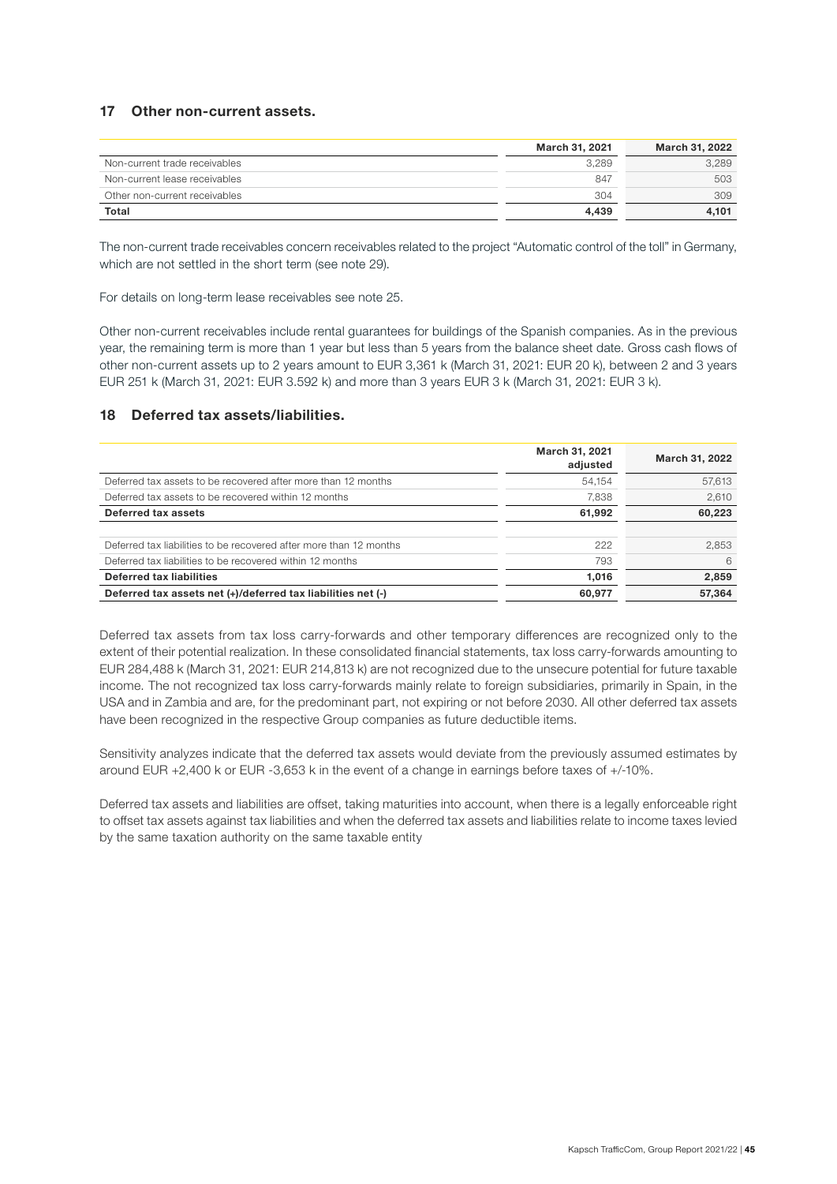## 17 Other non-current assets.

| | March 31, 2021 | March 31, 2022 |
|---|---|---|
| Non-current trade receivables | 3,289 | 3,289 |
| Non-current lease receivables | 847 | 503 |
| Other non-current receivables | 304 | 309 |
| **Total** | **4,439** | **4,101** |

The non-current trade receivables concern receivables related to the project "Automatic control of the toll" in Germany, which are not settled in the short term (see note 29).

For details on long-term lease receivables see note 25.

Other non-current receivables include rental guarantees for buildings of the Spanish companies. As in the previous year, the remaining term is more than 1 year but less than 5 years from the balance sheet date. Gross cash flows of other non-current assets up to 2 years amount to EUR 3,361 k (March 31, 2021: EUR 20 k), between 2 and 3 years EUR 251 k (March 31, 2021: EUR 3.592 k) and more than 3 years EUR 3 k (March 31, 2021: EUR 3 k).

## 18 Deferred tax assets/liabilities.

| | March 31, 2021 adjusted | March 31, 2022 |
|---|---|---|
| Deferred tax assets to be recovered after more than 12 months | 54,154 | 57,613 |
| Deferred tax assets to be recovered within 12 months | 7,838 | 2,610 |
| **Deferred tax assets** | **61,992** | **60,223** |
| | | |
| Deferred tax liabilities to be recovered after more than 12 months | 222 | 2,853 |
| Deferred tax liabilities to be recovered within 12 months | 793 | 6 |
| **Deferred tax liabilities** | **1,016** | **2,859** |
| **Deferred tax assets net (+)/deferred tax liabilities net (-)** | **60,977** | **57,364** |

Deferred tax assets from tax loss carry-forwards and other temporary differences are recognized only to the extent of their potential realization. In these consolidated financial statements, tax loss carry-forwards amounting to EUR 284,488 k (March 31, 2021: EUR 214,813 k) are not recognized due to the unsecure potential for future taxable income. The not recognized tax loss carry-forwards mainly relate to foreign subsidiaries, primarily in Spain, in the USA and in Zambia and are, for the predominant part, not expiring or not before 2030. All other deferred tax assets have been recognized in the respective Group companies as future deductible items.

Sensitivity analyzes indicate that the deferred tax assets would deviate from the previously assumed estimates by around EUR +2,400 k or EUR -3,653 k in the event of a change in earnings before taxes of +/-10%.

Deferred tax assets and liabilities are offset, taking maturities into account, when there is a legally enforceable right to offset tax assets against tax liabilities and when the deferred tax assets and liabilities relate to income taxes levied by the same taxation authority on the same taxable entity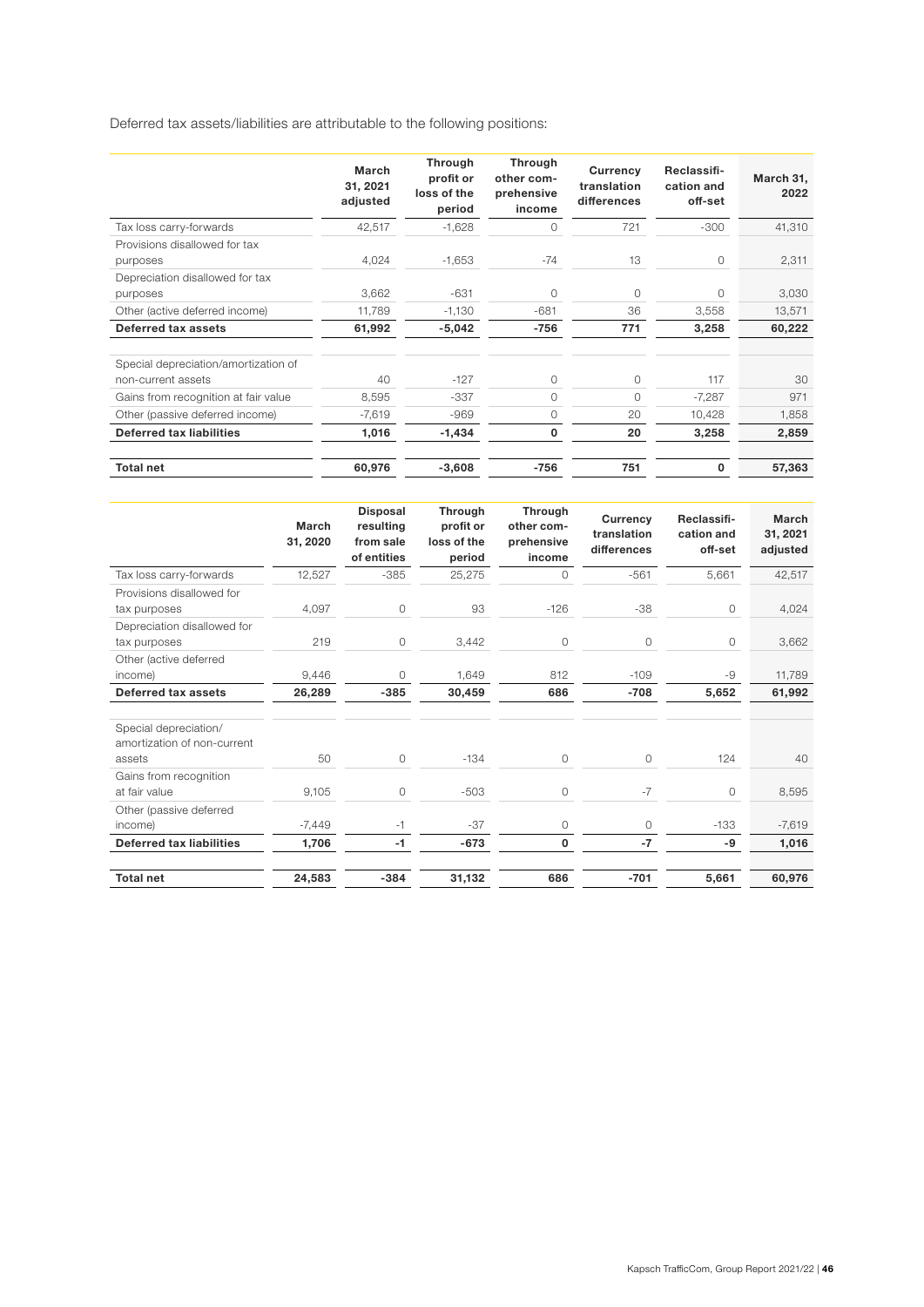Deferred tax assets/liabilities are attributable to the following positions:

| | March 31, 2021 adjusted | Through profit or loss of the period | Through other comprehensive income | Currency translation differences | Reclassification and off-set | March 31, 2022 |
|---|---|---|---|---|---|---|
| Tax loss carry-forwards | 42,517 | -1,628 | 0 | 721 | -300 | 41,310 |
| Provisions disallowed for tax purposes | 4,024 | -1,653 | -74 | 13 | 0 | 2,311 |
| Depreciation disallowed for tax purposes | 3,662 | -631 | 0 | 0 | 0 | 3,030 |
| Other (active deferred income) | 11,789 | -1,130 | -681 | 36 | 3,558 | 13,571 |
| **Deferred tax assets** | **61,992** | **-5,042** | **-756** | **771** | **3,258** | **60,222** |
| | | | | | | |
| Special depreciation/amortization of non-current assets | 40 | -127 | 0 | 0 | 117 | 30 |
| Gains from recognition at fair value | 8,595 | -337 | 0 | 0 | -7,287 | 971 |
| Other (passive deferred income) | -7,619 | -969 | 0 | 20 | 10,428 | 1,858 |
| **Deferred tax liabilities** | **1,016** | **-1,434** | **0** | **20** | **3,258** | **2,859** |
| | | | | | | |
| **Total net** | **60,976** | **-3,608** | **-756** | **751** | **0** | **57,363** |

| | March 31, 2020 | Disposal resulting from sale of entities | Through profit or loss of the period | Through other comprehensive income | Currency translation differences | Reclassification and off-set | March 31, 2021 adjusted |
|---|---|---|---|---|---|---|---|
| Tax loss carry-forwards | 12,527 | -385 | 25,275 | 0 | -561 | 5,661 | 42,517 |
| Provisions disallowed for tax purposes | 4,097 | 0 | 93 | -126 | -38 | 0 | 4,024 |
| Depreciation disallowed for tax purposes | 219 | 0 | 3,442 | 0 | 0 | 0 | 3,662 |
| Other (active deferred income) | 9,446 | 0 | 1,649 | 812 | -109 | -9 | 11,789 |
| **Deferred tax assets** | **26,289** | **-385** | **30,459** | **686** | **-708** | **5,652** | **61,992** |
| | | | | | | | |
| Special depreciation/ amortization of non-current assets | 50 | 0 | -134 | 0 | 0 | 124 | 40 |
| Gains from recognition at fair value | 9,105 | 0 | -503 | 0 | -7 | 0 | 8,595 |
| Other (passive deferred income) | -7,449 | -1 | -37 | 0 | 0 | -133 | -7,619 |
| **Deferred tax liabilities** | **1,706** | **-1** | **-673** | **0** | **-7** | **-9** | **1,016** |
| | | | | | | | |
| **Total net** | **24,583** | **-384** | **31,132** | **686** | **-701** | **5,661** | **60,976** |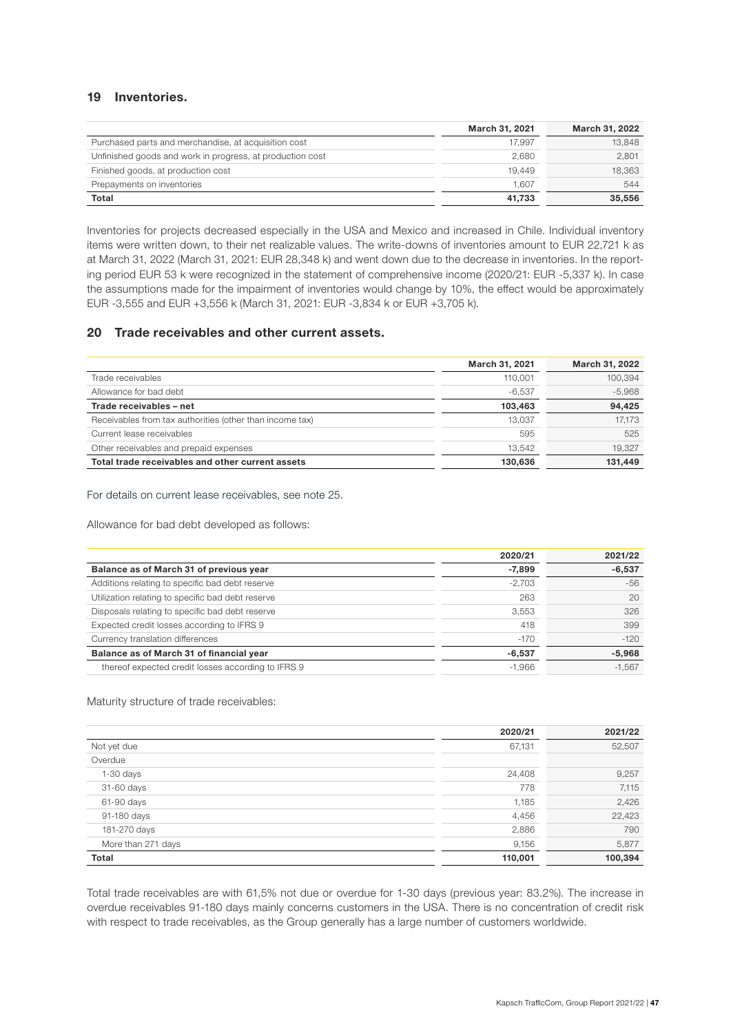## 19 Inventories.

| | March 31, 2021 | March 31, 2022 |
|---|---|---|
| Purchased parts and merchandise, at acquisition cost | 17,997 | 13,848 |
| Unfinished goods and work in progress, at production cost | 2,680 | 2,801 |
| Finished goods, at production cost | 19,449 | 18,363 |
| Prepayments on inventories | 1,607 | 544 |
| **Total** | **41,733** | **35,556** |

Inventories for projects decreased especially in the USA and Mexico and increased in Chile. Individual inventory items were written down, to their net realizable values. The write-downs of inventories amount to EUR 22,721 k as at March 31, 2022 (March 31, 2021: EUR 28,348 k) and went down due to the decrease in inventories. In the reporting period EUR 53 k were recognized in the statement of comprehensive income (2020/21: EUR -5,337 k). In case the assumptions made for the impairment of inventories would change by 10%, the effect would be approximately EUR -3,555 and EUR +3,556 k (March 31, 2021: EUR -3,834 k or EUR +3,705 k).

## 20 Trade receivables and other current assets.

| | March 31, 2021 | March 31, 2022 |
|---|---|---|
| Trade receivables | 110,001 | 100,394 |
| Allowance for bad debt | -6,537 | -5,968 |
| **Trade receivables – net** | **103,463** | **94,425** |
| Receivables from tax authorities (other than income tax) | 13,037 | 17,173 |
| Current lease receivables | 595 | 525 |
| Other receivables and prepaid expenses | 13,542 | 19,327 |
| **Total trade receivables and other current assets** | **130,636** | **131,449** |

For details on current lease receivables, see note 25.

Allowance for bad debt developed as follows:

| | 2020/21 | 2021/22 |
|---|---|---|
| **Balance as of March 31 of previous year** | **-7,899** | **-6,537** |
| Additions relating to specific bad debt reserve | -2,703 | -56 |
| Utilization relating to specific bad debt reserve | 263 | 20 |
| Disposals relating to specific bad debt reserve | 3,553 | 326 |
| Expected credit losses according to IFRS 9 | 418 | 399 |
| Currency translation differences | -170 | -120 |
| **Balance as of March 31 of financial year** | **-6,537** | **-5,968** |
| thereof expected credit losses according to IFRS 9 | -1,966 | -1,567 |

Maturity structure of trade receivables:

| | 2020/21 | 2021/22 |
|---|---|---|
| Not yet due | 67,131 | 52,507 |
| Overdue | | |
| 1-30 days | 24,408 | 9,257 |
| 31-60 days | 778 | 7,115 |
| 61-90 days | 1,185 | 2,426 |
| 91-180 days | 4,456 | 22,423 |
| 181-270 days | 2,886 | 790 |
| More than 271 days | 9,156 | 5,877 |
| **Total** | **110,001** | **100,394** |

Total trade receivables are with 61,5% not due or overdue for 1-30 days (previous year: 83.2%). The increase in overdue receivables 91-180 days mainly concerns customers in the USA. There is no concentration of credit risk with respect to trade receivables, as the Group generally has a large number of customers worldwide.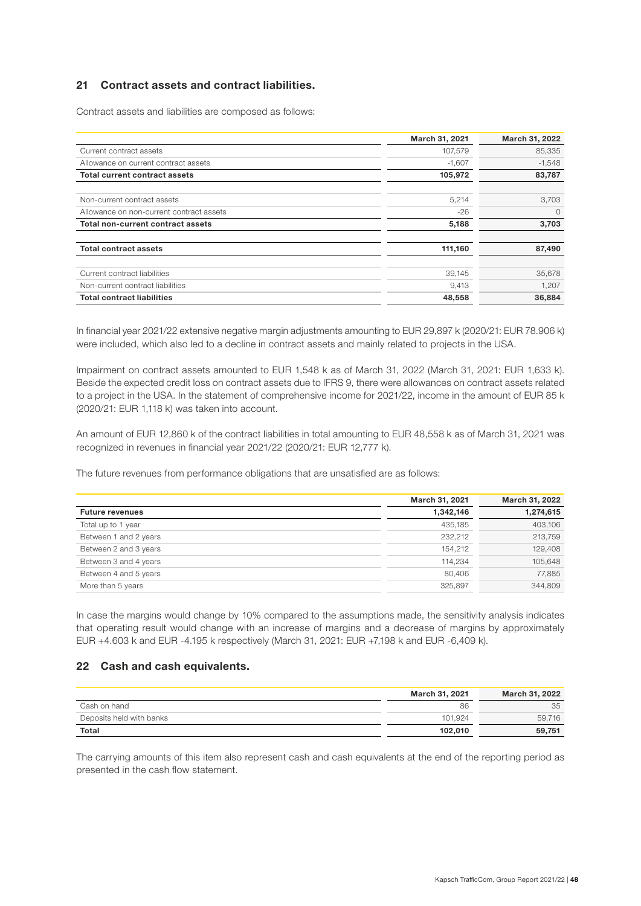## 21 Contract assets and contract liabilities.

Contract assets and liabilities are composed as follows:

| | March 31, 2021 | March 31, 2022 |
|---|---|---|
| Current contract assets | 107,579 | 85,335 |
| Allowance on current contract assets | -1,607 | -1,548 |
| **Total current contract assets** | **105,972** | **83,787** |
| | | |
| Non-current contract assets | 5,214 | 3,703 |
| Allowance on non-current contract assets | -26 | 0 |
| **Total non-current contract assets** | **5,188** | **3,703** |
| | | |
| **Total contract assets** | **111,160** | **87,490** |
| | | |
| Current contract liabilities | 39,145 | 35,678 |
| Non-current contract liabilities | 9,413 | 1,207 |
| **Total contract liabilities** | **48,558** | **36,884** |

In financial year 2021/22 extensive negative margin adjustments amounting to EUR 29,897 k (2020/21: EUR 78.906 k) were included, which also led to a decline in contract assets and mainly related to projects in the USA.

Impairment on contract assets amounted to EUR 1,548 k as of March 31, 2022 (March 31, 2021: EUR 1,633 k). Beside the expected credit loss on contract assets due to IFRS 9, there were allowances on contract assets related to a project in the USA. In the statement of comprehensive income for 2021/22, income in the amount of EUR 85 k (2020/21: EUR 1,118 k) was taken into account.

An amount of EUR 12,860 k of the contract liabilities in total amounting to EUR 48,558 k as of March 31, 2021 was recognized in revenues in financial year 2021/22 (2020/21: EUR 12,777 k).

The future revenues from performance obligations that are unsatisfied are as follows:

| | March 31, 2021 | March 31, 2022 |
|---|---|---|
| **Future revenues** | **1,342,146** | **1,274,615** |
| Total up to 1 year | 435,185 | 403,106 |
| Between 1 and 2 years | 232,212 | 213,759 |
| Between 2 and 3 years | 154,212 | 129,408 |
| Between 3 and 4 years | 114,234 | 105,648 |
| Between 4 and 5 years | 80,406 | 77,885 |
| More than 5 years | 325,897 | 344,809 |

In case the margins would change by 10% compared to the assumptions made, the sensitivity analysis indicates that operating result would change with an increase of margins and a decrease of margins by approximately EUR +4.603 k and EUR -4.195 k respectively (March 31, 2021: EUR +7,198 k and EUR -6,409 k).

## 22 Cash and cash equivalents.

| | March 31, 2021 | March 31, 2022 |
|---|---|---|
| Cash on hand | 86 | 35 |
| Deposits held with banks | 101,924 | 59,716 |
| **Total** | **102,010** | **59,751** |

The carrying amounts of this item also represent cash and cash equivalents at the end of the reporting period as presented in the cash flow statement.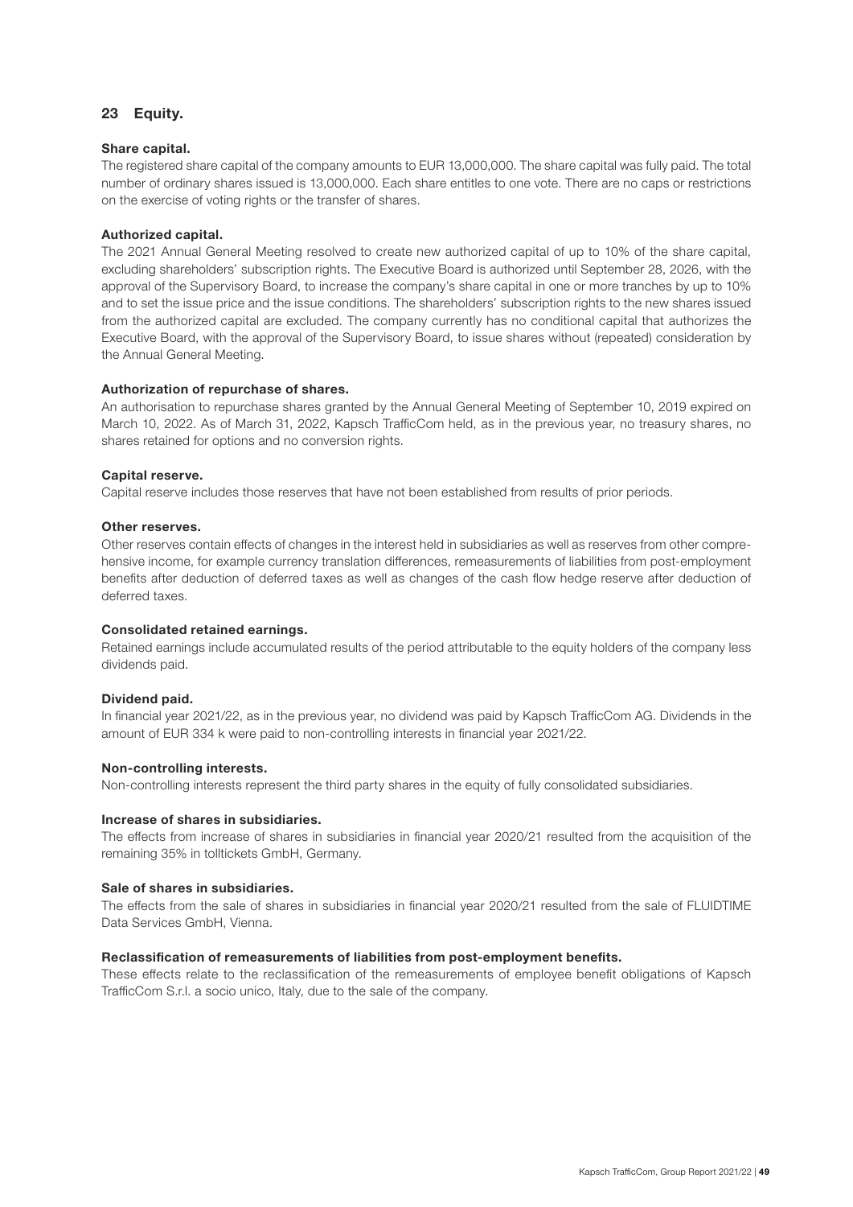## 23 Equity.

**Share capital.**

The registered share capital of the company amounts to EUR 13,000,000. The share capital was fully paid. The total number of ordinary shares issued is 13,000,000. Each share entitles to one vote. There are no caps or restrictions on the exercise of voting rights or the transfer of shares.

**Authorized capital.**

The 2021 Annual General Meeting resolved to create new authorized capital of up to 10% of the share capital, excluding shareholders' subscription rights. The Executive Board is authorized until September 28, 2026, with the approval of the Supervisory Board, to increase the company's share capital in one or more tranches by up to 10% and to set the issue price and the issue conditions. The shareholders' subscription rights to the new shares issued from the authorized capital are excluded. The company currently has no conditional capital that authorizes the Executive Board, with the approval of the Supervisory Board, to issue shares without (repeated) consideration by the Annual General Meeting.

**Authorization of repurchase of shares.**

An authorisation to repurchase shares granted by the Annual General Meeting of September 10, 2019 expired on March 10, 2022. As of March 31, 2022, Kapsch TrafficCom held, as in the previous year, no treasury shares, no shares retained for options and no conversion rights.

**Capital reserve.**

Capital reserve includes those reserves that have not been established from results of prior periods.

**Other reserves.**

Other reserves contain effects of changes in the interest held in subsidiaries as well as reserves from other comprehensive income, for example currency translation differences, remeasurements of liabilities from post-employment benefits after deduction of deferred taxes as well as changes of the cash flow hedge reserve after deduction of deferred taxes.

**Consolidated retained earnings.**

Retained earnings include accumulated results of the period attributable to the equity holders of the company less dividends paid.

**Dividend paid.**

In financial year 2021/22, as in the previous year, no dividend was paid by Kapsch TrafficCom AG. Dividends in the amount of EUR 334 k were paid to non-controlling interests in financial year 2021/22.

**Non-controlling interests.**

Non-controlling interests represent the third party shares in the equity of fully consolidated subsidiaries.

**Increase of shares in subsidiaries.**

The effects from increase of shares in subsidiaries in financial year 2020/21 resulted from the acquisition of the remaining 35% in tolltickets GmbH, Germany.

**Sale of shares in subsidiaries.**

The effects from the sale of shares in subsidiaries in financial year 2020/21 resulted from the sale of FLUIDTIME Data Services GmbH, Vienna.

**Reclassification of remeasurements of liabilities from post-employment benefits.**

These effects relate to the reclassification of the remeasurements of employee benefit obligations of Kapsch TrafficCom S.r.l. a socio unico, Italy, due to the sale of the company.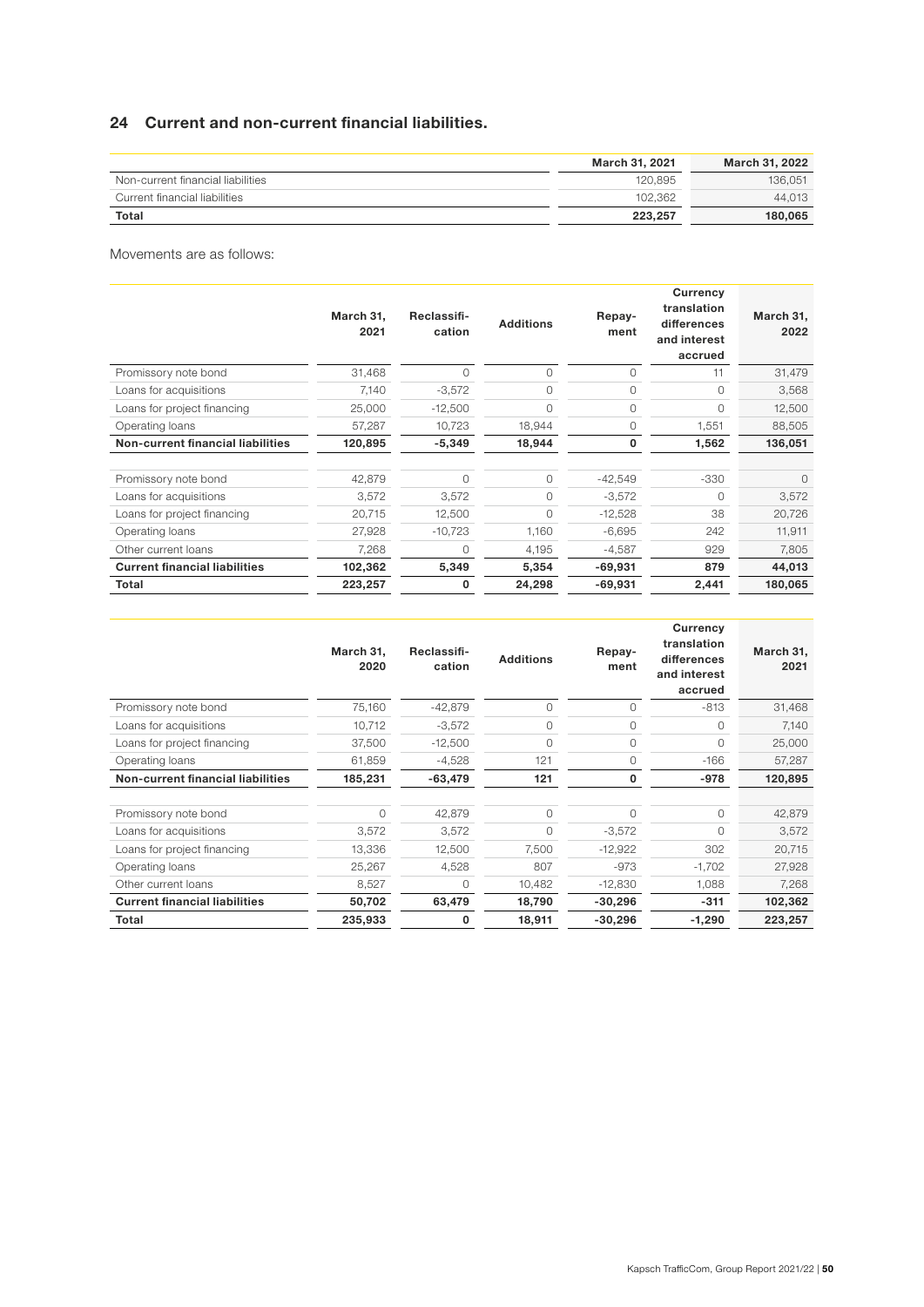## 24 Current and non-current financial liabilities.

| | March 31, 2021 | March 31, 2022 |
|---|---|---|
| Non-current financial liabilities | 120,895 | 136,051 |
| Current financial liabilities | 102,362 | 44,013 |
| **Total** | **223,257** | **180,065** |

Movements are as follows:

| | March 31, 2021 | Reclassification | Additions | Repayment | Currency translation differences and interest accrued | March 31, 2022 |
|---|---|---|---|---|---|---|
| Promissory note bond | 31,468 | 0 | 0 | 0 | 11 | 31,479 |
| Loans for acquisitions | 7,140 | -3,572 | 0 | 0 | 0 | 3,568 |
| Loans for project financing | 25,000 | -12,500 | 0 | 0 | 0 | 12,500 |
| Operating loans | 57,287 | 10,723 | 18,944 | 0 | 1,551 | 88,505 |
| **Non-current financial liabilities** | **120,895** | **-5,349** | **18,944** | **0** | **1,562** | **136,051** |
| | | | | | | |
| Promissory note bond | 42,879 | 0 | 0 | -42,549 | -330 | 0 |
| Loans for acquisitions | 3,572 | 3,572 | 0 | -3,572 | 0 | 3,572 |
| Loans for project financing | 20,715 | 12,500 | 0 | -12,528 | 38 | 20,726 |
| Operating loans | 27,928 | -10,723 | 1,160 | -6,695 | 242 | 11,911 |
| Other current loans | 7,268 | 0 | 4,195 | -4,587 | 929 | 7,805 |
| **Current financial liabilities** | **102,362** | **5,349** | **5,354** | **-69,931** | **879** | **44,013** |
| **Total** | **223,257** | **0** | **24,298** | **-69,931** | **2,441** | **180,065** |

| | March 31, 2020 | Reclassification | Additions | Repayment | Currency translation differences and interest accrued | March 31, 2021 |
|---|---|---|---|---|---|---|
| Promissory note bond | 75,160 | -42,879 | 0 | 0 | -813 | 31,468 |
| Loans for acquisitions | 10,712 | -3,572 | 0 | 0 | 0 | 7,140 |
| Loans for project financing | 37,500 | -12,500 | 0 | 0 | 0 | 25,000 |
| Operating loans | 61,859 | -4,528 | 121 | 0 | -166 | 57,287 |
| **Non-current financial liabilities** | **185,231** | **-63,479** | **121** | **0** | **-978** | **120,895** |
| | | | | | | |
| Promissory note bond | 0 | 42,879 | 0 | 0 | 0 | 42,879 |
| Loans for acquisitions | 3,572 | 3,572 | 0 | -3,572 | 0 | 3,572 |
| Loans for project financing | 13,336 | 12,500 | 7,500 | -12,922 | 302 | 20,715 |
| Operating loans | 25,267 | 4,528 | 807 | -973 | -1,702 | 27,928 |
| Other current loans | 8,527 | 0 | 10,482 | -12,830 | 1,088 | 7,268 |
| **Current financial liabilities** | **50,702** | **63,479** | **18,790** | **-30,296** | **-311** | **102,362** |
| **Total** | **235,933** | **0** | **18,911** | **-30,296** | **-1,290** | **223,257** |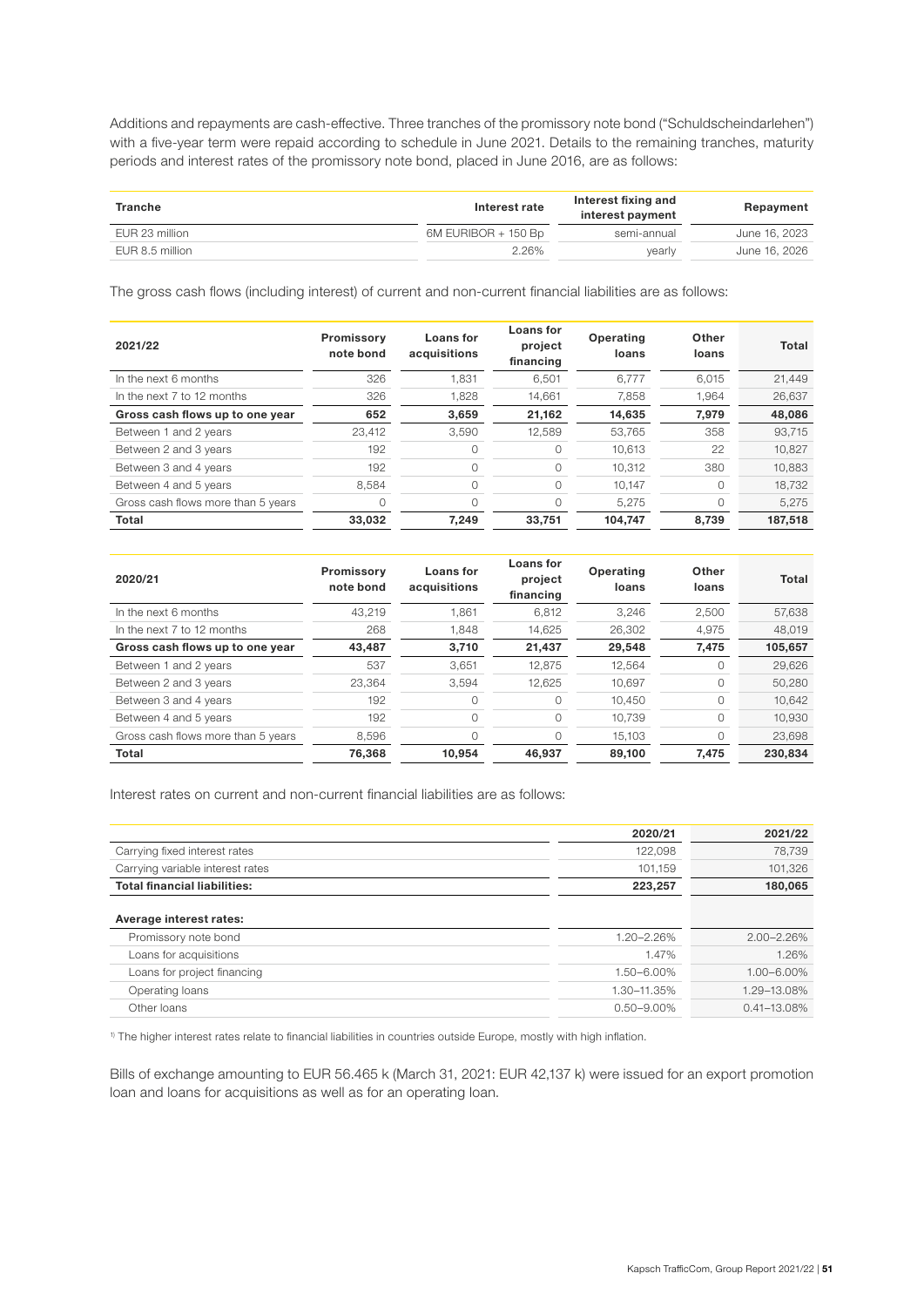Additions and repayments are cash-effective. Three tranches of the promissory note bond ("Schuldscheindarlehen") with a five-year term were repaid according to schedule in June 2021. Details to the remaining tranches, maturity periods and interest rates of the promissory note bond, placed in June 2016, are as follows:

| Tranche | Interest rate | Interest fixing and interest payment | Repayment |
|---|---|---|---|
| EUR 23 million | 6M EURIBOR + 150 Bp | semi-annual | June 16, 2023 |
| EUR 8.5 million | 2.26% | yearly | June 16, 2026 |

The gross cash flows (including interest) of current and non-current financial liabilities are as follows:

| 2021/22 | Promissory note bond | Loans for acquisitions | Loans for project financing | Operating loans | Other loans | Total |
|---|---|---|---|---|---|---|
| In the next 6 months | 326 | 1,831 | 6,501 | 6,777 | 6,015 | 21,449 |
| In the next 7 to 12 months | 326 | 1,828 | 14,661 | 7,858 | 1,964 | 26,637 |
| **Gross cash flows up to one year** | **652** | **3,659** | **21,162** | **14,635** | **7,979** | **48,086** |
| Between 1 and 2 years | 23,412 | 3,590 | 12,589 | 53,765 | 358 | 93,715 |
| Between 2 and 3 years | 192 | 0 | 0 | 10,613 | 22 | 10,827 |
| Between 3 and 4 years | 192 | 0 | 0 | 10,312 | 380 | 10,883 |
| Between 4 and 5 years | 8,584 | 0 | 0 | 10,147 | 0 | 18,732 |
| Gross cash flows more than 5 years | 0 | 0 | 0 | 5,275 | 0 | 5,275 |
| **Total** | **33,032** | **7,249** | **33,751** | **104,747** | **8,739** | **187,518** |

| 2020/21 | Promissory note bond | Loans for acquisitions | Loans for project financing | Operating loans | Other loans | Total |
|---|---|---|---|---|---|---|
| In the next 6 months | 43,219 | 1,861 | 6,812 | 3,246 | 2,500 | 57,638 |
| In the next 7 to 12 months | 268 | 1,848 | 14,625 | 26,302 | 4,975 | 48,019 |
| **Gross cash flows up to one year** | **43,487** | **3,710** | **21,437** | **29,548** | **7,475** | **105,657** |
| Between 1 and 2 years | 537 | 3,651 | 12,875 | 12,564 | 0 | 29,626 |
| Between 2 and 3 years | 23,364 | 3,594 | 12,625 | 10,697 | 0 | 50,280 |
| Between 3 and 4 years | 192 | 0 | 0 | 10,450 | 0 | 10,642 |
| Between 4 and 5 years | 192 | 0 | 0 | 10,739 | 0 | 10,930 |
| Gross cash flows more than 5 years | 8,596 | 0 | 0 | 15,103 | 0 | 23,698 |
| **Total** | **76,368** | **10,954** | **46,937** | **89,100** | **7,475** | **230,834** |

Interest rates on current and non-current financial liabilities are as follows:

| | 2020/21 | 2021/22 |
|---|---|---|
| Carrying fixed interest rates | 122,098 | 78,739 |
| Carrying variable interest rates | 101,159 | 101,326 |
| **Total financial liabilities:** | **223,257** | **180,065** |
| **Average interest rates:** | | |
| Promissory note bond | 1.20–2.26% | 2.00–2.26% |
| Loans for acquisitions | 1.47% | 1.26% |
| Loans for project financing | 1.50–6.00% | 1.00–6.00% |
| Operating loans | 1.30–11.35% | 1.29–13.08% |
| Other loans | 0.50–9.00% | 0.41–13.08% |

[1] The higher interest rates relate to financial liabilities in countries outside Europe, mostly with high inflation.

Bills of exchange amounting to EUR 56.465 k (March 31, 2021: EUR 42,137 k) were issued for an export promotion loan and loans for acquisitions as well as for an operating loan.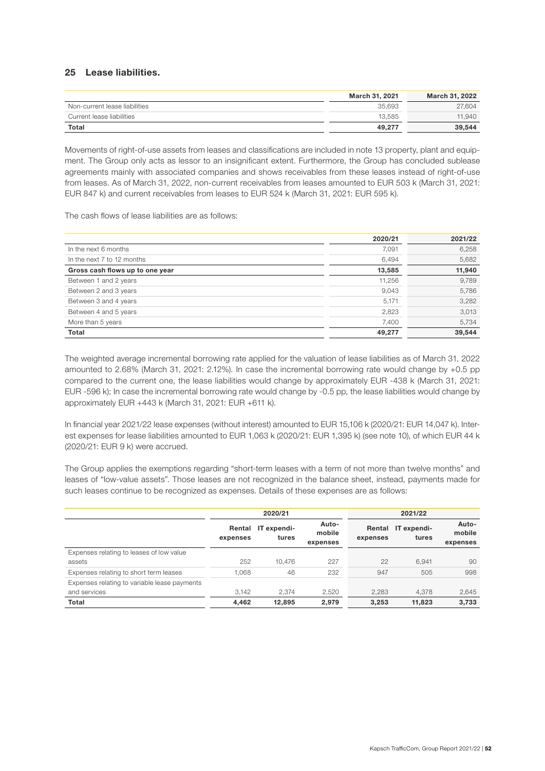## 25 Lease liabilities.

| | March 31, 2021 | March 31, 2022 |
|---|---|---|
| Non-current lease liabilities | 35,693 | 27,604 |
| Current lease liabilities | 13,585 | 11,940 |
| **Total** | **49,277** | **39,544** |

Movements of right-of-use assets from leases and classifications are included in note 13 property, plant and equipment. The Group only acts as lessor to an insignificant extent. Furthermore, the Group has concluded sublease agreements mainly with associated companies and shows receivables from these leases instead of right-of-use from leases. As of March 31, 2022, non-current receivables from leases amounted to EUR 503 k (March 31, 2021: EUR 847 k) and current receivables from leases to EUR 524 k (March 31, 2021: EUR 595 k).

The cash flows of lease liabilities are as follows:

| | 2020/21 | 2021/22 |
|---|---|---|
| In the next 6 months | 7,091 | 6,258 |
| In the next 7 to 12 months | 6,494 | 5,682 |
| **Gross cash flows up to one year** | **13,585** | **11,940** |
| Between 1 and 2 years | 11,256 | 9,789 |
| Between 2 and 3 years | 9,043 | 5,786 |
| Between 3 and 4 years | 5,171 | 3,282 |
| Between 4 and 5 years | 2,823 | 3,013 |
| More than 5 years | 7,400 | 5,734 |
| **Total** | **49,277** | **39,544** |

The weighted average incremental borrowing rate applied for the valuation of lease liabilities as of March 31, 2022 amounted to 2.68% (March 31, 2021: 2.12%). In case the incremental borrowing rate would change by +0.5 pp compared to the current one, the lease liabilities would change by approximately EUR -438 k (March 31, 2021: EUR -596 k); In case the incremental borrowing rate would change by -0.5 pp, the lease liabilities would change by approximately EUR +443 k (March 31, 2021: EUR +611 k).

In financial year 2021/22 lease expenses (without interest) amounted to EUR 15,106 k (2020/21: EUR 14,047 k). Interest expenses for lease liabilities amounted to EUR 1,063 k (2020/21: EUR 1,395 k) (see note 10), of which EUR 44 k (2020/21: EUR 9 k) were accrued.

The Group applies the exemptions regarding "short-term leases with a term of not more than twelve months" and leases of "low-value assets". Those leases are not recognized in the balance sheet, instead, payments made for such leases continue to be recognized as expenses. Details of these expenses are as follows:

| | 2020/21 | | | 2021/22 | | |
|---|---|---|---|---|---|---|
| | Rental expenses | IT expenditures | Automobile expenses | Rental expenses | IT expenditures | Automobile expenses |
| Expenses relating to leases of low value assets | 252 | 10,476 | 227 | 22 | 6,941 | 90 |
| Expenses relating to short term leases | 1,068 | 46 | 232 | 947 | 505 | 998 |
| Expenses relating to variable lease payments and services | 3,142 | 2,374 | 2,520 | 2,283 | 4,378 | 2,645 |
| **Total** | **4,462** | **12,895** | **2,979** | **3,253** | **11,823** | **3,733** |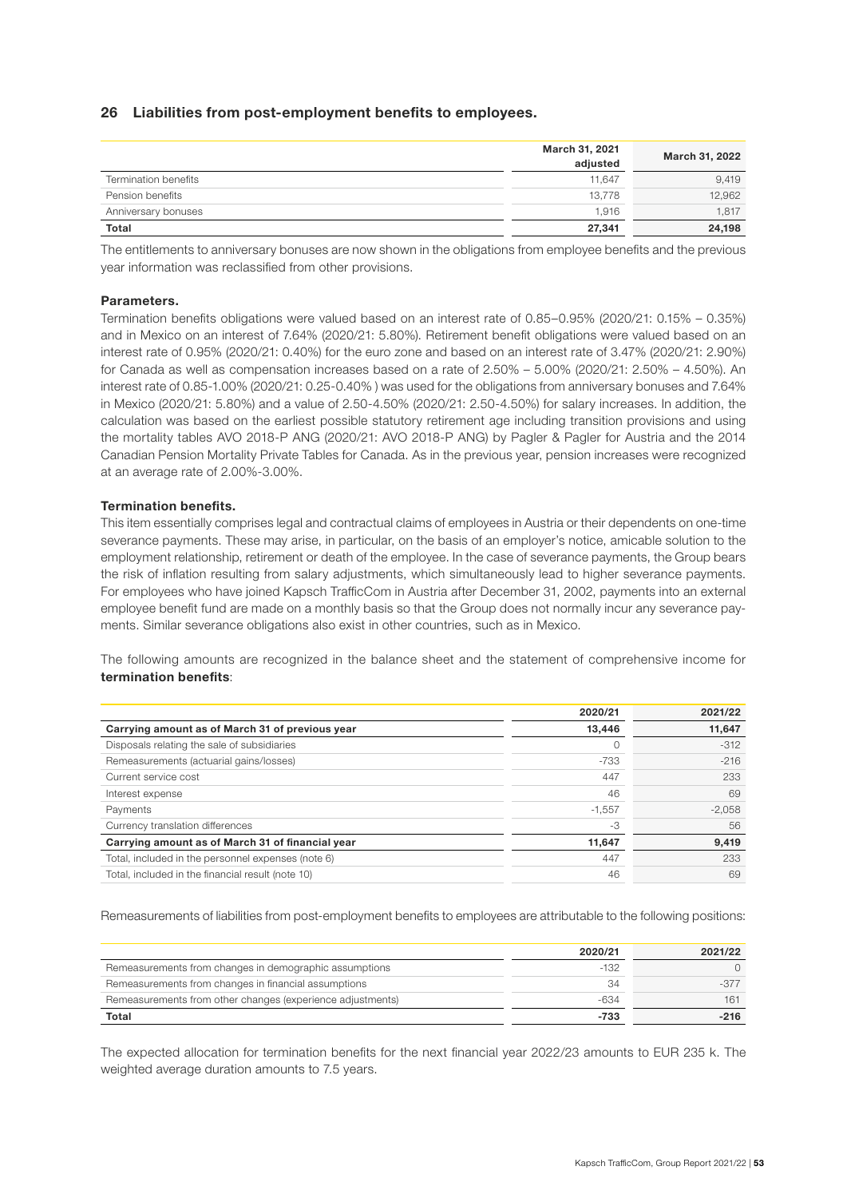## 26 Liabilities from post-employment benefits to employees.

| | March 31, 2021 adjusted | March 31, 2022 |
|---|---|---|
| Termination benefits | 11,647 | 9,419 |
| Pension benefits | 13,778 | 12,962 |
| Anniversary bonuses | 1,916 | 1,817 |
| **Total** | **27,341** | **24,198** |

The entitlements to anniversary bonuses are now shown in the obligations from employee benefits and the previous year information was reclassified from other provisions.

**Parameters.**

Termination benefits obligations were valued based on an interest rate of 0.85–0.95% (2020/21: 0.15% – 0.35%) and in Mexico on an interest of 7.64% (2020/21: 5.80%). Retirement benefit obligations were valued based on an interest rate of 0.95% (2020/21: 0.40%) for the euro zone and based on an interest rate of 3.47% (2020/21: 2.90%) for Canada as well as compensation increases based on a rate of 2.50% – 5.00% (2020/21: 2.50% – 4.50%). An interest rate of 0.85-1.00% (2020/21: 0.25-0.40% ) was used for the obligations from anniversary bonuses and 7.64% in Mexico (2020/21: 5.80%) and a value of 2.50-4.50% (2020/21: 2.50-4.50%) for salary increases. In addition, the calculation was based on the earliest possible statutory retirement age including transition provisions and using the mortality tables AVO 2018-P ANG (2020/21: AVO 2018-P ANG) by Pagler & Pagler for Austria and the 2014 Canadian Pension Mortality Private Tables for Canada. As in the previous year, pension increases were recognized at an average rate of 2.00%-3.00%.

**Termination benefits.**

This item essentially comprises legal and contractual claims of employees in Austria or their dependents on one-time severance payments. These may arise, in particular, on the basis of an employer's notice, amicable solution to the employment relationship, retirement or death of the employee. In the case of severance payments, the Group bears the risk of inflation resulting from salary adjustments, which simultaneously lead to higher severance payments. For employees who have joined Kapsch TrafficCom in Austria after December 31, 2002, payments into an external employee benefit fund are made on a monthly basis so that the Group does not normally incur any severance payments. Similar severance obligations also exist in other countries, such as in Mexico.

The following amounts are recognized in the balance sheet and the statement of comprehensive income for **termination benefits**:

| | 2020/21 | 2021/22 |
|---|---|---|
| **Carrying amount as of March 31 of previous year** | **13,446** | **11,647** |
| Disposals relating the sale of subsidiaries | 0 | -312 |
| Remeasurements (actuarial gains/losses) | -733 | -216 |
| Current service cost | 447 | 233 |
| Interest expense | 46 | 69 |
| Payments | -1,557 | -2,058 |
| Currency translation differences | -3 | 56 |
| **Carrying amount as of March 31 of financial year** | **11,647** | **9,419** |
| Total, included in the personnel expenses (note 6) | 447 | 233 |
| Total, included in the financial result (note 10) | 46 | 69 |

Remeasurements of liabilities from post-employment benefits to employees are attributable to the following positions:

| | 2020/21 | 2021/22 |
|---|---|---|
| Remeasurements from changes in demographic assumptions | -132 | 0 |
| Remeasurements from changes in financial assumptions | 34 | -377 |
| Remeasurements from other changes (experience adjustments) | -634 | 161 |
| **Total** | **-733** | **-216** |

The expected allocation for termination benefits for the next financial year 2022/23 amounts to EUR 235 k. The weighted average duration amounts to 7.5 years.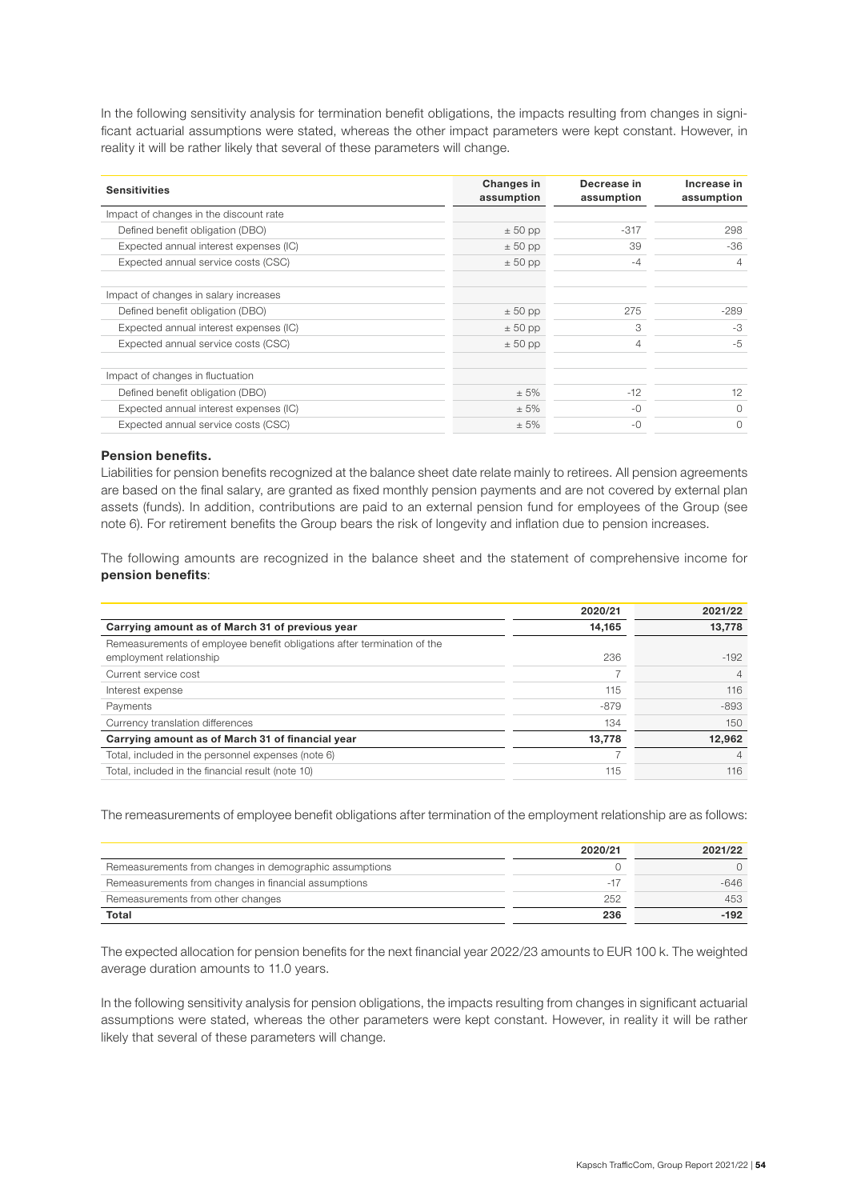In the following sensitivity analysis for termination benefit obligations, the impacts resulting from changes in significant actuarial assumptions were stated, whereas the other impact parameters were kept constant. However, in reality it will be rather likely that several of these parameters will change.

| Sensitivities | Changes in assumption | Decrease in assumption | Increase in assumption |
|---|---|---|---|
| Impact of changes in the discount rate | | | |
| Defined benefit obligation (DBO) | ± 50 pp | -317 | 298 |
| Expected annual interest expenses (IC) | ± 50 pp | 39 | -36 |
| Expected annual service costs (CSC) | ± 50 pp | -4 | 4 |
| | | | |
| Impact of changes in salary increases | | | |
| Defined benefit obligation (DBO) | ± 50 pp | 275 | -289 |
| Expected annual interest expenses (IC) | ± 50 pp | 3 | -3 |
| Expected annual service costs (CSC) | ± 50 pp | 4 | -5 |
| | | | |
| Impact of changes in fluctuation | | | |
| Defined benefit obligation (DBO) | ± 5% | -12 | 12 |
| Expected annual interest expenses (IC) | ± 5% | -0 | 0 |
| Expected annual service costs (CSC) | ± 5% | -0 | 0 |

**Pension benefits.**

Liabilities for pension benefits recognized at the balance sheet date relate mainly to retirees. All pension agreements are based on the final salary, are granted as fixed monthly pension payments and are not covered by external plan assets (funds). In addition, contributions are paid to an external pension fund for employees of the Group (see note 6). For retirement benefits the Group bears the risk of longevity and inflation due to pension increases.

The following amounts are recognized in the balance sheet and the statement of comprehensive income for **pension benefits**:

| | 2020/21 | 2021/22 |
|---|---|---|
| **Carrying amount as of March 31 of previous year** | **14,165** | **13,778** |
| Remeasurements of employee benefit obligations after termination of the employment relationship | 236 | -192 |
| Current service cost | 7 | 4 |
| Interest expense | 115 | 116 |
| Payments | -879 | -893 |
| Currency translation differences | 134 | 150 |
| **Carrying amount as of March 31 of financial year** | **13,778** | **12,962** |
| Total, included in the personnel expenses (note 6) | 7 | 4 |
| Total, included in the financial result (note 10) | 115 | 116 |

The remeasurements of employee benefit obligations after termination of the employment relationship are as follows:

| | 2020/21 | 2021/22 |
|---|---|---|
| Remeasurements from changes in demographic assumptions | 0 | 0 |
| Remeasurements from changes in financial assumptions | -17 | -646 |
| Remeasurements from other changes | 252 | 453 |
| **Total** | **236** | **-192** |

The expected allocation for pension benefits for the next financial year 2022/23 amounts to EUR 100 k. The weighted average duration amounts to 11.0 years.

In the following sensitivity analysis for pension obligations, the impacts resulting from changes in significant actuarial assumptions were stated, whereas the other parameters were kept constant. However, in reality it will be rather likely that several of these parameters will change.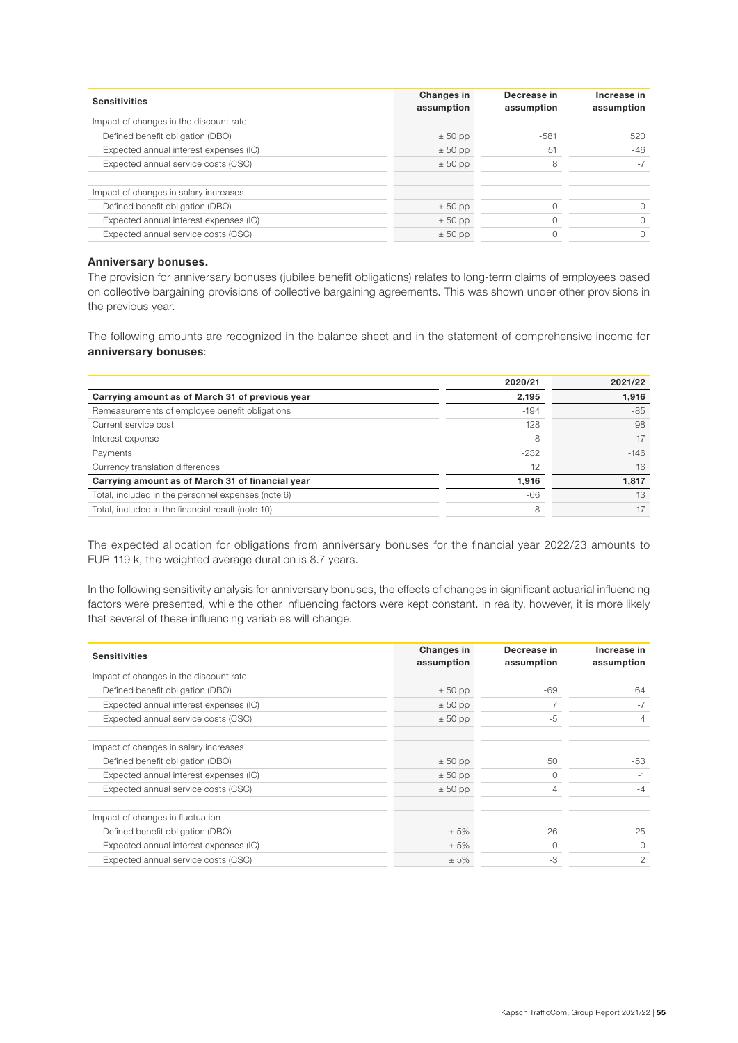| Sensitivities | Changes in assumption | Decrease in assumption | Increase in assumption |
|---|---|---|---|
| Impact of changes in the discount rate | | | |
| Defined benefit obligation (DBO) | ± 50 pp | -581 | 520 |
| Expected annual interest expenses (IC) | ± 50 pp | 51 | -46 |
| Expected annual service costs (CSC) | ± 50 pp | 8 | -7 |
| | | | |
| Impact of changes in salary increases | | | |
| Defined benefit obligation (DBO) | ± 50 pp | 0 | 0 |
| Expected annual interest expenses (IC) | ± 50 pp | 0 | 0 |
| Expected annual service costs (CSC) | ± 50 pp | 0 | 0 |

**Anniversary bonuses.**

The provision for anniversary bonuses (jubilee benefit obligations) relates to long-term claims of employees based on collective bargaining provisions of collective bargaining agreements. This was shown under other provisions in the previous year.

The following amounts are recognized in the balance sheet and in the statement of comprehensive income for **anniversary bonuses**:

| | 2020/21 | 2021/22 |
|---|---|---|
| **Carrying amount as of March 31 of previous year** | **2,195** | **1,916** |
| Remeasurements of employee benefit obligations | -194 | -85 |
| Current service cost | 128 | 98 |
| Interest expense | 8 | 17 |
| Payments | -232 | -146 |
| Currency translation differences | 12 | 16 |
| **Carrying amount as of March 31 of financial year** | **1,916** | **1,817** |
| Total, included in the personnel expenses (note 6) | -66 | 13 |
| Total, included in the financial result (note 10) | 8 | 17 |

The expected allocation for obligations from anniversary bonuses for the financial year 2022/23 amounts to EUR 119 k, the weighted average duration is 8.7 years.

In the following sensitivity analysis for anniversary bonuses, the effects of changes in significant actuarial influencing factors were presented, while the other influencing factors were kept constant. In reality, however, it is more likely that several of these influencing variables will change.

| Sensitivities | Changes in assumption | Decrease in assumption | Increase in assumption |
|---|---|---|---|
| Impact of changes in the discount rate | | | |
| Defined benefit obligation (DBO) | ± 50 pp | -69 | 64 |
| Expected annual interest expenses (IC) | ± 50 pp | 7 | -7 |
| Expected annual service costs (CSC) | ± 50 pp | -5 | 4 |
| | | | |
| Impact of changes in salary increases | | | |
| Defined benefit obligation (DBO) | ± 50 pp | 50 | -53 |
| Expected annual interest expenses (IC) | ± 50 pp | 0 | -1 |
| Expected annual service costs (CSC) | ± 50 pp | 4 | -4 |
| | | | |
| Impact of changes in fluctuation | | | |
| Defined benefit obligation (DBO) | ± 5% | -26 | 25 |
| Expected annual interest expenses (IC) | ± 5% | 0 | 0 |
| Expected annual service costs (CSC) | ± 5% | -3 | 2 |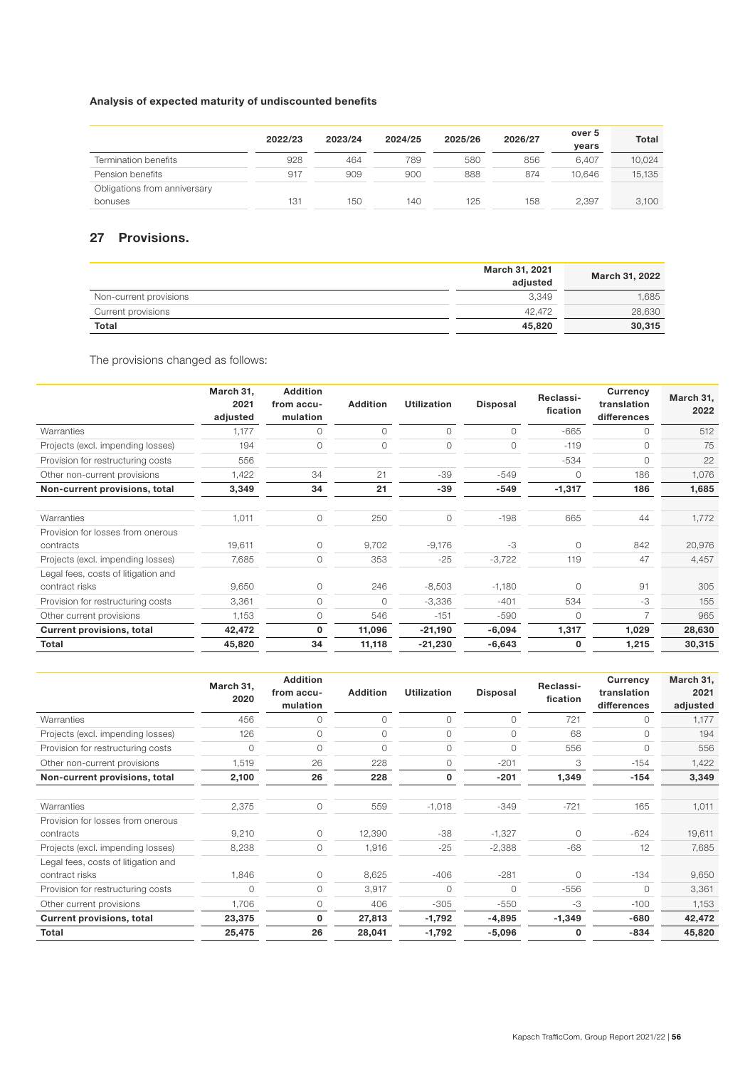**Analysis of expected maturity of undiscounted benefits**

| | 2022/23 | 2023/24 | 2024/25 | 2025/26 | 2026/27 | over 5 years | Total |
|---|---|---|---|---|---|---|---|
| Termination benefits | 928 | 464 | 789 | 580 | 856 | 6,407 | 10,024 |
| Pension benefits | 917 | 909 | 900 | 888 | 874 | 10,646 | 15,135 |
| Obligations from anniversary bonuses | 131 | 150 | 140 | 125 | 158 | 2,397 | 3,100 |

## 27 Provisions.

| | March 31, 2021 adjusted | March 31, 2022 |
|---|---|---|
| Non-current provisions | 3,349 | 1,685 |
| Current provisions | 42,472 | 28,630 |
| **Total** | **45,820** | **30,315** |

The provisions changed as follows:

| | March 31, 2021 adjusted | Addition from accu-mulation | Addition | Utilization | Disposal | Reclassi-fication | Currency translation differences | March 31, 2022 |
|---|---|---|---|---|---|---|---|---|
| Warranties | 1,177 | 0 | 0 | 0 | 0 | -665 | 0 | 512 |
| Projects (excl. impending losses) | 194 | 0 | 0 | 0 | 0 | -119 | 0 | 75 |
| Provision for restructuring costs | 556 | | | | | -534 | 0 | 22 |
| Other non-current provisions | 1,422 | 34 | 21 | -39 | -549 | 0 | 186 | 1,076 |
| **Non-current provisions, total** | **3,349** | **34** | **21** | **-39** | **-549** | **-1,317** | **186** | **1,685** |
| | | | | | | | | |
| Warranties | 1,011 | 0 | 250 | 0 | -198 | 665 | 44 | 1,772 |
| Provision for losses from onerous contracts | 19,611 | 0 | 9,702 | -9,176 | -3 | 0 | 842 | 20,976 |
| Projects (excl. impending losses) | 7,685 | 0 | 353 | -25 | -3,722 | 119 | 47 | 4,457 |
| Legal fees, costs of litigation and contract risks | 9,650 | 0 | 246 | -8,503 | -1,180 | 0 | 91 | 305 |
| Provision for restructuring costs | 3,361 | 0 | 0 | -3,336 | -401 | 534 | -3 | 155 |
| Other current provisions | 1,153 | 0 | 546 | -151 | -590 | 0 | 7 | 965 |
| **Current provisions, total** | **42,472** | **0** | **11,096** | **-21,190** | **-6,094** | **1,317** | **1,029** | **28,630** |
| **Total** | **45,820** | **34** | **11,118** | **-21,230** | **-6,643** | **0** | **1,215** | **30,315** |

| | March 31, 2020 | Addition from accu-mulation | Addition | Utilization | Disposal | Reclassi-fication | Currency translation differences | March 31, 2021 adjusted |
|---|---|---|---|---|---|---|---|---|
| Warranties | 456 | 0 | 0 | 0 | 0 | 721 | 0 | 1,177 |
| Projects (excl. impending losses) | 126 | 0 | 0 | 0 | 0 | 68 | 0 | 194 |
| Provision for restructuring costs | 0 | 0 | 0 | 0 | 0 | 556 | 0 | 556 |
| Other non-current provisions | 1,519 | 26 | 228 | 0 | -201 | 3 | -154 | 1,422 |
| **Non-current provisions, total** | **2,100** | **26** | **228** | **0** | **-201** | **1,349** | **-154** | **3,349** |
| | | | | | | | | |
| Warranties | 2,375 | 0 | 559 | -1,018 | -349 | -721 | 165 | 1,011 |
| Provision for losses from onerous contracts | 9,210 | 0 | 12,390 | -38 | -1,327 | 0 | -624 | 19,611 |
| Projects (excl. impending losses) | 8,238 | 0 | 1,916 | -25 | -2,388 | -68 | 12 | 7,685 |
| Legal fees, costs of litigation and contract risks | 1,846 | 0 | 8,625 | -406 | -281 | 0 | -134 | 9,650 |
| Provision for restructuring costs | 0 | 0 | 3,917 | 0 | 0 | -556 | 0 | 3,361 |
| Other current provisions | 1,706 | 0 | 406 | -305 | -550 | -3 | -100 | 1,153 |
| **Current provisions, total** | **23,375** | **0** | **27,813** | **-1,792** | **-4,895** | **-1,349** | **-680** | **42,472** |
| **Total** | **25,475** | **26** | **28,041** | **-1,792** | **-5,096** | **0** | **-834** | **45,820** |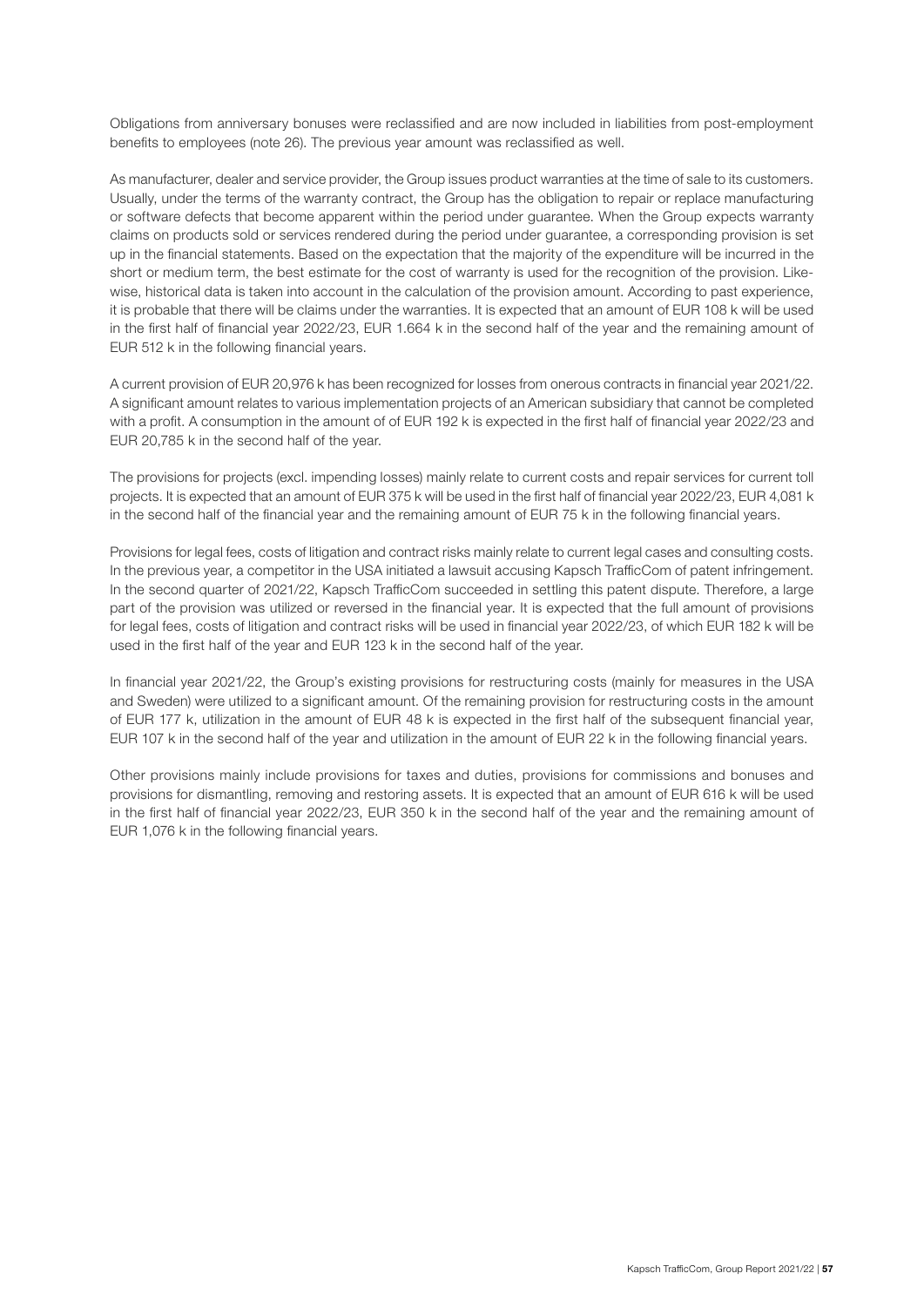Obligations from anniversary bonuses were reclassified and are now included in liabilities from post-employment benefits to employees (note 26). The previous year amount was reclassified as well.

As manufacturer, dealer and service provider, the Group issues product warranties at the time of sale to its customers. Usually, under the terms of the warranty contract, the Group has the obligation to repair or replace manufacturing or software defects that become apparent within the period under guarantee. When the Group expects warranty claims on products sold or services rendered during the period under guarantee, a corresponding provision is set up in the financial statements. Based on the expectation that the majority of the expenditure will be incurred in the short or medium term, the best estimate for the cost of warranty is used for the recognition of the provision. Likewise, historical data is taken into account in the calculation of the provision amount. According to past experience, it is probable that there will be claims under the warranties. It is expected that an amount of EUR 108 k will be used in the first half of financial year 2022/23, EUR 1.664 k in the second half of the year and the remaining amount of EUR 512 k in the following financial years.

A current provision of EUR 20,976 k has been recognized for losses from onerous contracts in financial year 2021/22. A significant amount relates to various implementation projects of an American subsidiary that cannot be completed with a profit. A consumption in the amount of of EUR 192 k is expected in the first half of financial year 2022/23 and EUR 20,785 k in the second half of the year.

The provisions for projects (excl. impending losses) mainly relate to current costs and repair services for current toll projects. It is expected that an amount of EUR 375 k will be used in the first half of financial year 2022/23, EUR 4,081 k in the second half of the financial year and the remaining amount of EUR 75 k in the following financial years.

Provisions for legal fees, costs of litigation and contract risks mainly relate to current legal cases and consulting costs. In the previous year, a competitor in the USA initiated a lawsuit accusing Kapsch TrafficCom of patent infringement. In the second quarter of 2021/22, Kapsch TrafficCom succeeded in settling this patent dispute. Therefore, a large part of the provision was utilized or reversed in the financial year. It is expected that the full amount of provisions for legal fees, costs of litigation and contract risks will be used in financial year 2022/23, of which EUR 182 k will be used in the first half of the year and EUR 123 k in the second half of the year.

In financial year 2021/22, the Group's existing provisions for restructuring costs (mainly for measures in the USA and Sweden) were utilized to a significant amount. Of the remaining provision for restructuring costs in the amount of EUR 177 k, utilization in the amount of EUR 48 k is expected in the first half of the subsequent financial year, EUR 107 k in the second half of the year and utilization in the amount of EUR 22 k in the following financial years.

Other provisions mainly include provisions for taxes and duties, provisions for commissions and bonuses and provisions for dismantling, removing and restoring assets. It is expected that an amount of EUR 616 k will be used in the first half of financial year 2022/23, EUR 350 k in the second half of the year and the remaining amount of EUR 1,076 k in the following financial years.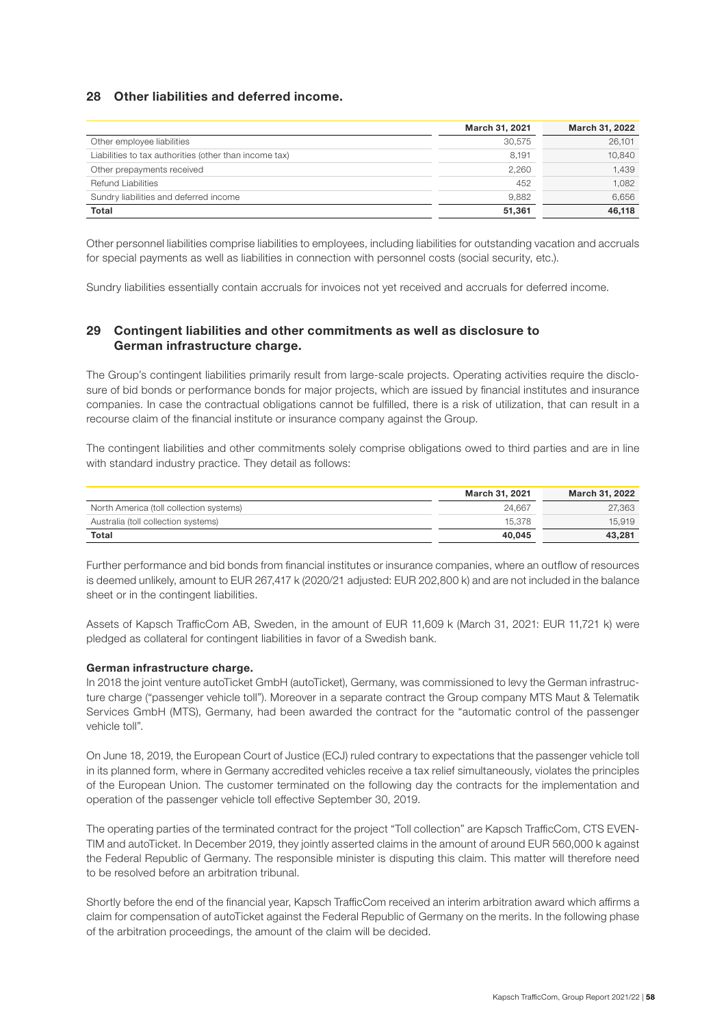## 28 Other liabilities and deferred income.

| | March 31, 2021 | March 31, 2022 |
|---|---|---|
| Other employee liabilities | 30,575 | 26,101 |
| Liabilities to tax authorities (other than income tax) | 8,191 | 10,840 |
| Other prepayments received | 2,260 | 1,439 |
| Refund Liabilities | 452 | 1,082 |
| Sundry liabilities and deferred income | 9,882 | 6,656 |
| **Total** | **51,361** | **46,118** |

Other personnel liabilities comprise liabilities to employees, including liabilities for outstanding vacation and accruals for special payments as well as liabilities in connection with personnel costs (social security, etc.).

Sundry liabilities essentially contain accruals for invoices not yet received and accruals for deferred income.

## 29 Contingent liabilities and other commitments as well as disclosure to German infrastructure charge.

The Group's contingent liabilities primarily result from large-scale projects. Operating activities require the disclosure of bid bonds or performance bonds for major projects, which are issued by financial institutes and insurance companies. In case the contractual obligations cannot be fulfilled, there is a risk of utilization, that can result in a recourse claim of the financial institute or insurance company against the Group.

The contingent liabilities and other commitments solely comprise obligations owed to third parties and are in line with standard industry practice. They detail as follows:

| | March 31, 2021 | March 31, 2022 |
|---|---|---|
| North America (toll collection systems) | 24,667 | 27,363 |
| Australia (toll collection systems) | 15,378 | 15,919 |
| **Total** | **40,045** | **43,281** |

Further performance and bid bonds from financial institutes or insurance companies, where an outflow of resources is deemed unlikely, amount to EUR 267,417 k (2020/21 adjusted: EUR 202,800 k) and are not included in the balance sheet or in the contingent liabilities.

Assets of Kapsch TrafficCom AB, Sweden, in the amount of EUR 11,609 k (March 31, 2021: EUR 11,721 k) were pledged as collateral for contingent liabilities in favor of a Swedish bank.

**German infrastructure charge.**

In 2018 the joint venture autoTicket GmbH (autoTicket), Germany, was commissioned to levy the German infrastructure charge ("passenger vehicle toll"). Moreover in a separate contract the Group company MTS Maut & Telematik Services GmbH (MTS), Germany, had been awarded the contract for the "automatic control of the passenger vehicle toll".

On June 18, 2019, the European Court of Justice (ECJ) ruled contrary to expectations that the passenger vehicle toll in its planned form, where in Germany accredited vehicles receive a tax relief simultaneously, violates the principles of the European Union. The customer terminated on the following day the contracts for the implementation and operation of the passenger vehicle toll effective September 30, 2019.

The operating parties of the terminated contract for the project "Toll collection" are Kapsch TrafficCom, CTS EVENTIM and autoTicket. In December 2019, they jointly asserted claims in the amount of around EUR 560,000 k against the Federal Republic of Germany. The responsible minister is disputing this claim. This matter will therefore need to be resolved before an arbitration tribunal.

Shortly before the end of the financial year, Kapsch TrafficCom received an interim arbitration award which affirms a claim for compensation of autoTicket against the Federal Republic of Germany on the merits. In the following phase of the arbitration proceedings, the amount of the claim will be decided.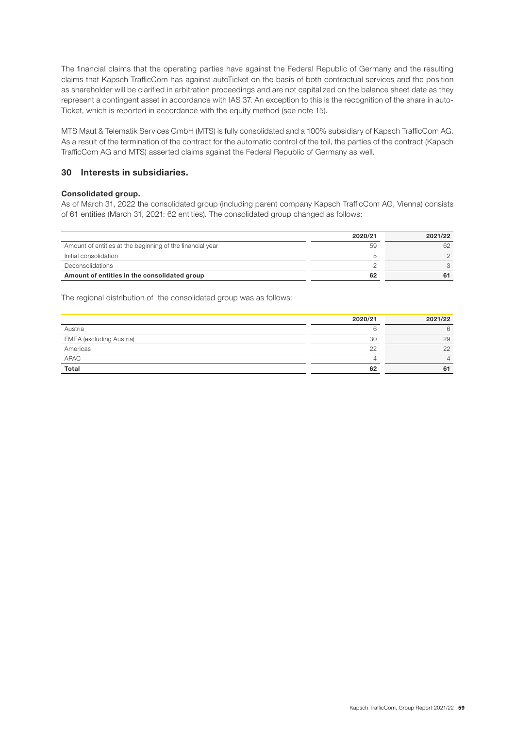The financial claims that the operating parties have against the Federal Republic of Germany and the resulting claims that Kapsch TrafficCom has against autoTicket on the basis of both contractual services and the position as shareholder will be clarified in arbitration proceedings and are not capitalized on the balance sheet date as they represent a contingent asset in accordance with IAS 37. An exception to this is the recognition of the share in auto-Ticket, which is reported in accordance with the equity method (see note 15).

MTS Maut & Telematik Services GmbH (MTS) is fully consolidated and a 100% subsidiary of Kapsch TrafficCom AG. As a result of the termination of the contract for the automatic control of the toll, the parties of the contract (Kapsch TrafficCom AG and MTS) asserted claims against the Federal Republic of Germany as well.

## 30 Interests in subsidiaries.

### Consolidated group.

As of March 31, 2022 the consolidated group (including parent company Kapsch TrafficCom AG, Vienna) consists of 61 entities (March 31, 2021: 62 entities). The consolidated group changed as follows:

| | 2020/21 | 2021/22 |
|---|---|---|
| Amount of entities at the beginning of the financial year | 59 | 62 |
| Initial consolidation | 5 | 2 |
| Deconsolidations | -2 | -3 |
| **Amount of entities in the consolidated group** | **62** | **61** |

The regional distribution of the consolidated group was as follows:

| | 2020/21 | 2021/22 |
|---|---|---|
| Austria | 6 | 6 |
| EMEA (excluding Austria) | 30 | 29 |
| Americas | 22 | 22 |
| APAC | 4 | 4 |
| **Total** | **62** | **61** |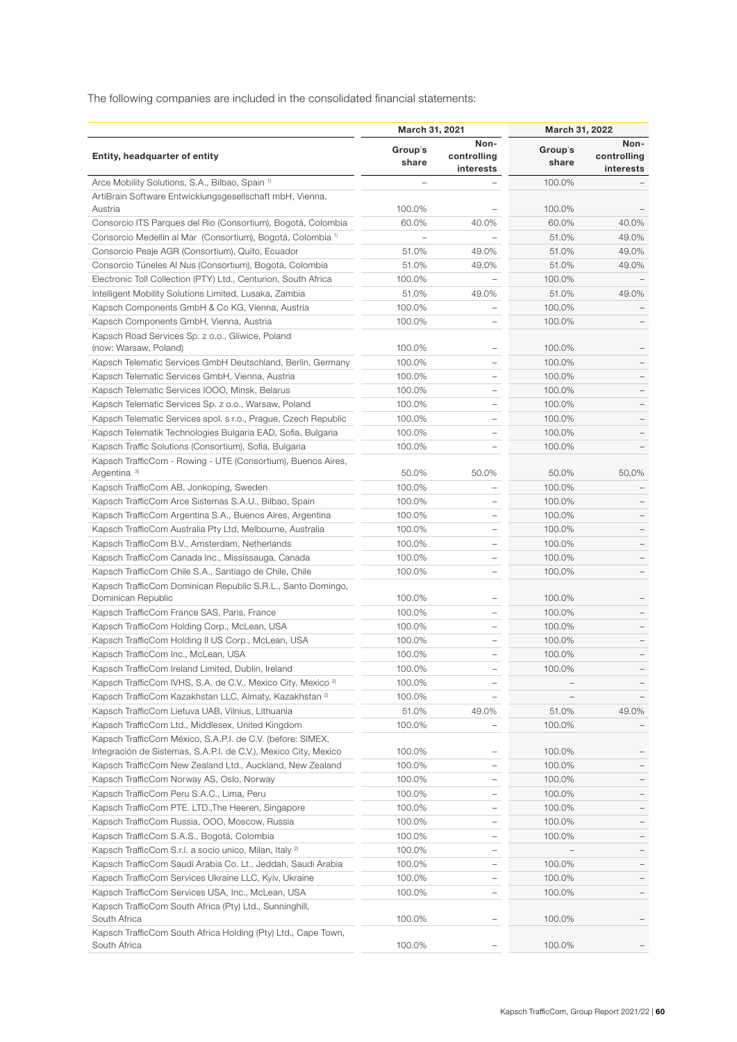The following companies are included in the consolidated financial statements:

| Entity, headquarter of entity | March 31, 2021 | | March 31, 2022 | |
|---|---|---|---|---|
| | Group's share | Non-controlling interests | Group's share | Non-controlling interests |
| Arce Mobility Solutions, S.A., Bilbao, Spain [1] | – | – | 100.0% | – |
| ArtiBrain Software Entwicklungsgesellschaft mbH, Vienna, Austria | 100.0% | – | 100.0% | – |
| Consorcio ITS Parques del Rio (Consortium), Bogotá, Colombia | 60.0% | 40.0% | 60.0% | 40.0% |
| Consorcio Medellin al Mar (Consortium), Bogotá, Colombia [1] | – | – | 51.0% | 49.0% |
| Consorcio Peaje AGR (Consortium), Quito, Ecuador | 51.0% | 49.0% | 51.0% | 49.0% |
| Consorcio Túneles Al Nus (Consortium), Bogotá, Colombia | 51.0% | 49.0% | 51.0% | 49.0% |
| Electronic Toll Collection (PTY) Ltd., Centurion, South Africa | 100.0% | – | 100.0% | – |
| Intelligent Mobility Solutions Limited, Lusaka, Zambia | 51.0% | 49.0% | 51.0% | 49.0% |
| Kapsch Components GmbH & Co KG, Vienna, Austria | 100.0% | – | 100.0% | – |
| Kapsch Components GmbH, Vienna, Austria | 100.0% | – | 100.0% | – |
| Kapsch Road Services Sp. z o.o., Gliwice, Poland (now: Warsaw, Poland) | 100.0% | – | 100.0% | – |
| Kapsch Telematic Services GmbH Deutschland, Berlin, Germany | 100.0% | – | 100.0% | – |
| Kapsch Telematic Services GmbH, Vienna, Austria | 100.0% | – | 100.0% | – |
| Kapsch Telematic Services IOOO, Minsk, Belarus | 100.0% | – | 100.0% | – |
| Kapsch Telematic Services Sp. z o.o., Warsaw, Poland | 100.0% | – | 100.0% | – |
| Kapsch Telematic Services spol. s r.o., Prague, Czech Republic | 100.0% | – | 100.0% | – |
| Kapsch Telematik Technologies Bulgaria EAD, Sofia, Bulgaria | 100.0% | – | 100.0% | – |
| Kapsch Traffic Solutions (Consortium), Sofia, Bulgaria | 100.0% | – | 100.0% | – |
| Kapsch TrafficCom - Rowing - UTE (Consortium), Buenos Aires, Argentina [3] | 50.0% | 50.0% | 50.0% | 50.0% |
| Kapsch TrafficCom AB, Jonkoping, Sweden | 100.0% | – | 100.0% | – |
| Kapsch TrafficCom Arce Sistemas S.A.U., Bilbao, Spain | 100.0% | – | 100.0% | – |
| Kapsch TrafficCom Argentina S.A., Buenos Aires, Argentina | 100.0% | – | 100.0% | – |
| Kapsch TrafficCom Australia Pty Ltd, Melbourne, Australia | 100.0% | – | 100.0% | – |
| Kapsch TrafficCom B.V., Amsterdam, Netherlands | 100.0% | – | 100.0% | – |
| Kapsch TrafficCom Canada Inc., Mississauga, Canada | 100.0% | – | 100.0% | – |
| Kapsch TrafficCom Chile S.A., Santiago de Chile, Chile | 100.0% | – | 100.0% | – |
| Kapsch TrafficCom Dominican Republic S.R.L., Santo Domingo, Dominican Republic | 100.0% | – | 100.0% | – |
| Kapsch TrafficCom France SAS, Paris, France | 100.0% | – | 100.0% | – |
| Kapsch TrafficCom Holding Corp., McLean, USA | 100.0% | – | 100.0% | – |
| Kapsch TrafficCom Holding II US Corp., McLean, USA | 100.0% | – | 100.0% | – |
| Kapsch TrafficCom Inc., McLean, USA | 100.0% | – | 100.0% | – |
| Kapsch TrafficCom Ireland Limited, Dublin, Ireland | 100.0% | – | 100.0% | – |
| Kapsch TrafficCom IVHS, S.A. de C.V., Mexico City, Mexico [2] | 100.0% | – | – | – |
| Kapsch TrafficCom Kazakhstan LLC, Almaty, Kazakhstan [2] | 100.0% | – | – | – |
| Kapsch TrafficCom Lietuva UAB, Vilnius, Lithuania | 51.0% | 49.0% | 51.0% | 49.0% |
| Kapsch TrafficCom Ltd., Middlesex, United Kingdom | 100.0% | – | 100.0% | – |
| Kapsch TrafficCom México, S.A.P.I. de C.V. (before: SIMEX, Integración de Sistemas, S.A.P.I. de C.V.), Mexico City, Mexico | 100.0% | – | 100.0% | – |
| Kapsch TrafficCom New Zealand Ltd., Auckland, New Zealand | 100.0% | – | 100.0% | – |
| Kapsch TrafficCom Norway AS, Oslo, Norway | 100.0% | – | 100.0% | – |
| Kapsch TrafficCom Peru S.A.C., Lima, Peru | 100.0% | – | 100.0% | – |
| Kapsch TrafficCom PTE. LTD.,The Heeren, Singapore | 100.0% | – | 100.0% | – |
| Kapsch TrafficCom Russia, OOO, Moscow, Russia | 100.0% | – | 100.0% | – |
| Kapsch TrafficCom S.A.S., Bogotá, Colombia | 100.0% | – | 100.0% | – |
| Kapsch TrafficCom S.r.l. a socio unico, Milan, Italy [2] | 100.0% | – | – | – |
| Kapsch TrafficCom Saudi Arabia Co. Lt., Jeddah, Saudi Arabia | 100.0% | – | 100.0% | – |
| Kapsch TrafficCom Services Ukraine LLC, Kyiv, Ukraine | 100.0% | – | 100.0% | – |
| Kapsch TrafficCom Services USA, Inc., McLean, USA | 100.0% | – | 100.0% | – |
| Kapsch TrafficCom South Africa (Pty) Ltd., Sunninghill, South Africa | 100.0% | – | 100.0% | – |
| Kapsch TrafficCom South Africa Holding (Pty) Ltd., Cape Town, South Africa | 100.0% | – | 100.0% | – |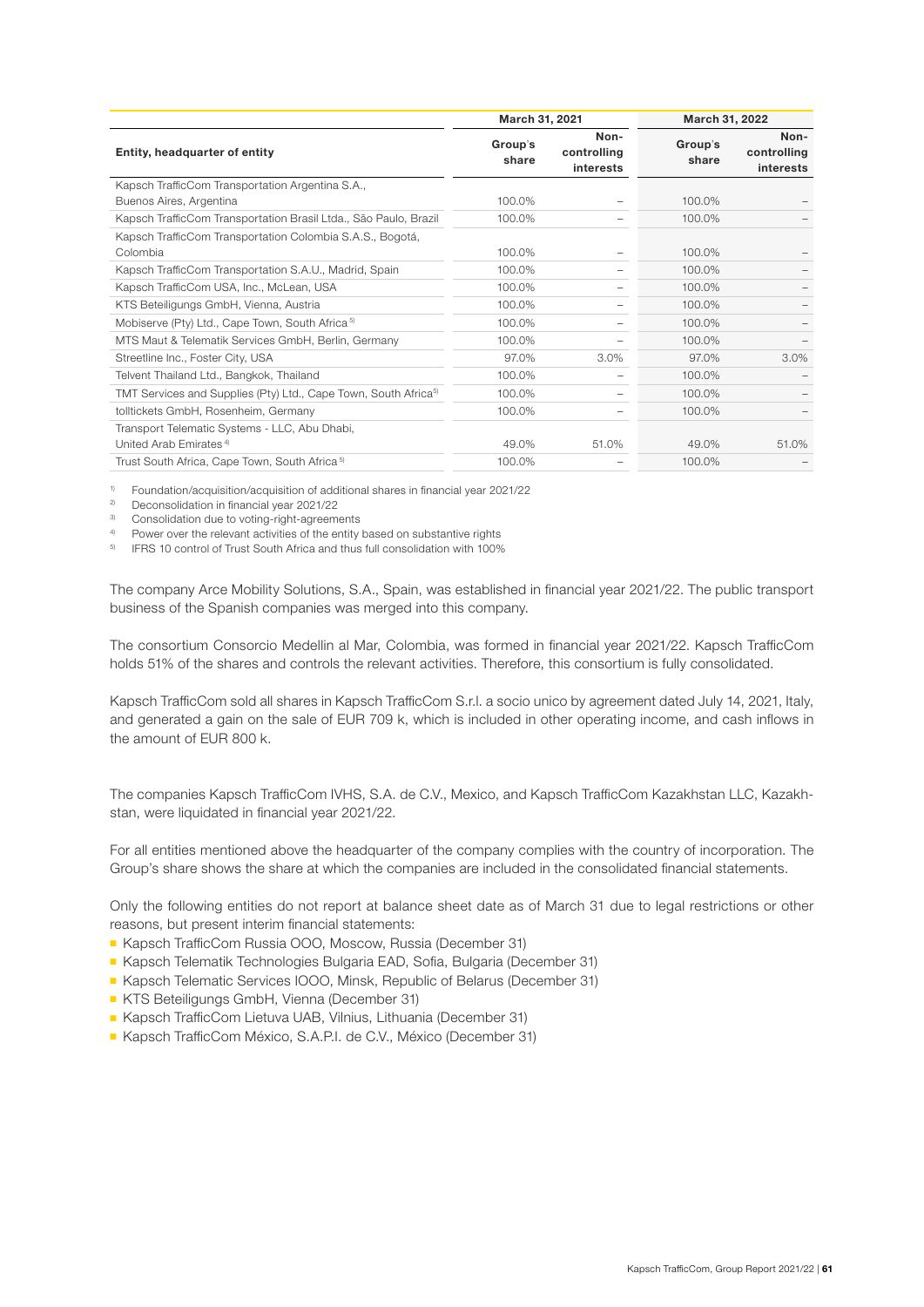| Entity, headquarter of entity | March 31, 2021 | | March 31, 2022 | |
|---|---|---|---|---|
| | Group's share | Non-controlling interests | Group's share | Non-controlling interests |
| Kapsch TrafficCom Transportation Argentina S.A., Buenos Aires, Argentina | 100.0% | – | 100.0% | – |
| Kapsch TrafficCom Transportation Brasil Ltda., São Paulo, Brazil | 100.0% | – | 100.0% | – |
| Kapsch TrafficCom Transportation Colombia S.A.S., Bogotá, Colombia | 100.0% | – | 100.0% | – |
| Kapsch TrafficCom Transportation S.A.U., Madrid, Spain | 100.0% | – | 100.0% | – |
| Kapsch TrafficCom USA, Inc., McLean, USA | 100.0% | – | 100.0% | – |
| KTS Beteiligungs GmbH, Vienna, Austria | 100.0% | – | 100.0% | – |
| Mobiserve (Pty) Ltd., Cape Town, South Africa [5] | 100.0% | – | 100.0% | – |
| MTS Maut & Telematik Services GmbH, Berlin, Germany | 100.0% | – | 100.0% | – |
| Streetline Inc., Foster City, USA | 97.0% | 3.0% | 97.0% | 3.0% |
| Telvent Thailand Ltd., Bangkok, Thailand | 100.0% | – | 100.0% | – |
| TMT Services and Supplies (Pty) Ltd., Cape Town, South Africa [5] | 100.0% | – | 100.0% | – |
| tolltickets GmbH, Rosenheim, Germany | 100.0% | – | 100.0% | – |
| Transport Telematic Systems - LLC, Abu Dhabi, United Arab Emirates [4] | 49.0% | 51.0% | 49.0% | 51.0% |
| Trust South Africa, Cape Town, South Africa [5] | 100.0% | – | 100.0% | – |

[1] Foundation/acquisition/acquisition of additional shares in financial year 2021/22
[2] Deconsolidation in financial year 2021/22
[3] Consolidation due to voting-right-agreements
[4] Power over the relevant activities of the entity based on substantive rights
[5] IFRS 10 control of Trust South Africa and thus full consolidation with 100%

The company Arce Mobility Solutions, S.A., Spain, was established in financial year 2021/22. The public transport business of the Spanish companies was merged into this company.

The consortium Consorcio Medellin al Mar, Colombia, was formed in financial year 2021/22. Kapsch TrafficCom holds 51% of the shares and controls the relevant activities. Therefore, this consortium is fully consolidated.

Kapsch TrafficCom sold all shares in Kapsch TrafficCom S.r.l. a socio unico by agreement dated July 14, 2021, Italy, and generated a gain on the sale of EUR 709 k, which is included in other operating income, and cash inflows in the amount of EUR 800 k.

The companies Kapsch TrafficCom IVHS, S.A. de C.V., Mexico, and Kapsch TrafficCom Kazakhstan LLC, Kazakhstan, were liquidated in financial year 2021/22.

For all entities mentioned above the headquarter of the company complies with the country of incorporation. The Group's share shows the share at which the companies are included in the consolidated financial statements.

Only the following entities do not report at balance sheet date as of March 31 due to legal restrictions or other reasons, but present interim financial statements:

- Kapsch TrafficCom Russia OOO, Moscow, Russia (December 31)
- Kapsch Telematik Technologies Bulgaria EAD, Sofia, Bulgaria (December 31)
- Kapsch Telematic Services IOOO, Minsk, Republic of Belarus (December 31)
- KTS Beteiligungs GmbH, Vienna (December 31)
- Kapsch TrafficCom Lietuva UAB, Vilnius, Lithuania (December 31)
- Kapsch TrafficCom México, S.A.P.I. de C.V., México (December 31)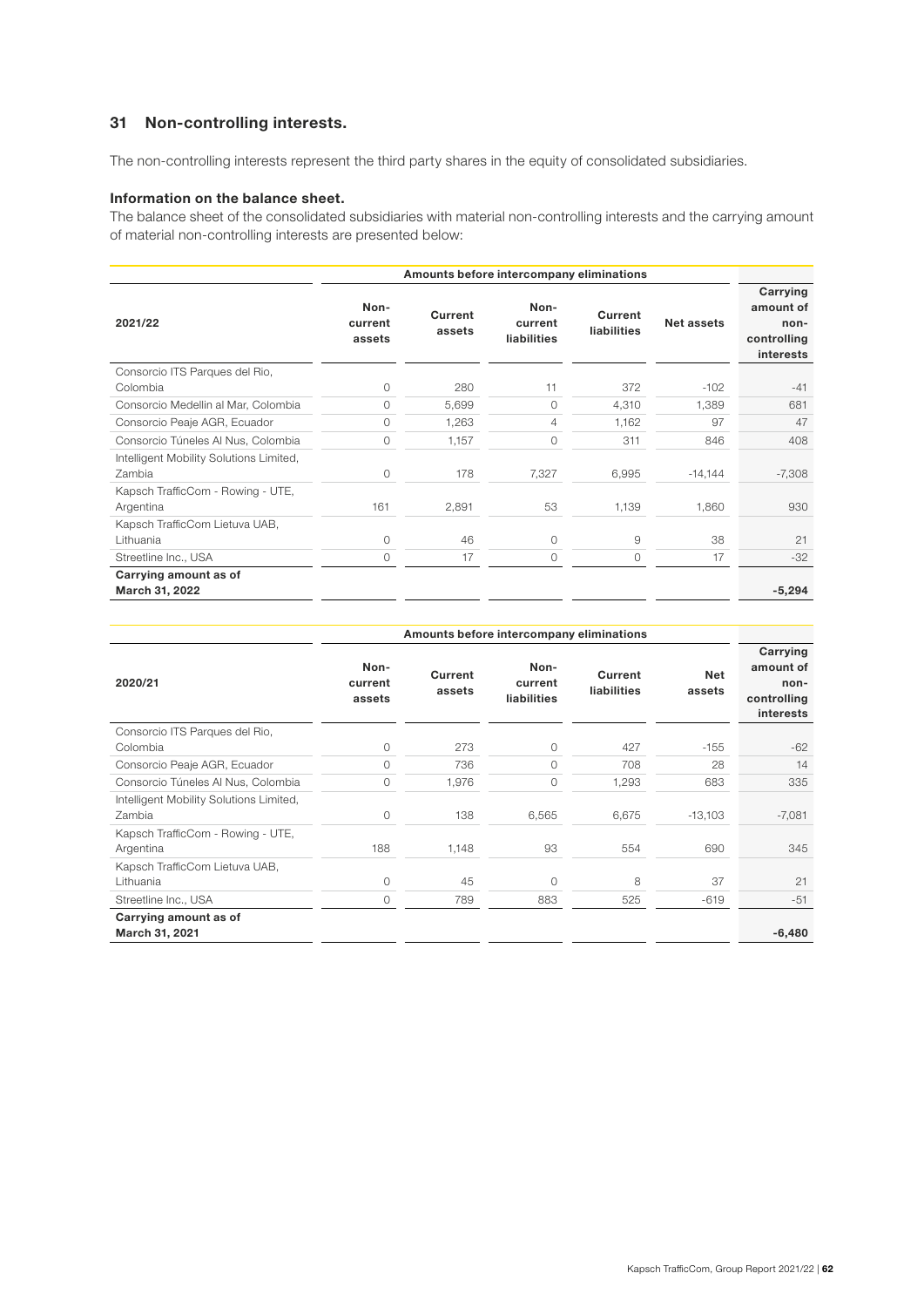## 31 Non-controlling interests.

The non-controlling interests represent the third party shares in the equity of consolidated subsidiaries.

### Information on the balance sheet.

The balance sheet of the consolidated subsidiaries with material non-controlling interests and the carrying amount of material non-controlling interests are presented below:

| | Amounts before intercompany eliminations | | | | | |
|---|---|---|---|---|---|---|
| **2021/22** | **Non-current assets** | **Current assets** | **Non-current liabilities** | **Current liabilities** | **Net assets** | **Carrying amount of non-controlling interests** |
| Consorcio ITS Parques del Rio, Colombia | 0 | 280 | 11 | 372 | -102 | -41 |
| Consorcio Medellin al Mar, Colombia | 0 | 5,699 | 0 | 4,310 | 1,389 | 681 |
| Consorcio Peaje AGR, Ecuador | 0 | 1,263 | 4 | 1,162 | 97 | 47 |
| Consorcio Túneles Al Nus, Colombia | 0 | 1,157 | 0 | 311 | 846 | 408 |
| Intelligent Mobility Solutions Limited, Zambia | 0 | 178 | 7,327 | 6,995 | -14,144 | -7,308 |
| Kapsch TrafficCom - Rowing - UTE, Argentina | 161 | 2,891 | 53 | 1,139 | 1,860 | 930 |
| Kapsch TrafficCom Lietuva UAB, Lithuania | 0 | 46 | 0 | 9 | 38 | 21 |
| Streetline Inc., USA | 0 | 17 | 0 | 0 | 17 | -32 |
| **Carrying amount as of March 31, 2022** | | | | | | **-5,294** |

| | Amounts before intercompany eliminations | | | | | |
|---|---|---|---|---|---|---|
| **2020/21** | **Non-current assets** | **Current assets** | **Non-current liabilities** | **Current liabilities** | **Net assets** | **Carrying amount of non-controlling interests** |
| Consorcio ITS Parques del Rio, Colombia | 0 | 273 | 0 | 427 | -155 | -62 |
| Consorcio Peaje AGR, Ecuador | 0 | 736 | 0 | 708 | 28 | 14 |
| Consorcio Túneles Al Nus, Colombia | 0 | 1,976 | 0 | 1,293 | 683 | 335 |
| Intelligent Mobility Solutions Limited, Zambia | 0 | 138 | 6,565 | 6,675 | -13,103 | -7,081 |
| Kapsch TrafficCom - Rowing - UTE, Argentina | 188 | 1,148 | 93 | 554 | 690 | 345 |
| Kapsch TrafficCom Lietuva UAB, Lithuania | 0 | 45 | 0 | 8 | 37 | 21 |
| Streetline Inc., USA | 0 | 789 | 883 | 525 | -619 | -51 |
| **Carrying amount as of March 31, 2021** | | | | | | **-6,480** |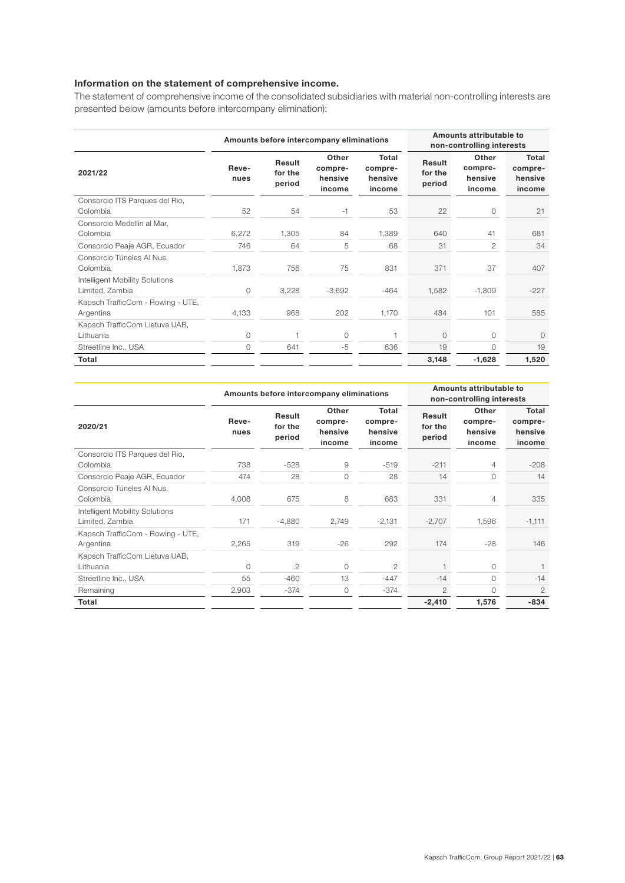**Information on the statement of comprehensive income.**

The statement of comprehensive income of the consolidated subsidiaries with material non-controlling interests are presented below (amounts before intercompany elimination):

| 2021/22 | Amounts before intercompany eliminations | | | | Amounts attributable to non-controlling interests | | |
|---|---|---|---|---|---|---|---|
| | Revenues | Result for the period | Other comprehensive income | Total comprehensive income | Result for the period | Other comprehensive income | Total comprehensive income |
| Consorcio ITS Parques del Rio, Colombia | 52 | 54 | -1 | 53 | 22 | 0 | 21 |
| Consorcio Medellin al Mar, Colombia | 6,272 | 1,305 | 84 | 1,389 | 640 | 41 | 681 |
| Consorcio Peaje AGR, Ecuador | 746 | 64 | 5 | 68 | 31 | 2 | 34 |
| Consorcio Túneles Al Nus, Colombia | 1,873 | 756 | 75 | 831 | 371 | 37 | 407 |
| Intelligent Mobility Solutions Limited, Zambia | 0 | 3,228 | -3,692 | -464 | 1,582 | -1,809 | -227 |
| Kapsch TrafficCom - Rowing - UTE, Argentina | 4,133 | 968 | 202 | 1,170 | 484 | 101 | 585 |
| Kapsch TrafficCom Lietuva UAB, Lithuania | 0 | 1 | 0 | 1 | 0 | 0 | 0 |
| Streetline Inc., USA | 0 | 641 | -5 | 636 | 19 | 0 | 19 |
| **Total** | | | | | **3,148** | **-1,628** | **1,520** |

| 2020/21 | Amounts before intercompany eliminations | | | | Amounts attributable to non-controlling interests | | |
|---|---|---|---|---|---|---|---|
| | Revenues | Result for the period | Other comprehensive income | Total comprehensive income | Result for the period | Other comprehensive income | Total comprehensive income |
| Consorcio ITS Parques del Rio, Colombia | 738 | -528 | 9 | -519 | -211 | 4 | -208 |
| Consorcio Peaje AGR, Ecuador | 474 | 28 | 0 | 28 | 14 | 0 | 14 |
| Consorcio Túneles Al Nus, Colombia | 4,008 | 675 | 8 | 683 | 331 | 4 | 335 |
| Intelligent Mobility Solutions Limited, Zambia | 171 | -4,880 | 2,749 | -2,131 | -2,707 | 1,596 | -1,111 |
| Kapsch TrafficCom - Rowing - UTE, Argentina | 2,265 | 319 | -26 | 292 | 174 | -28 | 146 |
| Kapsch TrafficCom Lietuva UAB, Lithuania | 0 | 2 | 0 | 2 | 1 | 0 | 1 |
| Streetline Inc., USA | 55 | -460 | 13 | -447 | -14 | 0 | -14 |
| Remaining | 2,903 | -374 | 0 | -374 | 2 | 0 | 2 |
| **Total** | | | | | **-2,410** | **1,576** | **-834** |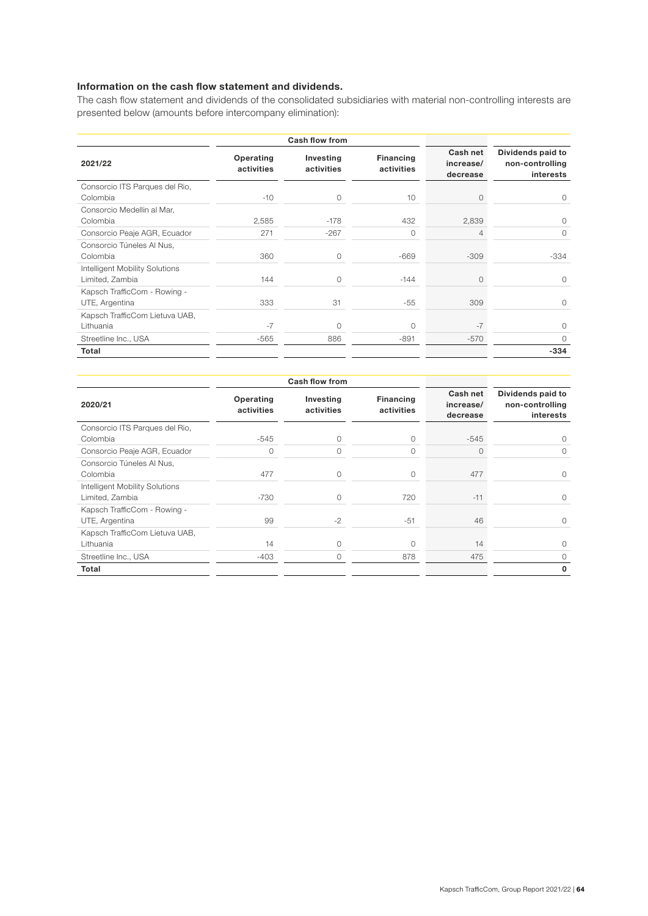**Information on the cash flow statement and dividends.**

The cash flow statement and dividends of the consolidated subsidiaries with material non-controlling interests are presented below (amounts before intercompany elimination):

| 2021/22 | Cash flow from Operating activities | Cash flow from Investing activities | Cash flow from Financing activities | Cash net increase/ decrease | Dividends paid to non-controlling interests |
|---|---|---|---|---|---|
| Consorcio ITS Parques del Rio, Colombia | -10 | 0 | 10 | 0 | 0 |
| Consorcio Medellin al Mar, Colombia | 2,585 | -178 | 432 | 2,839 | 0 |
| Consorcio Peaje AGR, Ecuador | 271 | -267 | 0 | 4 | 0 |
| Consorcio Túneles Al Nus, Colombia | 360 | 0 | -669 | -309 | -334 |
| Intelligent Mobility Solutions Limited, Zambia | 144 | 0 | -144 | 0 | 0 |
| Kapsch TrafficCom - Rowing - UTE, Argentina | 333 | 31 | -55 | 309 | 0 |
| Kapsch TrafficCom Lietuva UAB, Lithuania | -7 | 0 | 0 | -7 | 0 |
| Streetline Inc., USA | -565 | 886 | -891 | -570 | 0 |
| **Total** | | | | | **-334** |

| 2020/21 | Cash flow from Operating activities | Cash flow from Investing activities | Cash flow from Financing activities | Cash net increase/ decrease | Dividends paid to non-controlling interests |
|---|---|---|---|---|---|
| Consorcio ITS Parques del Rio, Colombia | -545 | 0 | 0 | -545 | 0 |
| Consorcio Peaje AGR, Ecuador | 0 | 0 | 0 | 0 | 0 |
| Consorcio Túneles Al Nus, Colombia | 477 | 0 | 0 | 477 | 0 |
| Intelligent Mobility Solutions Limited, Zambia | -730 | 0 | 720 | -11 | 0 |
| Kapsch TrafficCom - Rowing - UTE, Argentina | 99 | -2 | -51 | 46 | 0 |
| Kapsch TrafficCom Lietuva UAB, Lithuania | 14 | 0 | 0 | 14 | 0 |
| Streetline Inc., USA | -403 | 0 | 878 | 475 | 0 |
| **Total** | | | | | **0** |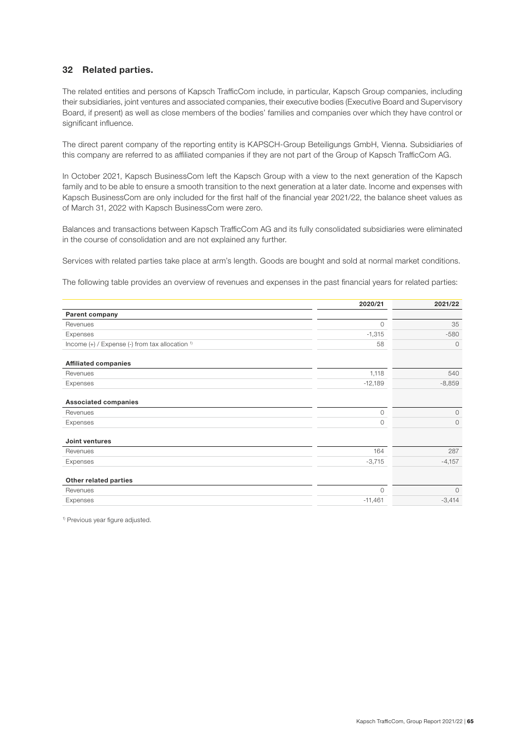## 32 Related parties.

The related entities and persons of Kapsch TrafficCom include, in particular, Kapsch Group companies, including their subsidiaries, joint ventures and associated companies, their executive bodies (Executive Board and Supervisory Board, if present) as well as close members of the bodies' families and companies over which they have control or significant influence.

The direct parent company of the reporting entity is KAPSCH-Group Beteiligungs GmbH, Vienna. Subsidiaries of this company are referred to as affiliated companies if they are not part of the Group of Kapsch TrafficCom AG.

In October 2021, Kapsch BusinessCom left the Kapsch Group with a view to the next generation of the Kapsch family and to be able to ensure a smooth transition to the next generation at a later date. Income and expenses with Kapsch BusinessCom are only included for the first half of the financial year 2021/22, the balance sheet values as of March 31, 2022 with Kapsch BusinessCom were zero.

Balances and transactions between Kapsch TrafficCom AG and its fully consolidated subsidiaries were eliminated in the course of consolidation and are not explained any further.

Services with related parties take place at arm's length. Goods are bought and sold at normal market conditions.

The following table provides an overview of revenues and expenses in the past financial years for related parties:

| | 2020/21 | 2021/22 |
|---|---|---|
| **Parent company** | | |
| Revenues | 0 | 35 |
| Expenses | -1,315 | -580 |
| Income (+) / Expense (-) from tax allocation [1] | 58 | 0 |
| **Affiliated companies** | | |
| Revenues | 1,118 | 540 |
| Expenses | -12,189 | -8,859 |
| **Associated companies** | | |
| Revenues | 0 | 0 |
| Expenses | 0 | 0 |
| **Joint ventures** | | |
| Revenues | 164 | 287 |
| Expenses | -3,715 | -4,157 |
| **Other related parties** | | |
| Revenues | 0 | 0 |
| Expenses | -11,461 | -3,414 |

[1] Previous year figure adjusted.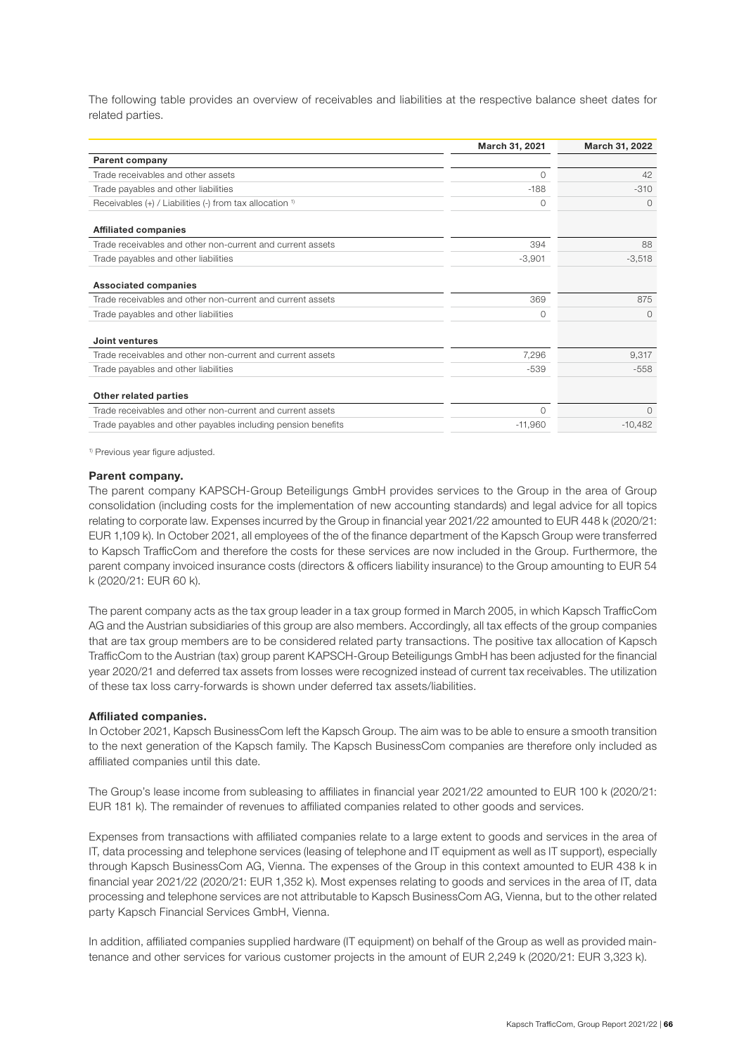The following table provides an overview of receivables and liabilities at the respective balance sheet dates for related parties.

| | March 31, 2021 | March 31, 2022 |
|---|---|---|
| **Parent company** | | |
| Trade receivables and other assets | 0 | 42 |
| Trade payables and other liabilities | -188 | -310 |
| Receivables (+) / Liabilities (-) from tax allocation [1] | 0 | 0 |
| **Affiliated companies** | | |
| Trade receivables and other non-current and current assets | 394 | 88 |
| Trade payables and other liabilities | -3,901 | -3,518 |
| **Associated companies** | | |
| Trade receivables and other non-current and current assets | 369 | 875 |
| Trade payables and other liabilities | 0 | 0 |
| **Joint ventures** | | |
| Trade receivables and other non-current and current assets | 7,296 | 9,317 |
| Trade payables and other liabilities | -539 | -558 |
| **Other related parties** | | |
| Trade receivables and other non-current and current assets | 0 | 0 |
| Trade payables and other payables including pension benefits | -11,960 | -10,482 |

[1] Previous year figure adjusted.

**Parent company.**
The parent company KAPSCH-Group Beteiligungs GmbH provides services to the Group in the area of Group consolidation (including costs for the implementation of new accounting standards) and legal advice for all topics relating to corporate law. Expenses incurred by the Group in financial year 2021/22 amounted to EUR 448 k (2020/21: EUR 1,109 k). In October 2021, all employees of the of the finance department of the Kapsch Group were transferred to Kapsch TrafficCom and therefore the costs for these services are now included in the Group. Furthermore, the parent company invoiced insurance costs (directors & officers liability insurance) to the Group amounting to EUR 54 k (2020/21: EUR 60 k).

The parent company acts as the tax group leader in a tax group formed in March 2005, in which Kapsch TrafficCom AG and the Austrian subsidiaries of this group are also members. Accordingly, all tax effects of the group companies that are tax group members are to be considered related party transactions. The positive tax allocation of Kapsch TrafficCom to the Austrian (tax) group parent KAPSCH-Group Beteiligungs GmbH has been adjusted for the financial year 2020/21 and deferred tax assets from losses were recognized instead of current tax receivables. The utilization of these tax loss carry-forwards is shown under deferred tax assets/liabilities.

**Affiliated companies.**
In October 2021, Kapsch BusinessCom left the Kapsch Group. The aim was to be able to ensure a smooth transition to the next generation of the Kapsch family. The Kapsch BusinessCom companies are therefore only included as affiliated companies until this date.

The Group's lease income from subleasing to affiliates in financial year 2021/22 amounted to EUR 100 k (2020/21: EUR 181 k). The remainder of revenues to affiliated companies related to other goods and services.

Expenses from transactions with affiliated companies relate to a large extent to goods and services in the area of IT, data processing and telephone services (leasing of telephone and IT equipment as well as IT support), especially through Kapsch BusinessCom AG, Vienna. The expenses of the Group in this context amounted to EUR 438 k in financial year 2021/22 (2020/21: EUR 1,352 k). Most expenses relating to goods and services in the area of IT, data processing and telephone services are not attributable to Kapsch BusinessCom AG, Vienna, but to the other related party Kapsch Financial Services GmbH, Vienna.

In addition, affiliated companies supplied hardware (IT equipment) on behalf of the Group as well as provided maintenance and other services for various customer projects in the amount of EUR 2,249 k (2020/21: EUR 3,323 k).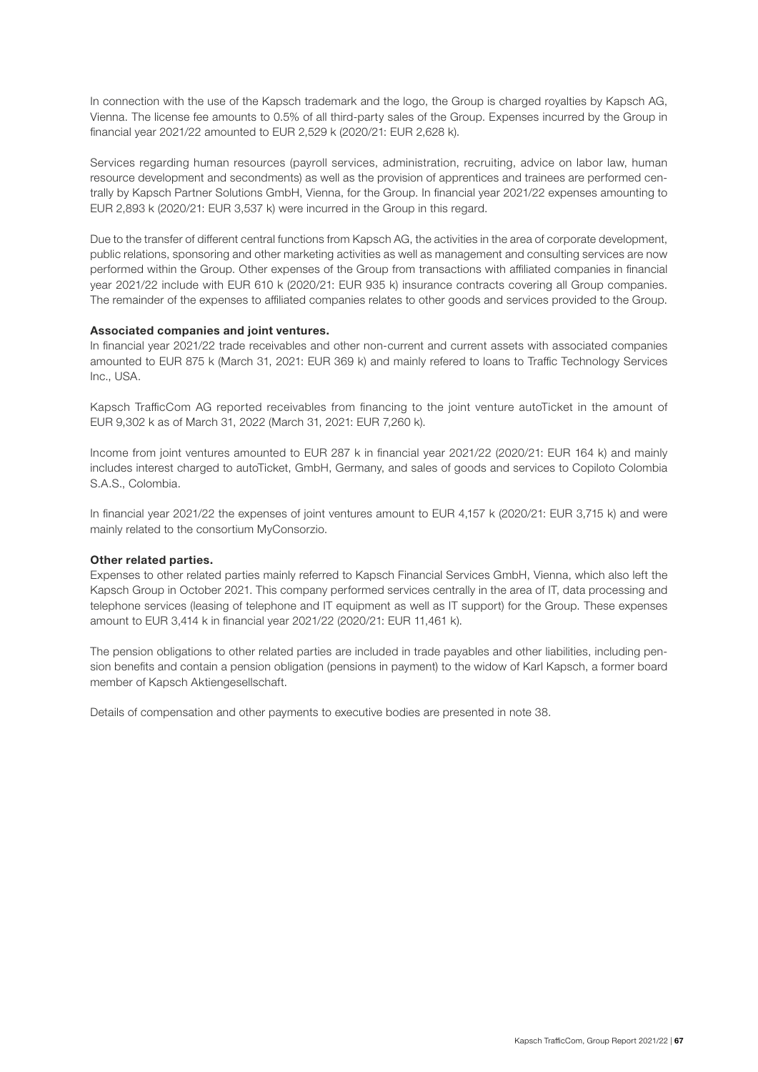In connection with the use of the Kapsch trademark and the logo, the Group is charged royalties by Kapsch AG, Vienna. The license fee amounts to 0.5% of all third-party sales of the Group. Expenses incurred by the Group in financial year 2021/22 amounted to EUR 2,529 k (2020/21: EUR 2,628 k).

Services regarding human resources (payroll services, administration, recruiting, advice on labor law, human resource development and secondments) as well as the provision of apprentices and trainees are performed centrally by Kapsch Partner Solutions GmbH, Vienna, for the Group. In financial year 2021/22 expenses amounting to EUR 2,893 k (2020/21: EUR 3,537 k) were incurred in the Group in this regard.

Due to the transfer of different central functions from Kapsch AG, the activities in the area of corporate development, public relations, sponsoring and other marketing activities as well as management and consulting services are now performed within the Group. Other expenses of the Group from transactions with affiliated companies in financial year 2021/22 include with EUR 610 k (2020/21: EUR 935 k) insurance contracts covering all Group companies. The remainder of the expenses to affiliated companies relates to other goods and services provided to the Group.

**Associated companies and joint ventures.**
In financial year 2021/22 trade receivables and other non-current and current assets with associated companies amounted to EUR 875 k (March 31, 2021: EUR 369 k) and mainly refered to loans to Traffic Technology Services Inc., USA.

Kapsch TrafficCom AG reported receivables from financing to the joint venture autoTicket in the amount of EUR 9,302 k as of March 31, 2022 (March 31, 2021: EUR 7,260 k).

Income from joint ventures amounted to EUR 287 k in financial year 2021/22 (2020/21: EUR 164 k) and mainly includes interest charged to autoTicket, GmbH, Germany, and sales of goods and services to Copiloto Colombia S.A.S., Colombia.

In financial year 2021/22 the expenses of joint ventures amount to EUR 4,157 k (2020/21: EUR 3,715 k) and were mainly related to the consortium MyConsorzio.

**Other related parties.**
Expenses to other related parties mainly referred to Kapsch Financial Services GmbH, Vienna, which also left the Kapsch Group in October 2021. This company performed services centrally in the area of IT, data processing and telephone services (leasing of telephone and IT equipment as well as IT support) for the Group. These expenses amount to EUR 3,414 k in financial year 2021/22 (2020/21: EUR 11,461 k).

The pension obligations to other related parties are included in trade payables and other liabilities, including pension benefits and contain a pension obligation (pensions in payment) to the widow of Karl Kapsch, a former board member of Kapsch Aktiengesellschaft.

Details of compensation and other payments to executive bodies are presented in note 38.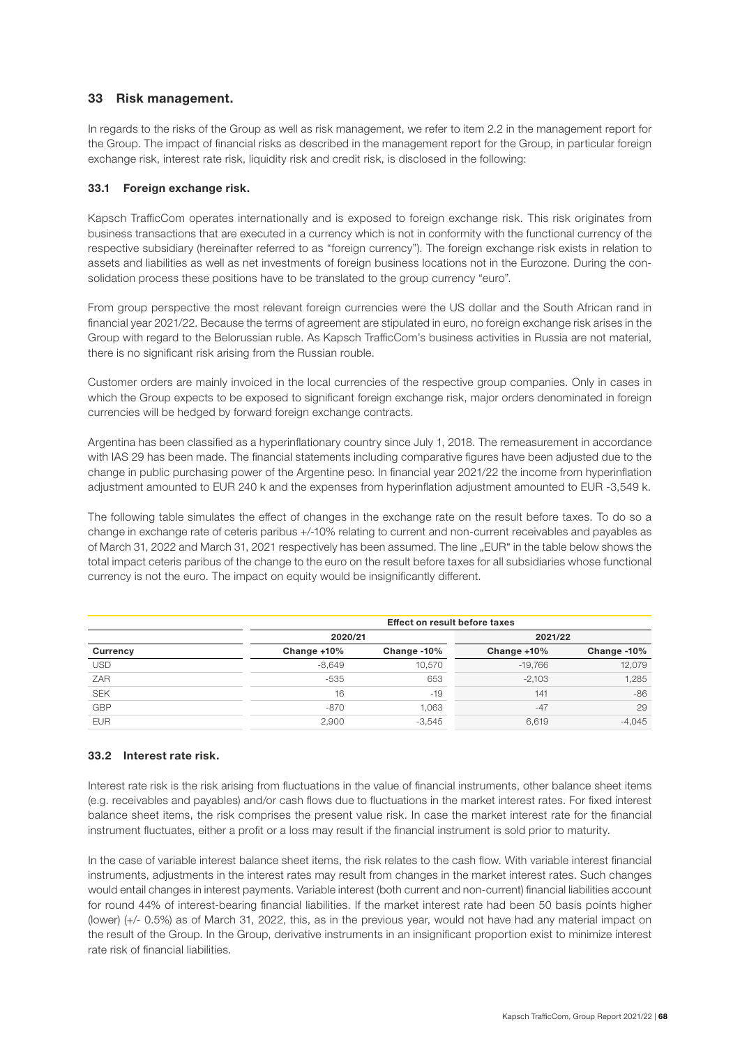## 33 Risk management.

In regards to the risks of the Group as well as risk management, we refer to item 2.2 in the management report for the Group. The impact of financial risks as described in the management report for the Group, in particular foreign exchange risk, interest rate risk, liquidity risk and credit risk, is disclosed in the following:

### 33.1 Foreign exchange risk.

Kapsch TrafficCom operates internationally and is exposed to foreign exchange risk. This risk originates from business transactions that are executed in a currency which is not in conformity with the functional currency of the respective subsidiary (hereinafter referred to as "foreign currency"). The foreign exchange risk exists in relation to assets and liabilities as well as net investments of foreign business locations not in the Eurozone. During the consolidation process these positions have to be translated to the group currency "euro".

From group perspective the most relevant foreign currencies were the US dollar and the South African rand in financial year 2021/22. Because the terms of agreement are stipulated in euro, no foreign exchange risk arises in the Group with regard to the Belorussian ruble. As Kapsch TrafficCom's business activities in Russia are not material, there is no significant risk arising from the Russian rouble.

Customer orders are mainly invoiced in the local currencies of the respective group companies. Only in cases in which the Group expects to be exposed to significant foreign exchange risk, major orders denominated in foreign currencies will be hedged by forward foreign exchange contracts.

Argentina has been classified as a hyperinflationary country since July 1, 2018. The remeasurement in accordance with IAS 29 has been made. The financial statements including comparative figures have been adjusted due to the change in public purchasing power of the Argentine peso. In financial year 2021/22 the income from hyperinflation adjustment amounted to EUR 240 k and the expenses from hyperinflation adjustment amounted to EUR -3,549 k.

The following table simulates the effect of changes in the exchange rate on the result before taxes. To do so a change in exchange rate of ceteris paribus +/-10% relating to current and non-current receivables and payables as of March 31, 2022 and March 31, 2021 respectively has been assumed. The line „EUR" in the table below shows the total impact ceteris paribus of the change to the euro on the result before taxes for all subsidiaries whose functional currency is not the euro. The impact on equity would be insignificantly different.

| | Effect on result before taxes | | | |
|---|---|---|---|---|
| | 2020/21 | | 2021/22 | |
| Currency | Change +10% | Change -10% | Change +10% | Change -10% |
| USD | -8,649 | 10,570 | -19,766 | 12,079 |
| ZAR | -535 | 653 | -2,103 | 1,285 |
| SEK | 16 | -19 | 141 | -86 |
| GBP | -870 | 1,063 | -47 | 29 |
| EUR | 2,900 | -3,545 | 6,619 | -4,045 |

### 33.2 Interest rate risk.

Interest rate risk is the risk arising from fluctuations in the value of financial instruments, other balance sheet items (e.g. receivables and payables) and/or cash flows due to fluctuations in the market interest rates. For fixed interest balance sheet items, the risk comprises the present value risk. In case the market interest rate for the financial instrument fluctuates, either a profit or a loss may result if the financial instrument is sold prior to maturity.

In the case of variable interest balance sheet items, the risk relates to the cash flow. With variable interest financial instruments, adjustments in the interest rates may result from changes in the market interest rates. Such changes would entail changes in interest payments. Variable interest (both current and non-current) financial liabilities account for round 44% of interest-bearing financial liabilities. If the market interest rate had been 50 basis points higher (lower) (+/- 0.5%) as of March 31, 2022, this, as in the previous year, would not have had any material impact on the result of the Group. In the Group, derivative instruments in an insignificant proportion exist to minimize interest rate risk of financial liabilities.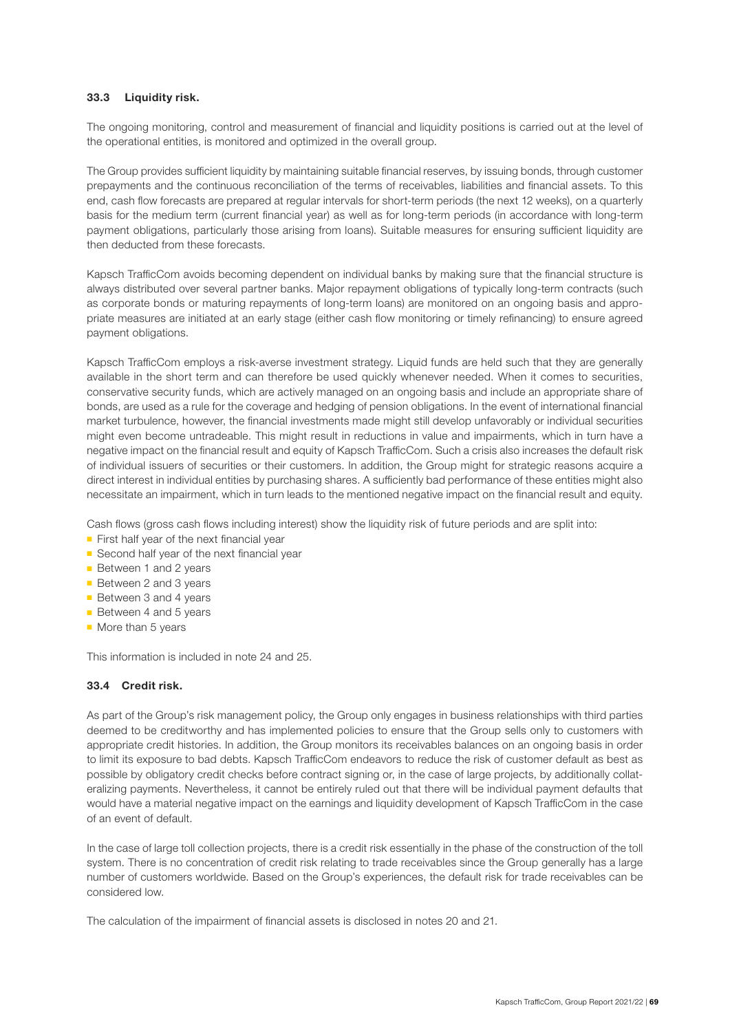### 33.3 Liquidity risk.

The ongoing monitoring, control and measurement of financial and liquidity positions is carried out at the level of the operational entities, is monitored and optimized in the overall group.

The Group provides sufficient liquidity by maintaining suitable financial reserves, by issuing bonds, through customer prepayments and the continuous reconciliation of the terms of receivables, liabilities and financial assets. To this end, cash flow forecasts are prepared at regular intervals for short-term periods (the next 12 weeks), on a quarterly basis for the medium term (current financial year) as well as for long-term periods (in accordance with long-term payment obligations, particularly those arising from loans). Suitable measures for ensuring sufficient liquidity are then deducted from these forecasts.

Kapsch TrafficCom avoids becoming dependent on individual banks by making sure that the financial structure is always distributed over several partner banks. Major repayment obligations of typically long-term contracts (such as corporate bonds or maturing repayments of long-term loans) are monitored on an ongoing basis and appropriate measures are initiated at an early stage (either cash flow monitoring or timely refinancing) to ensure agreed payment obligations.

Kapsch TrafficCom employs a risk-averse investment strategy. Liquid funds are held such that they are generally available in the short term and can therefore be used quickly whenever needed. When it comes to securities, conservative security funds, which are actively managed on an ongoing basis and include an appropriate share of bonds, are used as a rule for the coverage and hedging of pension obligations. In the event of international financial market turbulence, however, the financial investments made might still develop unfavorably or individual securities might even become untradeable. This might result in reductions in value and impairments, which in turn have a negative impact on the financial result and equity of Kapsch TrafficCom. Such a crisis also increases the default risk of individual issuers of securities or their customers. In addition, the Group might for strategic reasons acquire a direct interest in individual entities by purchasing shares. A sufficiently bad performance of these entities might also necessitate an impairment, which in turn leads to the mentioned negative impact on the financial result and equity.

Cash flows (gross cash flows including interest) show the liquidity risk of future periods and are split into:

- First half year of the next financial year
- Second half year of the next financial year
- Between 1 and 2 years
- Between 2 and 3 years
- Between 3 and 4 years
- Between 4 and 5 years
- More than 5 years

This information is included in note 24 and 25.

### 33.4 Credit risk.

As part of the Group's risk management policy, the Group only engages in business relationships with third parties deemed to be creditworthy and has implemented policies to ensure that the Group sells only to customers with appropriate credit histories. In addition, the Group monitors its receivables balances on an ongoing basis in order to limit its exposure to bad debts. Kapsch TrafficCom endeavors to reduce the risk of customer default as best as possible by obligatory credit checks before contract signing or, in the case of large projects, by additionally collateralizing payments. Nevertheless, it cannot be entirely ruled out that there will be individual payment defaults that would have a material negative impact on the earnings and liquidity development of Kapsch TrafficCom in the case of an event of default.

In the case of large toll collection projects, there is a credit risk essentially in the phase of the construction of the toll system. There is no concentration of credit risk relating to trade receivables since the Group generally has a large number of customers worldwide. Based on the Group's experiences, the default risk for trade receivables can be considered low.

The calculation of the impairment of financial assets is disclosed in notes 20 and 21.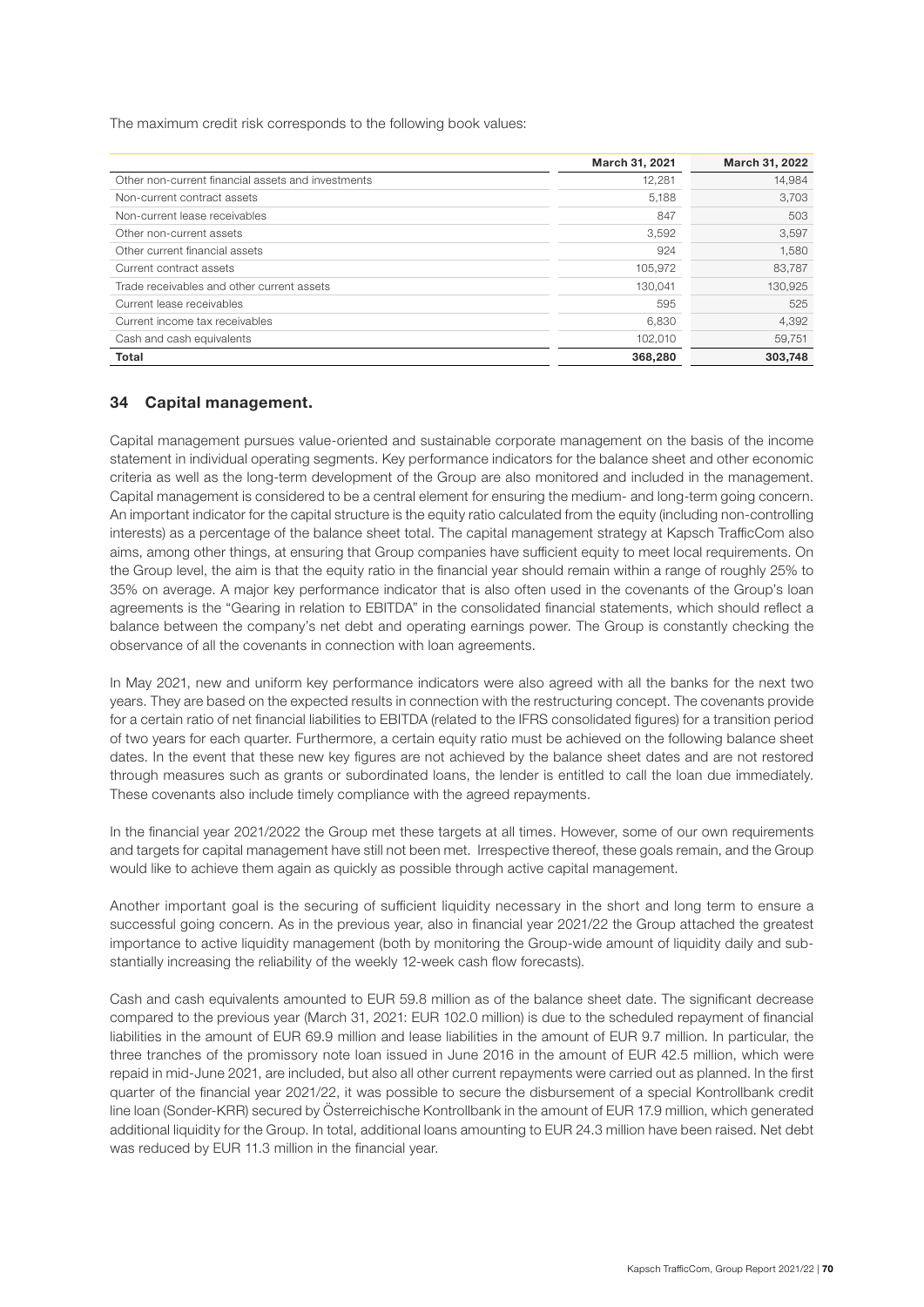The maximum credit risk corresponds to the following book values:

| | March 31, 2021 | March 31, 2022 |
|---|---|---|
| Other non-current financial assets and investments | 12,281 | 14,984 |
| Non-current contract assets | 5,188 | 3,703 |
| Non-current lease receivables | 847 | 503 |
| Other non-current assets | 3,592 | 3,597 |
| Other current financial assets | 924 | 1,580 |
| Current contract assets | 105,972 | 83,787 |
| Trade receivables and other current assets | 130,041 | 130,925 |
| Current lease receivables | 595 | 525 |
| Current income tax receivables | 6,830 | 4,392 |
| Cash and cash equivalents | 102,010 | 59,751 |
| **Total** | **368,280** | **303,748** |

## 34 Capital management.

Capital management pursues value-oriented and sustainable corporate management on the basis of the income statement in individual operating segments. Key performance indicators for the balance sheet and other economic criteria as well as the long-term development of the Group are also monitored and included in the management. Capital management is considered to be a central element for ensuring the medium- and long-term going concern. An important indicator for the capital structure is the equity ratio calculated from the equity (including non-controlling interests) as a percentage of the balance sheet total. The capital management strategy at Kapsch TrafficCom also aims, among other things, at ensuring that Group companies have sufficient equity to meet local requirements. On the Group level, the aim is that the equity ratio in the financial year should remain within a range of roughly 25% to 35% on average. A major key performance indicator that is also often used in the covenants of the Group's loan agreements is the "Gearing in relation to EBITDA" in the consolidated financial statements, which should reflect a balance between the company's net debt and operating earnings power. The Group is constantly checking the observance of all the covenants in connection with loan agreements.

In May 2021, new and uniform key performance indicators were also agreed with all the banks for the next two years. They are based on the expected results in connection with the restructuring concept. The covenants provide for a certain ratio of net financial liabilities to EBITDA (related to the IFRS consolidated figures) for a transition period of two years for each quarter. Furthermore, a certain equity ratio must be achieved on the following balance sheet dates. In the event that these new key figures are not achieved by the balance sheet dates and are not restored through measures such as grants or subordinated loans, the lender is entitled to call the loan due immediately. These covenants also include timely compliance with the agreed repayments.

In the financial year 2021/2022 the Group met these targets at all times. However, some of our own requirements and targets for capital management have still not been met. Irrespective thereof, these goals remain, and the Group would like to achieve them again as quickly as possible through active capital management.

Another important goal is the securing of sufficient liquidity necessary in the short and long term to ensure a successful going concern. As in the previous year, also in financial year 2021/22 the Group attached the greatest importance to active liquidity management (both by monitoring the Group-wide amount of liquidity daily and substantially increasing the reliability of the weekly 12-week cash flow forecasts).

Cash and cash equivalents amounted to EUR 59.8 million as of the balance sheet date. The significant decrease compared to the previous year (March 31, 2021: EUR 102.0 million) is due to the scheduled repayment of financial liabilities in the amount of EUR 69.9 million and lease liabilities in the amount of EUR 9.7 million. In particular, the three tranches of the promissory note loan issued in June 2016 in the amount of EUR 42.5 million, which were repaid in mid-June 2021, are included, but also all other current repayments were carried out as planned. In the first quarter of the financial year 2021/22, it was possible to secure the disbursement of a special Kontrollbank credit line loan (Sonder-KRR) secured by Österreichische Kontrollbank in the amount of EUR 17.9 million, which generated additional liquidity for the Group. In total, additional loans amounting to EUR 24.3 million have been raised. Net debt was reduced by EUR 11.3 million in the financial year.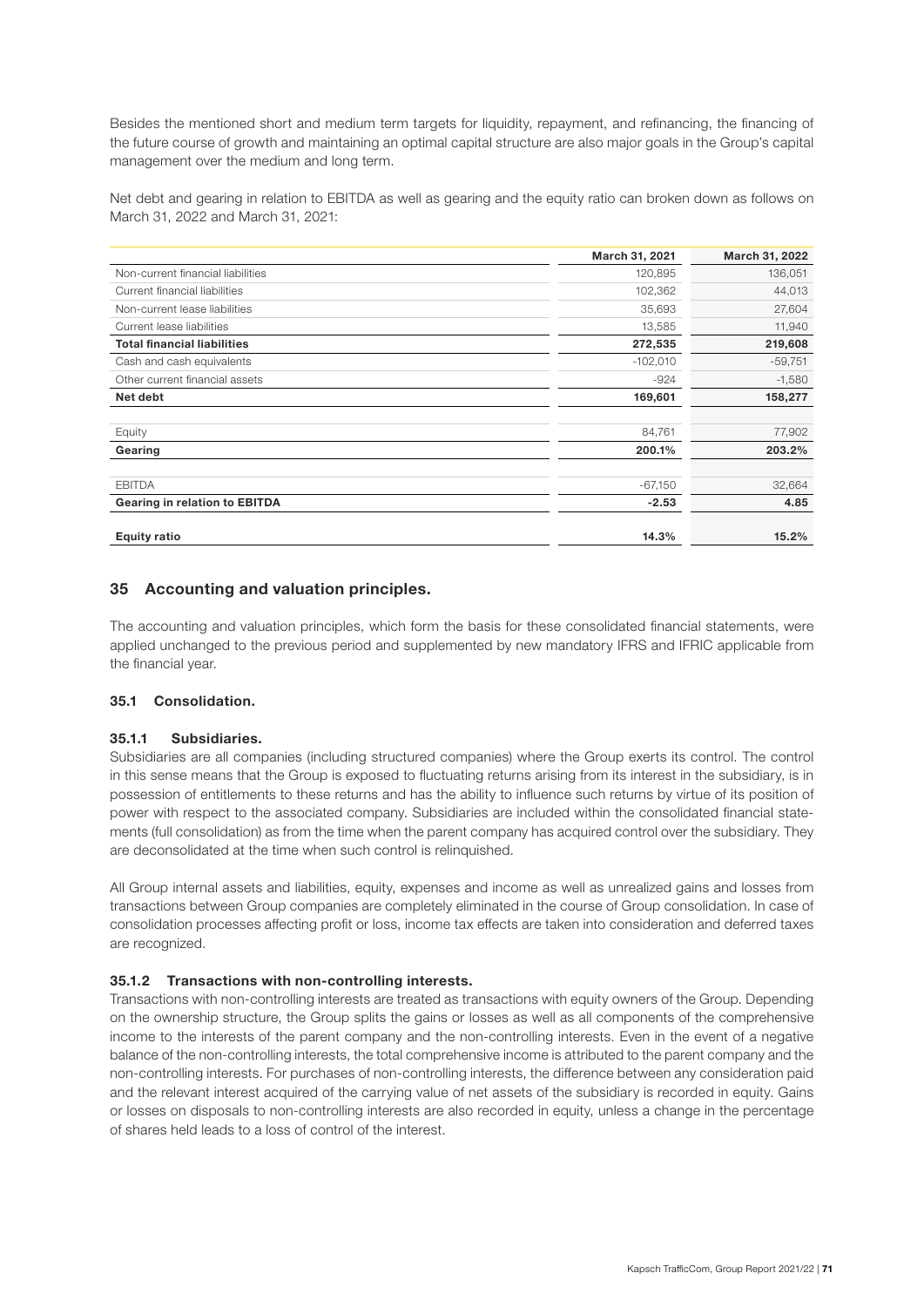Besides the mentioned short and medium term targets for liquidity, repayment, and refinancing, the financing of the future course of growth and maintaining an optimal capital structure are also major goals in the Group's capital management over the medium and long term.

Net debt and gearing in relation to EBITDA as well as gearing and the equity ratio can broken down as follows on March 31, 2022 and March 31, 2021:

| | March 31, 2021 | March 31, 2022 |
|---|---|---|
| Non-current financial liabilities | 120,895 | 136,051 |
| Current financial liabilities | 102,362 | 44,013 |
| Non-current lease liabilities | 35,693 | 27,604 |
| Current lease liabilities | 13,585 | 11,940 |
| **Total financial liabilities** | **272,535** | **219,608** |
| Cash and cash equivalents | -102,010 | -59,751 |
| Other current financial assets | -924 | -1,580 |
| **Net debt** | **169,601** | **158,277** |
| | | |
| Equity | 84,761 | 77,902 |
| **Gearing** | **200.1%** | **203.2%** |
| | | |
| EBITDA | -67,150 | 32,664 |
| **Gearing in relation to EBITDA** | **-2.53** | **4.85** |
| | | |
| **Equity ratio** | **14.3%** | **15.2%** |

## 35 Accounting and valuation principles.

The accounting and valuation principles, which form the basis for these consolidated financial statements, were applied unchanged to the previous period and supplemented by new mandatory IFRS and IFRIC applicable from the financial year.

### 35.1 Consolidation.

#### 35.1.1 Subsidiaries.

Subsidiaries are all companies (including structured companies) where the Group exerts its control. The control in this sense means that the Group is exposed to fluctuating returns arising from its interest in the subsidiary, is in possession of entitlements to these returns and has the ability to influence such returns by virtue of its position of power with respect to the associated company. Subsidiaries are included within the consolidated financial statements (full consolidation) as from the time when the parent company has acquired control over the subsidiary. They are deconsolidated at the time when such control is relinquished.

All Group internal assets and liabilities, equity, expenses and income as well as unrealized gains and losses from transactions between Group companies are completely eliminated in the course of Group consolidation. In case of consolidation processes affecting profit or loss, income tax effects are taken into consideration and deferred taxes are recognized.

#### 35.1.2 Transactions with non-controlling interests.

Transactions with non-controlling interests are treated as transactions with equity owners of the Group. Depending on the ownership structure, the Group splits the gains or losses as well as all components of the comprehensive income to the interests of the parent company and the non-controlling interests. Even in the event of a negative balance of the non-controlling interests, the total comprehensive income is attributed to the parent company and the non-controlling interests. For purchases of non-controlling interests, the difference between any consideration paid and the relevant interest acquired of the carrying value of net assets of the subsidiary is recorded in equity. Gains or losses on disposals to non-controlling interests are also recorded in equity, unless a change in the percentage of shares held leads to a loss of control of the interest.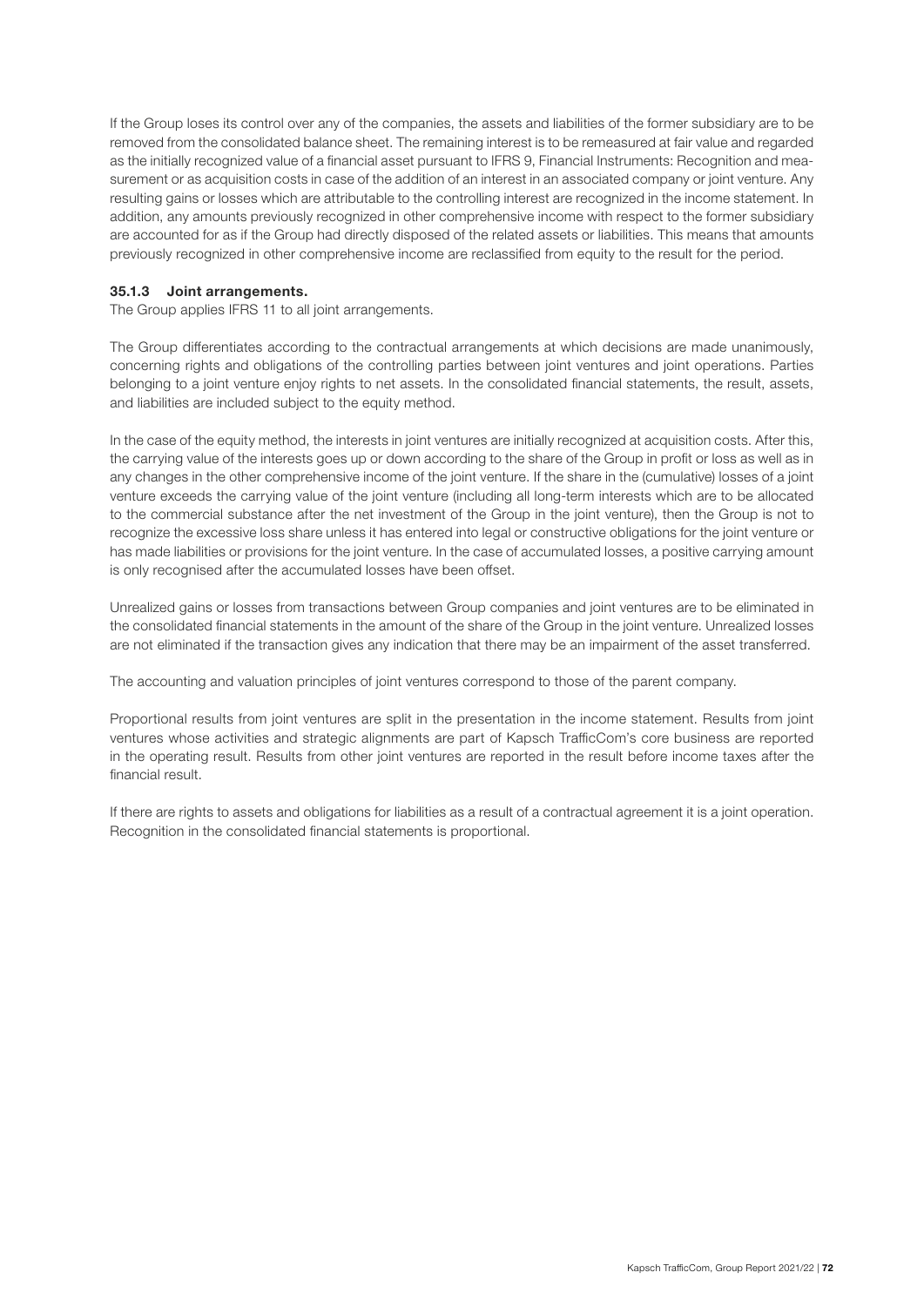If the Group loses its control over any of the companies, the assets and liabilities of the former subsidiary are to be removed from the consolidated balance sheet. The remaining interest is to be remeasured at fair value and regarded as the initially recognized value of a financial asset pursuant to IFRS 9, Financial Instruments: Recognition and measurement or as acquisition costs in case of the addition of an interest in an associated company or joint venture. Any resulting gains or losses which are attributable to the controlling interest are recognized in the income statement. In addition, any amounts previously recognized in other comprehensive income with respect to the former subsidiary are accounted for as if the Group had directly disposed of the related assets or liabilities. This means that amounts previously recognized in other comprehensive income are reclassified from equity to the result for the period.

### 35.1.3 Joint arrangements.

The Group applies IFRS 11 to all joint arrangements.

The Group differentiates according to the contractual arrangements at which decisions are made unanimously, concerning rights and obligations of the controlling parties between joint ventures and joint operations. Parties belonging to a joint venture enjoy rights to net assets. In the consolidated financial statements, the result, assets, and liabilities are included subject to the equity method.

In the case of the equity method, the interests in joint ventures are initially recognized at acquisition costs. After this, the carrying value of the interests goes up or down according to the share of the Group in profit or loss as well as in any changes in the other comprehensive income of the joint venture. If the share in the (cumulative) losses of a joint venture exceeds the carrying value of the joint venture (including all long-term interests which are to be allocated to the commercial substance after the net investment of the Group in the joint venture), then the Group is not to recognize the excessive loss share unless it has entered into legal or constructive obligations for the joint venture or has made liabilities or provisions for the joint venture. In the case of accumulated losses, a positive carrying amount is only recognised after the accumulated losses have been offset.

Unrealized gains or losses from transactions between Group companies and joint ventures are to be eliminated in the consolidated financial statements in the amount of the share of the Group in the joint venture. Unrealized losses are not eliminated if the transaction gives any indication that there may be an impairment of the asset transferred.

The accounting and valuation principles of joint ventures correspond to those of the parent company.

Proportional results from joint ventures are split in the presentation in the income statement. Results from joint ventures whose activities and strategic alignments are part of Kapsch TrafficCom's core business are reported in the operating result. Results from other joint ventures are reported in the result before income taxes after the financial result.

If there are rights to assets and obligations for liabilities as a result of a contractual agreement it is a joint operation. Recognition in the consolidated financial statements is proportional.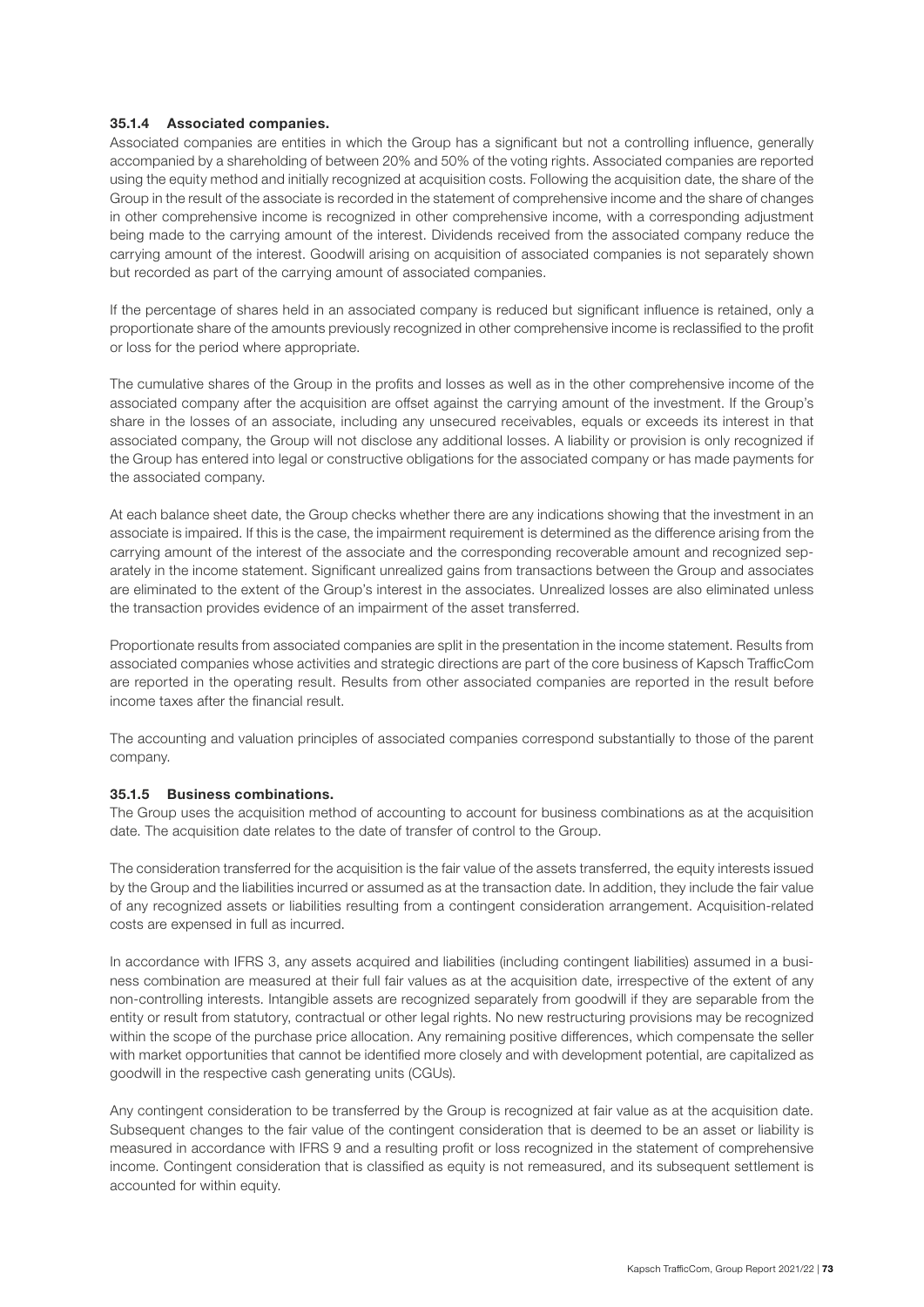#### 35.1.4 Associated companies.

Associated companies are entities in which the Group has a significant but not a controlling influence, generally accompanied by a shareholding of between 20% and 50% of the voting rights. Associated companies are reported using the equity method and initially recognized at acquisition costs. Following the acquisition date, the share of the Group in the result of the associate is recorded in the statement of comprehensive income and the share of changes in other comprehensive income is recognized in other comprehensive income, with a corresponding adjustment being made to the carrying amount of the interest. Dividends received from the associated company reduce the carrying amount of the interest. Goodwill arising on acquisition of associated companies is not separately shown but recorded as part of the carrying amount of associated companies.

If the percentage of shares held in an associated company is reduced but significant influence is retained, only a proportionate share of the amounts previously recognized in other comprehensive income is reclassified to the profit or loss for the period where appropriate.

The cumulative shares of the Group in the profits and losses as well as in the other comprehensive income of the associated company after the acquisition are offset against the carrying amount of the investment. If the Group's share in the losses of an associate, including any unsecured receivables, equals or exceeds its interest in that associated company, the Group will not disclose any additional losses. A liability or provision is only recognized if the Group has entered into legal or constructive obligations for the associated company or has made payments for the associated company.

At each balance sheet date, the Group checks whether there are any indications showing that the investment in an associate is impaired. If this is the case, the impairment requirement is determined as the difference arising from the carrying amount of the interest of the associate and the corresponding recoverable amount and recognized separately in the income statement. Significant unrealized gains from transactions between the Group and associates are eliminated to the extent of the Group's interest in the associates. Unrealized losses are also eliminated unless the transaction provides evidence of an impairment of the asset transferred.

Proportionate results from associated companies are split in the presentation in the income statement. Results from associated companies whose activities and strategic directions are part of the core business of Kapsch TrafficCom are reported in the operating result. Results from other associated companies are reported in the result before income taxes after the financial result.

The accounting and valuation principles of associated companies correspond substantially to those of the parent company.

#### 35.1.5 Business combinations.

The Group uses the acquisition method of accounting to account for business combinations as at the acquisition date. The acquisition date relates to the date of transfer of control to the Group.

The consideration transferred for the acquisition is the fair value of the assets transferred, the equity interests issued by the Group and the liabilities incurred or assumed as at the transaction date. In addition, they include the fair value of any recognized assets or liabilities resulting from a contingent consideration arrangement. Acquisition-related costs are expensed in full as incurred.

In accordance with IFRS 3, any assets acquired and liabilities (including contingent liabilities) assumed in a business combination are measured at their full fair values as at the acquisition date, irrespective of the extent of any non-controlling interests. Intangible assets are recognized separately from goodwill if they are separable from the entity or result from statutory, contractual or other legal rights. No new restructuring provisions may be recognized within the scope of the purchase price allocation. Any remaining positive differences, which compensate the seller with market opportunities that cannot be identified more closely and with development potential, are capitalized as goodwill in the respective cash generating units (CGUs).

Any contingent consideration to be transferred by the Group is recognized at fair value as at the acquisition date. Subsequent changes to the fair value of the contingent consideration that is deemed to be an asset or liability is measured in accordance with IFRS 9 and a resulting profit or loss recognized in the statement of comprehensive income. Contingent consideration that is classified as equity is not remeasured, and its subsequent settlement is accounted for within equity.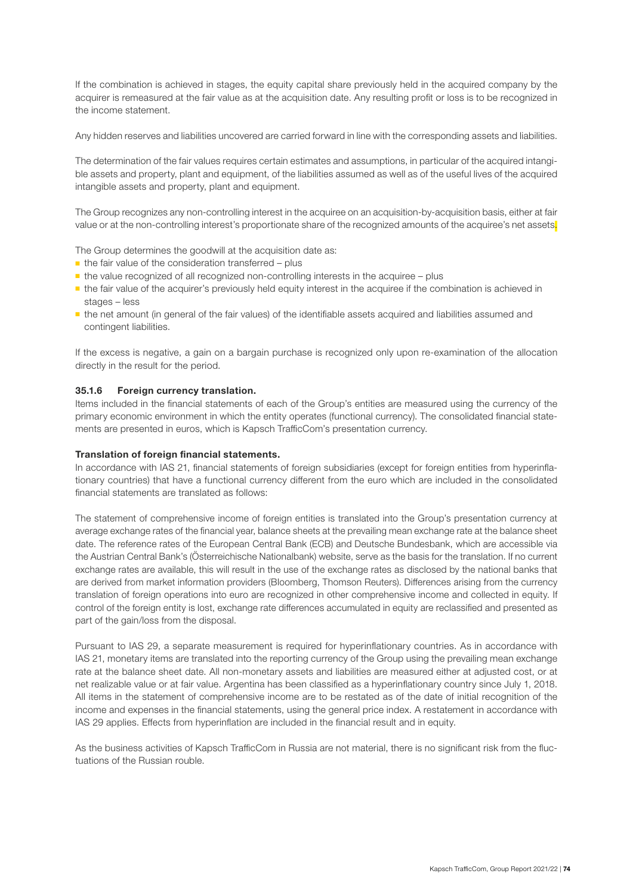If the combination is achieved in stages, the equity capital share previously held in the acquired company by the acquirer is remeasured at the fair value as at the acquisition date. Any resulting profit or loss is to be recognized in the income statement.

Any hidden reserves and liabilities uncovered are carried forward in line with the corresponding assets and liabilities.

The determination of the fair values requires certain estimates and assumptions, in particular of the acquired intangible assets and property, plant and equipment, of the liabilities assumed as well as of the useful lives of the acquired intangible assets and property, plant and equipment.

The Group recognizes any non-controlling interest in the acquiree on an acquisition-by-acquisition basis, either at fair value or at the non-controlling interest's proportionate share of the recognized amounts of the acquiree's net assets.

The Group determines the goodwill at the acquisition date as:

- the fair value of the consideration transferred – plus
- the value recognized of all recognized non-controlling interests in the acquiree – plus
- the fair value of the acquirer's previously held equity interest in the acquiree if the combination is achieved in stages – less
- the net amount (in general of the fair values) of the identifiable assets acquired and liabilities assumed and contingent liabilities.

If the excess is negative, a gain on a bargain purchase is recognized only upon re-examination of the allocation directly in the result for the period.

### 35.1.6 Foreign currency translation.

Items included in the financial statements of each of the Group's entities are measured using the currency of the primary economic environment in which the entity operates (functional currency). The consolidated financial statements are presented in euros, which is Kapsch TrafficCom's presentation currency.

#### Translation of foreign financial statements.

In accordance with IAS 21, financial statements of foreign subsidiaries (except for foreign entities from hyperinflationary countries) that have a functional currency different from the euro which are included in the consolidated financial statements are translated as follows:

The statement of comprehensive income of foreign entities is translated into the Group's presentation currency at average exchange rates of the financial year, balance sheets at the prevailing mean exchange rate at the balance sheet date. The reference rates of the European Central Bank (ECB) and Deutsche Bundesbank, which are accessible via the Austrian Central Bank's (Österreichische Nationalbank) website, serve as the basis for the translation. If no current exchange rates are available, this will result in the use of the exchange rates as disclosed by the national banks that are derived from market information providers (Bloomberg, Thomson Reuters). Differences arising from the currency translation of foreign operations into euro are recognized in other comprehensive income and collected in equity. If control of the foreign entity is lost, exchange rate differences accumulated in equity are reclassified and presented as part of the gain/loss from the disposal.

Pursuant to IAS 29, a separate measurement is required for hyperinflationary countries. As in accordance with IAS 21, monetary items are translated into the reporting currency of the Group using the prevailing mean exchange rate at the balance sheet date. All non-monetary assets and liabilities are measured either at adjusted cost, or at net realizable value or at fair value. Argentina has been classified as a hyperinflationary country since July 1, 2018. All items in the statement of comprehensive income are to be restated as of the date of initial recognition of the income and expenses in the financial statements, using the general price index. A restatement in accordance with IAS 29 applies. Effects from hyperinflation are included in the financial result and in equity.

As the business activities of Kapsch TrafficCom in Russia are not material, there is no significant risk from the fluctuations of the Russian rouble.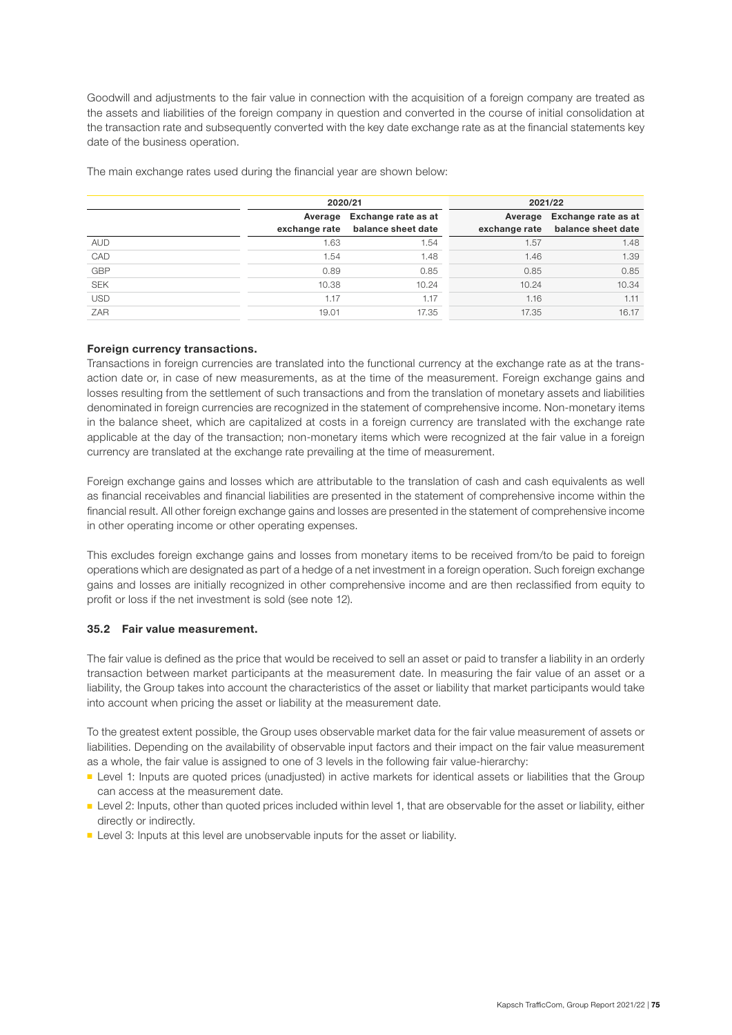Goodwill and adjustments to the fair value in connection with the acquisition of a foreign company are treated as the assets and liabilities of the foreign company in question and converted in the course of initial consolidation at the transaction rate and subsequently converted with the key date exchange rate as at the financial statements key date of the business operation.

The main exchange rates used during the financial year are shown below:

| | 2020/21 | | 2021/22 | |
|---|---|---|---|---|
| | Average exchange rate | Exchange rate as at balance sheet date | Average exchange rate | Exchange rate as at balance sheet date |
| AUD | 1.63 | 1.54 | 1.57 | 1.48 |
| CAD | 1.54 | 1.48 | 1.46 | 1.39 |
| GBP | 0.89 | 0.85 | 0.85 | 0.85 |
| SEK | 10.38 | 10.24 | 10.24 | 10.34 |
| USD | 1.17 | 1.17 | 1.16 | 1.11 |
| ZAR | 19.01 | 17.35 | 17.35 | 16.17 |

**Foreign currency transactions.**

Transactions in foreign currencies are translated into the functional currency at the exchange rate as at the transaction date or, in case of new measurements, as at the time of the measurement. Foreign exchange gains and losses resulting from the settlement of such transactions and from the translation of monetary assets and liabilities denominated in foreign currencies are recognized in the statement of comprehensive income. Non-monetary items in the balance sheet, which are capitalized at costs in a foreign currency are translated with the exchange rate applicable at the day of the transaction; non-monetary items which were recognized at the fair value in a foreign currency are translated at the exchange rate prevailing at the time of measurement.

Foreign exchange gains and losses which are attributable to the translation of cash and cash equivalents as well as financial receivables and financial liabilities are presented in the statement of comprehensive income within the financial result. All other foreign exchange gains and losses are presented in the statement of comprehensive income in other operating income or other operating expenses.

This excludes foreign exchange gains and losses from monetary items to be received from/to be paid to foreign operations which are designated as part of a hedge of a net investment in a foreign operation. Such foreign exchange gains and losses are initially recognized in other comprehensive income and are then reclassified from equity to profit or loss if the net investment is sold (see note 12).

### 35.2 Fair value measurement.

The fair value is defined as the price that would be received to sell an asset or paid to transfer a liability in an orderly transaction between market participants at the measurement date. In measuring the fair value of an asset or a liability, the Group takes into account the characteristics of the asset or liability that market participants would take into account when pricing the asset or liability at the measurement date.

To the greatest extent possible, the Group uses observable market data for the fair value measurement of assets or liabilities. Depending on the availability of observable input factors and their impact on the fair value measurement as a whole, the fair value is assigned to one of 3 levels in the following fair value-hierarchy:

- Level 1: Inputs are quoted prices (unadjusted) in active markets for identical assets or liabilities that the Group can access at the measurement date.
- Level 2: Inputs, other than quoted prices included within level 1, that are observable for the asset or liability, either directly or indirectly.
- Level 3: Inputs at this level are unobservable inputs for the asset or liability.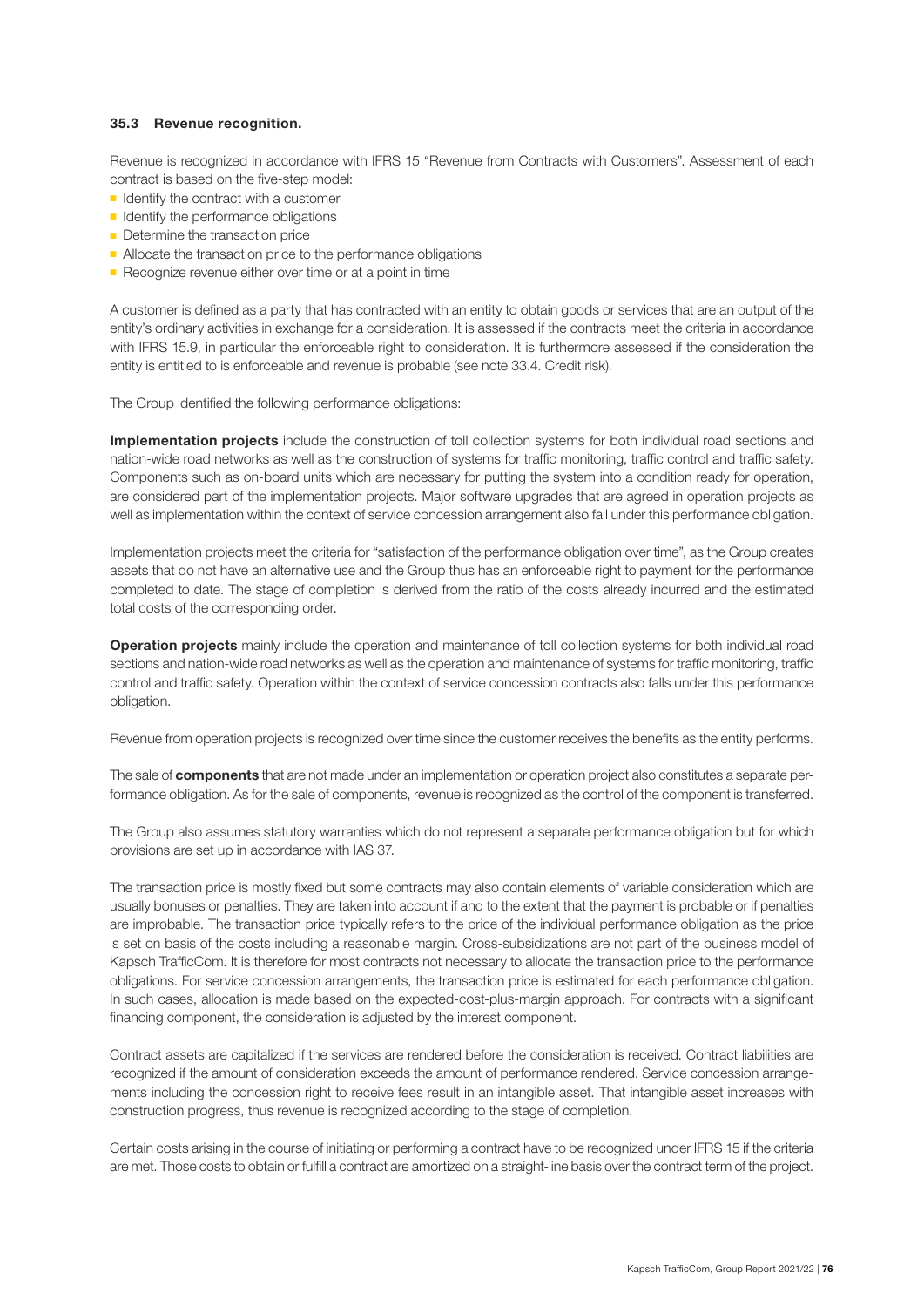### 35.3 Revenue recognition.

Revenue is recognized in accordance with IFRS 15 "Revenue from Contracts with Customers". Assessment of each contract is based on the five-step model:

- Identify the contract with a customer
- Identify the performance obligations
- Determine the transaction price
- Allocate the transaction price to the performance obligations
- Recognize revenue either over time or at a point in time

A customer is defined as a party that has contracted with an entity to obtain goods or services that are an output of the entity's ordinary activities in exchange for a consideration. It is assessed if the contracts meet the criteria in accordance with IFRS 15.9, in particular the enforceable right to consideration. It is furthermore assessed if the consideration the entity is entitled to is enforceable and revenue is probable (see note 33.4. Credit risk).

The Group identified the following performance obligations:

**Implementation projects** include the construction of toll collection systems for both individual road sections and nation-wide road networks as well as the construction of systems for traffic monitoring, traffic control and traffic safety. Components such as on-board units which are necessary for putting the system into a condition ready for operation, are considered part of the implementation projects. Major software upgrades that are agreed in operation projects as well as implementation within the context of service concession arrangement also fall under this performance obligation.

Implementation projects meet the criteria for "satisfaction of the performance obligation over time", as the Group creates assets that do not have an alternative use and the Group thus has an enforceable right to payment for the performance completed to date. The stage of completion is derived from the ratio of the costs already incurred and the estimated total costs of the corresponding order.

**Operation projects** mainly include the operation and maintenance of toll collection systems for both individual road sections and nation-wide road networks as well as the operation and maintenance of systems for traffic monitoring, traffic control and traffic safety. Operation within the context of service concession contracts also falls under this performance obligation.

Revenue from operation projects is recognized over time since the customer receives the benefits as the entity performs.

The sale of **components** that are not made under an implementation or operation project also constitutes a separate performance obligation. As for the sale of components, revenue is recognized as the control of the component is transferred.

The Group also assumes statutory warranties which do not represent a separate performance obligation but for which provisions are set up in accordance with IAS 37.

The transaction price is mostly fixed but some contracts may also contain elements of variable consideration which are usually bonuses or penalties. They are taken into account if and to the extent that the payment is probable or if penalties are improbable. The transaction price typically refers to the price of the individual performance obligation as the price is set on basis of the costs including a reasonable margin. Cross-subsidizations are not part of the business model of Kapsch TrafficCom. It is therefore for most contracts not necessary to allocate the transaction price to the performance obligations. For service concession arrangements, the transaction price is estimated for each performance obligation. In such cases, allocation is made based on the expected-cost-plus-margin approach. For contracts with a significant financing component, the consideration is adjusted by the interest component.

Contract assets are capitalized if the services are rendered before the consideration is received. Contract liabilities are recognized if the amount of consideration exceeds the amount of performance rendered. Service concession arrangements including the concession right to receive fees result in an intangible asset. That intangible asset increases with construction progress, thus revenue is recognized according to the stage of completion.

Certain costs arising in the course of initiating or performing a contract have to be recognized under IFRS 15 if the criteria are met. Those costs to obtain or fulfill a contract are amortized on a straight-line basis over the contract term of the project.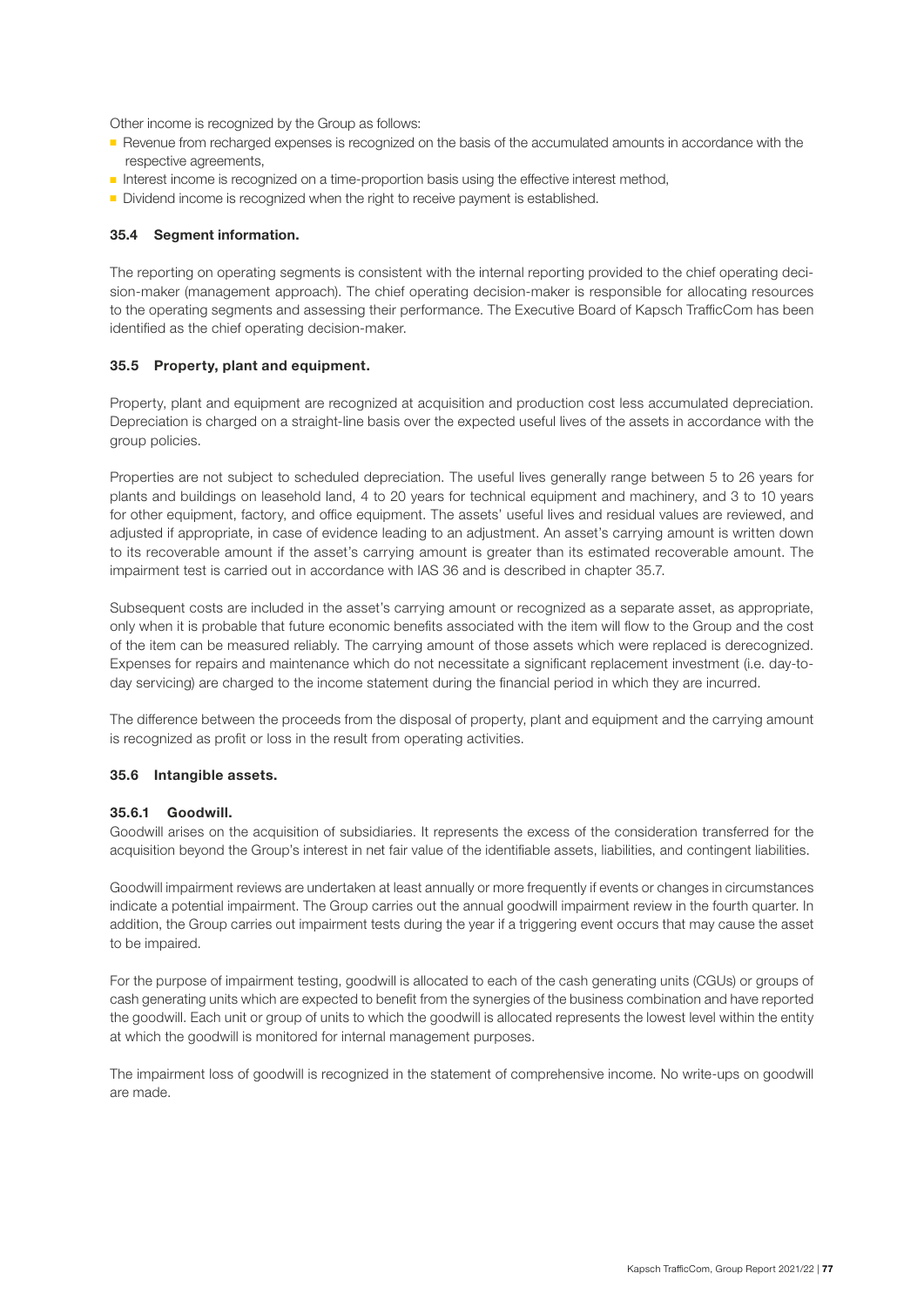Other income is recognized by the Group as follows:

- Revenue from recharged expenses is recognized on the basis of the accumulated amounts in accordance with the respective agreements,
- Interest income is recognized on a time-proportion basis using the effective interest method,
- Dividend income is recognized when the right to receive payment is established.

### 35.4 Segment information.

The reporting on operating segments is consistent with the internal reporting provided to the chief operating decision-maker (management approach). The chief operating decision-maker is responsible for allocating resources to the operating segments and assessing their performance. The Executive Board of Kapsch TrafficCom has been identified as the chief operating decision-maker.

### 35.5 Property, plant and equipment.

Property, plant and equipment are recognized at acquisition and production cost less accumulated depreciation. Depreciation is charged on a straight-line basis over the expected useful lives of the assets in accordance with the group policies.

Properties are not subject to scheduled depreciation. The useful lives generally range between 5 to 26 years for plants and buildings on leasehold land, 4 to 20 years for technical equipment and machinery, and 3 to 10 years for other equipment, factory, and office equipment. The assets' useful lives and residual values are reviewed, and adjusted if appropriate, in case of evidence leading to an adjustment. An asset's carrying amount is written down to its recoverable amount if the asset's carrying amount is greater than its estimated recoverable amount. The impairment test is carried out in accordance with IAS 36 and is described in chapter 35.7.

Subsequent costs are included in the asset's carrying amount or recognized as a separate asset, as appropriate, only when it is probable that future economic benefits associated with the item will flow to the Group and the cost of the item can be measured reliably. The carrying amount of those assets which were replaced is derecognized. Expenses for repairs and maintenance which do not necessitate a significant replacement investment (i.e. day-to-day servicing) are charged to the income statement during the financial period in which they are incurred.

The difference between the proceeds from the disposal of property, plant and equipment and the carrying amount is recognized as profit or loss in the result from operating activities.

### 35.6 Intangible assets.

#### 35.6.1 Goodwill.

Goodwill arises on the acquisition of subsidiaries. It represents the excess of the consideration transferred for the acquisition beyond the Group's interest in net fair value of the identifiable assets, liabilities, and contingent liabilities.

Goodwill impairment reviews are undertaken at least annually or more frequently if events or changes in circumstances indicate a potential impairment. The Group carries out the annual goodwill impairment review in the fourth quarter. In addition, the Group carries out impairment tests during the year if a triggering event occurs that may cause the asset to be impaired.

For the purpose of impairment testing, goodwill is allocated to each of the cash generating units (CGUs) or groups of cash generating units which are expected to benefit from the synergies of the business combination and have reported the goodwill. Each unit or group of units to which the goodwill is allocated represents the lowest level within the entity at which the goodwill is monitored for internal management purposes.

The impairment loss of goodwill is recognized in the statement of comprehensive income. No write-ups on goodwill are made.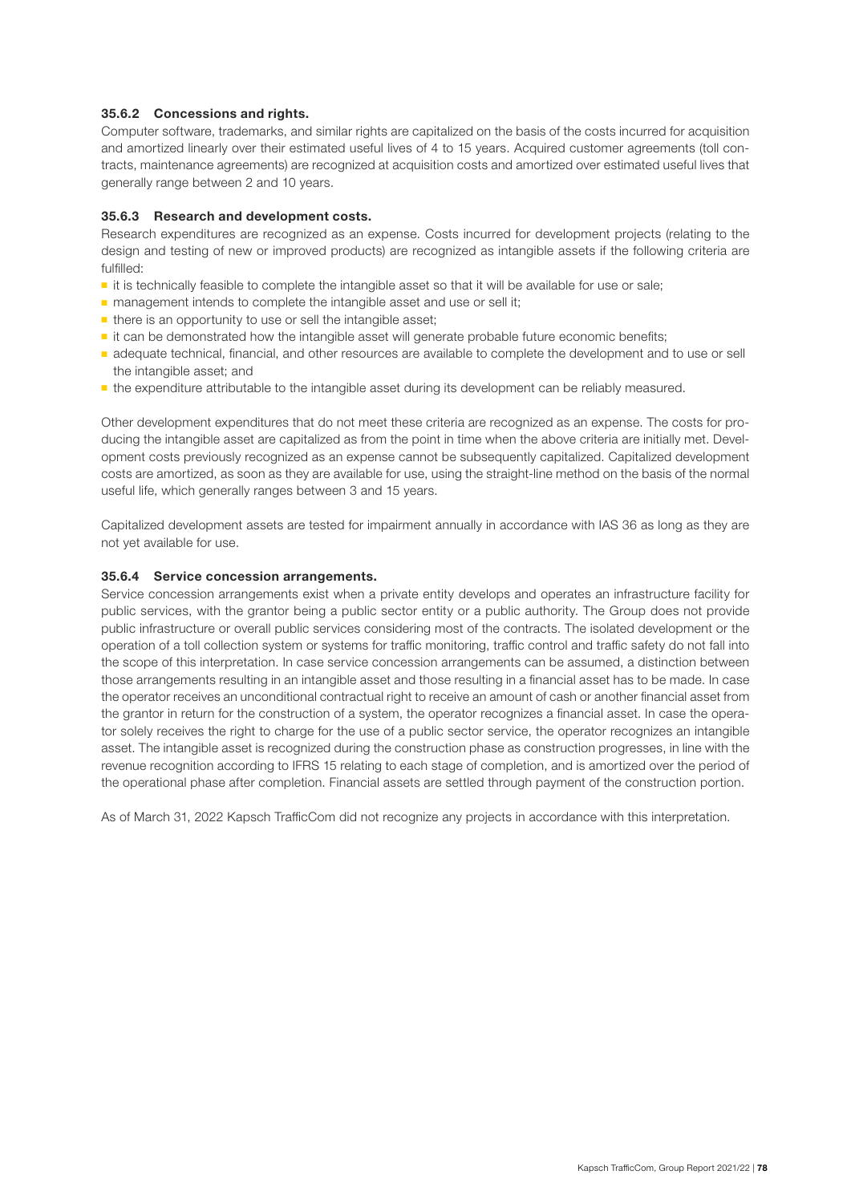### 35.6.2 Concessions and rights.

Computer software, trademarks, and similar rights are capitalized on the basis of the costs incurred for acquisition and amortized linearly over their estimated useful lives of 4 to 15 years. Acquired customer agreements (toll contracts, maintenance agreements) are recognized at acquisition costs and amortized over estimated useful lives that generally range between 2 and 10 years.

### 35.6.3 Research and development costs.

Research expenditures are recognized as an expense. Costs incurred for development projects (relating to the design and testing of new or improved products) are recognized as intangible assets if the following criteria are fulfilled:

- it is technically feasible to complete the intangible asset so that it will be available for use or sale;
- management intends to complete the intangible asset and use or sell it;
- there is an opportunity to use or sell the intangible asset;
- it can be demonstrated how the intangible asset will generate probable future economic benefits;
- adequate technical, financial, and other resources are available to complete the development and to use or sell the intangible asset; and
- the expenditure attributable to the intangible asset during its development can be reliably measured.

Other development expenditures that do not meet these criteria are recognized as an expense. The costs for producing the intangible asset are capitalized as from the point in time when the above criteria are initially met. Development costs previously recognized as an expense cannot be subsequently capitalized. Capitalized development costs are amortized, as soon as they are available for use, using the straight-line method on the basis of the normal useful life, which generally ranges between 3 and 15 years.

Capitalized development assets are tested for impairment annually in accordance with IAS 36 as long as they are not yet available for use.

### 35.6.4 Service concession arrangements.

Service concession arrangements exist when a private entity develops and operates an infrastructure facility for public services, with the grantor being a public sector entity or a public authority. The Group does not provide public infrastructure or overall public services considering most of the contracts. The isolated development or the operation of a toll collection system or systems for traffic monitoring, traffic control and traffic safety do not fall into the scope of this interpretation. In case service concession arrangements can be assumed, a distinction between those arrangements resulting in an intangible asset and those resulting in a financial asset has to be made. In case the operator receives an unconditional contractual right to receive an amount of cash or another financial asset from the grantor in return for the construction of a system, the operator recognizes a financial asset. In case the operator solely receives the right to charge for the use of a public sector service, the operator recognizes an intangible asset. The intangible asset is recognized during the construction phase as construction progresses, in line with the revenue recognition according to IFRS 15 relating to each stage of completion, and is amortized over the period of the operational phase after completion. Financial assets are settled through payment of the construction portion.

As of March 31, 2022 Kapsch TrafficCom did not recognize any projects in accordance with this interpretation.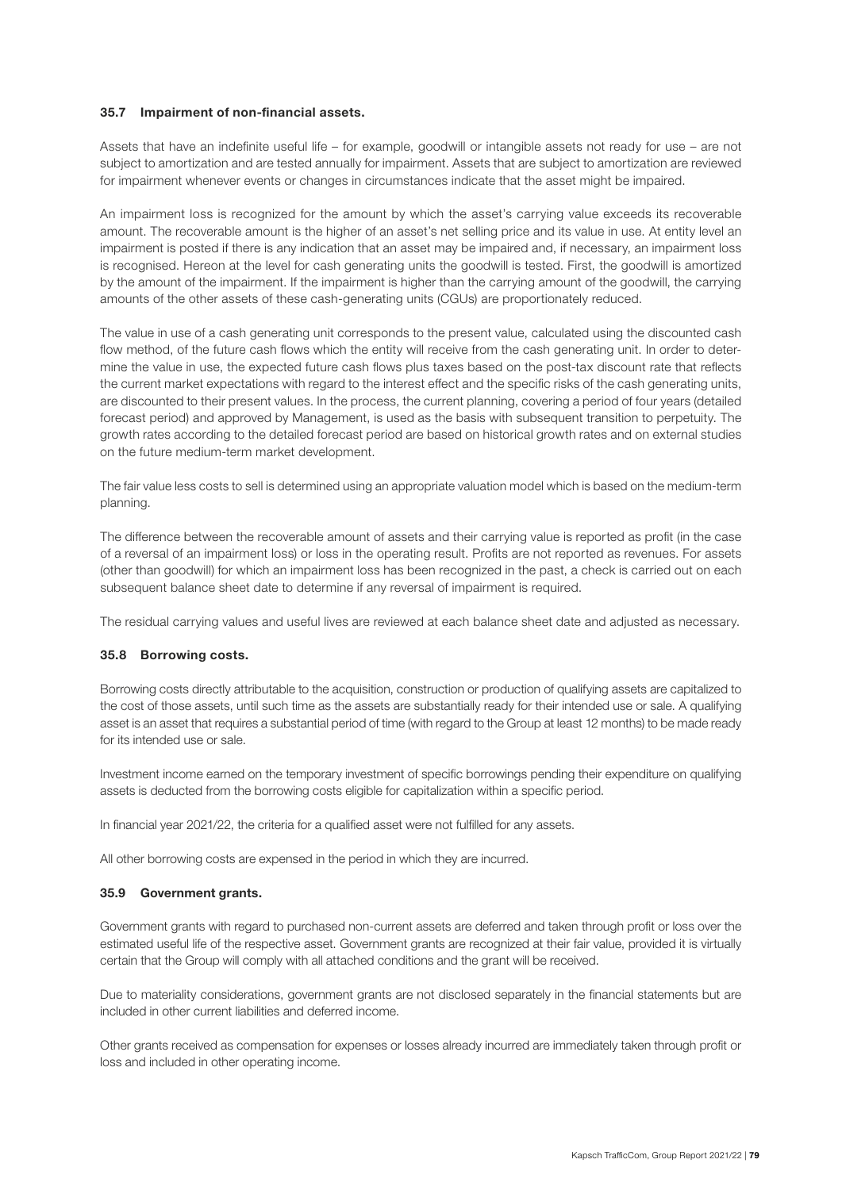### 35.7 Impairment of non-financial assets.

Assets that have an indefinite useful life – for example, goodwill or intangible assets not ready for use – are not subject to amortization and are tested annually for impairment. Assets that are subject to amortization are reviewed for impairment whenever events or changes in circumstances indicate that the asset might be impaired.

An impairment loss is recognized for the amount by which the asset's carrying value exceeds its recoverable amount. The recoverable amount is the higher of an asset's net selling price and its value in use. At entity level an impairment is posted if there is any indication that an asset may be impaired and, if necessary, an impairment loss is recognised. Hereon at the level for cash generating units the goodwill is tested. First, the goodwill is amortized by the amount of the impairment. If the impairment is higher than the carrying amount of the goodwill, the carrying amounts of the other assets of these cash-generating units (CGUs) are proportionately reduced.

The value in use of a cash generating unit corresponds to the present value, calculated using the discounted cash flow method, of the future cash flows which the entity will receive from the cash generating unit. In order to determine the value in use, the expected future cash flows plus taxes based on the post-tax discount rate that reflects the current market expectations with regard to the interest effect and the specific risks of the cash generating units, are discounted to their present values. In the process, the current planning, covering a period of four years (detailed forecast period) and approved by Management, is used as the basis with subsequent transition to perpetuity. The growth rates according to the detailed forecast period are based on historical growth rates and on external studies on the future medium-term market development.

The fair value less costs to sell is determined using an appropriate valuation model which is based on the medium-term planning.

The difference between the recoverable amount of assets and their carrying value is reported as profit (in the case of a reversal of an impairment loss) or loss in the operating result. Profits are not reported as revenues. For assets (other than goodwill) for which an impairment loss has been recognized in the past, a check is carried out on each subsequent balance sheet date to determine if any reversal of impairment is required.

The residual carrying values and useful lives are reviewed at each balance sheet date and adjusted as necessary.

### 35.8 Borrowing costs.

Borrowing costs directly attributable to the acquisition, construction or production of qualifying assets are capitalized to the cost of those assets, until such time as the assets are substantially ready for their intended use or sale. A qualifying asset is an asset that requires a substantial period of time (with regard to the Group at least 12 months) to be made ready for its intended use or sale.

Investment income earned on the temporary investment of specific borrowings pending their expenditure on qualifying assets is deducted from the borrowing costs eligible for capitalization within a specific period.

In financial year 2021/22, the criteria for a qualified asset were not fulfilled for any assets.

All other borrowing costs are expensed in the period in which they are incurred.

### 35.9 Government grants.

Government grants with regard to purchased non-current assets are deferred and taken through profit or loss over the estimated useful life of the respective asset. Government grants are recognized at their fair value, provided it is virtually certain that the Group will comply with all attached conditions and the grant will be received.

Due to materiality considerations, government grants are not disclosed separately in the financial statements but are included in other current liabilities and deferred income.

Other grants received as compensation for expenses or losses already incurred are immediately taken through profit or loss and included in other operating income.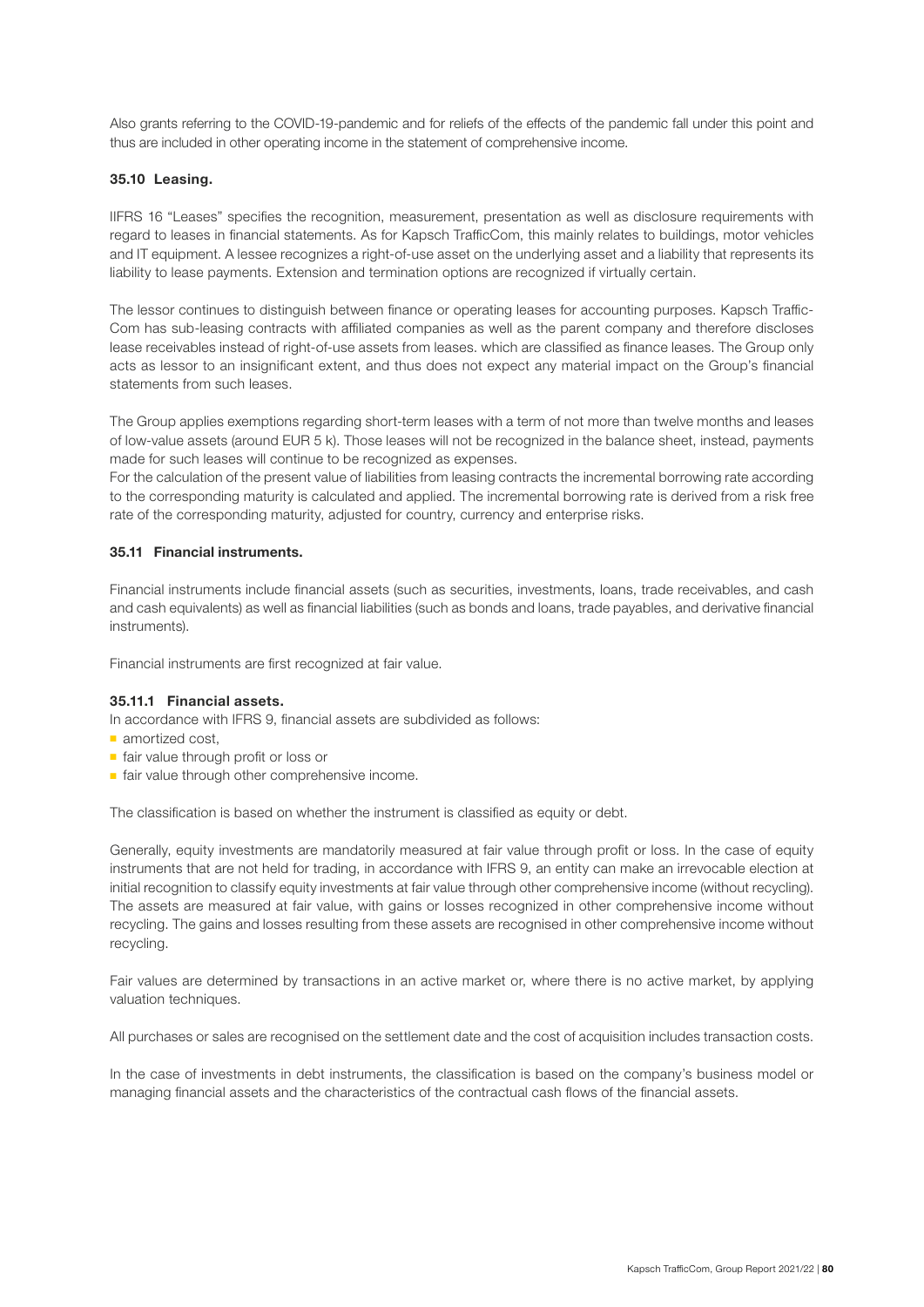Also grants referring to the COVID-19-pandemic and for reliefs of the effects of the pandemic fall under this point and thus are included in other operating income in the statement of comprehensive income.

### 35.10 Leasing.

IIFRS 16 "Leases" specifies the recognition, measurement, presentation as well as disclosure requirements with regard to leases in financial statements. As for Kapsch TrafficCom, this mainly relates to buildings, motor vehicles and IT equipment. A lessee recognizes a right-of-use asset on the underlying asset and a liability that represents its liability to lease payments. Extension and termination options are recognized if virtually certain.

The lessor continues to distinguish between finance or operating leases for accounting purposes. Kapsch Traffic-Com has sub-leasing contracts with affiliated companies as well as the parent company and therefore discloses lease receivables instead of right-of-use assets from leases. which are classified as finance leases. The Group only acts as lessor to an insignificant extent, and thus does not expect any material impact on the Group's financial statements from such leases.

The Group applies exemptions regarding short-term leases with a term of not more than twelve months and leases of low-value assets (around EUR 5 k). Those leases will not be recognized in the balance sheet, instead, payments made for such leases will continue to be recognized as expenses.
For the calculation of the present value of liabilities from leasing contracts the incremental borrowing rate according to the corresponding maturity is calculated and applied. The incremental borrowing rate is derived from a risk free rate of the corresponding maturity, adjusted for country, currency and enterprise risks.

### 35.11 Financial instruments.

Financial instruments include financial assets (such as securities, investments, loans, trade receivables, and cash and cash equivalents) as well as financial liabilities (such as bonds and loans, trade payables, and derivative financial instruments).

Financial instruments are first recognized at fair value.

#### 35.11.1 Financial assets.

In accordance with IFRS 9, financial assets are subdivided as follows:

- amortized cost,
- fair value through profit or loss or
- fair value through other comprehensive income.

The classification is based on whether the instrument is classified as equity or debt.

Generally, equity investments are mandatorily measured at fair value through profit or loss. In the case of equity instruments that are not held for trading, in accordance with IFRS 9, an entity can make an irrevocable election at initial recognition to classify equity investments at fair value through other comprehensive income (without recycling). The assets are measured at fair value, with gains or losses recognized in other comprehensive income without recycling. The gains and losses resulting from these assets are recognised in other comprehensive income without recycling.

Fair values are determined by transactions in an active market or, where there is no active market, by applying valuation techniques.

All purchases or sales are recognised on the settlement date and the cost of acquisition includes transaction costs.

In the case of investments in debt instruments, the classification is based on the company's business model or managing financial assets and the characteristics of the contractual cash flows of the financial assets.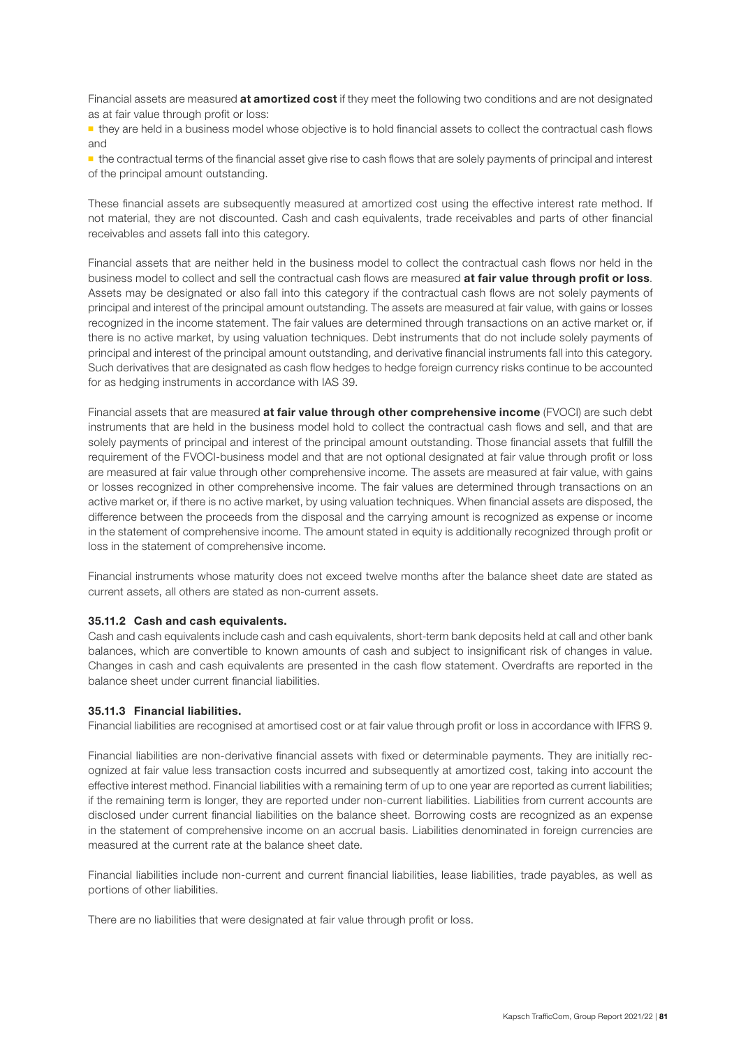Financial assets are measured **at amortized cost** if they meet the following two conditions and are not designated as at fair value through profit or loss:

- they are held in a business model whose objective is to hold financial assets to collect the contractual cash flows and
- the contractual terms of the financial asset give rise to cash flows that are solely payments of principal and interest of the principal amount outstanding.

These financial assets are subsequently measured at amortized cost using the effective interest rate method. If not material, they are not discounted. Cash and cash equivalents, trade receivables and parts of other financial receivables and assets fall into this category.

Financial assets that are neither held in the business model to collect the contractual cash flows nor held in the business model to collect and sell the contractual cash flows are measured **at fair value through profit or loss**. Assets may be designated or also fall into this category if the contractual cash flows are not solely payments of principal and interest of the principal amount outstanding. The assets are measured at fair value, with gains or losses recognized in the income statement. The fair values are determined through transactions on an active market or, if there is no active market, by using valuation techniques. Debt instruments that do not include solely payments of principal and interest of the principal amount outstanding, and derivative financial instruments fall into this category. Such derivatives that are designated as cash flow hedges to hedge foreign currency risks continue to be accounted for as hedging instruments in accordance with IAS 39.

Financial assets that are measured **at fair value through other comprehensive income** (FVOCI) are such debt instruments that are held in the business model hold to collect the contractual cash flows and sell, and that are solely payments of principal and interest of the principal amount outstanding. Those financial assets that fulfill the requirement of the FVOCI-business model and that are not optional designated at fair value through profit or loss are measured at fair value through other comprehensive income. The assets are measured at fair value, with gains or losses recognized in other comprehensive income. The fair values are determined through transactions on an active market or, if there is no active market, by using valuation techniques. When financial assets are disposed, the difference between the proceeds from the disposal and the carrying amount is recognized as expense or income in the statement of comprehensive income. The amount stated in equity is additionally recognized through profit or loss in the statement of comprehensive income.

Financial instruments whose maturity does not exceed twelve months after the balance sheet date are stated as current assets, all others are stated as non-current assets.

#### 35.11.2 Cash and cash equivalents.

Cash and cash equivalents include cash and cash equivalents, short-term bank deposits held at call and other bank balances, which are convertible to known amounts of cash and subject to insignificant risk of changes in value. Changes in cash and cash equivalents are presented in the cash flow statement. Overdrafts are reported in the balance sheet under current financial liabilities.

#### 35.11.3 Financial liabilities.

Financial liabilities are recognised at amortised cost or at fair value through profit or loss in accordance with IFRS 9.

Financial liabilities are non-derivative financial assets with fixed or determinable payments. They are initially recognized at fair value less transaction costs incurred and subsequently at amortized cost, taking into account the effective interest method. Financial liabilities with a remaining term of up to one year are reported as current liabilities; if the remaining term is longer, they are reported under non-current liabilities. Liabilities from current accounts are disclosed under current financial liabilities on the balance sheet. Borrowing costs are recognized as an expense in the statement of comprehensive income on an accrual basis. Liabilities denominated in foreign currencies are measured at the current rate at the balance sheet date.

Financial liabilities include non-current and current financial liabilities, lease liabilities, trade payables, as well as portions of other liabilities.

There are no liabilities that were designated at fair value through profit or loss.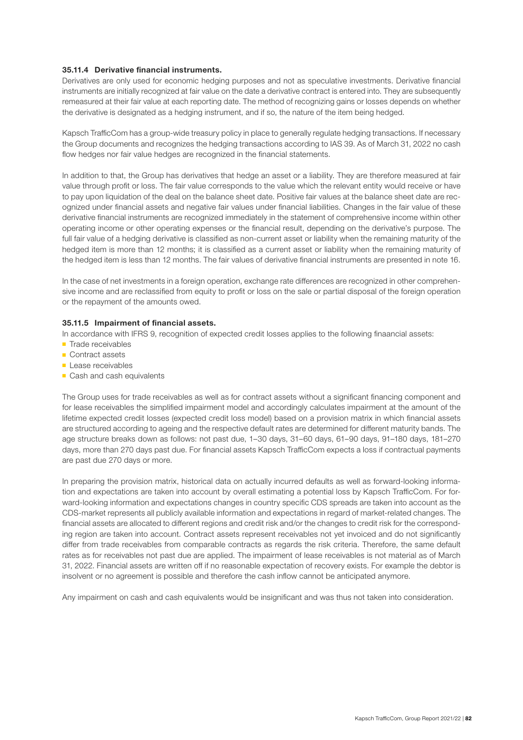#### 35.11.4 Derivative financial instruments.

Derivatives are only used for economic hedging purposes and not as speculative investments. Derivative financial instruments are initially recognized at fair value on the date a derivative contract is entered into. They are subsequently remeasured at their fair value at each reporting date. The method of recognizing gains or losses depends on whether the derivative is designated as a hedging instrument, and if so, the nature of the item being hedged.

Kapsch TrafficCom has a group-wide treasury policy in place to generally regulate hedging transactions. If necessary the Group documents and recognizes the hedging transactions according to IAS 39. As of March 31, 2022 no cash flow hedges nor fair value hedges are recognized in the financial statements.

In addition to that, the Group has derivatives that hedge an asset or a liability. They are therefore measured at fair value through profit or loss. The fair value corresponds to the value which the relevant entity would receive or have to pay upon liquidation of the deal on the balance sheet date. Positive fair values at the balance sheet date are recognized under financial assets and negative fair values under financial liabilities. Changes in the fair value of these derivative financial instruments are recognized immediately in the statement of comprehensive income within other operating income or other operating expenses or the financial result, depending on the derivative's purpose. The full fair value of a hedging derivative is classified as non-current asset or liability when the remaining maturity of the hedged item is more than 12 months; it is classified as a current asset or liability when the remaining maturity of the hedged item is less than 12 months. The fair values of derivative financial instruments are presented in note 16.

In the case of net investments in a foreign operation, exchange rate differences are recognized in other comprehensive income and are reclassified from equity to profit or loss on the sale or partial disposal of the foreign operation or the repayment of the amounts owed.

#### 35.11.5 Impairment of financial assets.

In accordance with IFRS 9, recognition of expected credit losses applies to the following finaancial assets:

- Trade receivables
- Contract assets
- Lease receivables
- Cash and cash equivalents

The Group uses for trade receivables as well as for contract assets without a significant financing component and for lease receivables the simplified impairment model and accordingly calculates impairment at the amount of the lifetime expected credit losses (expected credit loss model) based on a provision matrix in which financial assets are structured according to ageing and the respective default rates are determined for different maturity bands. The age structure breaks down as follows: not past due, 1–30 days, 31–60 days, 61–90 days, 91–180 days, 181–270 days, more than 270 days past due. For financial assets Kapsch TrafficCom expects a loss if contractual payments are past due 270 days or more.

In preparing the provision matrix, historical data on actually incurred defaults as well as forward-looking information and expectations are taken into account by overall estimating a potential loss by Kapsch TrafficCom. For forward-looking information and expectations changes in country specific CDS spreads are taken into account as the CDS-market represents all publicly available information and expectations in regard of market-related changes. The financial assets are allocated to different regions and credit risk and/or the changes to credit risk for the corresponding region are taken into account. Contract assets represent receivables not yet invoiced and do not significantly differ from trade receivables from comparable contracts as regards the risk criteria. Therefore, the same default rates as for receivables not past due are applied. The impairment of lease receivables is not material as of March 31, 2022. Financial assets are written off if no reasonable expectation of recovery exists. For example the debtor is insolvent or no agreement is possible and therefore the cash inflow cannot be anticipated anymore.

Any impairment on cash and cash equivalents would be insignificant and was thus not taken into consideration.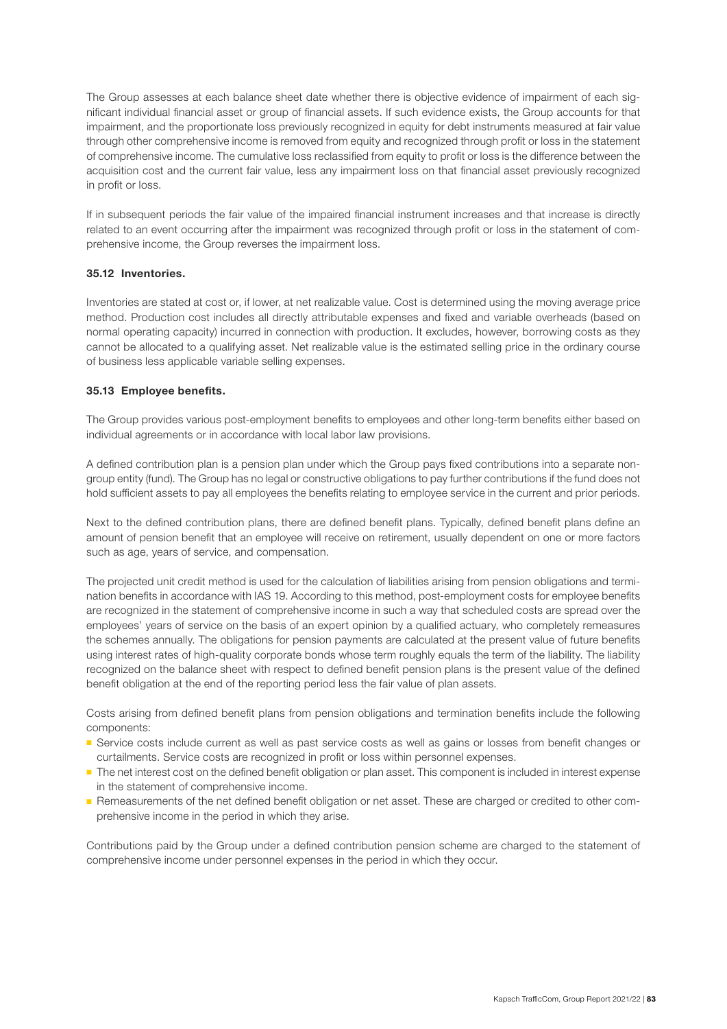The Group assesses at each balance sheet date whether there is objective evidence of impairment of each significant individual financial asset or group of financial assets. If such evidence exists, the Group accounts for that impairment, and the proportionate loss previously recognized in equity for debt instruments measured at fair value through other comprehensive income is removed from equity and recognized through profit or loss in the statement of comprehensive income. The cumulative loss reclassified from equity to profit or loss is the difference between the acquisition cost and the current fair value, less any impairment loss on that financial asset previously recognized in profit or loss.

If in subsequent periods the fair value of the impaired financial instrument increases and that increase is directly related to an event occurring after the impairment was recognized through profit or loss in the statement of comprehensive income, the Group reverses the impairment loss.

### 35.12 Inventories.

Inventories are stated at cost or, if lower, at net realizable value. Cost is determined using the moving average price method. Production cost includes all directly attributable expenses and fixed and variable overheads (based on normal operating capacity) incurred in connection with production. It excludes, however, borrowing costs as they cannot be allocated to a qualifying asset. Net realizable value is the estimated selling price in the ordinary course of business less applicable variable selling expenses.

### 35.13 Employee benefits.

The Group provides various post-employment benefits to employees and other long-term benefits either based on individual agreements or in accordance with local labor law provisions.

A defined contribution plan is a pension plan under which the Group pays fixed contributions into a separate non-group entity (fund). The Group has no legal or constructive obligations to pay further contributions if the fund does not hold sufficient assets to pay all employees the benefits relating to employee service in the current and prior periods.

Next to the defined contribution plans, there are defined benefit plans. Typically, defined benefit plans define an amount of pension benefit that an employee will receive on retirement, usually dependent on one or more factors such as age, years of service, and compensation.

The projected unit credit method is used for the calculation of liabilities arising from pension obligations and termination benefits in accordance with IAS 19. According to this method, post-employment costs for employee benefits are recognized in the statement of comprehensive income in such a way that scheduled costs are spread over the employees' years of service on the basis of an expert opinion by a qualified actuary, who completely remeasures the schemes annually. The obligations for pension payments are calculated at the present value of future benefits using interest rates of high-quality corporate bonds whose term roughly equals the term of the liability. The liability recognized on the balance sheet with respect to defined benefit pension plans is the present value of the defined benefit obligation at the end of the reporting period less the fair value of plan assets.

Costs arising from defined benefit plans from pension obligations and termination benefits include the following components:

- Service costs include current as well as past service costs as well as gains or losses from benefit changes or curtailments. Service costs are recognized in profit or loss within personnel expenses.
- The net interest cost on the defined benefit obligation or plan asset. This component is included in interest expense in the statement of comprehensive income.
- Remeasurements of the net defined benefit obligation or net asset. These are charged or credited to other comprehensive income in the period in which they arise.

Contributions paid by the Group under a defined contribution pension scheme are charged to the statement of comprehensive income under personnel expenses in the period in which they occur.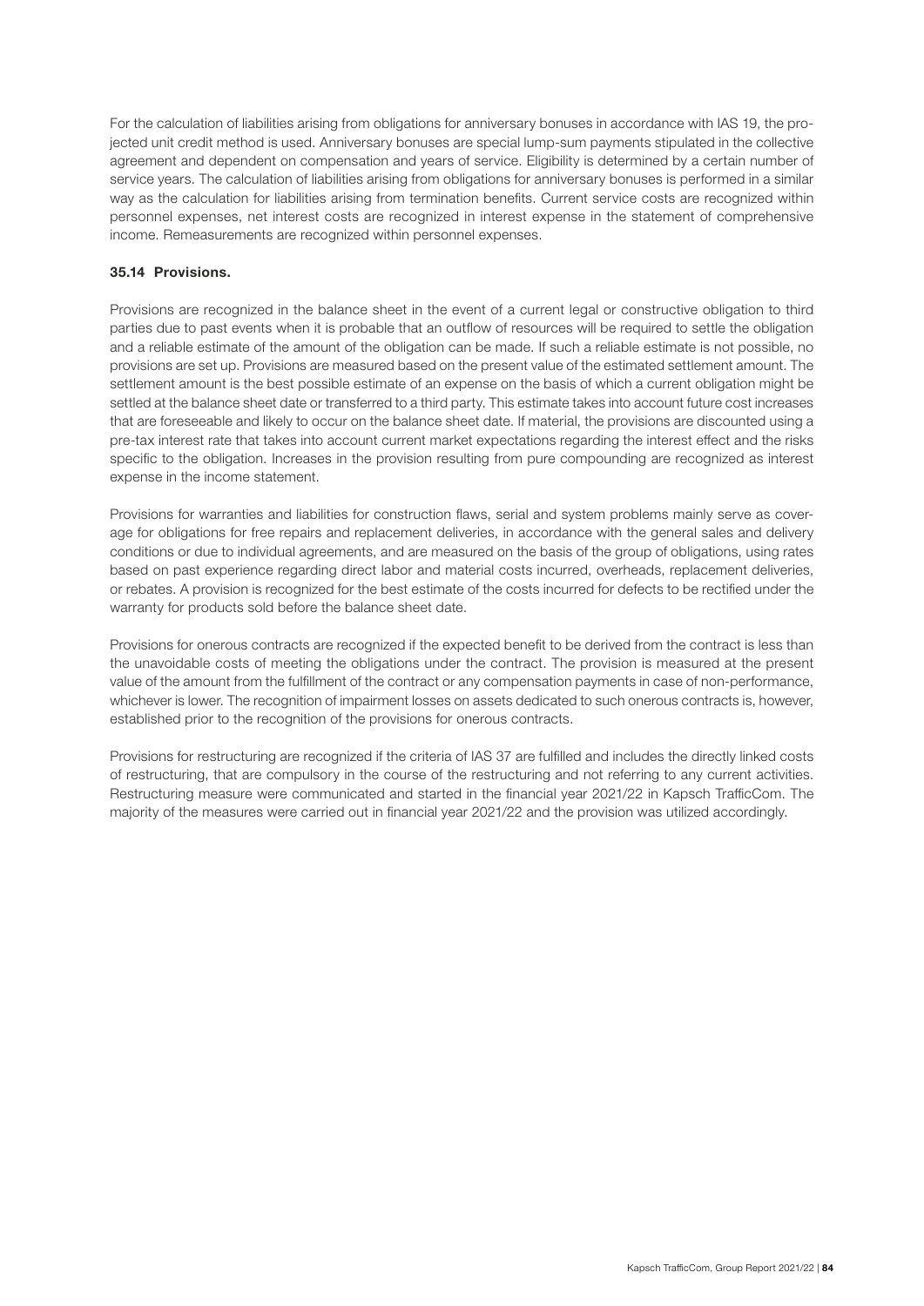For the calculation of liabilities arising from obligations for anniversary bonuses in accordance with IAS 19, the projected unit credit method is used. Anniversary bonuses are special lump-sum payments stipulated in the collective agreement and dependent on compensation and years of service. Eligibility is determined by a certain number of service years. The calculation of liabilities arising from obligations for anniversary bonuses is performed in a similar way as the calculation for liabilities arising from termination benefits. Current service costs are recognized within personnel expenses, net interest costs are recognized in interest expense in the statement of comprehensive income. Remeasurements are recognized within personnel expenses.

### 35.14 Provisions.

Provisions are recognized in the balance sheet in the event of a current legal or constructive obligation to third parties due to past events when it is probable that an outflow of resources will be required to settle the obligation and a reliable estimate of the amount of the obligation can be made. If such a reliable estimate is not possible, no provisions are set up. Provisions are measured based on the present value of the estimated settlement amount. The settlement amount is the best possible estimate of an expense on the basis of which a current obligation might be settled at the balance sheet date or transferred to a third party. This estimate takes into account future cost increases that are foreseeable and likely to occur on the balance sheet date. If material, the provisions are discounted using a pre-tax interest rate that takes into account current market expectations regarding the interest effect and the risks specific to the obligation. Increases in the provision resulting from pure compounding are recognized as interest expense in the income statement.

Provisions for warranties and liabilities for construction flaws, serial and system problems mainly serve as coverage for obligations for free repairs and replacement deliveries, in accordance with the general sales and delivery conditions or due to individual agreements, and are measured on the basis of the group of obligations, using rates based on past experience regarding direct labor and material costs incurred, overheads, replacement deliveries, or rebates. A provision is recognized for the best estimate of the costs incurred for defects to be rectified under the warranty for products sold before the balance sheet date.

Provisions for onerous contracts are recognized if the expected benefit to be derived from the contract is less than the unavoidable costs of meeting the obligations under the contract. The provision is measured at the present value of the amount from the fulfillment of the contract or any compensation payments in case of non-performance, whichever is lower. The recognition of impairment losses on assets dedicated to such onerous contracts is, however, established prior to the recognition of the provisions for onerous contracts.

Provisions for restructuring are recognized if the criteria of IAS 37 are fulfilled and includes the directly linked costs of restructuring, that are compulsory in the course of the restructuring and not referring to any current activities. Restructuring measure were communicated and started in the financial year 2021/22 in Kapsch TrafficCom. The majority of the measures were carried out in financial year 2021/22 and the provision was utilized accordingly.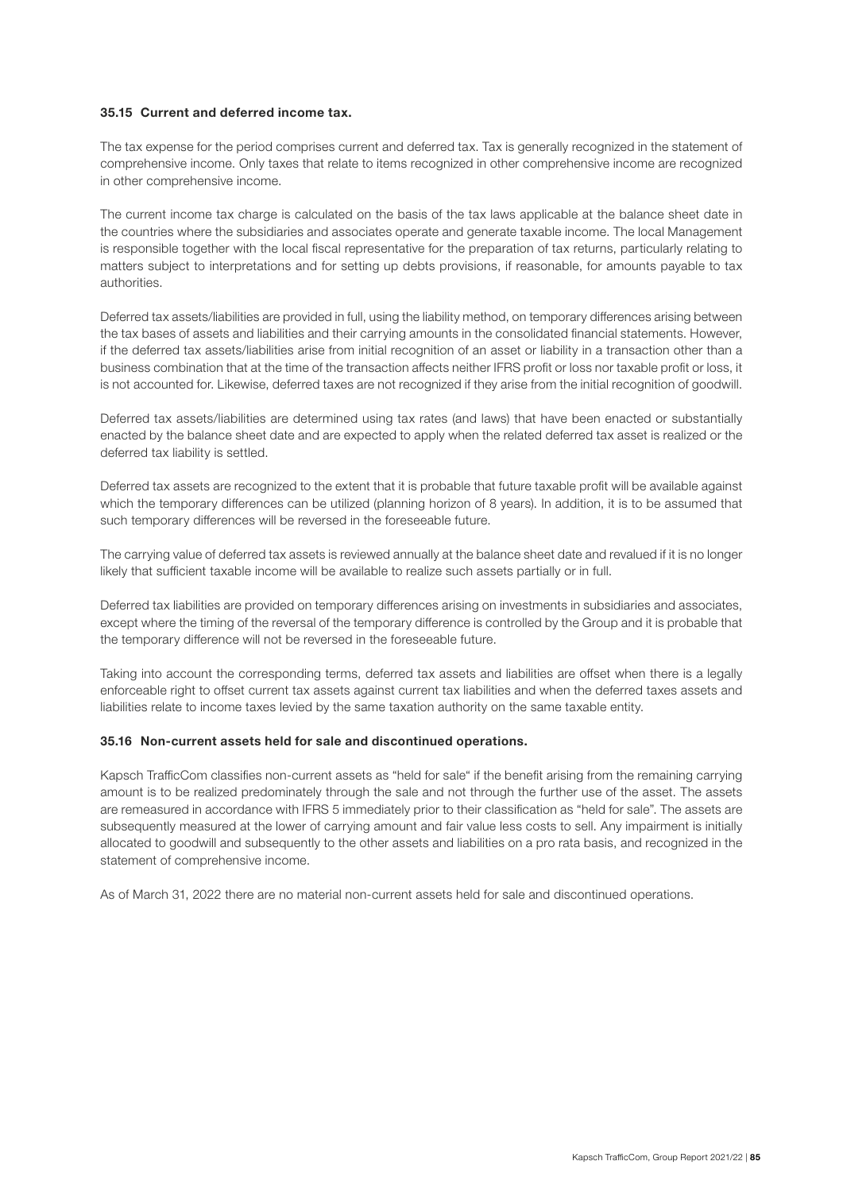### 35.15 Current and deferred income tax.

The tax expense for the period comprises current and deferred tax. Tax is generally recognized in the statement of comprehensive income. Only taxes that relate to items recognized in other comprehensive income are recognized in other comprehensive income.

The current income tax charge is calculated on the basis of the tax laws applicable at the balance sheet date in the countries where the subsidiaries and associates operate and generate taxable income. The local Management is responsible together with the local fiscal representative for the preparation of tax returns, particularly relating to matters subject to interpretations and for setting up debts provisions, if reasonable, for amounts payable to tax authorities.

Deferred tax assets/liabilities are provided in full, using the liability method, on temporary differences arising between the tax bases of assets and liabilities and their carrying amounts in the consolidated financial statements. However, if the deferred tax assets/liabilities arise from initial recognition of an asset or liability in a transaction other than a business combination that at the time of the transaction affects neither IFRS profit or loss nor taxable profit or loss, it is not accounted for. Likewise, deferred taxes are not recognized if they arise from the initial recognition of goodwill.

Deferred tax assets/liabilities are determined using tax rates (and laws) that have been enacted or substantially enacted by the balance sheet date and are expected to apply when the related deferred tax asset is realized or the deferred tax liability is settled.

Deferred tax assets are recognized to the extent that it is probable that future taxable profit will be available against which the temporary differences can be utilized (planning horizon of 8 years). In addition, it is to be assumed that such temporary differences will be reversed in the foreseeable future.

The carrying value of deferred tax assets is reviewed annually at the balance sheet date and revalued if it is no longer likely that sufficient taxable income will be available to realize such assets partially or in full.

Deferred tax liabilities are provided on temporary differences arising on investments in subsidiaries and associates, except where the timing of the reversal of the temporary difference is controlled by the Group and it is probable that the temporary difference will not be reversed in the foreseeable future.

Taking into account the corresponding terms, deferred tax assets and liabilities are offset when there is a legally enforceable right to offset current tax assets against current tax liabilities and when the deferred taxes assets and liabilities relate to income taxes levied by the same taxation authority on the same taxable entity.

### 35.16 Non-current assets held for sale and discontinued operations.

Kapsch TrafficCom classifies non-current assets as "held for sale" if the benefit arising from the remaining carrying amount is to be realized predominately through the sale and not through the further use of the asset. The assets are remeasured in accordance with IFRS 5 immediately prior to their classification as "held for sale". The assets are subsequently measured at the lower of carrying amount and fair value less costs to sell. Any impairment is initially allocated to goodwill and subsequently to the other assets and liabilities on a pro rata basis, and recognized in the statement of comprehensive income.

As of March 31, 2022 there are no material non-current assets held for sale and discontinued operations.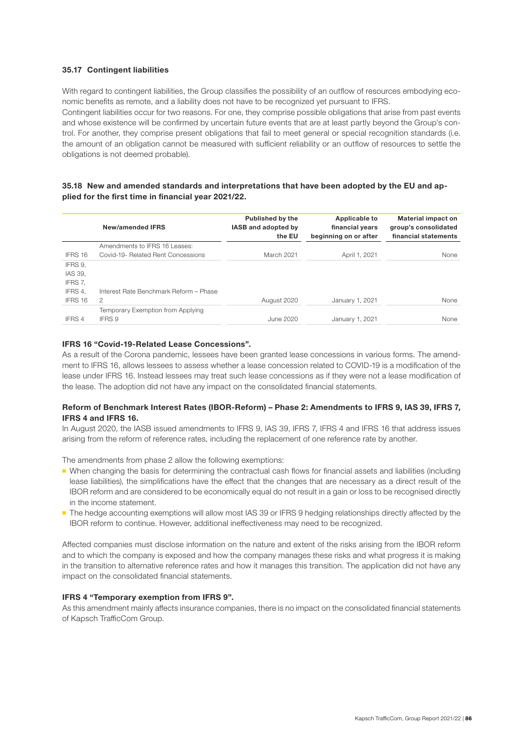### 35.17 Contingent liabilities

With regard to contingent liabilities, the Group classifies the possibility of an outflow of resources embodying economic benefits as remote, and a liability does not have to be recognized yet pursuant to IFRS.
Contingent liabilities occur for two reasons. For one, they comprise possible obligations that arise from past events and whose existence will be confirmed by uncertain future events that are at least partly beyond the Group's control. For another, they comprise present obligations that fail to meet general or special recognition standards (i.e. the amount of an obligation cannot be measured with sufficient reliability or an outflow of resources to settle the obligations is not deemed probable).

### 35.18 New and amended standards and interpretations that have been adopted by the EU and applied for the first time in financial year 2021/22.

| | New/amended IFRS | Published by the IASB and adopted by the EU | Applicable to financial years beginning on or after | Material impact on group's consolidated financial statements |
|---|---|---|---|---|
| IFRS 16 | Amendments to IFRS 16 Leases: Covid-19- Related Rent Concessions | March 2021 | April 1, 2021 | None |
| IFRS 9, IAS 39, IFRS 7, IFRS 4, IFRS 16 | Interest Rate Benchmark Reform – Phase 2 | August 2020 | January 1, 2021 | None |
| IFRS 4 | Temporary Exemption from Applying IFRS 9 | June 2020 | January 1, 2021 | None |

**IFRS 16 "Covid-19-Related Lease Concessions".**
As a result of the Corona pandemic, lessees have been granted lease concessions in various forms. The amendment to IFRS 16, allows lessees to assess whether a lease concession related to COVID-19 is a modification of the lease under IFRS 16. Instead lessees may treat such lease concessions as if they were not a lease modification of the lease. The adoption did not have any impact on the consolidated financial statements.

**Reform of Benchmark Interest Rates (IBOR-Reform) – Phase 2: Amendments to IFRS 9, IAS 39, IFRS 7, IFRS 4 and IFRS 16.**
In August 2020, the IASB issued amendments to IFRS 9, IAS 39, IFRS 7, IFRS 4 and IFRS 16 that address issues arising from the reform of reference rates, including the replacement of one reference rate by another.

The amendments from phase 2 allow the following exemptions:

- When changing the basis for determining the contractual cash flows for financial assets and liabilities (including lease liabilities), the simplifications have the effect that the changes that are necessary as a direct result of the IBOR reform and are considered to be economically equal do not result in a gain or loss to be recognised directly in the income statement.
- The hedge accounting exemptions will allow most IAS 39 or IFRS 9 hedging relationships directly affected by the IBOR reform to continue. However, additional ineffectiveness may need to be recognized.

Affected companies must disclose information on the nature and extent of the risks arising from the IBOR reform and to which the company is exposed and how the company manages these risks and what progress it is making in the transition to alternative reference rates and how it manages this transition. The application did not have any impact on the consolidated financial statements.

**IFRS 4 "Temporary exemption from IFRS 9".**
As this amendment mainly affects insurance companies, there is no impact on the consolidated financial statements of Kapsch TrafficCom Group.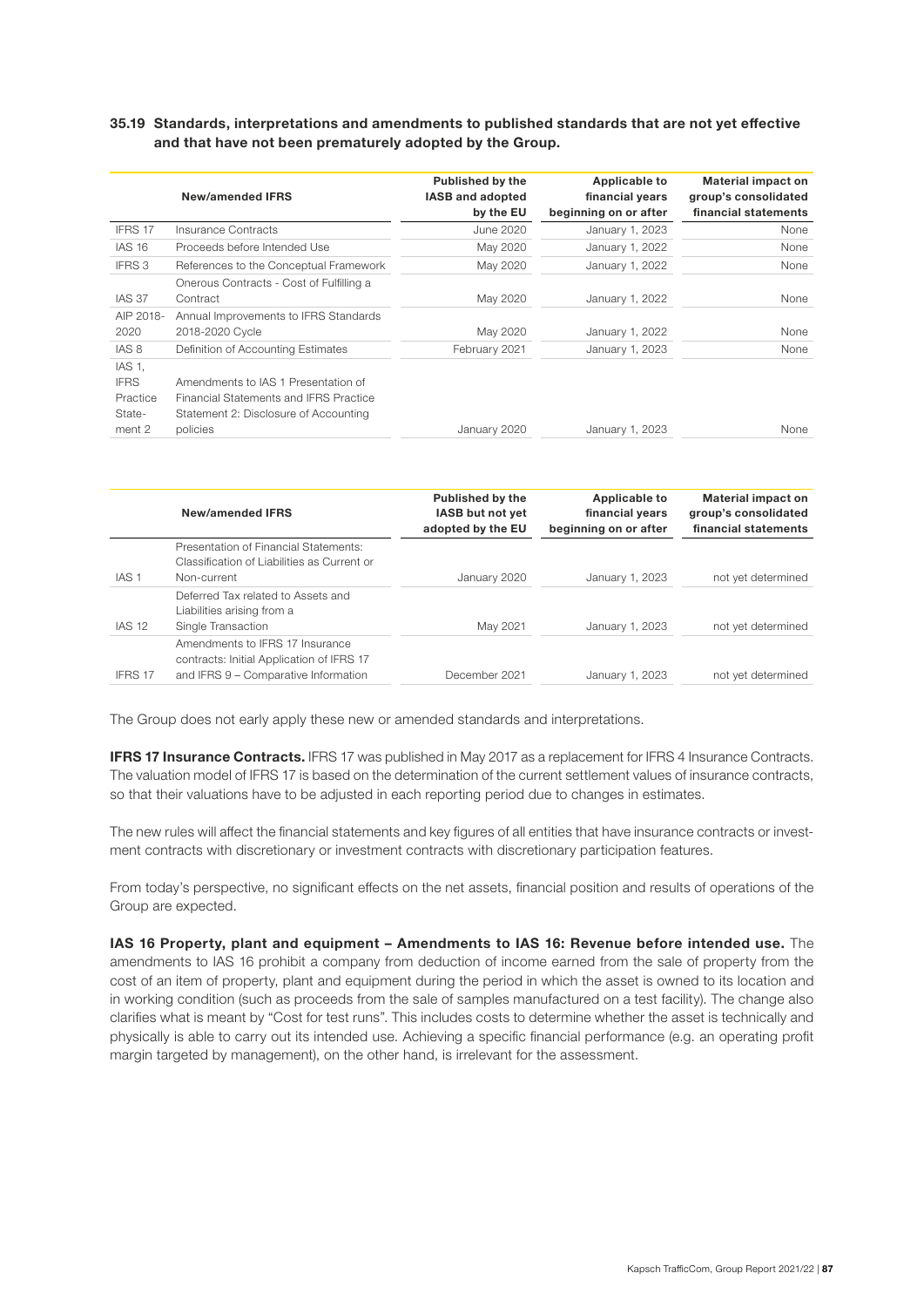### 35.19 Standards, interpretations and amendments to published standards that are not yet effective and that have not been prematurely adopted by the Group.

| | New/amended IFRS | Published by the IASB and adopted by the EU | Applicable to financial years beginning on or after | Material impact on group's consolidated financial statements |
|---|---|---|---|---|
| IFRS 17 | Insurance Contracts | June 2020 | January 1, 2023 | None |
| IAS 16 | Proceeds before Intended Use | May 2020 | January 1, 2022 | None |
| IFRS 3 | References to the Conceptual Framework | May 2020 | January 1, 2022 | None |
| IAS 37 | Onerous Contracts - Cost of Fulfilling a Contract | May 2020 | January 1, 2022 | None |
| AIP 2018-2020 | Annual Improvements to IFRS Standards 2018-2020 Cycle | May 2020 | January 1, 2022 | None |
| IAS 8 | Definition of Accounting Estimates | February 2021 | January 1, 2023 | None |
| IAS 1, IFRS Practice State-ment 2 | Amendments to IAS 1 Presentation of Financial Statements and IFRS Practice Statement 2: Disclosure of Accounting policies | January 2020 | January 1, 2023 | None |

| | New/amended IFRS | Published by the IASB but not yet adopted by the EU | Applicable to financial years beginning on or after | Material impact on group's consolidated financial statements |
|---|---|---|---|---|
| IAS 1 | Presentation of Financial Statements: Classification of Liabilities as Current or Non-current | January 2020 | January 1, 2023 | not yet determined |
| IAS 12 | Deferred Tax related to Assets and Liabilities arising from a Single Transaction | May 2021 | January 1, 2023 | not yet determined |
| IFRS 17 | Amendments to IFRS 17 Insurance contracts: Initial Application of IFRS 17 and IFRS 9 – Comparative Information | December 2021 | January 1, 2023 | not yet determined |

The Group does not early apply these new or amended standards and interpretations.

**IFRS 17 Insurance Contracts.** IFRS 17 was published in May 2017 as a replacement for IFRS 4 Insurance Contracts. The valuation model of IFRS 17 is based on the determination of the current settlement values of insurance contracts, so that their valuations have to be adjusted in each reporting period due to changes in estimates.

The new rules will affect the financial statements and key figures of all entities that have insurance contracts or investment contracts with discretionary or investment contracts with discretionary participation features.

From today's perspective, no significant effects on the net assets, financial position and results of operations of the Group are expected.

**IAS 16 Property, plant and equipment – Amendments to IAS 16: Revenue before intended use.** The amendments to IAS 16 prohibit a company from deduction of income earned from the sale of property from the cost of an item of property, plant and equipment during the period in which the asset is owned to its location and in working condition (such as proceeds from the sale of samples manufactured on a test facility). The change also clarifies what is meant by "Cost for test runs". This includes costs to determine whether the asset is technically and physically is able to carry out its intended use. Achieving a specific financial performance (e.g. an operating profit margin targeted by management), on the other hand, is irrelevant for the assessment.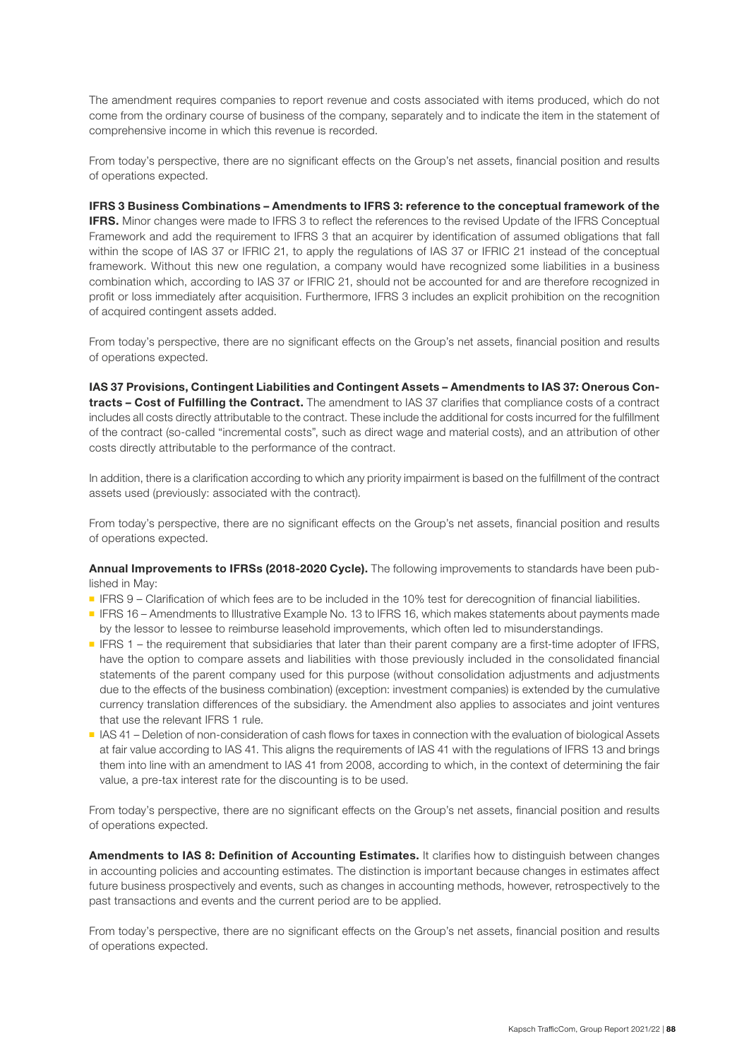The amendment requires companies to report revenue and costs associated with items produced, which do not come from the ordinary course of business of the company, separately and to indicate the item in the statement of comprehensive income in which this revenue is recorded.

From today's perspective, there are no significant effects on the Group's net assets, financial position and results of operations expected.

**IFRS 3 Business Combinations – Amendments to IFRS 3: reference to the conceptual framework of the IFRS.** Minor changes were made to IFRS 3 to reflect the references to the revised Update of the IFRS Conceptual Framework and add the requirement to IFRS 3 that an acquirer by identification of assumed obligations that fall within the scope of IAS 37 or IFRIC 21, to apply the regulations of IAS 37 or IFRIC 21 instead of the conceptual framework. Without this new one regulation, a company would have recognized some liabilities in a business combination which, according to IAS 37 or IFRIC 21, should not be accounted for and are therefore recognized in profit or loss immediately after acquisition. Furthermore, IFRS 3 includes an explicit prohibition on the recognition of acquired contingent assets added.

From today's perspective, there are no significant effects on the Group's net assets, financial position and results of operations expected.

**IAS 37 Provisions, Contingent Liabilities and Contingent Assets – Amendments to IAS 37: Onerous Contracts – Cost of Fulfilling the Contract.** The amendment to IAS 37 clarifies that compliance costs of a contract includes all costs directly attributable to the contract. These include the additional for costs incurred for the fulfillment of the contract (so-called "incremental costs", such as direct wage and material costs), and an attribution of other costs directly attributable to the performance of the contract.

In addition, there is a clarification according to which any priority impairment is based on the fulfillment of the contract assets used (previously: associated with the contract).

From today's perspective, there are no significant effects on the Group's net assets, financial position and results of operations expected.

**Annual Improvements to IFRSs (2018-2020 Cycle).** The following improvements to standards have been published in May:

- IFRS 9 – Clarification of which fees are to be included in the 10% test for derecognition of financial liabilities.
- IFRS 16 – Amendments to Illustrative Example No. 13 to IFRS 16, which makes statements about payments made by the lessor to lessee to reimburse leasehold improvements, which often led to misunderstandings.
- IFRS 1 – the requirement that subsidiaries that later than their parent company are a first-time adopter of IFRS, have the option to compare assets and liabilities with those previously included in the consolidated financial statements of the parent company used for this purpose (without consolidation adjustments and adjustments due to the effects of the business combination) (exception: investment companies) is extended by the cumulative currency translation differences of the subsidiary. the Amendment also applies to associates and joint ventures that use the relevant IFRS 1 rule.
- IAS 41 – Deletion of non-consideration of cash flows for taxes in connection with the evaluation of biological Assets at fair value according to IAS 41. This aligns the requirements of IAS 41 with the regulations of IFRS 13 and brings them into line with an amendment to IAS 41 from 2008, according to which, in the context of determining the fair value, a pre-tax interest rate for the discounting is to be used.

From today's perspective, there are no significant effects on the Group's net assets, financial position and results of operations expected.

**Amendments to IAS 8: Definition of Accounting Estimates.** It clarifies how to distinguish between changes in accounting policies and accounting estimates. The distinction is important because changes in estimates affect future business prospectively and events, such as changes in accounting methods, however, retrospectively to the past transactions and events and the current period are to be applied.

From today's perspective, there are no significant effects on the Group's net assets, financial position and results of operations expected.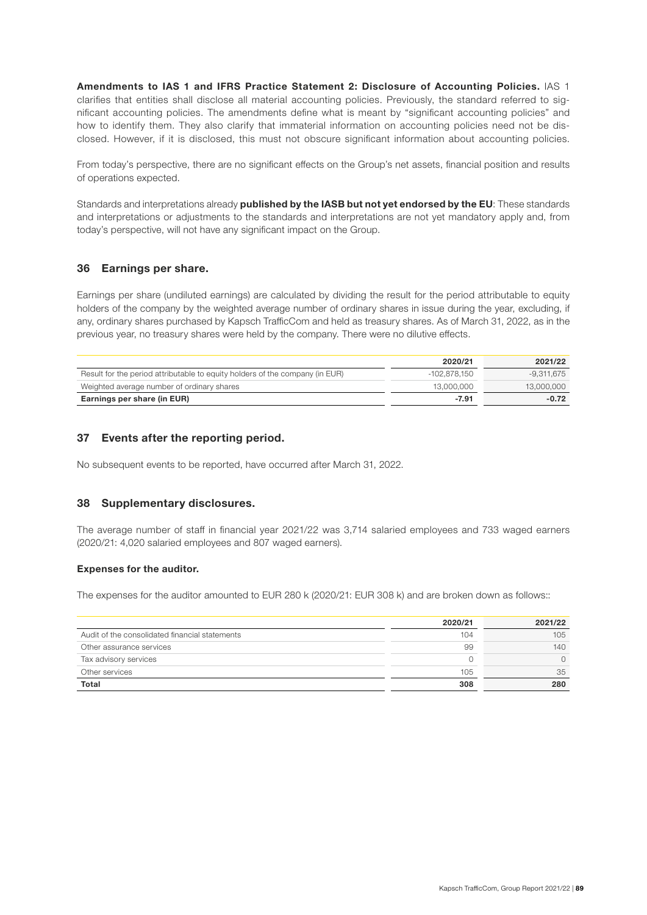**Amendments to IAS 1 and IFRS Practice Statement 2: Disclosure of Accounting Policies.** IAS 1 clarifies that entities shall disclose all material accounting policies. Previously, the standard referred to significant accounting policies. The amendments define what is meant by "significant accounting policies" and how to identify them. They also clarify that immaterial information on accounting policies need not be disclosed. However, if it is disclosed, this must not obscure significant information about accounting policies.

From today's perspective, there are no significant effects on the Group's net assets, financial position and results of operations expected.

Standards and interpretations already **published by the IASB but not yet endorsed by the EU**: These standards and interpretations or adjustments to the standards and interpretations are not yet mandatory apply and, from today's perspective, will not have any significant impact on the Group.

## 36 Earnings per share.

Earnings per share (undiluted earnings) are calculated by dividing the result for the period attributable to equity holders of the company by the weighted average number of ordinary shares in issue during the year, excluding, if any, ordinary shares purchased by Kapsch TrafficCom and held as treasury shares. As of March 31, 2022, as in the previous year, no treasury shares were held by the company. There were no dilutive effects.

| | 2020/21 | 2021/22 |
|---|---|---|
| Result for the period attributable to equity holders of the company (in EUR) | -102,878,150 | -9,311,675 |
| Weighted average number of ordinary shares | 13,000,000 | 13,000,000 |
| **Earnings per share (in EUR)** | **-7.91** | **-0.72** |

## 37 Events after the reporting period.

No subsequent events to be reported, have occurred after March 31, 2022.

## 38 Supplementary disclosures.

The average number of staff in financial year 2021/22 was 3,714 salaried employees and 733 waged earners (2020/21: 4,020 salaried employees and 807 waged earners).

### Expenses for the auditor.

The expenses for the auditor amounted to EUR 280 k (2020/21: EUR 308 k) and are broken down as follows::

| | 2020/21 | 2021/22 |
|---|---|---|
| Audit of the consolidated financial statements | 104 | 105 |
| Other assurance services | 99 | 140 |
| Tax advisory services | 0 | 0 |
| Other services | 105 | 35 |
| **Total** | **308** | **280** |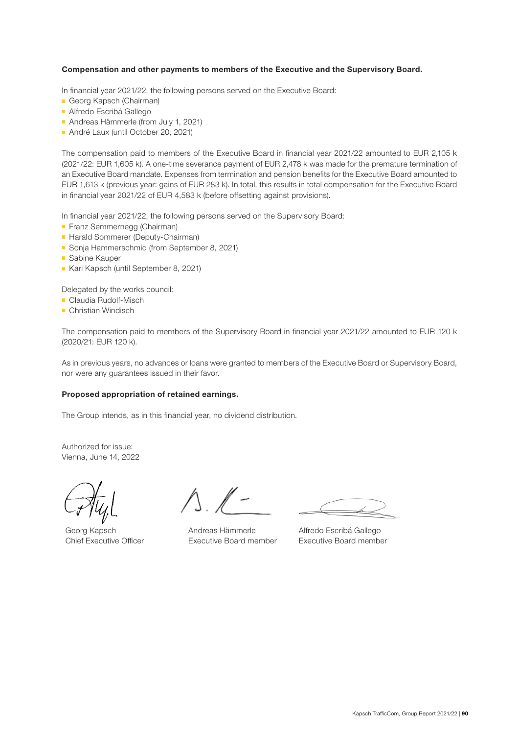**Compensation and other payments to members of the Executive and the Supervisory Board.**

In financial year 2021/22, the following persons served on the Executive Board:

- Georg Kapsch (Chairman)
- Alfredo Escribá Gallego
- Andreas Hämmerle (from July 1, 2021)
- André Laux (until October 20, 2021)

The compensation paid to members of the Executive Board in financial year 2021/22 amounted to EUR 2,105 k (2021/22: EUR 1,605 k). A one-time severance payment of EUR 2,478 k was made for the premature termination of an Executive Board mandate. Expenses from termination and pension benefits for the Executive Board amounted to EUR 1,613 k (previous year: gains of EUR 283 k). In total, this results in total compensation for the Executive Board in financial year 2021/22 of EUR 4,583 k (before offsetting against provisions).

In financial year 2021/22, the following persons served on the Supervisory Board:

- Franz Semmernegg (Chairman)
- Harald Sommerer (Deputy-Chairman)
- Sonja Hammerschmid (from September 8, 2021)
- Sabine Kauper
- Kari Kapsch (until September 8, 2021)

Delegated by the works council:

- Claudia Rudolf-Misch
- Christian Windisch

The compensation paid to members of the Supervisory Board in financial year 2021/22 amounted to EUR 120 k (2020/21: EUR 120 k).

As in previous years, no advances or loans were granted to members of the Executive Board or Supervisory Board, nor were any guarantees issued in their favor.

**Proposed appropriation of retained earnings.**

The Group intends, as in this financial year, no dividend distribution.

Authorized for issue:
Vienna, June 14, 2022

| Georg Kapsch | Andreas Hämmerle | Alfredo Escribá Gallego |
|---|---|---|
| Chief Executive Officer | Executive Board member | Executive Board member |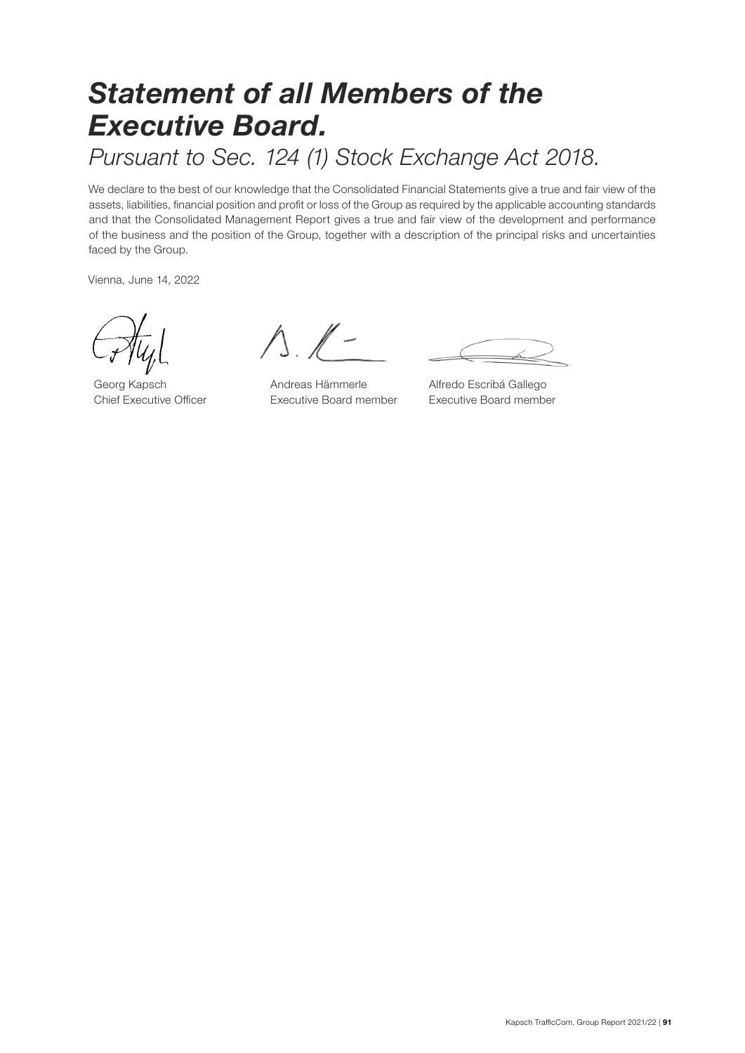# *Statement of all Members of the Executive Board.*

*Pursuant to Sec. 124 (1) Stock Exchange Act 2018.*

We declare to the best of our knowledge that the Consolidated Financial Statements give a true and fair view of the assets, liabilities, financial position and profit or loss of the Group as required by the applicable accounting standards and that the Consolidated Management Report gives a true and fair view of the development and performance of the business and the position of the Group, together with a description of the principal risks and uncertainties faced by the Group.

Vienna, June 14, 2022

| | | |
|---|---|---|
| Georg Kapsch | Andreas Hämmerle | Alfredo Escribá Gallego |
| Chief Executive Officer | Executive Board member | Executive Board member |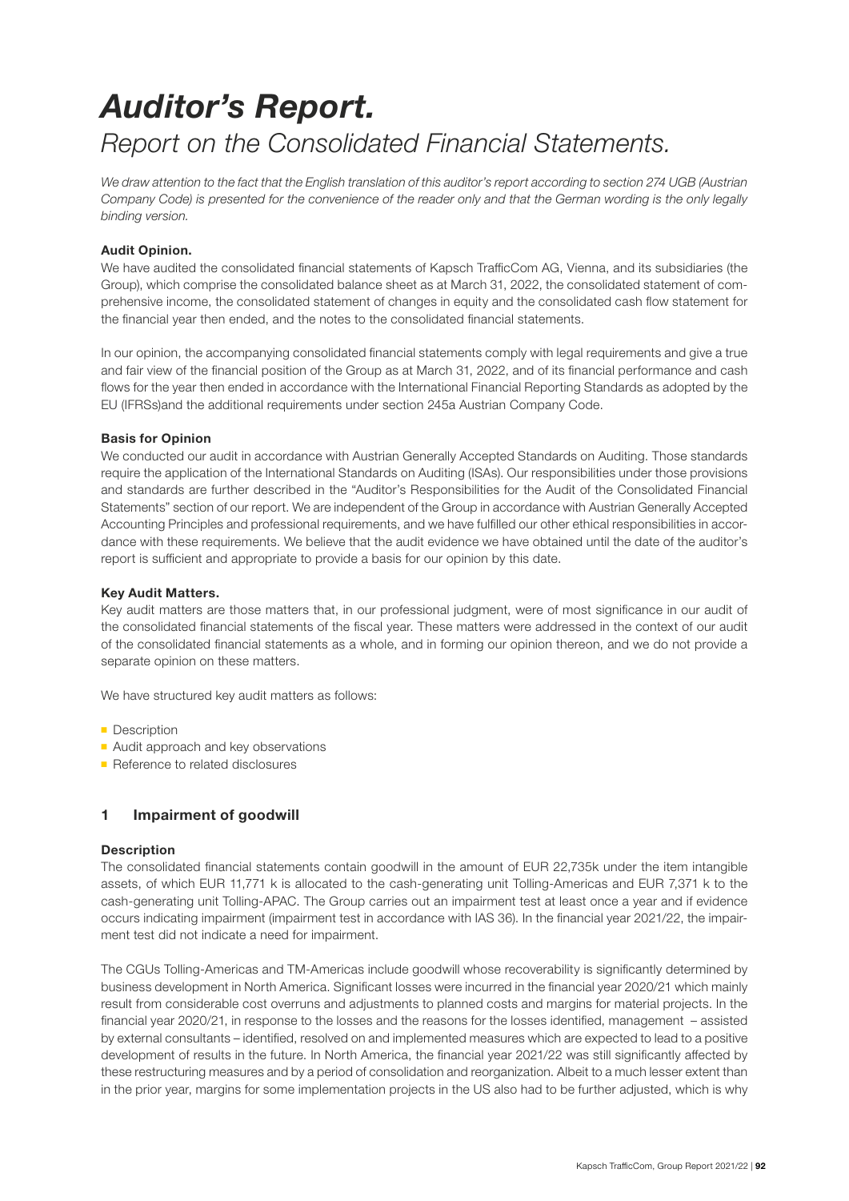# *Auditor's Report.*

## *Report on the Consolidated Financial Statements.*

*We draw attention to the fact that the English translation of this auditor's report according to section 274 UGB (Austrian Company Code) is presented for the convenience of the reader only and that the German wording is the only legally binding version.*

### Audit Opinion.

We have audited the consolidated financial statements of Kapsch TrafficCom AG, Vienna, and its subsidiaries (the Group), which comprise the consolidated balance sheet as at March 31, 2022, the consolidated statement of comprehensive income, the consolidated statement of changes in equity and the consolidated cash flow statement for the financial year then ended, and the notes to the consolidated financial statements.

In our opinion, the accompanying consolidated financial statements comply with legal requirements and give a true and fair view of the financial position of the Group as at March 31, 2022, and of its financial performance and cash flows for the year then ended in accordance with the International Financial Reporting Standards as adopted by the EU (IFRSs)and the additional requirements under section 245a Austrian Company Code.

### Basis for Opinion

We conducted our audit in accordance with Austrian Generally Accepted Standards on Auditing. Those standards require the application of the International Standards on Auditing (ISAs). Our responsibilities under those provisions and standards are further described in the "Auditor's Responsibilities for the Audit of the Consolidated Financial Statements" section of our report. We are independent of the Group in accordance with Austrian Generally Accepted Accounting Principles and professional requirements, and we have fulfilled our other ethical responsibilities in accordance with these requirements. We believe that the audit evidence we have obtained until the date of the auditor's report is sufficient and appropriate to provide a basis for our opinion by this date.

### Key Audit Matters.

Key audit matters are those matters that, in our professional judgment, were of most significance in our audit of the consolidated financial statements of the fiscal year. These matters were addressed in the context of our audit of the consolidated financial statements as a whole, and in forming our opinion thereon, and we do not provide a separate opinion on these matters.

We have structured key audit matters as follows:

- Description
- Audit approach and key observations
- Reference to related disclosures

### 1 Impairment of goodwill

#### Description

The consolidated financial statements contain goodwill in the amount of EUR 22,735k under the item intangible assets, of which EUR 11,771 k is allocated to the cash-generating unit Tolling-Americas and EUR 7,371 k to the cash-generating unit Tolling-APAC. The Group carries out an impairment test at least once a year and if evidence occurs indicating impairment (impairment test in accordance with IAS 36). In the financial year 2021/22, the impairment test did not indicate a need for impairment.

The CGUs Tolling-Americas and TM-Americas include goodwill whose recoverability is significantly determined by business development in North America. Significant losses were incurred in the financial year 2020/21 which mainly result from considerable cost overruns and adjustments to planned costs and margins for material projects. In the financial year 2020/21, in response to the losses and the reasons for the losses identified, management – assisted by external consultants – identified, resolved on and implemented measures which are expected to lead to a positive development of results in the future. In North America, the financial year 2021/22 was still significantly affected by these restructuring measures and by a period of consolidation and reorganization. Albeit to a much lesser extent than in the prior year, margins for some implementation projects in the US also had to be further adjusted, which is why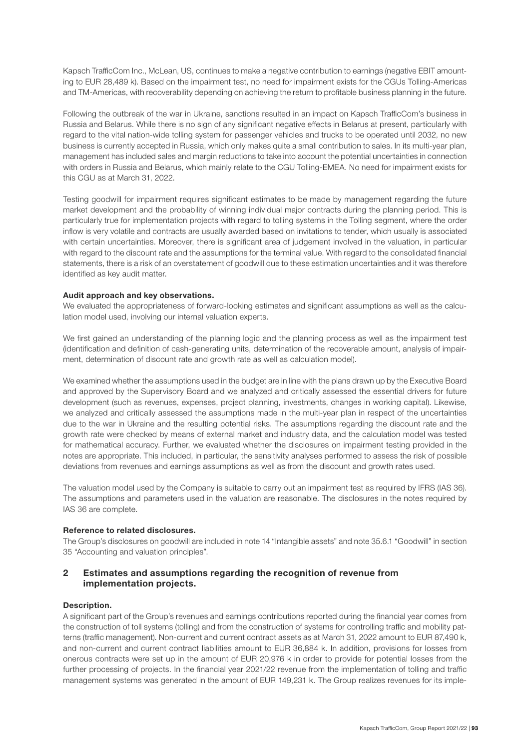Kapsch TrafficCom Inc., McLean, US, continues to make a negative contribution to earnings (negative EBIT amounting to EUR 28,489 k). Based on the impairment test, no need for impairment exists for the CGUs Tolling-Americas and TM-Americas, with recoverability depending on achieving the return to profitable business planning in the future.

Following the outbreak of the war in Ukraine, sanctions resulted in an impact on Kapsch TrafficCom's business in Russia and Belarus. While there is no sign of any significant negative effects in Belarus at present, particularly with regard to the vital nation-wide tolling system for passenger vehicles and trucks to be operated until 2032, no new business is currently accepted in Russia, which only makes quite a small contribution to sales. In its multi-year plan, management has included sales and margin reductions to take into account the potential uncertainties in connection with orders in Russia and Belarus, which mainly relate to the CGU Tolling-EMEA. No need for impairment exists for this CGU as at March 31, 2022.

Testing goodwill for impairment requires significant estimates to be made by management regarding the future market development and the probability of winning individual major contracts during the planning period. This is particularly true for implementation projects with regard to tolling systems in the Tolling segment, where the order inflow is very volatile and contracts are usually awarded based on invitations to tender, which usually is associated with certain uncertainties. Moreover, there is significant area of judgement involved in the valuation, in particular with regard to the discount rate and the assumptions for the terminal value. With regard to the consolidated financial statements, there is a risk of an overstatement of goodwill due to these estimation uncertainties and it was therefore identified as key audit matter.

**Audit approach and key observations.**

We evaluated the appropriateness of forward-looking estimates and significant assumptions as well as the calculation model used, involving our internal valuation experts.

We first gained an understanding of the planning logic and the planning process as well as the impairment test (identification and definition of cash-generating units, determination of the recoverable amount, analysis of impairment, determination of discount rate and growth rate as well as calculation model).

We examined whether the assumptions used in the budget are in line with the plans drawn up by the Executive Board and approved by the Supervisory Board and we analyzed and critically assessed the essential drivers for future development (such as revenues, expenses, project planning, investments, changes in working capital). Likewise, we analyzed and critically assessed the assumptions made in the multi-year plan in respect of the uncertainties due to the war in Ukraine and the resulting potential risks. The assumptions regarding the discount rate and the growth rate were checked by means of external market and industry data, and the calculation model was tested for mathematical accuracy. Further, we evaluated whether the disclosures on impairment testing provided in the notes are appropriate. This included, in particular, the sensitivity analyses performed to assess the risk of possible deviations from revenues and earnings assumptions as well as from the discount and growth rates used.

The valuation model used by the Company is suitable to carry out an impairment test as required by IFRS (IAS 36). The assumptions and parameters used in the valuation are reasonable. The disclosures in the notes required by IAS 36 are complete.

**Reference to related disclosures.**

The Group's disclosures on goodwill are included in note 14 "Intangible assets" and note 35.6.1 "Goodwill" in section 35 "Accounting and valuation principles".

## 2 Estimates and assumptions regarding the recognition of revenue from implementation projects.

**Description.**

A significant part of the Group's revenues and earnings contributions reported during the financial year comes from the construction of toll systems (tolling) and from the construction of systems for controlling traffic and mobility patterns (traffic management). Non-current and current contract assets as at March 31, 2022 amount to EUR 87,490 k, and non-current and current contract liabilities amount to EUR 36,884 k. In addition, provisions for losses from onerous contracts were set up in the amount of EUR 20,976 k in order to provide for potential losses from the further processing of projects. In the financial year 2021/22 revenue from the implementation of tolling and traffic management systems was generated in the amount of EUR 149,231 k. The Group realizes revenues for its imple-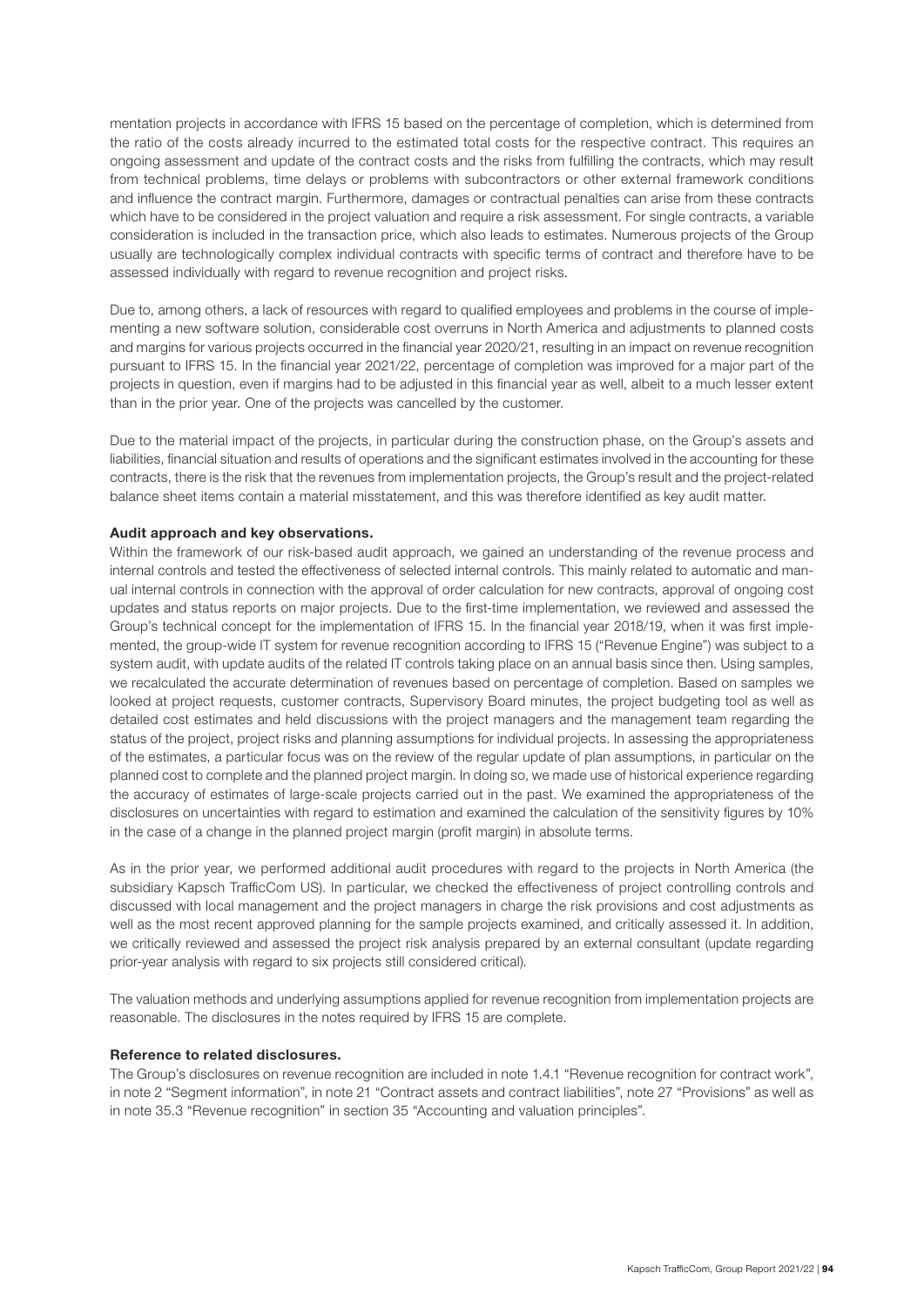mentation projects in accordance with IFRS 15 based on the percentage of completion, which is determined from the ratio of the costs already incurred to the estimated total costs for the respective contract. This requires an ongoing assessment and update of the contract costs and the risks from fulfilling the contracts, which may result from technical problems, time delays or problems with subcontractors or other external framework conditions and influence the contract margin. Furthermore, damages or contractual penalties can arise from these contracts which have to be considered in the project valuation and require a risk assessment. For single contracts, a variable consideration is included in the transaction price, which also leads to estimates. Numerous projects of the Group usually are technologically complex individual contracts with specific terms of contract and therefore have to be assessed individually with regard to revenue recognition and project risks.

Due to, among others, a lack of resources with regard to qualified employees and problems in the course of implementing a new software solution, considerable cost overruns in North America and adjustments to planned costs and margins for various projects occurred in the financial year 2020/21, resulting in an impact on revenue recognition pursuant to IFRS 15. In the financial year 2021/22, percentage of completion was improved for a major part of the projects in question, even if margins had to be adjusted in this financial year as well, albeit to a much lesser extent than in the prior year. One of the projects was cancelled by the customer.

Due to the material impact of the projects, in particular during the construction phase, on the Group's assets and liabilities, financial situation and results of operations and the significant estimates involved in the accounting for these contracts, there is the risk that the revenues from implementation projects, the Group's result and the project-related balance sheet items contain a material misstatement, and this was therefore identified as key audit matter.

**Audit approach and key observations.**

Within the framework of our risk-based audit approach, we gained an understanding of the revenue process and internal controls and tested the effectiveness of selected internal controls. This mainly related to automatic and manual internal controls in connection with the approval of order calculation for new contracts, approval of ongoing cost updates and status reports on major projects. Due to the first-time implementation, we reviewed and assessed the Group's technical concept for the implementation of IFRS 15. In the financial year 2018/19, when it was first implemented, the group-wide IT system for revenue recognition according to IFRS 15 ("Revenue Engine") was subject to a system audit, with update audits of the related IT controls taking place on an annual basis since then. Using samples, we recalculated the accurate determination of revenues based on percentage of completion. Based on samples we looked at project requests, customer contracts, Supervisory Board minutes, the project budgeting tool as well as detailed cost estimates and held discussions with the project managers and the management team regarding the status of the project, project risks and planning assumptions for individual projects. In assessing the appropriateness of the estimates, a particular focus was on the review of the regular update of plan assumptions, in particular on the planned cost to complete and the planned project margin. In doing so, we made use of historical experience regarding the accuracy of estimates of large-scale projects carried out in the past. We examined the appropriateness of the disclosures on uncertainties with regard to estimation and examined the calculation of the sensitivity figures by 10% in the case of a change in the planned project margin (profit margin) in absolute terms.

As in the prior year, we performed additional audit procedures with regard to the projects in North America (the subsidiary Kapsch TrafficCom US). In particular, we checked the effectiveness of project controlling controls and discussed with local management and the project managers in charge the risk provisions and cost adjustments as well as the most recent approved planning for the sample projects examined, and critically assessed it. In addition, we critically reviewed and assessed the project risk analysis prepared by an external consultant (update regarding prior-year analysis with regard to six projects still considered critical).

The valuation methods and underlying assumptions applied for revenue recognition from implementation projects are reasonable. The disclosures in the notes required by IFRS 15 are complete.

**Reference to related disclosures.**

The Group's disclosures on revenue recognition are included in note 1.4.1 "Revenue recognition for contract work", in note 2 "Segment information", in note 21 "Contract assets and contract liabilities", note 27 "Provisions" as well as in note 35.3 "Revenue recognition" in section 35 "Accounting and valuation principles".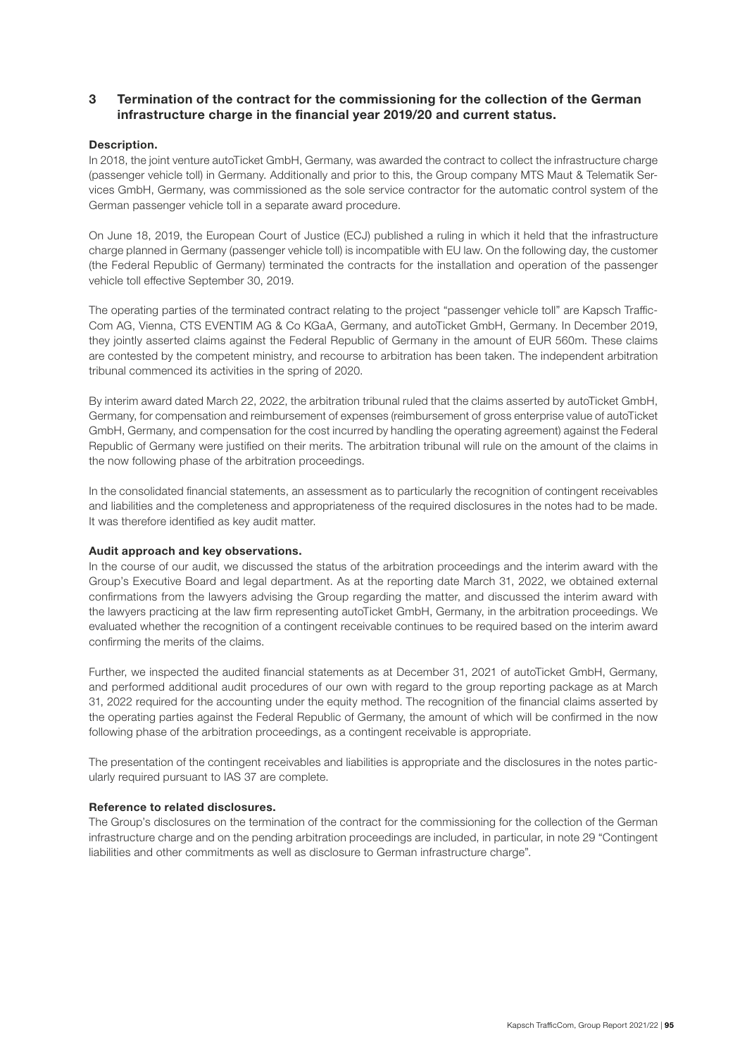## 3 Termination of the contract for the commissioning for the collection of the German infrastructure charge in the financial year 2019/20 and current status.

**Description.**

In 2018, the joint venture autoTicket GmbH, Germany, was awarded the contract to collect the infrastructure charge (passenger vehicle toll) in Germany. Additionally and prior to this, the Group company MTS Maut & Telematik Services GmbH, Germany, was commissioned as the sole service contractor for the automatic control system of the German passenger vehicle toll in a separate award procedure.

On June 18, 2019, the European Court of Justice (ECJ) published a ruling in which it held that the infrastructure charge planned in Germany (passenger vehicle toll) is incompatible with EU law. On the following day, the customer (the Federal Republic of Germany) terminated the contracts for the installation and operation of the passenger vehicle toll effective September 30, 2019.

The operating parties of the terminated contract relating to the project "passenger vehicle toll" are Kapsch TrafficCom AG, Vienna, CTS EVENTIM AG & Co KGaA, Germany, and autoTicket GmbH, Germany. In December 2019, they jointly asserted claims against the Federal Republic of Germany in the amount of EUR 560m. These claims are contested by the competent ministry, and recourse to arbitration has been taken. The independent arbitration tribunal commenced its activities in the spring of 2020.

By interim award dated March 22, 2022, the arbitration tribunal ruled that the claims asserted by autoTicket GmbH, Germany, for compensation and reimbursement of expenses (reimbursement of gross enterprise value of autoTicket GmbH, Germany, and compensation for the cost incurred by handling the operating agreement) against the Federal Republic of Germany were justified on their merits. The arbitration tribunal will rule on the amount of the claims in the now following phase of the arbitration proceedings.

In the consolidated financial statements, an assessment as to particularly the recognition of contingent receivables and liabilities and the completeness and appropriateness of the required disclosures in the notes had to be made. It was therefore identified as key audit matter.

**Audit approach and key observations.**

In the course of our audit, we discussed the status of the arbitration proceedings and the interim award with the Group's Executive Board and legal department. As at the reporting date March 31, 2022, we obtained external confirmations from the lawyers advising the Group regarding the matter, and discussed the interim award with the lawyers practicing at the law firm representing autoTicket GmbH, Germany, in the arbitration proceedings. We evaluated whether the recognition of a contingent receivable continues to be required based on the interim award confirming the merits of the claims.

Further, we inspected the audited financial statements as at December 31, 2021 of autoTicket GmbH, Germany, and performed additional audit procedures of our own with regard to the group reporting package as at March 31, 2022 required for the accounting under the equity method. The recognition of the financial claims asserted by the operating parties against the Federal Republic of Germany, the amount of which will be confirmed in the now following phase of the arbitration proceedings, as a contingent receivable is appropriate.

The presentation of the contingent receivables and liabilities is appropriate and the disclosures in the notes particularly required pursuant to IAS 37 are complete.

**Reference to related disclosures.**

The Group's disclosures on the termination of the contract for the commissioning for the collection of the German infrastructure charge and on the pending arbitration proceedings are included, in particular, in note 29 "Contingent liabilities and other commitments as well as disclosure to German infrastructure charge".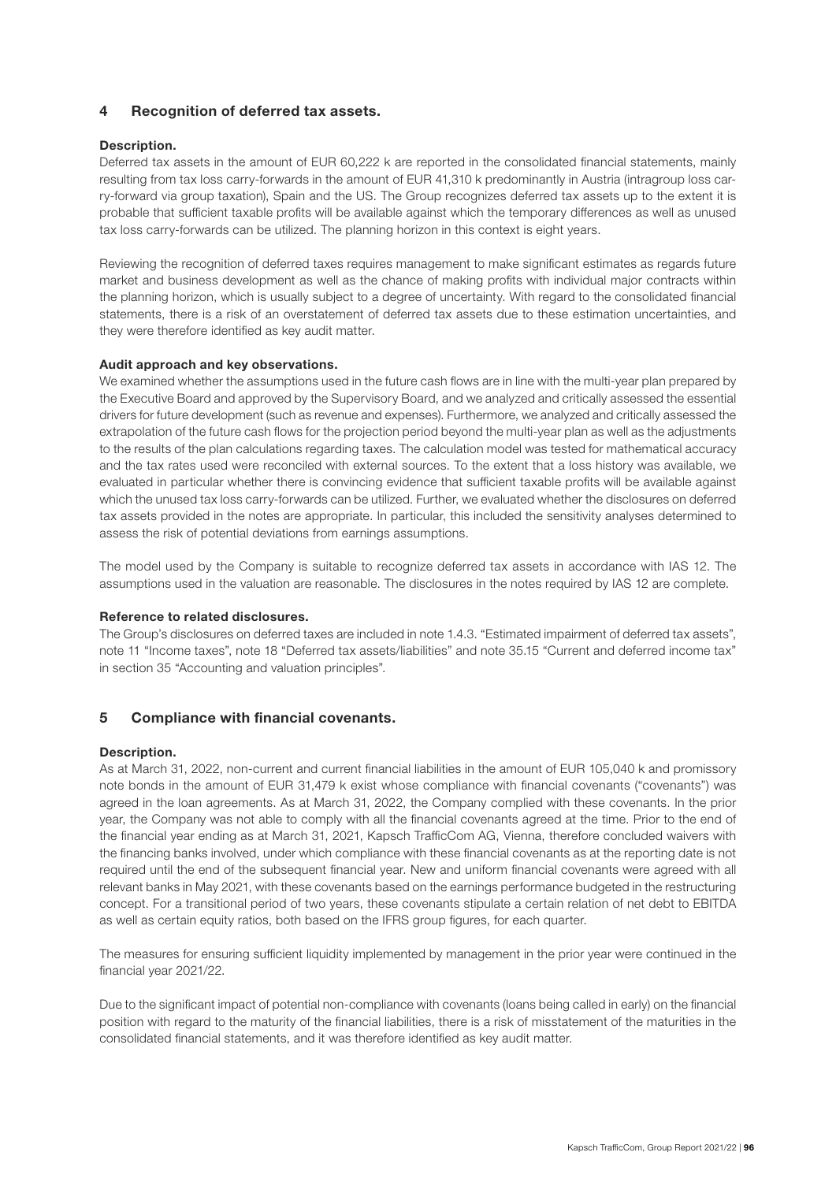## 4 Recognition of deferred tax assets.

**Description.**

Deferred tax assets in the amount of EUR 60,222 k are reported in the consolidated financial statements, mainly resulting from tax loss carry-forwards in the amount of EUR 41,310 k predominantly in Austria (intragroup loss carry-forward via group taxation), Spain and the US. The Group recognizes deferred tax assets up to the extent it is probable that sufficient taxable profits will be available against which the temporary differences as well as unused tax loss carry-forwards can be utilized. The planning horizon in this context is eight years.

Reviewing the recognition of deferred taxes requires management to make significant estimates as regards future market and business development as well as the chance of making profits with individual major contracts within the planning horizon, which is usually subject to a degree of uncertainty. With regard to the consolidated financial statements, there is a risk of an overstatement of deferred tax assets due to these estimation uncertainties, and they were therefore identified as key audit matter.

**Audit approach and key observations.**

We examined whether the assumptions used in the future cash flows are in line with the multi-year plan prepared by the Executive Board and approved by the Supervisory Board, and we analyzed and critically assessed the essential drivers for future development (such as revenue and expenses). Furthermore, we analyzed and critically assessed the extrapolation of the future cash flows for the projection period beyond the multi-year plan as well as the adjustments to the results of the plan calculations regarding taxes. The calculation model was tested for mathematical accuracy and the tax rates used were reconciled with external sources. To the extent that a loss history was available, we evaluated in particular whether there is convincing evidence that sufficient taxable profits will be available against which the unused tax loss carry-forwards can be utilized. Further, we evaluated whether the disclosures on deferred tax assets provided in the notes are appropriate. In particular, this included the sensitivity analyses determined to assess the risk of potential deviations from earnings assumptions.

The model used by the Company is suitable to recognize deferred tax assets in accordance with IAS 12. The assumptions used in the valuation are reasonable. The disclosures in the notes required by IAS 12 are complete.

**Reference to related disclosures.**

The Group's disclosures on deferred taxes are included in note 1.4.3. "Estimated impairment of deferred tax assets", note 11 "Income taxes", note 18 "Deferred tax assets/liabilities" and note 35.15 "Current and deferred income tax" in section 35 "Accounting and valuation principles".

## 5 Compliance with financial covenants.

**Description.**

As at March 31, 2022, non-current and current financial liabilities in the amount of EUR 105,040 k and promissory note bonds in the amount of EUR 31,479 k exist whose compliance with financial covenants ("covenants") was agreed in the loan agreements. As at March 31, 2022, the Company complied with these covenants. In the prior year, the Company was not able to comply with all the financial covenants agreed at the time. Prior to the end of the financial year ending as at March 31, 2021, Kapsch TrafficCom AG, Vienna, therefore concluded waivers with the financing banks involved, under which compliance with these financial covenants as at the reporting date is not required until the end of the subsequent financial year. New and uniform financial covenants were agreed with all relevant banks in May 2021, with these covenants based on the earnings performance budgeted in the restructuring concept. For a transitional period of two years, these covenants stipulate a certain relation of net debt to EBITDA as well as certain equity ratios, both based on the IFRS group figures, for each quarter.

The measures for ensuring sufficient liquidity implemented by management in the prior year were continued in the financial year 2021/22.

Due to the significant impact of potential non-compliance with covenants (loans being called in early) on the financial position with regard to the maturity of the financial liabilities, there is a risk of misstatement of the maturities in the consolidated financial statements, and it was therefore identified as key audit matter.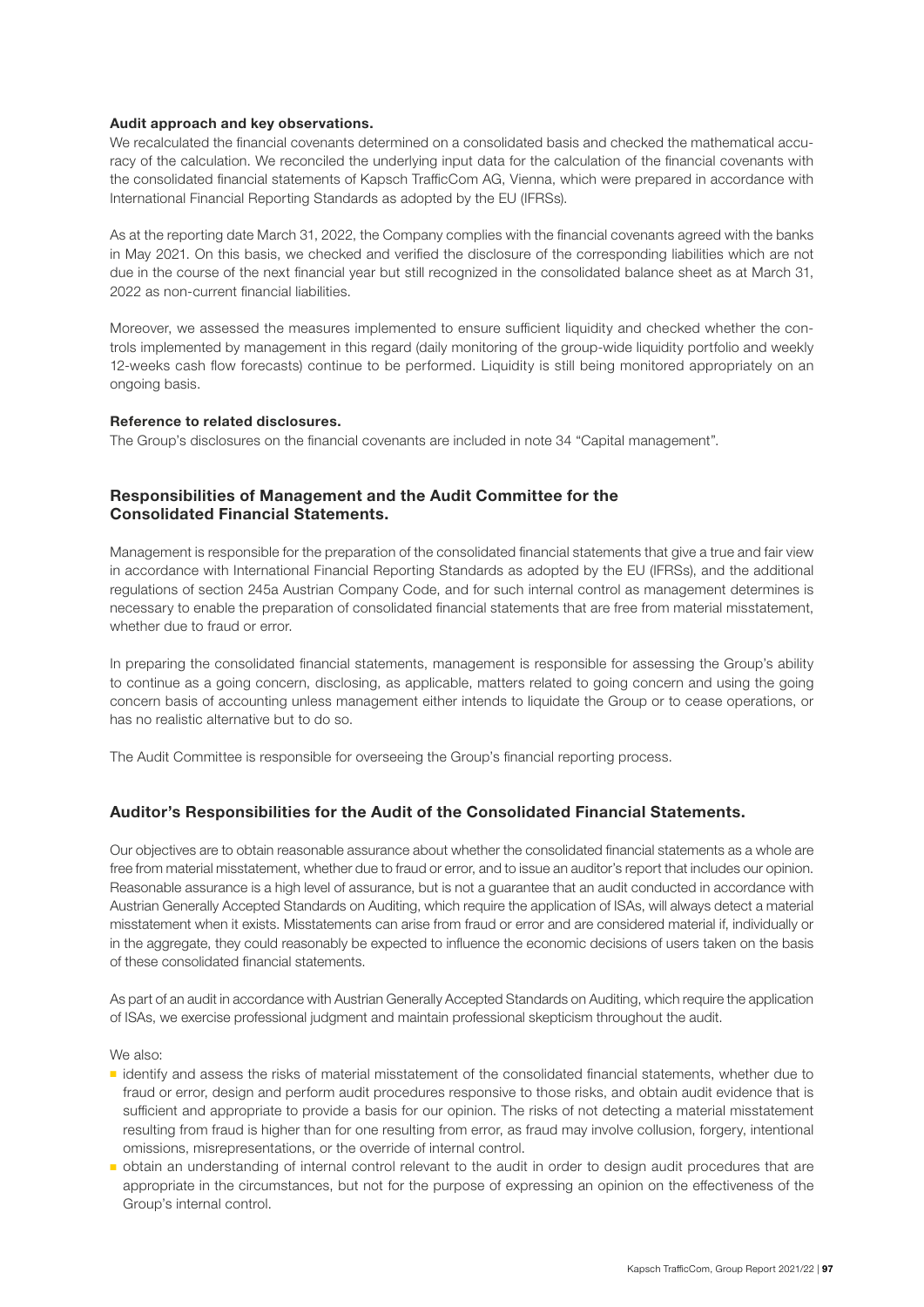**Audit approach and key observations.**

We recalculated the financial covenants determined on a consolidated basis and checked the mathematical accuracy of the calculation. We reconciled the underlying input data for the calculation of the financial covenants with the consolidated financial statements of Kapsch TrafficCom AG, Vienna, which were prepared in accordance with International Financial Reporting Standards as adopted by the EU (IFRSs).

As at the reporting date March 31, 2022, the Company complies with the financial covenants agreed with the banks in May 2021. On this basis, we checked and verified the disclosure of the corresponding liabilities which are not due in the course of the next financial year but still recognized in the consolidated balance sheet as at March 31, 2022 as non-current financial liabilities.

Moreover, we assessed the measures implemented to ensure sufficient liquidity and checked whether the controls implemented by management in this regard (daily monitoring of the group-wide liquidity portfolio and weekly 12-weeks cash flow forecasts) continue to be performed. Liquidity is still being monitored appropriately on an ongoing basis.

**Reference to related disclosures.**

The Group's disclosures on the financial covenants are included in note 34 "Capital management".

## Responsibilities of Management and the Audit Committee for the Consolidated Financial Statements.

Management is responsible for the preparation of the consolidated financial statements that give a true and fair view in accordance with International Financial Reporting Standards as adopted by the EU (IFRSs), and the additional regulations of section 245a Austrian Company Code, and for such internal control as management determines is necessary to enable the preparation of consolidated financial statements that are free from material misstatement, whether due to fraud or error.

In preparing the consolidated financial statements, management is responsible for assessing the Group's ability to continue as a going concern, disclosing, as applicable, matters related to going concern and using the going concern basis of accounting unless management either intends to liquidate the Group or to cease operations, or has no realistic alternative but to do so.

The Audit Committee is responsible for overseeing the Group's financial reporting process.

## Auditor's Responsibilities for the Audit of the Consolidated Financial Statements.

Our objectives are to obtain reasonable assurance about whether the consolidated financial statements as a whole are free from material misstatement, whether due to fraud or error, and to issue an auditor's report that includes our opinion. Reasonable assurance is a high level of assurance, but is not a guarantee that an audit conducted in accordance with Austrian Generally Accepted Standards on Auditing, which require the application of ISAs, will always detect a material misstatement when it exists. Misstatements can arise from fraud or error and are considered material if, individually or in the aggregate, they could reasonably be expected to influence the economic decisions of users taken on the basis of these consolidated financial statements.

As part of an audit in accordance with Austrian Generally Accepted Standards on Auditing, which require the application of ISAs, we exercise professional judgment and maintain professional skepticism throughout the audit.

We also:

- identify and assess the risks of material misstatement of the consolidated financial statements, whether due to fraud or error, design and perform audit procedures responsive to those risks, and obtain audit evidence that is sufficient and appropriate to provide a basis for our opinion. The risks of not detecting a material misstatement resulting from fraud is higher than for one resulting from error, as fraud may involve collusion, forgery, intentional omissions, misrepresentations, or the override of internal control.
- obtain an understanding of internal control relevant to the audit in order to design audit procedures that are appropriate in the circumstances, but not for the purpose of expressing an opinion on the effectiveness of the Group's internal control.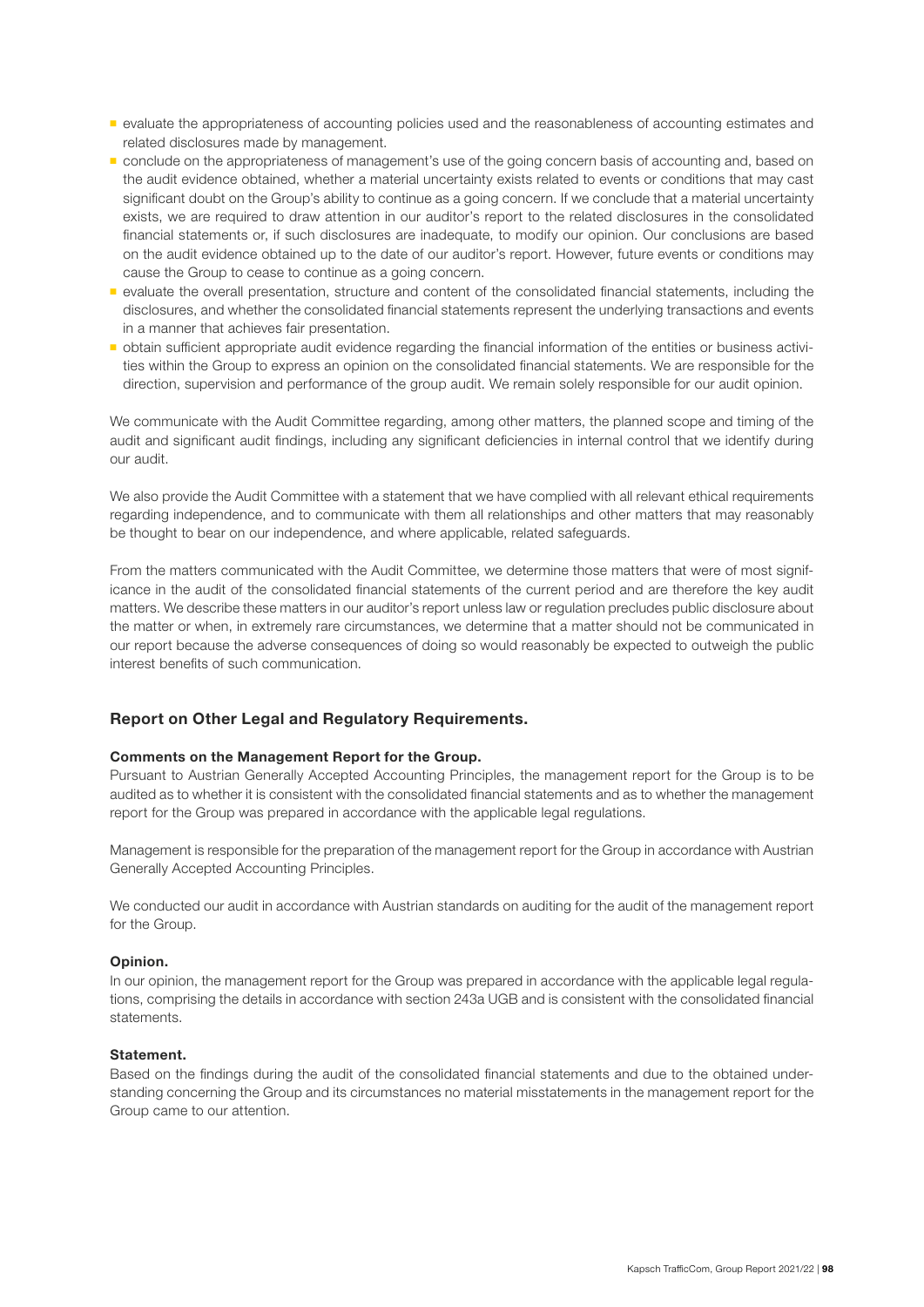- evaluate the appropriateness of accounting policies used and the reasonableness of accounting estimates and related disclosures made by management.
- conclude on the appropriateness of management's use of the going concern basis of accounting and, based on the audit evidence obtained, whether a material uncertainty exists related to events or conditions that may cast significant doubt on the Group's ability to continue as a going concern. If we conclude that a material uncertainty exists, we are required to draw attention in our auditor's report to the related disclosures in the consolidated financial statements or, if such disclosures are inadequate, to modify our opinion. Our conclusions are based on the audit evidence obtained up to the date of our auditor's report. However, future events or conditions may cause the Group to cease to continue as a going concern.
- evaluate the overall presentation, structure and content of the consolidated financial statements, including the disclosures, and whether the consolidated financial statements represent the underlying transactions and events in a manner that achieves fair presentation.
- obtain sufficient appropriate audit evidence regarding the financial information of the entities or business activities within the Group to express an opinion on the consolidated financial statements. We are responsible for the direction, supervision and performance of the group audit. We remain solely responsible for our audit opinion.

We communicate with the Audit Committee regarding, among other matters, the planned scope and timing of the audit and significant audit findings, including any significant deficiencies in internal control that we identify during our audit.

We also provide the Audit Committee with a statement that we have complied with all relevant ethical requirements regarding independence, and to communicate with them all relationships and other matters that may reasonably be thought to bear on our independence, and where applicable, related safeguards.

From the matters communicated with the Audit Committee, we determine those matters that were of most significance in the audit of the consolidated financial statements of the current period and are therefore the key audit matters. We describe these matters in our auditor's report unless law or regulation precludes public disclosure about the matter or when, in extremely rare circumstances, we determine that a matter should not be communicated in our report because the adverse consequences of doing so would reasonably be expected to outweigh the public interest benefits of such communication.

## Report on Other Legal and Regulatory Requirements.

### Comments on the Management Report for the Group.

Pursuant to Austrian Generally Accepted Accounting Principles, the management report for the Group is to be audited as to whether it is consistent with the consolidated financial statements and as to whether the management report for the Group was prepared in accordance with the applicable legal regulations.

Management is responsible for the preparation of the management report for the Group in accordance with Austrian Generally Accepted Accounting Principles.

We conducted our audit in accordance with Austrian standards on auditing for the audit of the management report for the Group.

### Opinion.

In our opinion, the management report for the Group was prepared in accordance with the applicable legal regulations, comprising the details in accordance with section 243a UGB and is consistent with the consolidated financial statements.

### Statement.

Based on the findings during the audit of the consolidated financial statements and due to the obtained understanding concerning the Group and its circumstances no material misstatements in the management report for the Group came to our attention.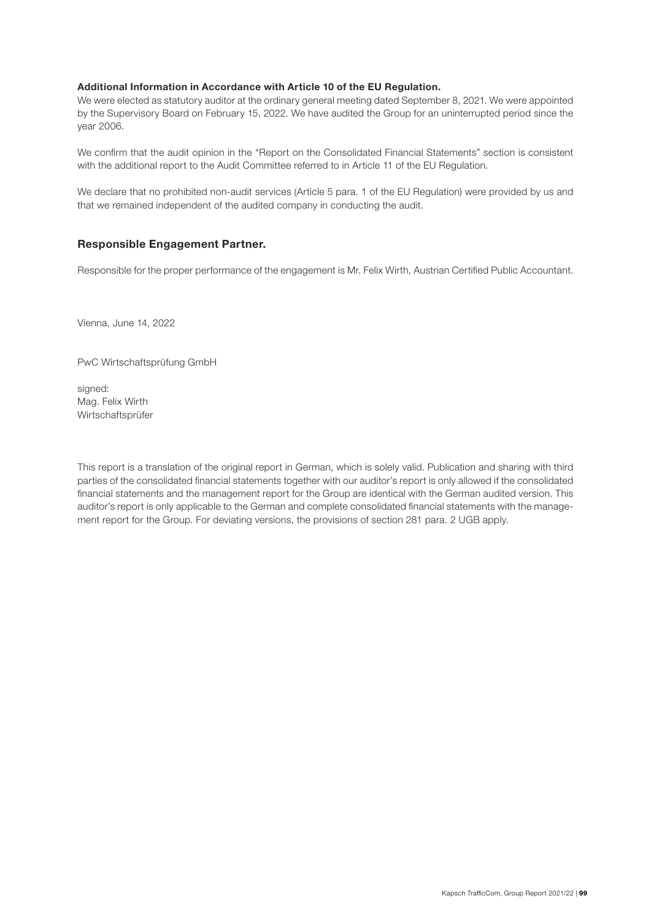**Additional Information in Accordance with Article 10 of the EU Regulation.**

We were elected as statutory auditor at the ordinary general meeting dated September 8, 2021. We were appointed by the Supervisory Board on February 15, 2022. We have audited the Group for an uninterrupted period since the year 2006.

We confirm that the audit opinion in the "Report on the Consolidated Financial Statements" section is consistent with the additional report to the Audit Committee referred to in Article 11 of the EU Regulation.

We declare that no prohibited non-audit services (Article 5 para. 1 of the EU Regulation) were provided by us and that we remained independent of the audited company in conducting the audit.

## Responsible Engagement Partner.

Responsible for the proper performance of the engagement is Mr. Felix Wirth, Austrian Certified Public Accountant.

Vienna, June 14, 2022

PwC Wirtschaftsprüfung GmbH

signed:
Mag. Felix Wirth
Wirtschaftsprüfer

This report is a translation of the original report in German, which is solely valid. Publication and sharing with third parties of the consolidated financial statements together with our auditor's report is only allowed if the consolidated financial statements and the management report for the Group are identical with the German audited version. This auditor's report is only applicable to the German and complete consolidated financial statements with the management report for the Group. For deviating versions, the provisions of section 281 para. 2 UGB apply.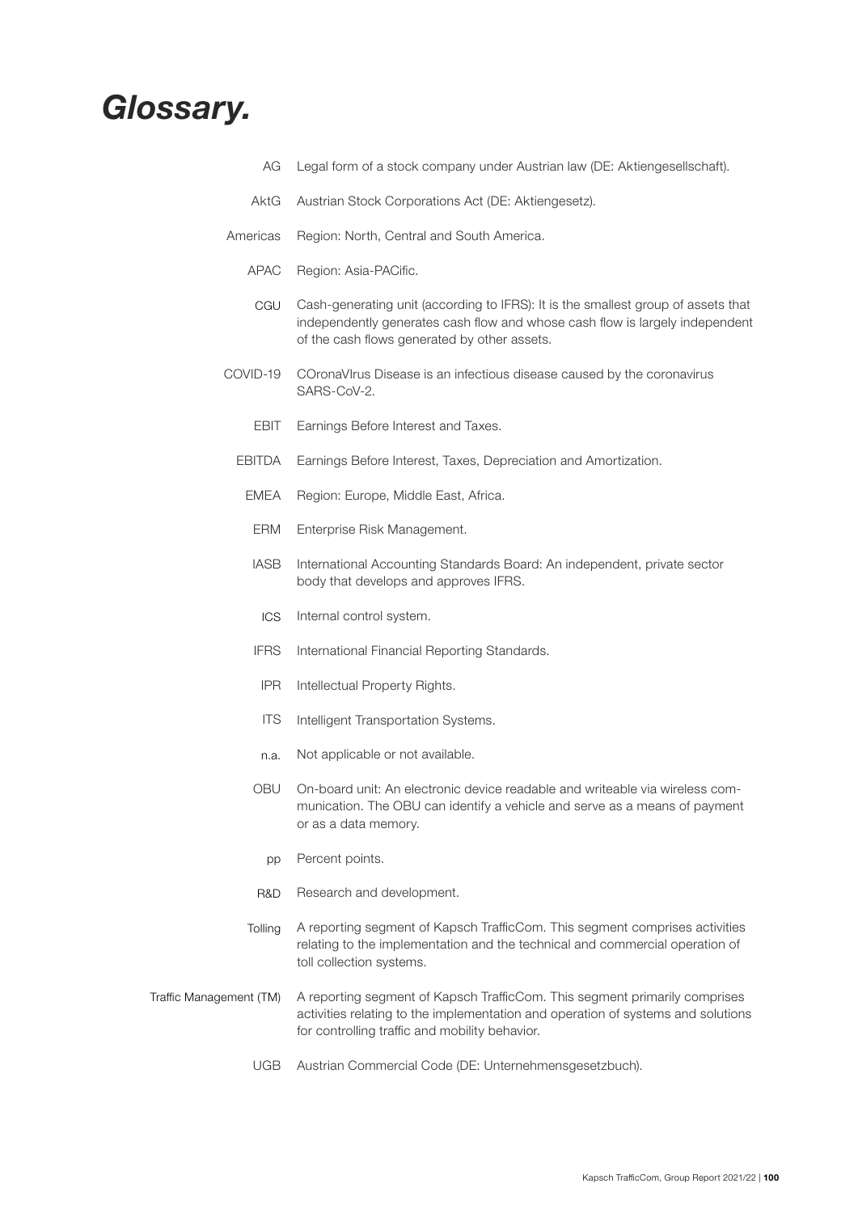# *Glossary.*

| | |
|---|---|
| AG | Legal form of a stock company under Austrian law (DE: Aktiengesellschaft). |
| AktG | Austrian Stock Corporations Act (DE: Aktiengesetz). |
| Americas | Region: North, Central and South America. |
| APAC | Region: Asia-PACific. |
| CGU | Cash-generating unit (according to IFRS): It is the smallest group of assets that independently generates cash flow and whose cash flow is largely independent of the cash flows generated by other assets. |
| COVID-19 | COronaVIrus Disease is an infectious disease caused by the coronavirus SARS-CoV-2. |
| EBIT | Earnings Before Interest and Taxes. |
| EBITDA | Earnings Before Interest, Taxes, Depreciation and Amortization. |
| EMEA | Region: Europe, Middle East, Africa. |
| ERM | Enterprise Risk Management. |
| IASB | International Accounting Standards Board: An independent, private sector body that develops and approves IFRS. |
| ICS | Internal control system. |
| IFRS | International Financial Reporting Standards. |
| IPR | Intellectual Property Rights. |
| ITS | Intelligent Transportation Systems. |
| n.a. | Not applicable or not available. |
| OBU | On-board unit: An electronic device readable and writeable via wireless communication. The OBU can identify a vehicle and serve as a means of payment or as a data memory. |
| pp | Percent points. |
| R&D | Research and development. |
| Tolling | A reporting segment of Kapsch TrafficCom. This segment comprises activities relating to the implementation and the technical and commercial operation of toll collection systems. |
| Traffic Management (TM) | A reporting segment of Kapsch TrafficCom. This segment primarily comprises activities relating to the implementation and operation of systems and solutions for controlling traffic and mobility behavior. |
| UGB | Austrian Commercial Code (DE: Unternehmensgesetzbuch). |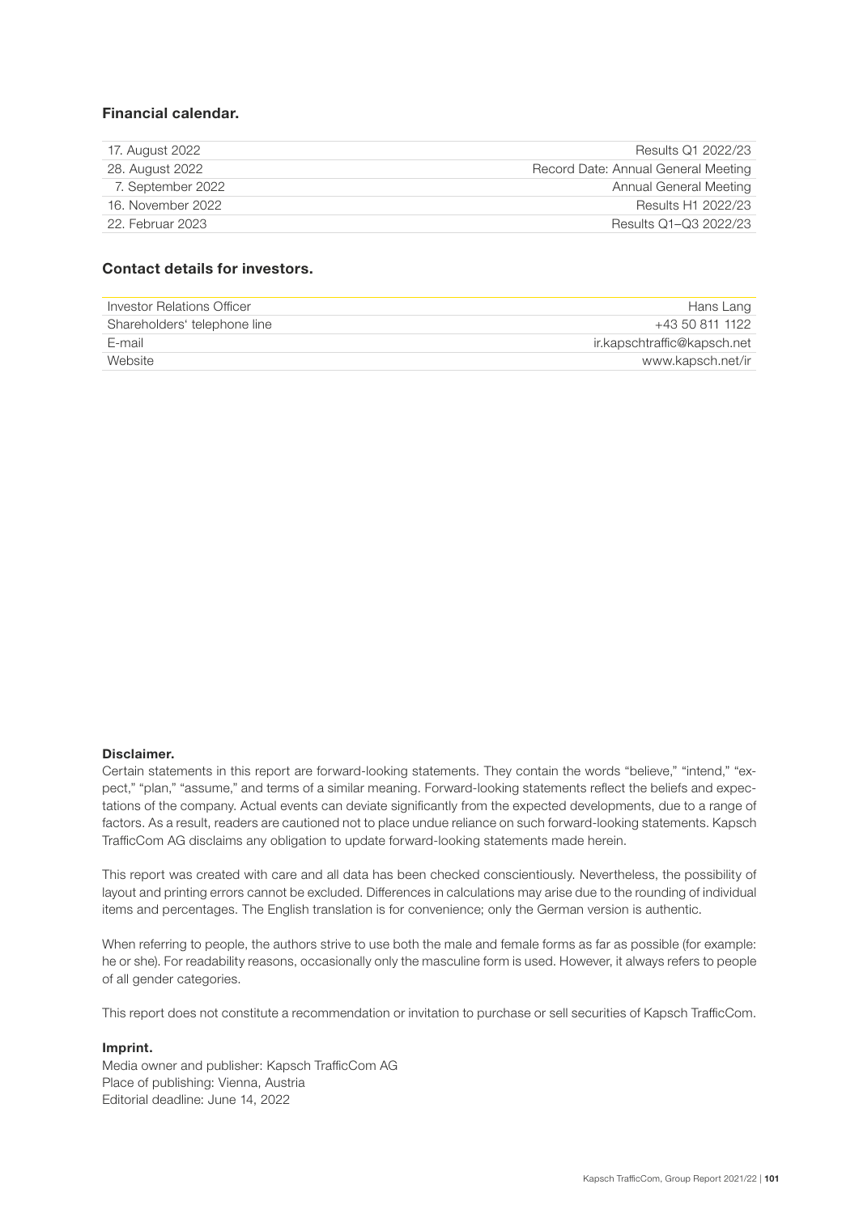### Financial calendar.

| | |
|---|---|
| 17. August 2022 | Results Q1 2022/23 |
| 28. August 2022 | Record Date: Annual General Meeting |
| 7. September 2022 | Annual General Meeting |
| 16. November 2022 | Results H1 2022/23 |
| 22. Februar 2023 | Results Q1–Q3 2022/23 |

### Contact details for investors.

| | |
|---|---|
| Investor Relations Officer | Hans Lang |
| Shareholders' telephone line | +43 50 811 1122 |
| E-mail | ir.kapschtraffic@kapsch.net |
| Website | www.kapsch.net/ir |

**Disclaimer.**
Certain statements in this report are forward-looking statements. They contain the words "believe," "intend," "expect," "plan," "assume," and terms of a similar meaning. Forward-looking statements reflect the beliefs and expectations of the company. Actual events can deviate significantly from the expected developments, due to a range of factors. As a result, readers are cautioned not to place undue reliance on such forward-looking statements. Kapsch TrafficCom AG disclaims any obligation to update forward-looking statements made herein.

This report was created with care and all data has been checked conscientiously. Nevertheless, the possibility of layout and printing errors cannot be excluded. Differences in calculations may arise due to the rounding of individual items and percentages. The English translation is for convenience; only the German version is authentic.

When referring to people, the authors strive to use both the male and female forms as far as possible (for example: he or she). For readability reasons, occasionally only the masculine form is used. However, it always refers to people of all gender categories.

This report does not constitute a recommendation or invitation to purchase or sell securities of Kapsch TrafficCom.

**Imprint.**
Media owner and publisher: Kapsch TrafficCom AG
Place of publishing: Vienna, Austria
Editorial deadline: June 14, 2022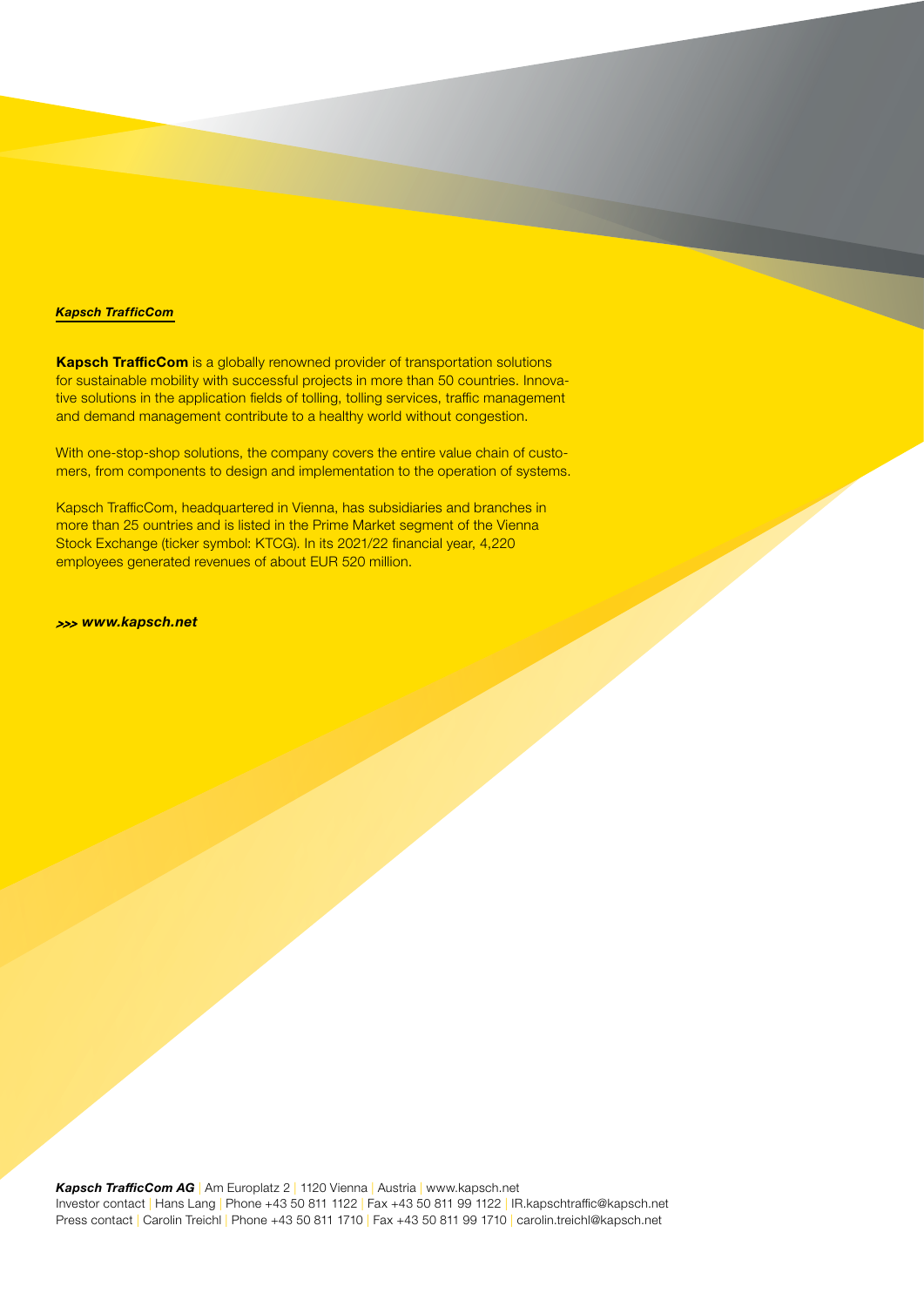*Kapsch TrafficCom*

**Kapsch TrafficCom** is a globally renowned provider of transportation solutions for sustainable mobility with successful projects in more than 50 countries. Innovative solutions in the application fields of tolling, tolling services, traffic management and demand management contribute to a healthy world without congestion.

With one-stop-shop solutions, the company covers the entire value chain of customers, from components to design and implementation to the operation of systems.

Kapsch TrafficCom, headquartered in Vienna, has subsidiaries and branches in more than 25 ountries and is listed in the Prime Market segment of the Vienna Stock Exchange (ticker symbol: KTCG). In its 2021/22 financial year, 4,220 employees generated revenues of about EUR 520 million.

>>> ***www.kapsch.net***

***Kapsch TrafficCom AG*** | Am Europlatz 2 | 1120 Vienna | Austria | www.kapsch.net
Investor contact | Hans Lang | Phone +43 50 811 1122 | Fax +43 50 811 99 1122 | IR.kapschtraffic@kapsch.net
Press contact | Carolin Treichl | Phone +43 50 811 1710 | Fax +43 50 811 99 1710 | carolin.treichl@kapsch.net